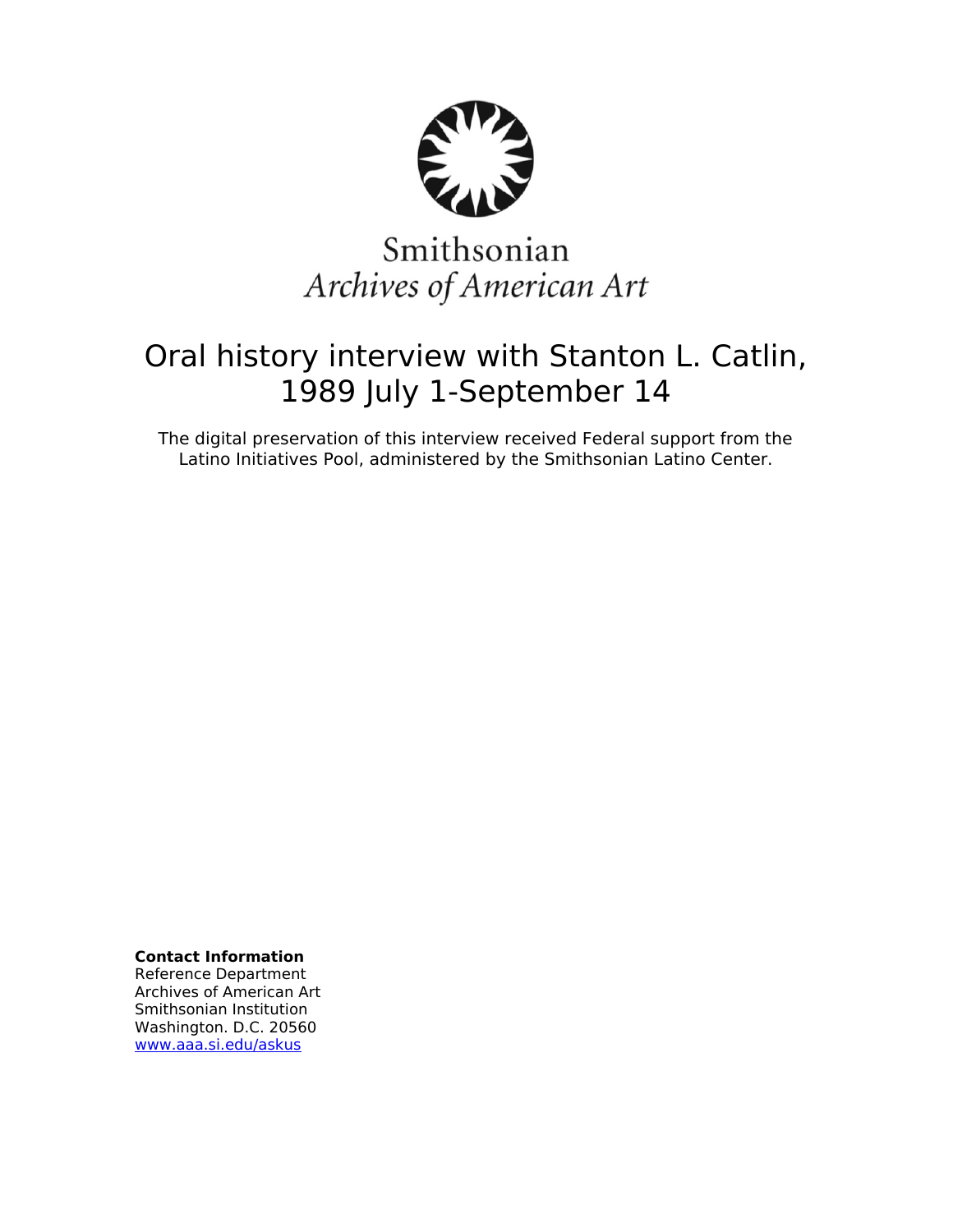Smithsonian

*Archives of American Art*

# Oral history interview with Stanton L. Catlin, 1989 July 1-September 14

The digital preservation of this interview received Federal support from the Latino Initiatives Pool, administered by the Smithsonian Latino Center.

**Contact Information**
Reference Department
Archives of American Art
Smithsonian Institution
Washington. D.C. 20560
www.aaa.si.edu/askus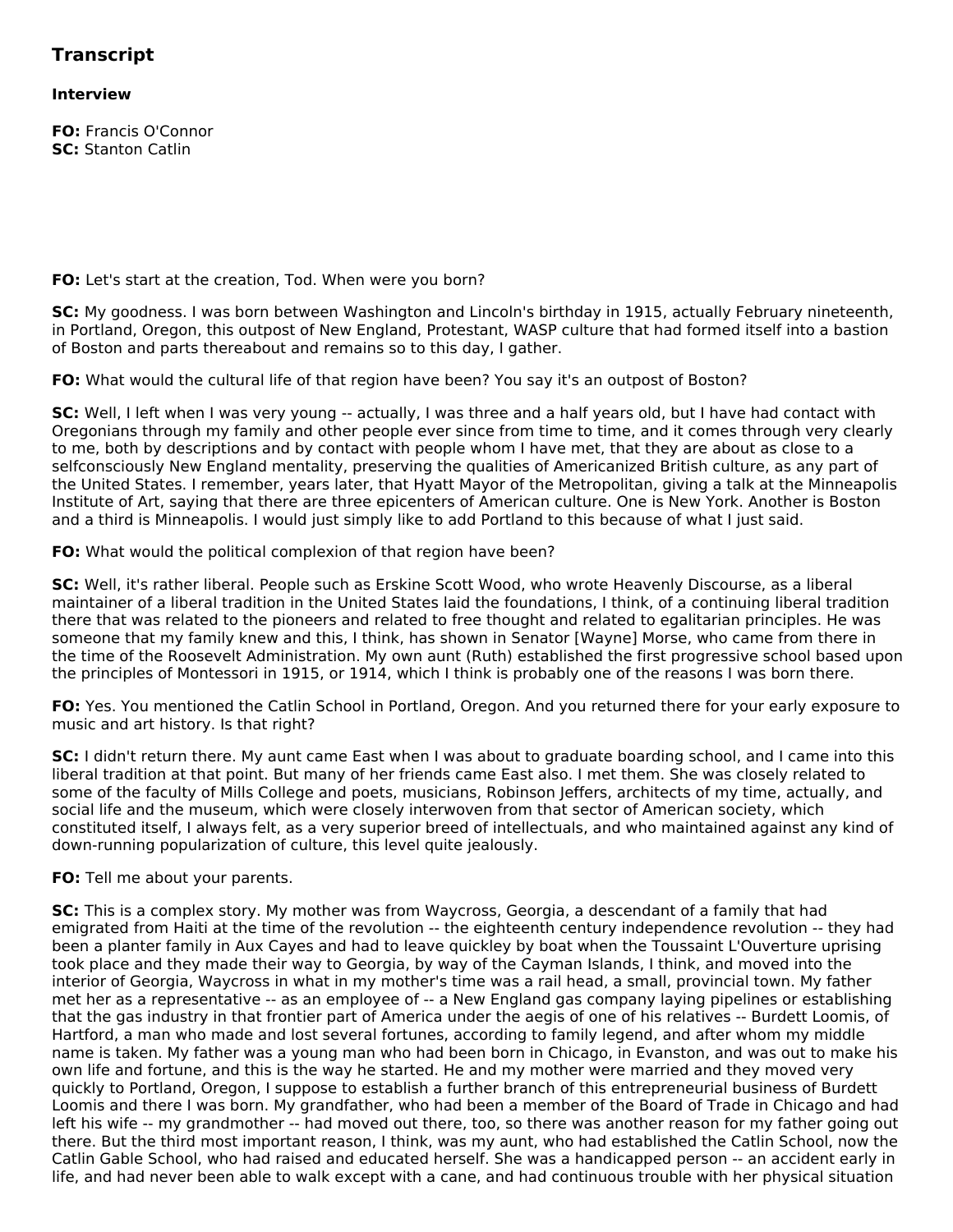## Transcript

### Interview

**FO:** Francis O'Connor
**SC:** Stanton Catlin

**FO:** Let's start at the creation, Tod. When were you born?

**SC:** My goodness. I was born between Washington and Lincoln's birthday in 1915, actually February nineteenth, in Portland, Oregon, this outpost of New England, Protestant, WASP culture that had formed itself into a bastion of Boston and parts thereabout and remains so to this day, I gather.

**FO:** What would the cultural life of that region have been? You say it's an outpost of Boston?

**SC:** Well, I left when I was very young -- actually, I was three and a half years old, but I have had contact with Oregonians through my family and other people ever since from time to time, and it comes through very clearly to me, both by descriptions and by contact with people whom I have met, that they are about as close to a selfconsciously New England mentality, preserving the qualities of Americanized British culture, as any part of the United States. I remember, years later, that Hyatt Mayor of the Metropolitan, giving a talk at the Minneapolis Institute of Art, saying that there are three epicenters of American culture. One is New York. Another is Boston and a third is Minneapolis. I would just simply like to add Portland to this because of what I just said.

**FO:** What would the political complexion of that region have been?

**SC:** Well, it's rather liberal. People such as Erskine Scott Wood, who wrote Heavenly Discourse, as a liberal maintainer of a liberal tradition in the United States laid the foundations, I think, of a continuing liberal tradition there that was related to the pioneers and related to free thought and related to egalitarian principles. He was someone that my family knew and this, I think, has shown in Senator [Wayne] Morse, who came from there in the time of the Roosevelt Administration. My own aunt (Ruth) established the first progressive school based upon the principles of Montessori in 1915, or 1914, which I think is probably one of the reasons I was born there.

**FO:** Yes. You mentioned the Catlin School in Portland, Oregon. And you returned there for your early exposure to music and art history. Is that right?

**SC:** I didn't return there. My aunt came East when I was about to graduate boarding school, and I came into this liberal tradition at that point. But many of her friends came East also. I met them. She was closely related to some of the faculty of Mills College and poets, musicians, Robinson Jeffers, architects of my time, actually, and social life and the museum, which were closely interwoven from that sector of American society, which constituted itself, I always felt, as a very superior breed of intellectuals, and who maintained against any kind of down-running popularization of culture, this level quite jealously.

**FO:** Tell me about your parents.

**SC:** This is a complex story. My mother was from Waycross, Georgia, a descendant of a family that had emigrated from Haiti at the time of the revolution -- the eighteenth century independence revolution -- they had been a planter family in Aux Cayes and had to leave quickley by boat when the Toussaint L'Ouverture uprising took place and they made their way to Georgia, by way of the Cayman Islands, I think, and moved into the interior of Georgia, Waycross in what in my mother's time was a rail head, a small, provincial town. My father met her as a representative -- as an employee of -- a New England gas company laying pipelines or establishing that the gas industry in that frontier part of America under the aegis of one of his relatives -- Burdett Loomis, of Hartford, a man who made and lost several fortunes, according to family legend, and after whom my middle name is taken. My father was a young man who had been born in Chicago, in Evanston, and was out to make his own life and fortune, and this is the way he started. He and my mother were married and they moved very quickly to Portland, Oregon, I suppose to establish a further branch of this entrepreneurial business of Burdett Loomis and there I was born. My grandfather, who had been a member of the Board of Trade in Chicago and had left his wife -- my grandmother -- had moved out there, too, so there was another reason for my father going out there. But the third most important reason, I think, was my aunt, who had established the Catlin School, now the Catlin Gable School, who had raised and educated herself. She was a handicapped person -- an accident early in life, and had never been able to walk except with a cane, and had continuous trouble with her physical situation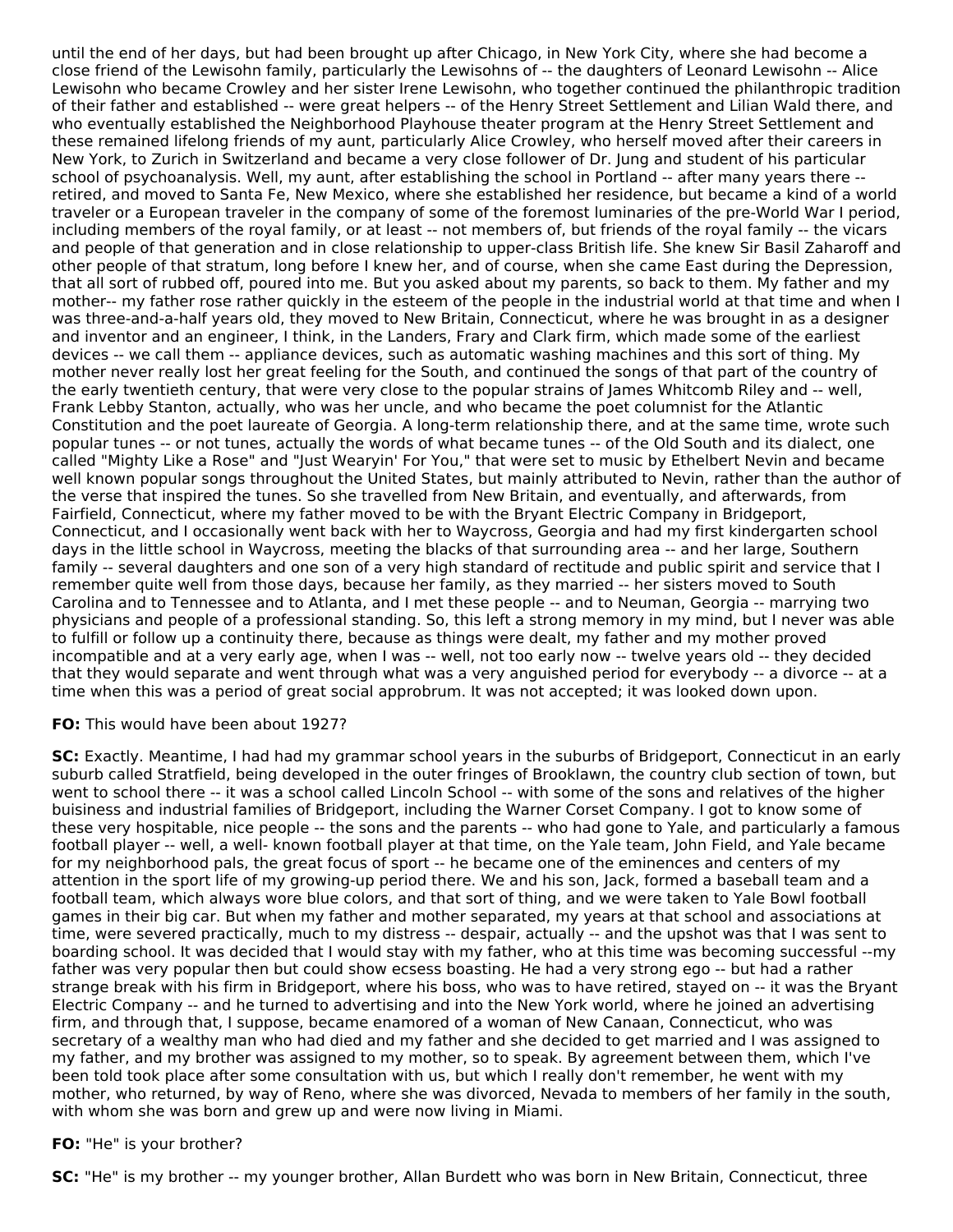until the end of her days, but had been brought up after Chicago, in New York City, where she had become a close friend of the Lewisohn family, particularly the Lewisohns of -- the daughters of Leonard Lewisohn -- Alice Lewisohn who became Crowley and her sister Irene Lewisohn, who together continued the philanthropic tradition of their father and established -- were great helpers -- of the Henry Street Settlement and Lilian Wald there, and who eventually established the Neighborhood Playhouse theater program at the Henry Street Settlement and these remained lifelong friends of my aunt, particularly Alice Crowley, who herself moved after their careers in New York, to Zurich in Switzerland and became a very close follower of Dr. Jung and student of his particular school of psychoanalysis. Well, my aunt, after establishing the school in Portland -- after many years there -- retired, and moved to Santa Fe, New Mexico, where she established her residence, but became a kind of a world traveler or a European traveler in the company of some of the foremost luminaries of the pre-World War I period, including members of the royal family, or at least -- not members of, but friends of the royal family -- the vicars and people of that generation and in close relationship to upper-class British life. She knew Sir Basil Zaharoff and other people of that stratum, long before I knew her, and of course, when she came East during the Depression, that all sort of rubbed off, poured into me. But you asked about my parents, so back to them. My father and my mother-- my father rose rather quickly in the esteem of the people in the industrial world at that time and when I was three-and-a-half years old, they moved to New Britain, Connecticut, where he was brought in as a designer and inventor and an engineer, I think, in the Landers, Frary and Clark firm, which made some of the earliest devices -- we call them -- appliance devices, such as automatic washing machines and this sort of thing. My mother never really lost her great feeling for the South, and continued the songs of that part of the country of the early twentieth century, that were very close to the popular strains of James Whitcomb Riley and -- well, Frank Lebby Stanton, actually, who was her uncle, and who became the poet columnist for the Atlantic Constitution and the poet laureate of Georgia. A long-term relationship there, and at the same time, wrote such popular tunes -- or not tunes, actually the words of what became tunes -- of the Old South and its dialect, one called "Mighty Like a Rose" and "Just Wearyin' For You," that were set to music by Ethelbert Nevin and became well known popular songs throughout the United States, but mainly attributed to Nevin, rather than the author of the verse that inspired the tunes. So she travelled from New Britain, and eventually, and afterwards, from Fairfield, Connecticut, where my father moved to be with the Bryant Electric Company in Bridgeport, Connecticut, and I occasionally went back with her to Waycross, Georgia and had my first kindergarten school days in the little school in Waycross, meeting the blacks of that surrounding area -- and her large, Southern family -- several daughters and one son of a very high standard of rectitude and public spirit and service that I remember quite well from those days, because her family, as they married -- her sisters moved to South Carolina and to Tennessee and to Atlanta, and I met these people -- and to Neuman, Georgia -- marrying two physicians and people of a professional standing. So, this left a strong memory in my mind, but I never was able to fulfill or follow up a continuity there, because as things were dealt, my father and my mother proved incompatible and at a very early age, when I was -- well, not too early now -- twelve years old -- they decided that they would separate and went through what was a very anguished period for everybody -- a divorce -- at a time when this was a period of great social approbrum. It was not accepted; it was looked down upon.

**FO:** This would have been about 1927?

**SC:** Exactly. Meantime, I had had my grammar school years in the suburbs of Bridgeport, Connecticut in an early suburb called Stratfield, being developed in the outer fringes of Brooklawn, the country club section of town, but went to school there -- it was a school called Lincoln School -- with some of the sons and relatives of the higher buisiness and industrial families of Bridgeport, including the Warner Corset Company. I got to know some of these very hospitable, nice people -- the sons and the parents -- who had gone to Yale, and particularly a famous football player -- well, a well- known football player at that time, on the Yale team, John Field, and Yale became for my neighborhood pals, the great focus of sport -- he became one of the eminences and centers of my attention in the sport life of my growing-up period there. We and his son, Jack, formed a baseball team and a football team, which always wore blue colors, and that sort of thing, and we were taken to Yale Bowl football games in their big car. But when my father and mother separated, my years at that school and associations at time, were severed practically, much to my distress -- despair, actually -- and the upshot was that I was sent to boarding school. It was decided that I would stay with my father, who at this time was becoming successful --my father was very popular then but could show ecsess boasting. He had a very strong ego -- but had a rather strange break with his firm in Bridgeport, where his boss, who was to have retired, stayed on -- it was the Bryant Electric Company -- and he turned to advertising and into the New York world, where he joined an advertising firm, and through that, I suppose, became enamored of a woman of New Canaan, Connecticut, who was secretary of a wealthy man who had died and my father and she decided to get married and I was assigned to my father, and my brother was assigned to my mother, so to speak. By agreement between them, which I've been told took place after some consultation with us, but which I really don't remember, he went with my mother, who returned, by way of Reno, where she was divorced, Nevada to members of her family in the south, with whom she was born and grew up and were now living in Miami.

**FO:** "He" is your brother?

**SC:** "He" is my brother -- my younger brother, Allan Burdett who was born in New Britain, Connecticut, three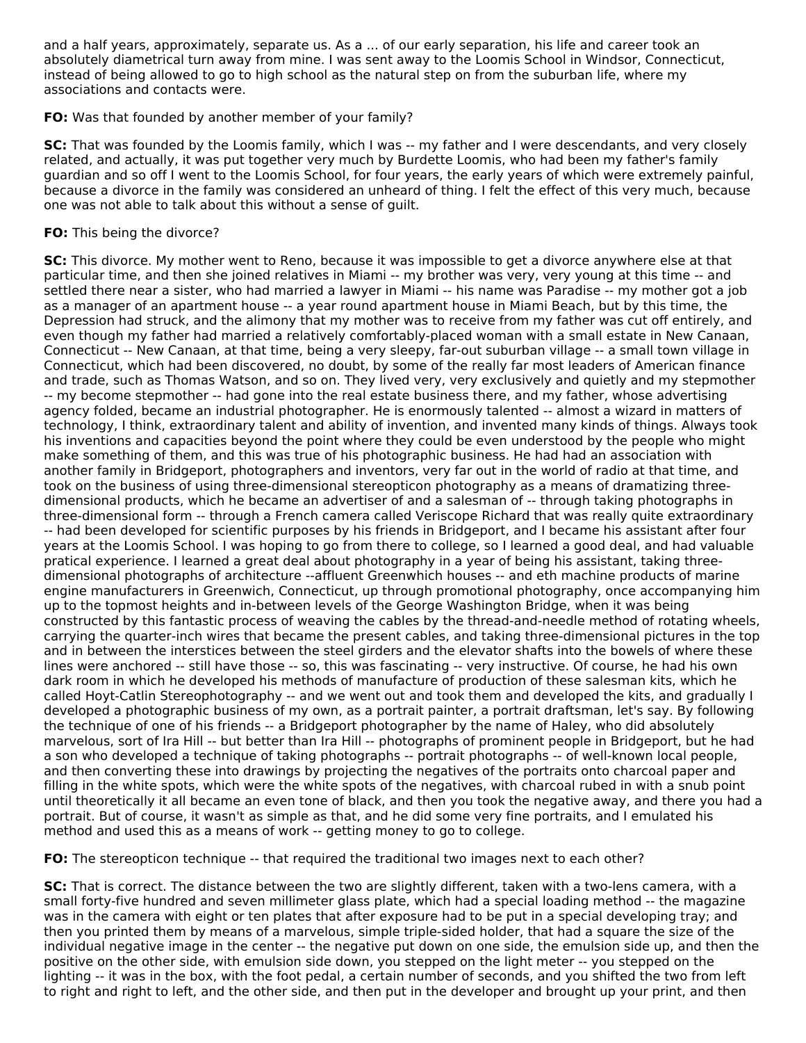and a half years, approximately, separate us. As a ... of our early separation, his life and career took an absolutely diametrical turn away from mine. I was sent away to the Loomis School in Windsor, Connecticut, instead of being allowed to go to high school as the natural step on from the suburban life, where my associations and contacts were.

**FO:** Was that founded by another member of your family?

**SC:** That was founded by the Loomis family, which I was -- my father and I were descendants, and very closely related, and actually, it was put together very much by Burdette Loomis, who had been my father's family guardian and so off I went to the Loomis School, for four years, the early years of which were extremely painful, because a divorce in the family was considered an unheard of thing. I felt the effect of this very much, because one was not able to talk about this without a sense of guilt.

**FO:** This being the divorce?

**SC:** This divorce. My mother went to Reno, because it was impossible to get a divorce anywhere else at that particular time, and then she joined relatives in Miami -- my brother was very, very young at this time -- and settled there near a sister, who had married a lawyer in Miami -- his name was Paradise -- my mother got a job as a manager of an apartment house -- a year round apartment house in Miami Beach, but by this time, the Depression had struck, and the alimony that my mother was to receive from my father was cut off entirely, and even though my father had married a relatively comfortably-placed woman with a small estate in New Canaan, Connecticut -- New Canaan, at that time, being a very sleepy, far-out suburban village -- a small town village in Connecticut, which had been discovered, no doubt, by some of the really far most leaders of American finance and trade, such as Thomas Watson, and so on. They lived very, very exclusively and quietly and my stepmother -- my become stepmother -- had gone into the real estate business there, and my father, whose advertising agency folded, became an industrial photographer. He is enormously talented -- almost a wizard in matters of technology, I think, extraordinary talent and ability of invention, and invented many kinds of things. Always took his inventions and capacities beyond the point where they could be even understood by the people who might make something of them, and this was true of his photographic business. He had had an association with another family in Bridgeport, photographers and inventors, very far out in the world of radio at that time, and took on the business of using three-dimensional stereopticon photography as a means of dramatizing three-dimensional products, which he became an advertiser of and a salesman of -- through taking photographs in three-dimensional form -- through a French camera called Veriscope Richard that was really quite extraordinary -- had been developed for scientific purposes by his friends in Bridgeport, and I became his assistant after four years at the Loomis School. I was hoping to go from there to college, so I learned a good deal, and had valuable pratical experience. I learned a great deal about photography in a year of being his assistant, taking three-dimensional photographs of architecture --affluent Greenwhich houses -- and eth machine products of marine engine manufacturers in Greenwich, Connecticut, up through promotional photography, once accompanying him up to the topmost heights and in-between levels of the George Washington Bridge, when it was being constructed by this fantastic process of weaving the cables by the thread-and-needle method of rotating wheels, carrying the quarter-inch wires that became the present cables, and taking three-dimensional pictures in the top and in between the interstices between the steel girders and the elevator shafts into the bowels of where these lines were anchored -- still have those -- so, this was fascinating -- very instructive. Of course, he had his own dark room in which he developed his methods of manufacture of production of these salesman kits, which he called Hoyt-Catlin Stereophotography -- and we went out and took them and developed the kits, and gradually I developed a photographic business of my own, as a portrait painter, a portrait draftsman, let's say. By following the technique of one of his friends -- a Bridgeport photographer by the name of Haley, who did absolutely marvelous, sort of Ira Hill -- but better than Ira Hill -- photographs of prominent people in Bridgeport, but he had a son who developed a technique of taking photographs -- portrait photographs -- of well-known local people, and then converting these into drawings by projecting the negatives of the portraits onto charcoal paper and filling in the white spots, which were the white spots of the negatives, with charcoal rubbed in with a snub point until theoretically it all became an even tone of black, and then you took the negative away, and there you had a portrait. But of course, it wasn't as simple as that, and he did some very fine portraits, and I emulated his method and used this as a means of work -- getting money to go to college.

**FO:** The stereopticon technique -- that required the traditional two images next to each other?

**SC:** That is correct. The distance between the two are slightly different, taken with a two-lens camera, with a small forty-five hundred and seven millimeter glass plate, which had a special loading method -- the magazine was in the camera with eight or ten plates that after exposure had to be put in a special developing tray; and then you printed them by means of a marvelous, simple triple-sided holder, that had a square the size of the individual negative image in the center -- the negative put down on one side, the emulsion side up, and then the positive on the other side, with emulsion side down, you stepped on the light meter -- you stepped on the lighting -- it was in the box, with the foot pedal, a certain number of seconds, and you shifted the two from left to right and right to left, and the other side, and then put in the developer and brought up your print, and then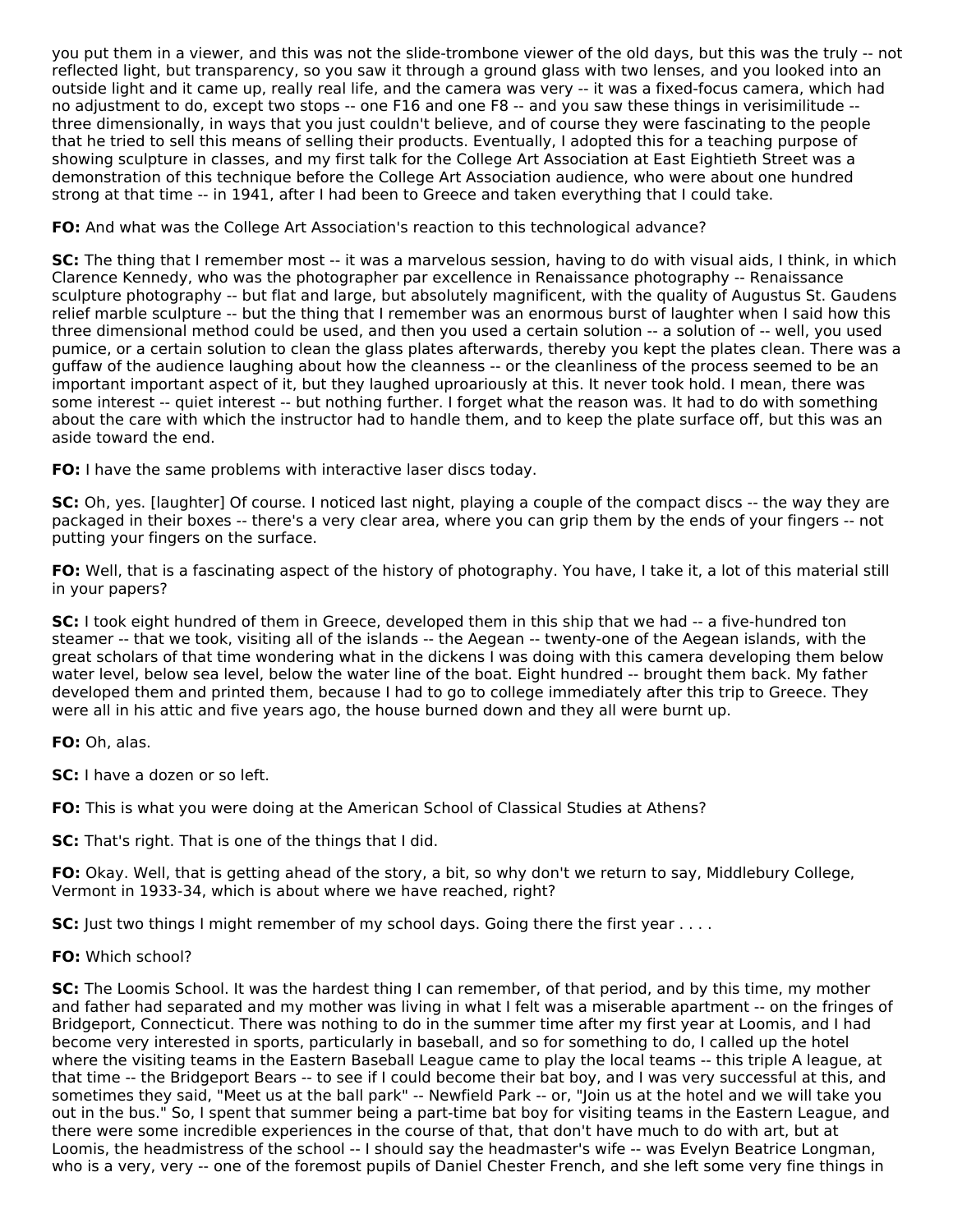you put them in a viewer, and this was not the slide-trombone viewer of the old days, but this was the truly -- not reflected light, but transparency, so you saw it through a ground glass with two lenses, and you looked into an outside light and it came up, really real life, and the camera was very -- it was a fixed-focus camera, which had no adjustment to do, except two stops -- one F16 and one F8 -- and you saw these things in verisimilitude -- three dimensionally, in ways that you just couldn't believe, and of course they were fascinating to the people that he tried to sell this means of selling their products. Eventually, I adopted this for a teaching purpose of showing sculpture in classes, and my first talk for the College Art Association at East Eightieth Street was a demonstration of this technique before the College Art Association audience, who were about one hundred strong at that time -- in 1941, after I had been to Greece and taken everything that I could take.

**FO:** And what was the College Art Association's reaction to this technological advance?

**SC:** The thing that I remember most -- it was a marvelous session, having to do with visual aids, I think, in which Clarence Kennedy, who was the photographer par excellence in Renaissance photography -- Renaissance sculpture photography -- but flat and large, but absolutely magnificent, with the quality of Augustus St. Gaudens relief marble sculpture -- but the thing that I remember was an enormous burst of laughter when I said how this three dimensional method could be used, and then you used a certain solution -- a solution of -- well, you used pumice, or a certain solution to clean the glass plates afterwards, thereby you kept the plates clean. There was a guffaw of the audience laughing about how the cleanness -- or the cleanliness of the process seemed to be an important important aspect of it, but they laughed uproariously at this. It never took hold. I mean, there was some interest -- quiet interest -- but nothing further. I forget what the reason was. It had to do with something about the care with which the instructor had to handle them, and to keep the plate surface off, but this was an aside toward the end.

**FO:** I have the same problems with interactive laser discs today.

**SC:** Oh, yes. [laughter] Of course. I noticed last night, playing a couple of the compact discs -- the way they are packaged in their boxes -- there's a very clear area, where you can grip them by the ends of your fingers -- not putting your fingers on the surface.

**FO:** Well, that is a fascinating aspect of the history of photography. You have, I take it, a lot of this material still in your papers?

**SC:** I took eight hundred of them in Greece, developed them in this ship that we had -- a five-hundred ton steamer -- that we took, visiting all of the islands -- the Aegean -- twenty-one of the Aegean islands, with the great scholars of that time wondering what in the dickens I was doing with this camera developing them below water level, below sea level, below the water line of the boat. Eight hundred -- brought them back. My father developed them and printed them, because I had to go to college immediately after this trip to Greece. They were all in his attic and five years ago, the house burned down and they all were burnt up.

**FO:** Oh, alas.

**SC:** I have a dozen or so left.

**FO:** This is what you were doing at the American School of Classical Studies at Athens?

**SC:** That's right. That is one of the things that I did.

**FO:** Okay. Well, that is getting ahead of the story, a bit, so why don't we return to say, Middlebury College, Vermont in 1933-34, which is about where we have reached, right?

**SC:** Just two things I might remember of my school days. Going there the first year . . . .

**FO:** Which school?

**SC:** The Loomis School. It was the hardest thing I can remember, of that period, and by this time, my mother and father had separated and my mother was living in what I felt was a miserable apartment -- on the fringes of Bridgeport, Connecticut. There was nothing to do in the summer time after my first year at Loomis, and I had become very interested in sports, particularly in baseball, and so for something to do, I called up the hotel where the visiting teams in the Eastern Baseball League came to play the local teams -- this triple A league, at that time -- the Bridgeport Bears -- to see if I could become their bat boy, and I was very successful at this, and sometimes they said, "Meet us at the ball park" -- Newfield Park -- or, "Join us at the hotel and we will take you out in the bus." So, I spent that summer being a part-time bat boy for visiting teams in the Eastern League, and there were some incredible experiences in the course of that, that don't have much to do with art, but at Loomis, the headmistress of the school -- I should say the headmaster's wife -- was Evelyn Beatrice Longman, who is a very, very -- one of the foremost pupils of Daniel Chester French, and she left some very fine things in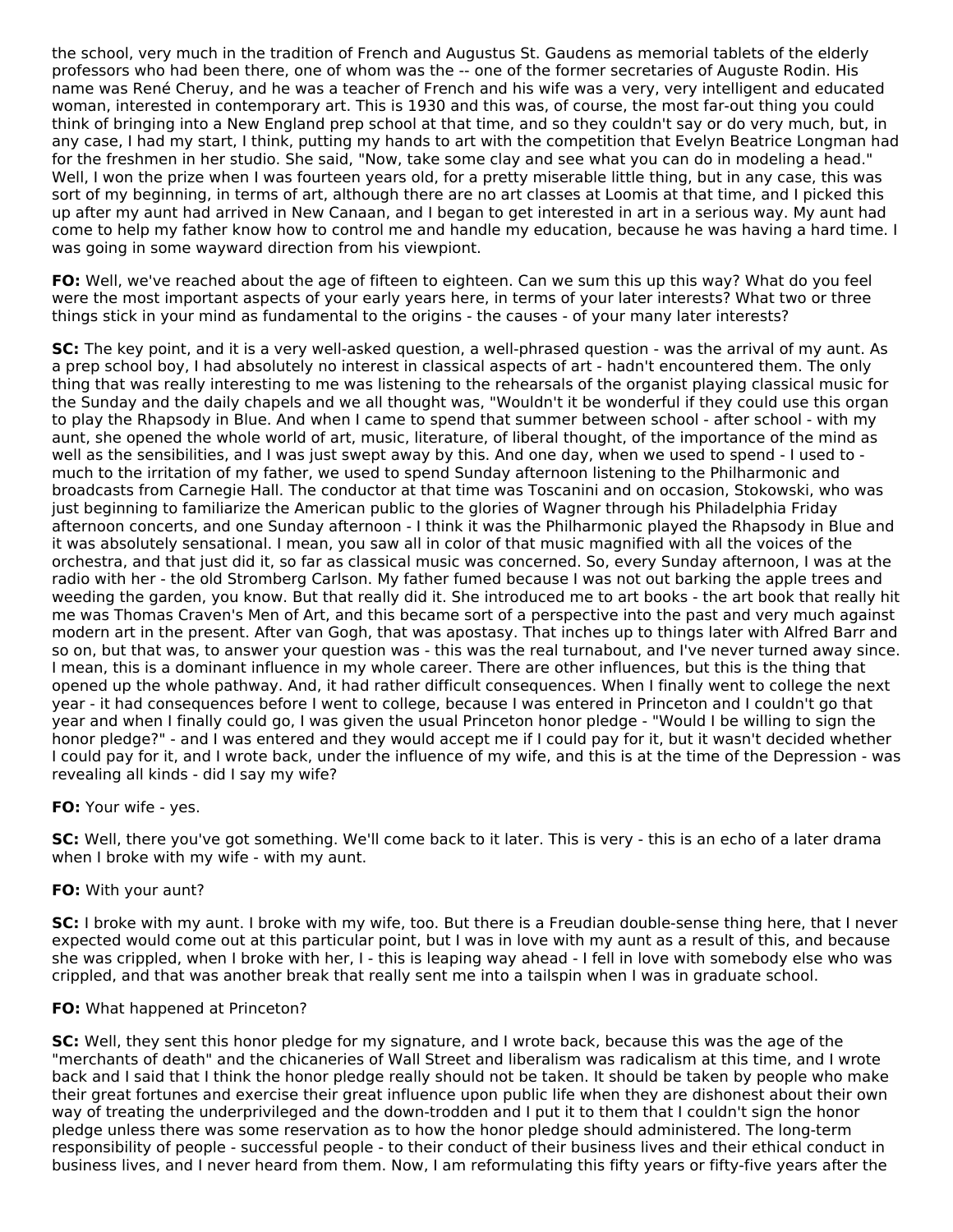the school, very much in the tradition of French and Augustus St. Gaudens as memorial tablets of the elderly professors who had been there, one of whom was the -- one of the former secretaries of Auguste Rodin. His name was René Cheruy, and he was a teacher of French and his wife was a very, very intelligent and educated woman, interested in contemporary art. This is 1930 and this was, of course, the most far-out thing you could think of bringing into a New England prep school at that time, and so they couldn't say or do very much, but, in any case, I had my start, I think, putting my hands to art with the competition that Evelyn Beatrice Longman had for the freshmen in her studio. She said, "Now, take some clay and see what you can do in modeling a head." Well, I won the prize when I was fourteen years old, for a pretty miserable little thing, but in any case, this was sort of my beginning, in terms of art, although there are no art classes at Loomis at that time, and I picked this up after my aunt had arrived in New Canaan, and I began to get interested in art in a serious way. My aunt had come to help my father know how to control me and handle my education, because he was having a hard time. I was going in some wayward direction from his viewpiont.

**FO:** Well, we've reached about the age of fifteen to eighteen. Can we sum this up this way? What do you feel were the most important aspects of your early years here, in terms of your later interests? What two or three things stick in your mind as fundamental to the origins - the causes - of your many later interests?

**SC:** The key point, and it is a very well-asked question, a well-phrased question - was the arrival of my aunt. As a prep school boy, I had absolutely no interest in classical aspects of art - hadn't encountered them. The only thing that was really interesting to me was listening to the rehearsals of the organist playing classical music for the Sunday and the daily chapels and we all thought was, "Wouldn't it be wonderful if they could use this organ to play the Rhapsody in Blue. And when I came to spend that summer between school - after school - with my aunt, she opened the whole world of art, music, literature, of liberal thought, of the importance of the mind as well as the sensibilities, and I was just swept away by this. And one day, when we used to spend - I used to - much to the irritation of my father, we used to spend Sunday afternoon listening to the Philharmonic and broadcasts from Carnegie Hall. The conductor at that time was Toscanini and on occasion, Stokowski, who was just beginning to familiarize the American public to the glories of Wagner through his Philadelphia Friday afternoon concerts, and one Sunday afternoon - I think it was the Philharmonic played the Rhapsody in Blue and it was absolutely sensational. I mean, you saw all in color of that music magnified with all the voices of the orchestra, and that just did it, so far as classical music was concerned. So, every Sunday afternoon, I was at the radio with her - the old Stromberg Carlson. My father fumed because I was not out barking the apple trees and weeding the garden, you know. But that really did it. She introduced me to art books - the art book that really hit me was Thomas Craven's Men of Art, and this became sort of a perspective into the past and very much against modern art in the present. After van Gogh, that was apostasy. That inches up to things later with Alfred Barr and so on, but that was, to answer your question was - this was the real turnabout, and I've never turned away since. I mean, this is a dominant influence in my whole career. There are other influences, but this is the thing that opened up the whole pathway. And, it had rather difficult consequences. When I finally went to college the next year - it had consequences before I went to college, because I was entered in Princeton and I couldn't go that year and when I finally could go, I was given the usual Princeton honor pledge - "Would I be willing to sign the honor pledge?" - and I was entered and they would accept me if I could pay for it, but it wasn't decided whether I could pay for it, and I wrote back, under the influence of my wife, and this is at the time of the Depression - was revealing all kinds - did I say my wife?

**FO:** Your wife - yes.

**SC:** Well, there you've got something. We'll come back to it later. This is very - this is an echo of a later drama when I broke with my wife - with my aunt.

**FO:** With your aunt?

**SC:** I broke with my aunt. I broke with my wife, too. But there is a Freudian double-sense thing here, that I never expected would come out at this particular point, but I was in love with my aunt as a result of this, and because she was crippled, when I broke with her, I - this is leaping way ahead - I fell in love with somebody else who was crippled, and that was another break that really sent me into a tailspin when I was in graduate school.

**FO:** What happened at Princeton?

**SC:** Well, they sent this honor pledge for my signature, and I wrote back, because this was the age of the "merchants of death" and the chicaneries of Wall Street and liberalism was radicalism at this time, and I wrote back and I said that I think the honor pledge really should not be taken. It should be taken by people who make their great fortunes and exercise their great influence upon public life when they are dishonest about their own way of treating the underprivileged and the down-trodden and I put it to them that I couldn't sign the honor pledge unless there was some reservation as to how the honor pledge should administered. The long-term responsibility of people - successful people - to their conduct of their business lives and their ethical conduct in business lives, and I never heard from them. Now, I am reformulating this fifty years or fifty-five years after the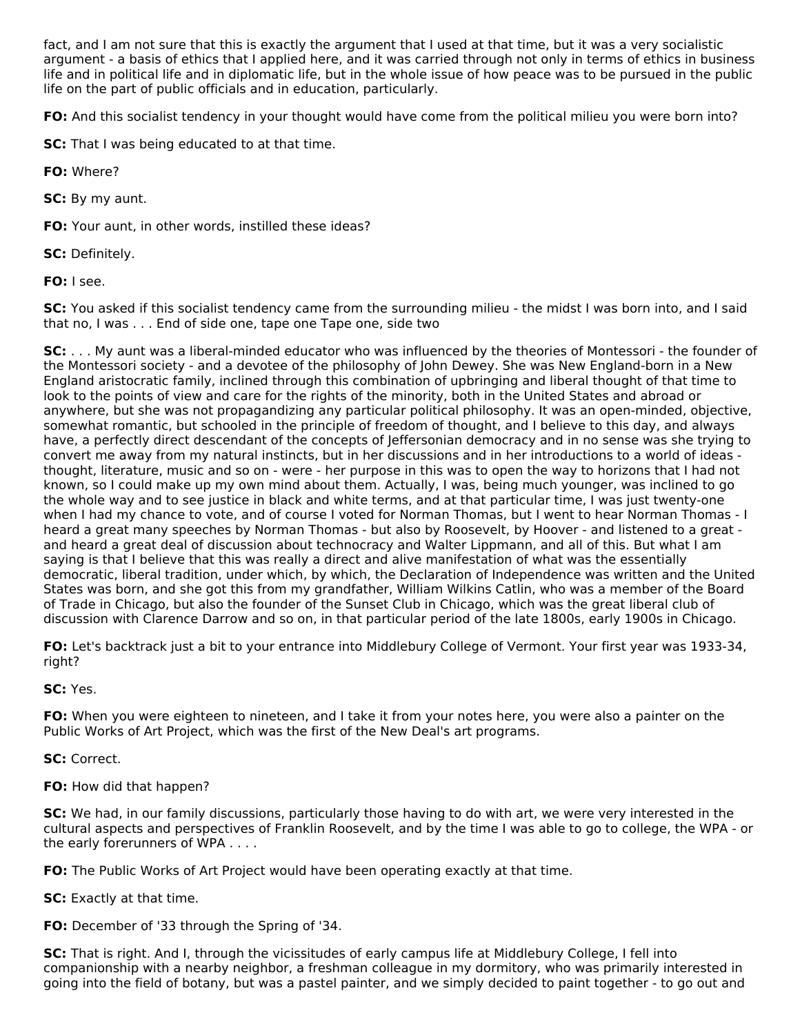fact, and I am not sure that this is exactly the argument that I used at that time, but it was a very socialistic argument - a basis of ethics that I applied here, and it was carried through not only in terms of ethics in business life and in political life and in diplomatic life, but in the whole issue of how peace was to be pursued in the public life on the part of public officials and in education, particularly.

**FO:** And this socialist tendency in your thought would have come from the political milieu you were born into?

**SC:** That I was being educated to at that time.

**FO:** Where?

**SC:** By my aunt.

**FO:** Your aunt, in other words, instilled these ideas?

**SC:** Definitely.

**FO:** I see.

**SC:** You asked if this socialist tendency came from the surrounding milieu - the midst I was born into, and I said that no, I was . . . End of side one, tape one Tape one, side two

**SC:** . . . My aunt was a liberal-minded educator who was influenced by the theories of Montessori - the founder of the Montessori society - and a devotee of the philosophy of John Dewey. She was New England-born in a New England aristocratic family, inclined through this combination of upbringing and liberal thought of that time to look to the points of view and care for the rights of the minority, both in the United States and abroad or anywhere, but she was not propagandizing any particular political philosophy. It was an open-minded, objective, somewhat romantic, but schooled in the principle of freedom of thought, and I believe to this day, and always have, a perfectly direct descendant of the concepts of Jeffersonian democracy and in no sense was she trying to convert me away from my natural instincts, but in her discussions and in her introductions to a world of ideas - thought, literature, music and so on - were - her purpose in this was to open the way to horizons that I had not known, so I could make up my own mind about them. Actually, I was, being much younger, was inclined to go the whole way and to see justice in black and white terms, and at that particular time, I was just twenty-one when I had my chance to vote, and of course I voted for Norman Thomas, but I went to hear Norman Thomas - I heard a great many speeches by Norman Thomas - but also by Roosevelt, by Hoover - and listened to a great - and heard a great deal of discussion about technocracy and Walter Lippmann, and all of this. But what I am saying is that I believe that this was really a direct and alive manifestation of what was the essentially democratic, liberal tradition, under which, by which, the Declaration of Independence was written and the United States was born, and she got this from my grandfather, William Wilkins Catlin, who was a member of the Board of Trade in Chicago, but also the founder of the Sunset Club in Chicago, which was the great liberal club of discussion with Clarence Darrow and so on, in that particular period of the late 1800s, early 1900s in Chicago.

**FO:** Let's backtrack just a bit to your entrance into Middlebury College of Vermont. Your first year was 1933-34, right?

**SC:** Yes.

**FO:** When you were eighteen to nineteen, and I take it from your notes here, you were also a painter on the Public Works of Art Project, which was the first of the New Deal's art programs.

**SC:** Correct.

**FO:** How did that happen?

**SC:** We had, in our family discussions, particularly those having to do with art, we were very interested in the cultural aspects and perspectives of Franklin Roosevelt, and by the time I was able to go to college, the WPA - or the early forerunners of WPA . . . .

**FO:** The Public Works of Art Project would have been operating exactly at that time.

**SC:** Exactly at that time.

**FO:** December of '33 through the Spring of '34.

**SC:** That is right. And I, through the vicissitudes of early campus life at Middlebury College, I fell into companionship with a nearby neighbor, a freshman colleague in my dormitory, who was primarily interested in going into the field of botany, but was a pastel painter, and we simply decided to paint together - to go out and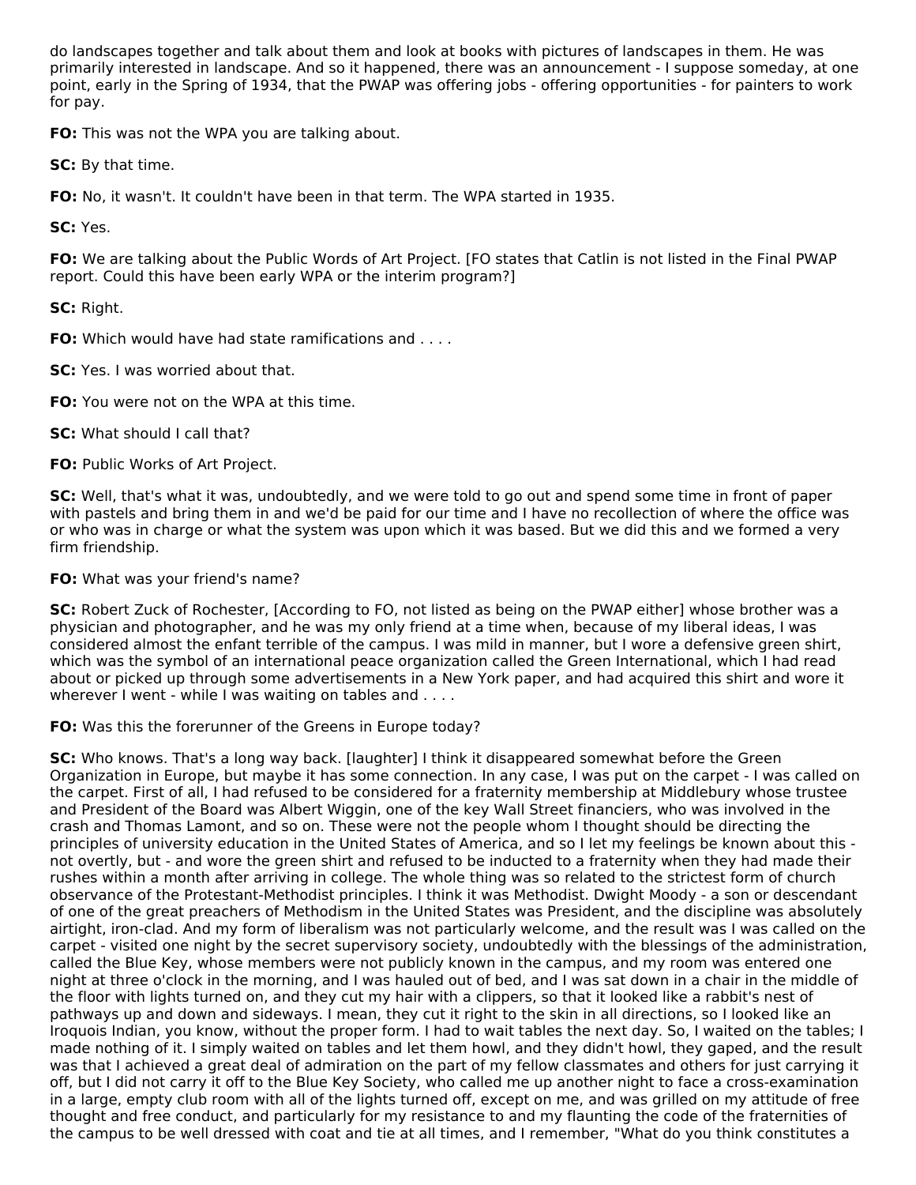do landscapes together and talk about them and look at books with pictures of landscapes in them. He was primarily interested in landscape. And so it happened, there was an announcement - I suppose someday, at one point, early in the Spring of 1934, that the PWAP was offering jobs - offering opportunities - for painters to work for pay.

**FO:** This was not the WPA you are talking about.

**SC:** By that time.

**FO:** No, it wasn't. It couldn't have been in that term. The WPA started in 1935.

**SC:** Yes.

**FO:** We are talking about the Public Words of Art Project. [FO states that Catlin is not listed in the Final PWAP report. Could this have been early WPA or the interim program?]

**SC:** Right.

**FO:** Which would have had state ramifications and . . . .

**SC:** Yes. I was worried about that.

**FO:** You were not on the WPA at this time.

**SC:** What should I call that?

**FO:** Public Works of Art Project.

**SC:** Well, that's what it was, undoubtedly, and we were told to go out and spend some time in front of paper with pastels and bring them in and we'd be paid for our time and I have no recollection of where the office was or who was in charge or what the system was upon which it was based. But we did this and we formed a very firm friendship.

**FO:** What was your friend's name?

**SC:** Robert Zuck of Rochester, [According to FO, not listed as being on the PWAP either] whose brother was a physician and photographer, and he was my only friend at a time when, because of my liberal ideas, I was considered almost the enfant terrible of the campus. I was mild in manner, but I wore a defensive green shirt, which was the symbol of an international peace organization called the Green International, which I had read about or picked up through some advertisements in a New York paper, and had acquired this shirt and wore it wherever I went - while I was waiting on tables and . . . .

**FO:** Was this the forerunner of the Greens in Europe today?

**SC:** Who knows. That's a long way back. [laughter] I think it disappeared somewhat before the Green Organization in Europe, but maybe it has some connection. In any case, I was put on the carpet - I was called on the carpet. First of all, I had refused to be considered for a fraternity membership at Middlebury whose trustee and President of the Board was Albert Wiggin, one of the key Wall Street financiers, who was involved in the crash and Thomas Lamont, and so on. These were not the people whom I thought should be directing the principles of university education in the United States of America, and so I let my feelings be known about this - not overtly, but - and wore the green shirt and refused to be inducted to a fraternity when they had made their rushes within a month after arriving in college. The whole thing was so related to the strictest form of church observance of the Protestant-Methodist principles. I think it was Methodist. Dwight Moody - a son or descendant of one of the great preachers of Methodism in the United States was President, and the discipline was absolutely airtight, iron-clad. And my form of liberalism was not particularly welcome, and the result was I was called on the carpet - visited one night by the secret supervisory society, undoubtedly with the blessings of the administration, called the Blue Key, whose members were not publicly known in the campus, and my room was entered one night at three o'clock in the morning, and I was hauled out of bed, and I was sat down in a chair in the middle of the floor with lights turned on, and they cut my hair with a clippers, so that it looked like a rabbit's nest of pathways up and down and sideways. I mean, they cut it right to the skin in all directions, so I looked like an Iroquois Indian, you know, without the proper form. I had to wait tables the next day. So, I waited on the tables; I made nothing of it. I simply waited on tables and let them howl, and they didn't howl, they gaped, and the result was that I achieved a great deal of admiration on the part of my fellow classmates and others for just carrying it off, but I did not carry it off to the Blue Key Society, who called me up another night to face a cross-examination in a large, empty club room with all of the lights turned off, except on me, and was grilled on my attitude of free thought and free conduct, and particularly for my resistance to and my flaunting the code of the fraternities of the campus to be well dressed with coat and tie at all times, and I remember, "What do you think constitutes a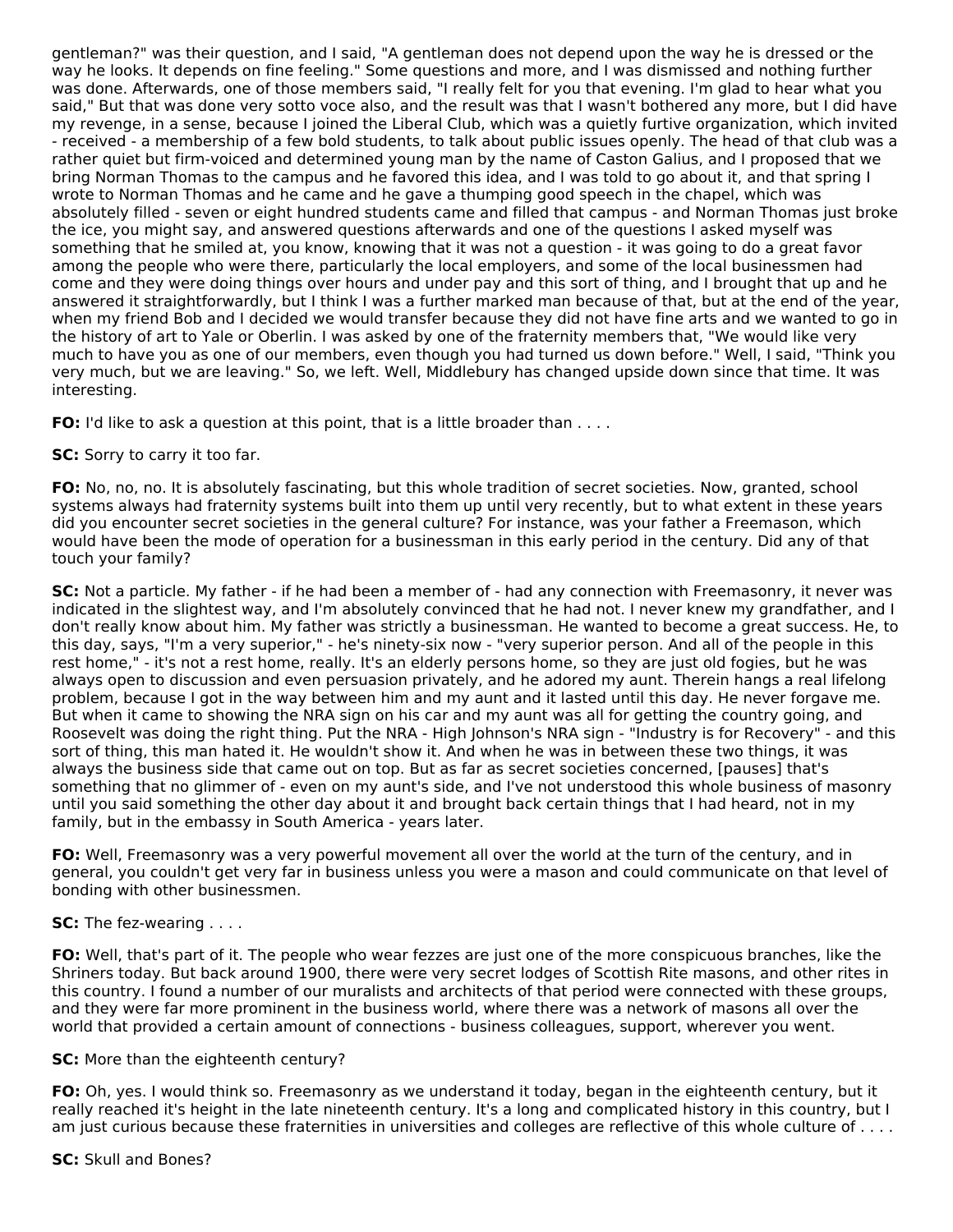gentleman?" was their question, and I said, "A gentleman does not depend upon the way he is dressed or the way he looks. It depends on fine feeling." Some questions and more, and I was dismissed and nothing further was done. Afterwards, one of those members said, "I really felt for you that evening. I'm glad to hear what you said," But that was done very sotto voce also, and the result was that I wasn't bothered any more, but I did have my revenge, in a sense, because I joined the Liberal Club, which was a quietly furtive organization, which invited - received - a membership of a few bold students, to talk about public issues openly. The head of that club was a rather quiet but firm-voiced and determined young man by the name of Caston Galius, and I proposed that we bring Norman Thomas to the campus and he favored this idea, and I was told to go about it, and that spring I wrote to Norman Thomas and he came and he gave a thumping good speech in the chapel, which was absolutely filled - seven or eight hundred students came and filled that campus - and Norman Thomas just broke the ice, you might say, and answered questions afterwards and one of the questions I asked myself was something that he smiled at, you know, knowing that it was not a question - it was going to do a great favor among the people who were there, particularly the local employers, and some of the local businessmen had come and they were doing things over hours and under pay and this sort of thing, and I brought that up and he answered it straightforwardly, but I think I was a further marked man because of that, but at the end of the year, when my friend Bob and I decided we would transfer because they did not have fine arts and we wanted to go in the history of art to Yale or Oberlin. I was asked by one of the fraternity members that, "We would like very much to have you as one of our members, even though you had turned us down before." Well, I said, "Think you very much, but we are leaving." So, we left. Well, Middlebury has changed upside down since that time. It was interesting.

**FO:** I'd like to ask a question at this point, that is a little broader than . . . .

**SC:** Sorry to carry it too far.

**FO:** No, no, no. It is absolutely fascinating, but this whole tradition of secret societies. Now, granted, school systems always had fraternity systems built into them up until very recently, but to what extent in these years did you encounter secret societies in the general culture? For instance, was your father a Freemason, which would have been the mode of operation for a businessman in this early period in the century. Did any of that touch your family?

**SC:** Not a particle. My father - if he had been a member of - had any connection with Freemasonry, it never was indicated in the slightest way, and I'm absolutely convinced that he had not. I never knew my grandfather, and I don't really know about him. My father was strictly a businessman. He wanted to become a great success. He, to this day, says, "I'm a very superior," - he's ninety-six now - "very superior person. And all of the people in this rest home," - it's not a rest home, really. It's an elderly persons home, so they are just old fogies, but he was always open to discussion and even persuasion privately, and he adored my aunt. Therein hangs a real lifelong problem, because I got in the way between him and my aunt and it lasted until this day. He never forgave me. But when it came to showing the NRA sign on his car and my aunt was all for getting the country going, and Roosevelt was doing the right thing. Put the NRA - High Johnson's NRA sign - "Industry is for Recovery" - and this sort of thing, this man hated it. He wouldn't show it. And when he was in between these two things, it was always the business side that came out on top. But as far as secret societies concerned, [pauses] that's something that no glimmer of - even on my aunt's side, and I've not understood this whole business of masonry until you said something the other day about it and brought back certain things that I had heard, not in my family, but in the embassy in South America - years later.

**FO:** Well, Freemasonry was a very powerful movement all over the world at the turn of the century, and in general, you couldn't get very far in business unless you were a mason and could communicate on that level of bonding with other businessmen.

**SC:** The fez-wearing . . . .

**FO:** Well, that's part of it. The people who wear fezzes are just one of the more conspicuous branches, like the Shriners today. But back around 1900, there were very secret lodges of Scottish Rite masons, and other rites in this country. I found a number of our muralists and architects of that period were connected with these groups, and they were far more prominent in the business world, where there was a network of masons all over the world that provided a certain amount of connections - business colleagues, support, wherever you went.

**SC:** More than the eighteenth century?

**FO:** Oh, yes. I would think so. Freemasonry as we understand it today, began in the eighteenth century, but it really reached it's height in the late nineteenth century. It's a long and complicated history in this country, but I am just curious because these fraternities in universities and colleges are reflective of this whole culture of . . . .

**SC:** Skull and Bones?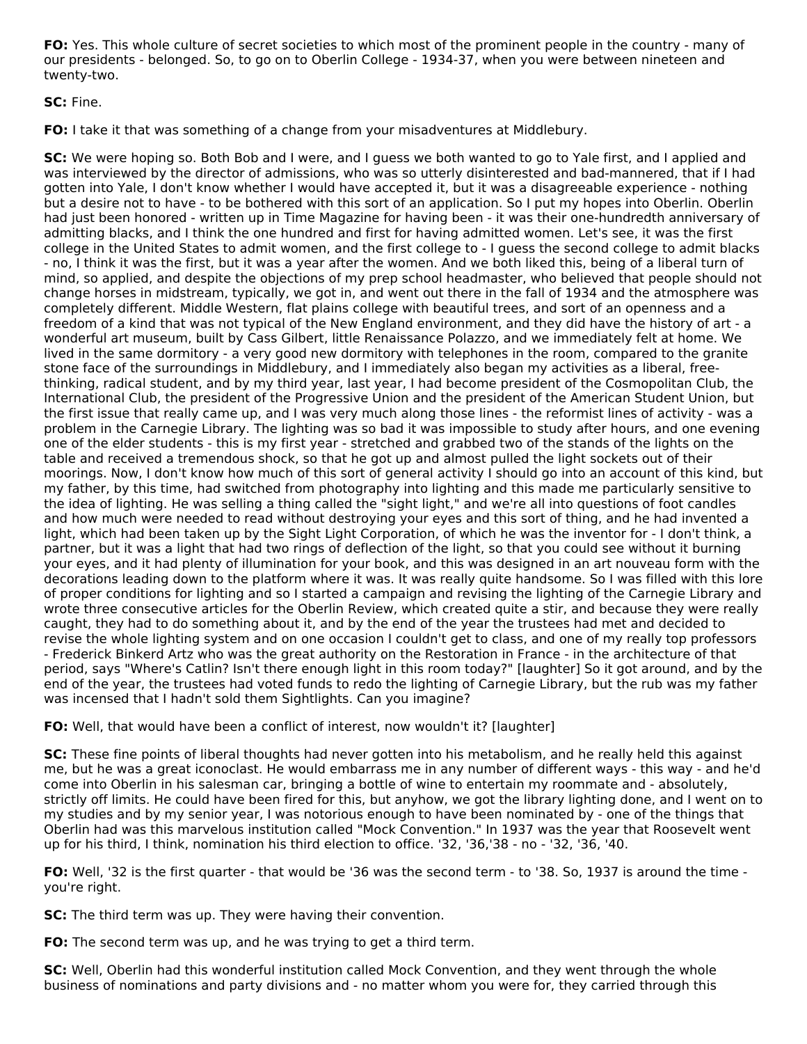**FO:** Yes. This whole culture of secret societies to which most of the prominent people in the country - many of our presidents - belonged. So, to go on to Oberlin College - 1934-37, when you were between nineteen and twenty-two.

**SC:** Fine.

**FO:** I take it that was something of a change from your misadventures at Middlebury.

**SC:** We were hoping so. Both Bob and I were, and I guess we both wanted to go to Yale first, and I applied and was interviewed by the director of admissions, who was so utterly disinterested and bad-mannered, that if I had gotten into Yale, I don't know whether I would have accepted it, but it was a disagreeable experience - nothing but a desire not to have - to be bothered with this sort of an application. So I put my hopes into Oberlin. Oberlin had just been honored - written up in Time Magazine for having been - it was their one-hundredth anniversary of admitting blacks, and I think the one hundred and first for having admitted women. Let's see, it was the first college in the United States to admit women, and the first college to - I guess the second college to admit blacks - no, I think it was the first, but it was a year after the women. And we both liked this, being of a liberal turn of mind, so applied, and despite the objections of my prep school headmaster, who believed that people should not change horses in midstream, typically, we got in, and went out there in the fall of 1934 and the atmosphere was completely different. Middle Western, flat plains college with beautiful trees, and sort of an openness and a freedom of a kind that was not typical of the New England environment, and they did have the history of art - a wonderful art museum, built by Cass Gilbert, little Renaissance Polazzo, and we immediately felt at home. We lived in the same dormitory - a very good new dormitory with telephones in the room, compared to the granite stone face of the surroundings in Middlebury, and I immediately also began my activities as a liberal, free-thinking, radical student, and by my third year, last year, I had become president of the Cosmopolitan Club, the International Club, the president of the Progressive Union and the president of the American Student Union, but the first issue that really came up, and I was very much along those lines - the reformist lines of activity - was a problem in the Carnegie Library. The lighting was so bad it was impossible to study after hours, and one evening one of the elder students - this is my first year - stretched and grabbed two of the stands of the lights on the table and received a tremendous shock, so that he got up and almost pulled the light sockets out of their moorings. Now, I don't know how much of this sort of general activity I should go into an account of this kind, but my father, by this time, had switched from photography into lighting and this made me particularly sensitive to the idea of lighting. He was selling a thing called the "sight light," and we're all into questions of foot candles and how much were needed to read without destroying your eyes and this sort of thing, and he had invented a light, which had been taken up by the Sight Light Corporation, of which he was the inventor for - I don't think, a partner, but it was a light that had two rings of deflection of the light, so that you could see without it burning your eyes, and it had plenty of illumination for your book, and this was designed in an art nouveau form with the decorations leading down to the platform where it was. It was really quite handsome. So I was filled with this lore of proper conditions for lighting and so I started a campaign and revising the lighting of the Carnegie Library and wrote three consecutive articles for the Oberlin Review, which created quite a stir, and because they were really caught, they had to do something about it, and by the end of the year the trustees had met and decided to revise the whole lighting system and on one occasion I couldn't get to class, and one of my really top professors - Frederick Binkerd Artz who was the great authority on the Restoration in France - in the architecture of that period, says "Where's Catlin? Isn't there enough light in this room today?" [laughter] So it got around, and by the end of the year, the trustees had voted funds to redo the lighting of Carnegie Library, but the rub was my father was incensed that I hadn't sold them Sightlights. Can you imagine?

**FO:** Well, that would have been a conflict of interest, now wouldn't it? [laughter]

**SC:** These fine points of liberal thoughts had never gotten into his metabolism, and he really held this against me, but he was a great iconoclast. He would embarrass me in any number of different ways - this way - and he'd come into Oberlin in his salesman car, bringing a bottle of wine to entertain my roommate and - absolutely, strictly off limits. He could have been fired for this, but anyhow, we got the library lighting done, and I went on to my studies and by my senior year, I was notorious enough to have been nominated by - one of the things that Oberlin had was this marvelous institution called "Mock Convention." In 1937 was the year that Roosevelt went up for his third, I think, nomination his third election to office. '32, '36,'38 - no - '32, '36, '40.

**FO:** Well, '32 is the first quarter - that would be '36 was the second term - to '38. So, 1937 is around the time - you're right.

**SC:** The third term was up. They were having their convention.

**FO:** The second term was up, and he was trying to get a third term.

**SC:** Well, Oberlin had this wonderful institution called Mock Convention, and they went through the whole business of nominations and party divisions and - no matter whom you were for, they carried through this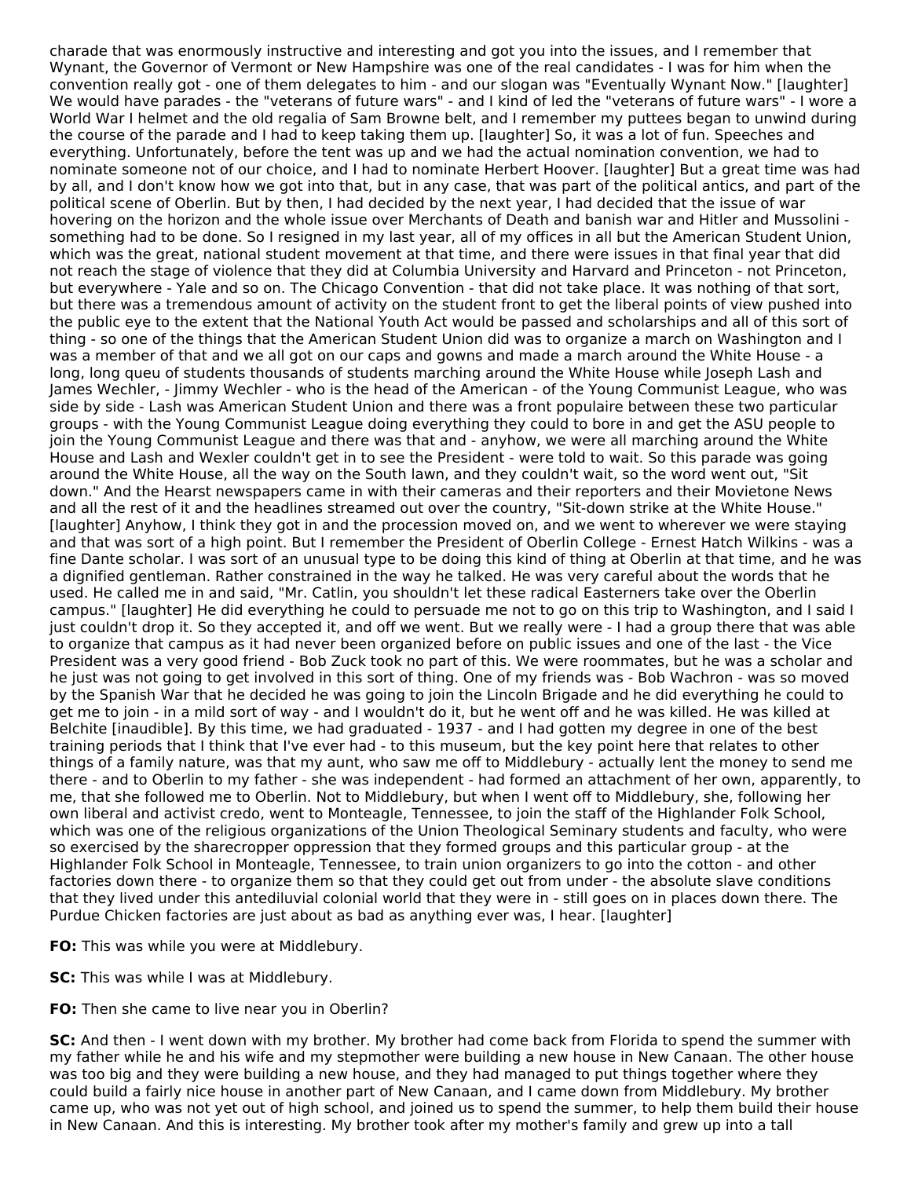charade that was enormously instructive and interesting and got you into the issues, and I remember that Wynant, the Governor of Vermont or New Hampshire was one of the real candidates - I was for him when the convention really got - one of them delegates to him - and our slogan was "Eventually Wynant Now." [laughter] We would have parades - the "veterans of future wars" - and I kind of led the "veterans of future wars" - I wore a World War I helmet and the old regalia of Sam Browne belt, and I remember my puttees began to unwind during the course of the parade and I had to keep taking them up. [laughter] So, it was a lot of fun. Speeches and everything. Unfortunately, before the tent was up and we had the actual nomination convention, we had to nominate someone not of our choice, and I had to nominate Herbert Hoover. [laughter] But a great time was had by all, and I don't know how we got into that, but in any case, that was part of the political antics, and part of the political scene of Oberlin. But by then, I had decided by the next year, I had decided that the issue of war hovering on the horizon and the whole issue over Merchants of Death and banish war and Hitler and Mussolini - something had to be done. So I resigned in my last year, all of my offices in all but the American Student Union, which was the great, national student movement at that time, and there were issues in that final year that did not reach the stage of violence that they did at Columbia University and Harvard and Princeton - not Princeton, but everywhere - Yale and so on. The Chicago Convention - that did not take place. It was nothing of that sort, but there was a tremendous amount of activity on the student front to get the liberal points of view pushed into the public eye to the extent that the National Youth Act would be passed and scholarships and all of this sort of thing - so one of the things that the American Student Union did was to organize a march on Washington and I was a member of that and we all got on our caps and gowns and made a march around the White House - a long, long queu of students thousands of students marching around the White House while Joseph Lash and James Wechler, - Jimmy Wechler - who is the head of the American - of the Young Communist League, who was side by side - Lash was American Student Union and there was a front populaire between these two particular groups - with the Young Communist League doing everything they could to bore in and get the ASU people to join the Young Communist League and there was that and - anyhow, we were all marching around the White House and Lash and Wexler couldn't get in to see the President - were told to wait. So this parade was going around the White House, all the way on the South lawn, and they couldn't wait, so the word went out, "Sit down." And the Hearst newspapers came in with their cameras and their reporters and their Movietone News and all the rest of it and the headlines streamed out over the country, "Sit-down strike at the White House." [laughter] Anyhow, I think they got in and the procession moved on, and we went to wherever we were staying and that was sort of a high point. But I remember the President of Oberlin College - Ernest Hatch Wilkins - was a fine Dante scholar. I was sort of an unusual type to be doing this kind of thing at Oberlin at that time, and he was a dignified gentleman. Rather constrained in the way he talked. He was very careful about the words that he used. He called me in and said, "Mr. Catlin, you shouldn't let these radical Easterners take over the Oberlin campus." [laughter] He did everything he could to persuade me not to go on this trip to Washington, and I said I just couldn't drop it. So they accepted it, and off we went. But we really were - I had a group there that was able to organize that campus as it had never been organized before on public issues and one of the last - the Vice President was a very good friend - Bob Zuck took no part of this. We were roommates, but he was a scholar and he just was not going to get involved in this sort of thing. One of my friends was - Bob Wachron - was so moved by the Spanish War that he decided he was going to join the Lincoln Brigade and he did everything he could to get me to join - in a mild sort of way - and I wouldn't do it, but he went off and he was killed. He was killed at Belchite [inaudible]. By this time, we had graduated - 1937 - and I had gotten my degree in one of the best training periods that I think that I've ever had - to this museum, but the key point here that relates to other things of a family nature, was that my aunt, who saw me off to Middlebury - actually lent the money to send me there - and to Oberlin to my father - she was independent - had formed an attachment of her own, apparently, to me, that she followed me to Oberlin. Not to Middlebury, but when I went off to Middlebury, she, following her own liberal and activist credo, went to Monteagle, Tennessee, to join the staff of the Highlander Folk School, which was one of the religious organizations of the Union Theological Seminary students and faculty, who were so exercised by the sharecropper oppression that they formed groups and this particular group - at the Highlander Folk School in Monteagle, Tennessee, to train union organizers to go into the cotton - and other factories down there - to organize them so that they could get out from under - the absolute slave conditions that they lived under this antediluvial colonial world that they were in - still goes on in places down there. The Purdue Chicken factories are just about as bad as anything ever was, I hear. [laughter]

**FO:** This was while you were at Middlebury.

**SC:** This was while I was at Middlebury.

**FO:** Then she came to live near you in Oberlin?

**SC:** And then - I went down with my brother. My brother had come back from Florida to spend the summer with my father while he and his wife and my stepmother were building a new house in New Canaan. The other house was too big and they were building a new house, and they had managed to put things together where they could build a fairly nice house in another part of New Canaan, and I came down from Middlebury. My brother came up, who was not yet out of high school, and joined us to spend the summer, to help them build their house in New Canaan. And this is interesting. My brother took after my mother's family and grew up into a tall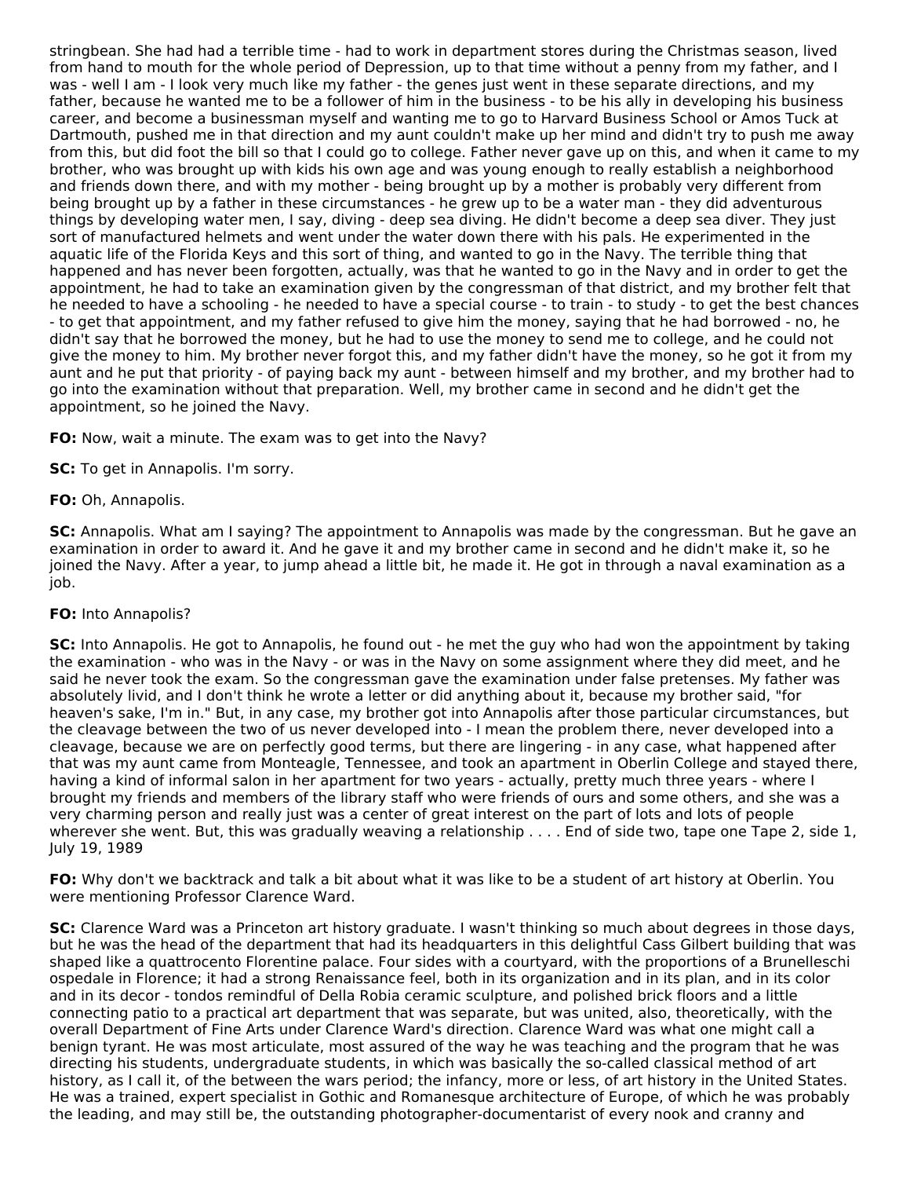stringbean. She had had a terrible time - had to work in department stores during the Christmas season, lived from hand to mouth for the whole period of Depression, up to that time without a penny from my father, and I was - well I am - I look very much like my father - the genes just went in these separate directions, and my father, because he wanted me to be a follower of him in the business - to be his ally in developing his business career, and become a businessman myself and wanting me to go to Harvard Business School or Amos Tuck at Dartmouth, pushed me in that direction and my aunt couldn't make up her mind and didn't try to push me away from this, but did foot the bill so that I could go to college. Father never gave up on this, and when it came to my brother, who was brought up with kids his own age and was young enough to really establish a neighborhood and friends down there, and with my mother - being brought up by a mother is probably very different from being brought up by a father in these circumstances - he grew up to be a water man - they did adventurous things by developing water men, I say, diving - deep sea diving. He didn't become a deep sea diver. They just sort of manufactured helmets and went under the water down there with his pals. He experimented in the aquatic life of the Florida Keys and this sort of thing, and wanted to go in the Navy. The terrible thing that happened and has never been forgotten, actually, was that he wanted to go in the Navy and in order to get the appointment, he had to take an examination given by the congressman of that district, and my brother felt that he needed to have a schooling - he needed to have a special course - to train - to study - to get the best chances - to get that appointment, and my father refused to give him the money, saying that he had borrowed - no, he didn't say that he borrowed the money, but he had to use the money to send me to college, and he could not give the money to him. My brother never forgot this, and my father didn't have the money, so he got it from my aunt and he put that priority - of paying back my aunt - between himself and my brother, and my brother had to go into the examination without that preparation. Well, my brother came in second and he didn't get the appointment, so he joined the Navy.

**FO:** Now, wait a minute. The exam was to get into the Navy?

**SC:** To get in Annapolis. I'm sorry.

**FO:** Oh, Annapolis.

**SC:** Annapolis. What am I saying? The appointment to Annapolis was made by the congressman. But he gave an examination in order to award it. And he gave it and my brother came in second and he didn't make it, so he joined the Navy. After a year, to jump ahead a little bit, he made it. He got in through a naval examination as a job.

**FO:** Into Annapolis?

**SC:** Into Annapolis. He got to Annapolis, he found out - he met the guy who had won the appointment by taking the examination - who was in the Navy - or was in the Navy on some assignment where they did meet, and he said he never took the exam. So the congressman gave the examination under false pretenses. My father was absolutely livid, and I don't think he wrote a letter or did anything about it, because my brother said, "for heaven's sake, I'm in." But, in any case, my brother got into Annapolis after those particular circumstances, but the cleavage between the two of us never developed into - I mean the problem there, never developed into a cleavage, because we are on perfectly good terms, but there are lingering - in any case, what happened after that was my aunt came from Monteagle, Tennessee, and took an apartment in Oberlin College and stayed there, having a kind of informal salon in her apartment for two years - actually, pretty much three years - where I brought my friends and members of the library staff who were friends of ours and some others, and she was a very charming person and really just was a center of great interest on the part of lots and lots of people wherever she went. But, this was gradually weaving a relationship . . . . End of side two, tape one Tape 2, side 1, July 19, 1989

**FO:** Why don't we backtrack and talk a bit about what it was like to be a student of art history at Oberlin. You were mentioning Professor Clarence Ward.

**SC:** Clarence Ward was a Princeton art history graduate. I wasn't thinking so much about degrees in those days, but he was the head of the department that had its headquarters in this delightful Cass Gilbert building that was shaped like a quattrocento Florentine palace. Four sides with a courtyard, with the proportions of a Brunelleschi ospedale in Florence; it had a strong Renaissance feel, both in its organization and in its plan, and in its color and in its decor - tondos remindful of Della Robia ceramic sculpture, and polished brick floors and a little connecting patio to a practical art department that was separate, but was united, also, theoretically, with the overall Department of Fine Arts under Clarence Ward's direction. Clarence Ward was what one might call a benign tyrant. He was most articulate, most assured of the way he was teaching and the program that he was directing his students, undergraduate students, in which was basically the so-called classical method of art history, as I call it, of the between the wars period; the infancy, more or less, of art history in the United States. He was a trained, expert specialist in Gothic and Romanesque architecture of Europe, of which he was probably the leading, and may still be, the outstanding photographer-documentarist of every nook and cranny and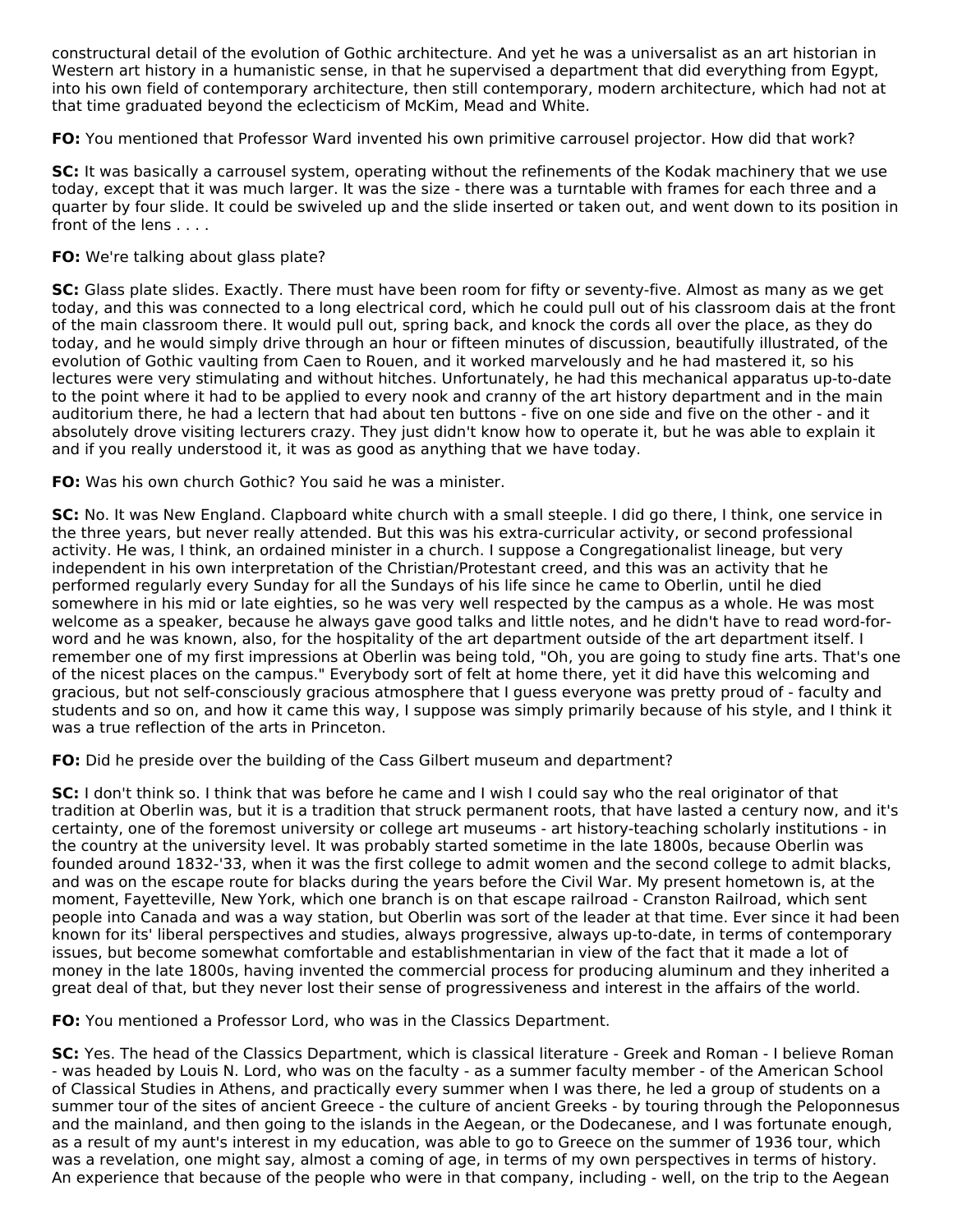constructural detail of the evolution of Gothic architecture. And yet he was a universalist as an art historian in Western art history in a humanistic sense, in that he supervised a department that did everything from Egypt, into his own field of contemporary architecture, then still contemporary, modern architecture, which had not at that time graduated beyond the eclecticism of McKim, Mead and White.

**FO:** You mentioned that Professor Ward invented his own primitive carrousel projector. How did that work?

**SC:** It was basically a carrousel system, operating without the refinements of the Kodak machinery that we use today, except that it was much larger. It was the size - there was a turntable with frames for each three and a quarter by four slide. It could be swiveled up and the slide inserted or taken out, and went down to its position in front of the lens . . . .

**FO:** We're talking about glass plate?

**SC:** Glass plate slides. Exactly. There must have been room for fifty or seventy-five. Almost as many as we get today, and this was connected to a long electrical cord, which he could pull out of his classroom dais at the front of the main classroom there. It would pull out, spring back, and knock the cords all over the place, as they do today, and he would simply drive through an hour or fifteen minutes of discussion, beautifully illustrated, of the evolution of Gothic vaulting from Caen to Rouen, and it worked marvelously and he had mastered it, so his lectures were very stimulating and without hitches. Unfortunately, he had this mechanical apparatus up-to-date to the point where it had to be applied to every nook and cranny of the art history department and in the main auditorium there, he had a lectern that had about ten buttons - five on one side and five on the other - and it absolutely drove visiting lecturers crazy. They just didn't know how to operate it, but he was able to explain it and if you really understood it, it was as good as anything that we have today.

**FO:** Was his own church Gothic? You said he was a minister.

**SC:** No. It was New England. Clapboard white church with a small steeple. I did go there, I think, one service in the three years, but never really attended. But this was his extra-curricular activity, or second professional activity. He was, I think, an ordained minister in a church. I suppose a Congregationalist lineage, but very independent in his own interpretation of the Christian/Protestant creed, and this was an activity that he performed regularly every Sunday for all the Sundays of his life since he came to Oberlin, until he died somewhere in his mid or late eighties, so he was very well respected by the campus as a whole. He was most welcome as a speaker, because he always gave good talks and little notes, and he didn't have to read word-for-word and he was known, also, for the hospitality of the art department outside of the art department itself. I remember one of my first impressions at Oberlin was being told, "Oh, you are going to study fine arts. That's one of the nicest places on the campus." Everybody sort of felt at home there, yet it did have this welcoming and gracious, but not self-consciously gracious atmosphere that I guess everyone was pretty proud of - faculty and students and so on, and how it came this way, I suppose was simply primarily because of his style, and I think it was a true reflection of the arts in Princeton.

**FO:** Did he preside over the building of the Cass Gilbert museum and department?

**SC:** I don't think so. I think that was before he came and I wish I could say who the real originator of that tradition at Oberlin was, but it is a tradition that struck permanent roots, that have lasted a century now, and it's certainty, one of the foremost university or college art museums - art history-teaching scholarly institutions - in the country at the university level. It was probably started sometime in the late 1800s, because Oberlin was founded around 1832-'33, when it was the first college to admit women and the second college to admit blacks, and was on the escape route for blacks during the years before the Civil War. My present hometown is, at the moment, Fayetteville, New York, which one branch is on that escape railroad - Cranston Railroad, which sent people into Canada and was a way station, but Oberlin was sort of the leader at that time. Ever since it had been known for its' liberal perspectives and studies, always progressive, always up-to-date, in terms of contemporary issues, but become somewhat comfortable and establishmentarian in view of the fact that it made a lot of money in the late 1800s, having invented the commercial process for producing aluminum and they inherited a great deal of that, but they never lost their sense of progressiveness and interest in the affairs of the world.

**FO:** You mentioned a Professor Lord, who was in the Classics Department.

**SC:** Yes. The head of the Classics Department, which is classical literature - Greek and Roman - I believe Roman - was headed by Louis N. Lord, who was on the faculty - as a summer faculty member - of the American School of Classical Studies in Athens, and practically every summer when I was there, he led a group of students on a summer tour of the sites of ancient Greece - the culture of ancient Greeks - by touring through the Peloponnesus and the mainland, and then going to the islands in the Aegean, or the Dodecanese, and I was fortunate enough, as a result of my aunt's interest in my education, was able to go to Greece on the summer of 1936 tour, which was a revelation, one might say, almost a coming of age, in terms of my own perspectives in terms of history. An experience that because of the people who were in that company, including - well, on the trip to the Aegean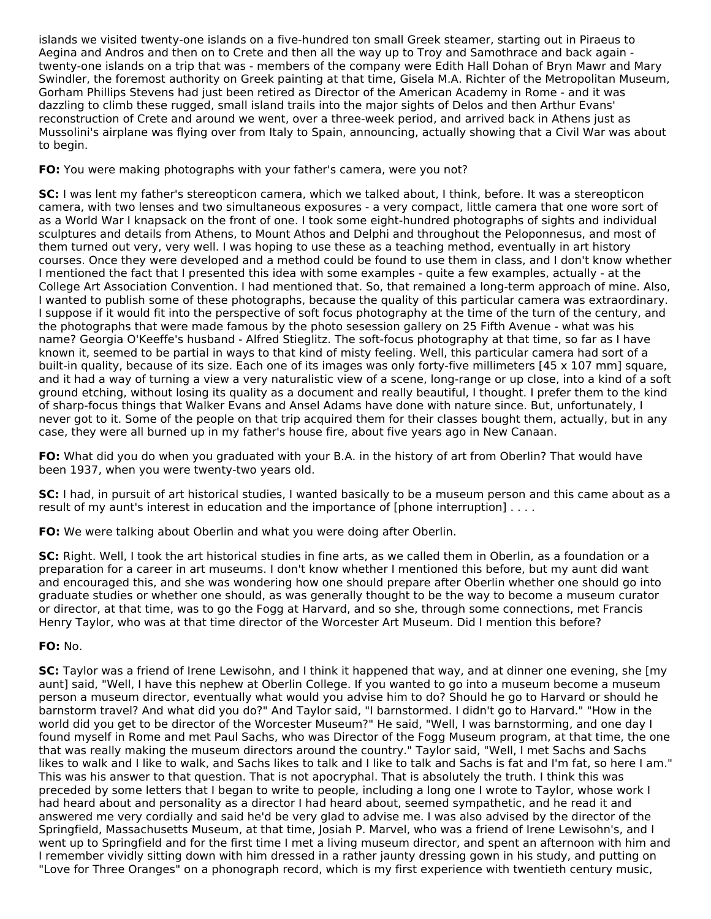islands we visited twenty-one islands on a five-hundred ton small Greek steamer, starting out in Piraeus to Aegina and Andros and then on to Crete and then all the way up to Troy and Samothrace and back again - twenty-one islands on a trip that was - members of the company were Edith Hall Dohan of Bryn Mawr and Mary Swindler, the foremost authority on Greek painting at that time, Gisela M.A. Richter of the Metropolitan Museum, Gorham Phillips Stevens had just been retired as Director of the American Academy in Rome - and it was dazzling to climb these rugged, small island trails into the major sights of Delos and then Arthur Evans' reconstruction of Crete and around we went, over a three-week period, and arrived back in Athens just as Mussolini's airplane was flying over from Italy to Spain, announcing, actually showing that a Civil War was about to begin.

**FO:** You were making photographs with your father's camera, were you not?

**SC:** I was lent my father's stereopticon camera, which we talked about, I think, before. It was a stereopticon camera, with two lenses and two simultaneous exposures - a very compact, little camera that one wore sort of as a World War I knapsack on the front of one. I took some eight-hundred photographs of sights and individual sculptures and details from Athens, to Mount Athos and Delphi and throughout the Peloponnesus, and most of them turned out very, very well. I was hoping to use these as a teaching method, eventually in art history courses. Once they were developed and a method could be found to use them in class, and I don't know whether I mentioned the fact that I presented this idea with some examples - quite a few examples, actually - at the College Art Association Convention. I had mentioned that. So, that remained a long-term approach of mine. Also, I wanted to publish some of these photographs, because the quality of this particular camera was extraordinary. I suppose if it would fit into the perspective of soft focus photography at the time of the turn of the century, and the photographs that were made famous by the photo sesession gallery on 25 Fifth Avenue - what was his name? Georgia O'Keeffe's husband - Alfred Stieglitz. The soft-focus photography at that time, so far as I have known it, seemed to be partial in ways to that kind of misty feeling. Well, this particular camera had sort of a built-in quality, because of its size. Each one of its images was only forty-five millimeters [45 x 107 mm] square, and it had a way of turning a view a very naturalistic view of a scene, long-range or up close, into a kind of a soft ground etching, without losing its quality as a document and really beautiful, I thought. I prefer them to the kind of sharp-focus things that Walker Evans and Ansel Adams have done with nature since. But, unfortunately, I never got to it. Some of the people on that trip acquired them for their classes bought them, actually, but in any case, they were all burned up in my father's house fire, about five years ago in New Canaan.

**FO:** What did you do when you graduated with your B.A. in the history of art from Oberlin? That would have been 1937, when you were twenty-two years old.

**SC:** I had, in pursuit of art historical studies, I wanted basically to be a museum person and this came about as a result of my aunt's interest in education and the importance of [phone interruption] . . . .

**FO:** We were talking about Oberlin and what you were doing after Oberlin.

**SC:** Right. Well, I took the art historical studies in fine arts, as we called them in Oberlin, as a foundation or a preparation for a career in art museums. I don't know whether I mentioned this before, but my aunt did want and encouraged this, and she was wondering how one should prepare after Oberlin whether one should go into graduate studies or whether one should, as was generally thought to be the way to become a museum curator or director, at that time, was to go the Fogg at Harvard, and so she, through some connections, met Francis Henry Taylor, who was at that time director of the Worcester Art Museum. Did I mention this before?

**FO:** No.

**SC:** Taylor was a friend of Irene Lewisohn, and I think it happened that way, and at dinner one evening, she [my aunt] said, "Well, I have this nephew at Oberlin College. If you wanted to go into a museum become a museum person a museum director, eventually what would you advise him to do? Should he go to Harvard or should he barnstorm travel? And what did you do?" And Taylor said, "I barnstormed. I didn't go to Harvard." "How in the world did you get to be director of the Worcester Museum?" He said, "Well, I was barnstorming, and one day I found myself in Rome and met Paul Sachs, who was Director of the Fogg Museum program, at that time, the one that was really making the museum directors around the country." Taylor said, "Well, I met Sachs and Sachs likes to walk and I like to walk, and Sachs likes to talk and I like to talk and Sachs is fat and I'm fat, so here I am." This was his answer to that question. That is not apocryphal. That is absolutely the truth. I think this was preceded by some letters that I began to write to people, including a long one I wrote to Taylor, whose work I had heard about and personality as a director I had heard about, seemed sympathetic, and he read it and answered me very cordially and said he'd be very glad to advise me. I was also advised by the director of the Springfield, Massachusetts Museum, at that time, Josiah P. Marvel, who was a friend of Irene Lewisohn's, and I went up to Springfield and for the first time I met a living museum director, and spent an afternoon with him and I remember vividly sitting down with him dressed in a rather jaunty dressing gown in his study, and putting on "Love for Three Oranges" on a phonograph record, which is my first experience with twentieth century music,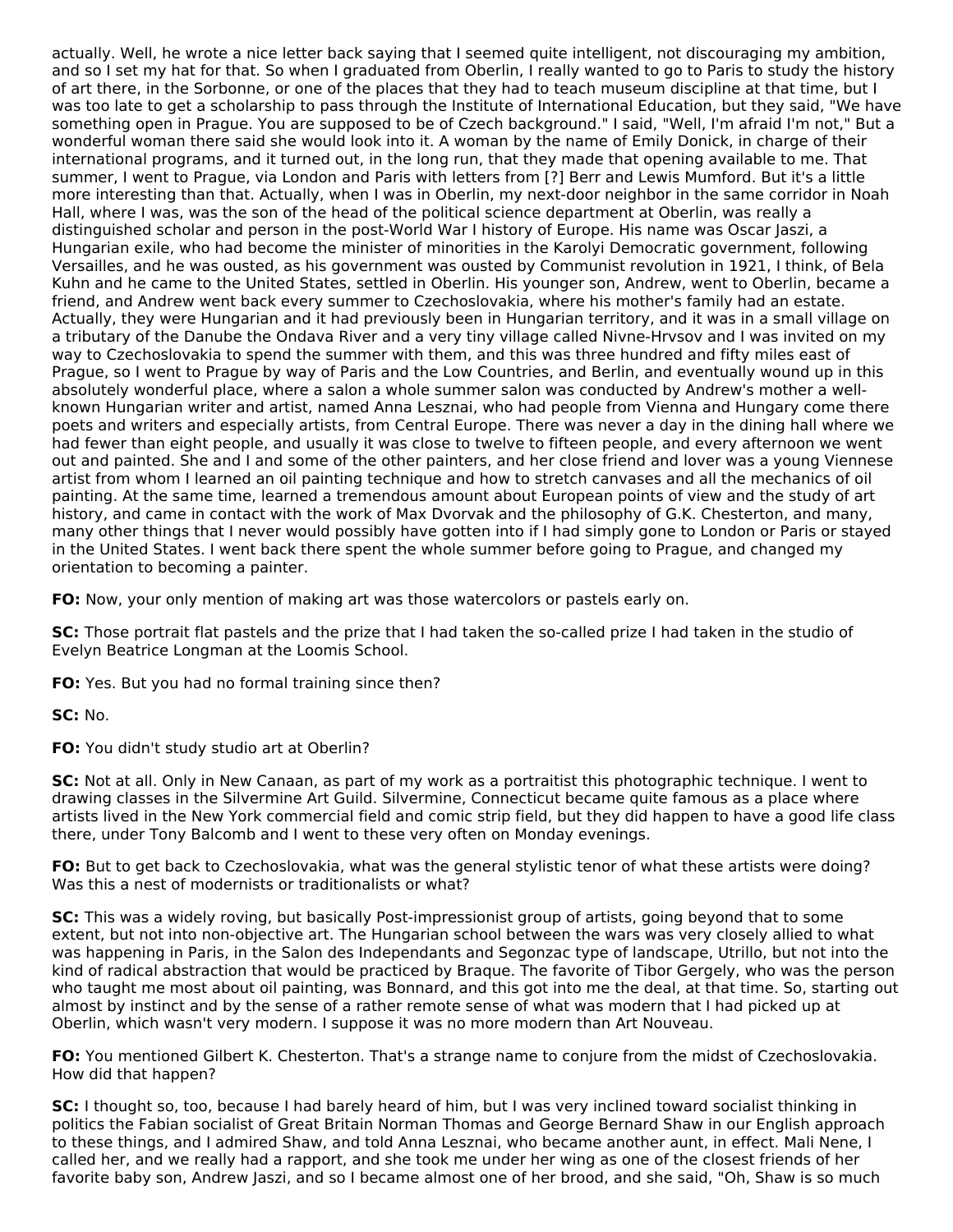actually. Well, he wrote a nice letter back saying that I seemed quite intelligent, not discouraging my ambition, and so I set my hat for that. So when I graduated from Oberlin, I really wanted to go to Paris to study the history of art there, in the Sorbonne, or one of the places that they had to teach museum discipline at that time, but I was too late to get a scholarship to pass through the Institute of International Education, but they said, "We have something open in Prague. You are supposed to be of Czech background." I said, "Well, I'm afraid I'm not," But a wonderful woman there said she would look into it. A woman by the name of Emily Donick, in charge of their international programs, and it turned out, in the long run, that they made that opening available to me. That summer, I went to Prague, via London and Paris with letters from [?] Berr and Lewis Mumford. But it's a little more interesting than that. Actually, when I was in Oberlin, my next-door neighbor in the same corridor in Noah Hall, where I was, was the son of the head of the political science department at Oberlin, was really a distinguished scholar and person in the post-World War I history of Europe. His name was Oscar Jaszi, a Hungarian exile, who had become the minister of minorities in the Karolyi Democratic government, following Versailles, and he was ousted, as his government was ousted by Communist revolution in 1921, I think, of Bela Kuhn and he came to the United States, settled in Oberlin. His younger son, Andrew, went to Oberlin, became a friend, and Andrew went back every summer to Czechoslovakia, where his mother's family had an estate. Actually, they were Hungarian and it had previously been in Hungarian territory, and it was in a small village on a tributary of the Danube the Ondava River and a very tiny village called Nivne-Hrvsov and I was invited on my way to Czechoslovakia to spend the summer with them, and this was three hundred and fifty miles east of Prague, so I went to Prague by way of Paris and the Low Countries, and Berlin, and eventually wound up in this absolutely wonderful place, where a salon a whole summer salon was conducted by Andrew's mother a well-known Hungarian writer and artist, named Anna Lesznai, who had people from Vienna and Hungary come there poets and writers and especially artists, from Central Europe. There was never a day in the dining hall where we had fewer than eight people, and usually it was close to twelve to fifteen people, and every afternoon we went out and painted. She and I and some of the other painters, and her close friend and lover was a young Viennese artist from whom I learned an oil painting technique and how to stretch canvases and all the mechanics of oil painting. At the same time, learned a tremendous amount about European points of view and the study of art history, and came in contact with the work of Max Dvorvak and the philosophy of G.K. Chesterton, and many, many other things that I never would possibly have gotten into if I had simply gone to London or Paris or stayed in the United States. I went back there spent the whole summer before going to Prague, and changed my orientation to becoming a painter.

**FO:** Now, your only mention of making art was those watercolors or pastels early on.

**SC:** Those portrait flat pastels and the prize that I had taken the so-called prize I had taken in the studio of Evelyn Beatrice Longman at the Loomis School.

**FO:** Yes. But you had no formal training since then?

**SC:** No.

**FO:** You didn't study studio art at Oberlin?

**SC:** Not at all. Only in New Canaan, as part of my work as a portraitist this photographic technique. I went to drawing classes in the Silvermine Art Guild. Silvermine, Connecticut became quite famous as a place where artists lived in the New York commercial field and comic strip field, but they did happen to have a good life class there, under Tony Balcomb and I went to these very often on Monday evenings.

**FO:** But to get back to Czechoslovakia, what was the general stylistic tenor of what these artists were doing? Was this a nest of modernists or traditionalists or what?

**SC:** This was a widely roving, but basically Post-impressionist group of artists, going beyond that to some extent, but not into non-objective art. The Hungarian school between the wars was very closely allied to what was happening in Paris, in the Salon des Independants and Segonzac type of landscape, Utrillo, but not into the kind of radical abstraction that would be practiced by Braque. The favorite of Tibor Gergely, who was the person who taught me most about oil painting, was Bonnard, and this got into me the deal, at that time. So, starting out almost by instinct and by the sense of a rather remote sense of what was modern that I had picked up at Oberlin, which wasn't very modern. I suppose it was no more modern than Art Nouveau.

**FO:** You mentioned Gilbert K. Chesterton. That's a strange name to conjure from the midst of Czechoslovakia. How did that happen?

**SC:** I thought so, too, because I had barely heard of him, but I was very inclined toward socialist thinking in politics the Fabian socialist of Great Britain Norman Thomas and George Bernard Shaw in our English approach to these things, and I admired Shaw, and told Anna Lesznai, who became another aunt, in effect. Mali Nene, I called her, and we really had a rapport, and she took me under her wing as one of the closest friends of her favorite baby son, Andrew Jaszi, and so I became almost one of her brood, and she said, "Oh, Shaw is so much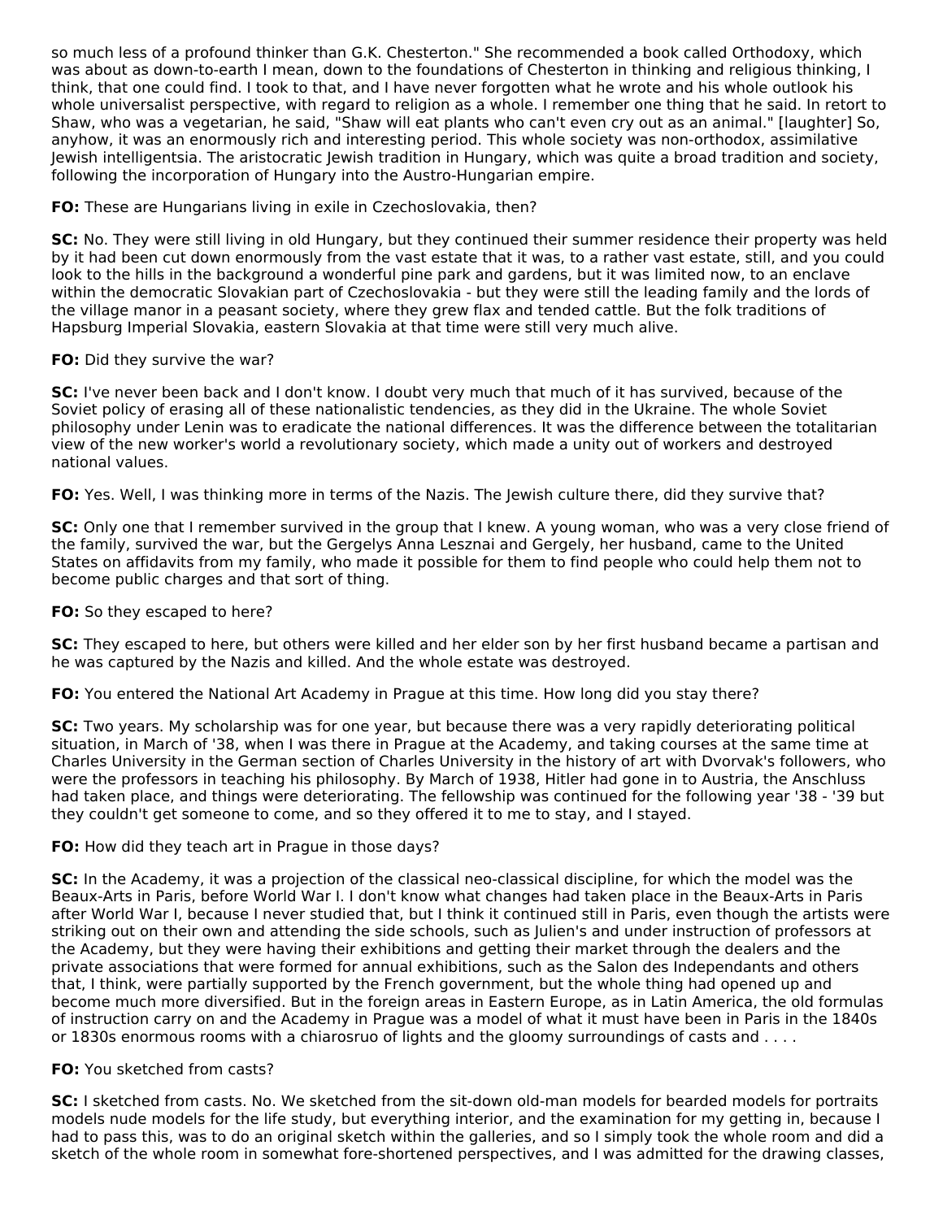so much less of a profound thinker than G.K. Chesterton." She recommended a book called Orthodoxy, which was about as down-to-earth I mean, down to the foundations of Chesterton in thinking and religious thinking, I think, that one could find. I took to that, and I have never forgotten what he wrote and his whole outlook his whole universalist perspective, with regard to religion as a whole. I remember one thing that he said. In retort to Shaw, who was a vegetarian, he said, "Shaw will eat plants who can't even cry out as an animal." [laughter] So, anyhow, it was an enormously rich and interesting period. This whole society was non-orthodox, assimilative Jewish intelligentsia. The aristocratic Jewish tradition in Hungary, which was quite a broad tradition and society, following the incorporation of Hungary into the Austro-Hungarian empire.

**FO:** These are Hungarians living in exile in Czechoslovakia, then?

**SC:** No. They were still living in old Hungary, but they continued their summer residence their property was held by it had been cut down enormously from the vast estate that it was, to a rather vast estate, still, and you could look to the hills in the background a wonderful pine park and gardens, but it was limited now, to an enclave within the democratic Slovakian part of Czechoslovakia - but they were still the leading family and the lords of the village manor in a peasant society, where they grew flax and tended cattle. But the folk traditions of Hapsburg Imperial Slovakia, eastern Slovakia at that time were still very much alive.

**FO:** Did they survive the war?

**SC:** I've never been back and I don't know. I doubt very much that much of it has survived, because of the Soviet policy of erasing all of these nationalistic tendencies, as they did in the Ukraine. The whole Soviet philosophy under Lenin was to eradicate the national differences. It was the difference between the totalitarian view of the new worker's world a revolutionary society, which made a unity out of workers and destroyed national values.

**FO:** Yes. Well, I was thinking more in terms of the Nazis. The Jewish culture there, did they survive that?

**SC:** Only one that I remember survived in the group that I knew. A young woman, who was a very close friend of the family, survived the war, but the Gergelys Anna Lesznai and Gergely, her husband, came to the United States on affidavits from my family, who made it possible for them to find people who could help them not to become public charges and that sort of thing.

**FO:** So they escaped to here?

**SC:** They escaped to here, but others were killed and her elder son by her first husband became a partisan and he was captured by the Nazis and killed. And the whole estate was destroyed.

**FO:** You entered the National Art Academy in Prague at this time. How long did you stay there?

**SC:** Two years. My scholarship was for one year, but because there was a very rapidly deteriorating political situation, in March of '38, when I was there in Prague at the Academy, and taking courses at the same time at Charles University in the German section of Charles University in the history of art with Dvorvak's followers, who were the professors in teaching his philosophy. By March of 1938, Hitler had gone in to Austria, the Anschluss had taken place, and things were deteriorating. The fellowship was continued for the following year '38 - '39 but they couldn't get someone to come, and so they offered it to me to stay, and I stayed.

**FO:** How did they teach art in Prague in those days?

**SC:** In the Academy, it was a projection of the classical neo-classical discipline, for which the model was the Beaux-Arts in Paris, before World War I. I don't know what changes had taken place in the Beaux-Arts in Paris after World War I, because I never studied that, but I think it continued still in Paris, even though the artists were striking out on their own and attending the side schools, such as Julien's and under instruction of professors at the Academy, but they were having their exhibitions and getting their market through the dealers and the private associations that were formed for annual exhibitions, such as the Salon des Independants and others that, I think, were partially supported by the French government, but the whole thing had opened up and become much more diversified. But in the foreign areas in Eastern Europe, as in Latin America, the old formulas of instruction carry on and the Academy in Prague was a model of what it must have been in Paris in the 1840s or 1830s enormous rooms with a chiarosruo of lights and the gloomy surroundings of casts and . . . .

**FO:** You sketched from casts?

**SC:** I sketched from casts. No. We sketched from the sit-down old-man models for bearded models for portraits models nude models for the life study, but everything interior, and the examination for my getting in, because I had to pass this, was to do an original sketch within the galleries, and so I simply took the whole room and did a sketch of the whole room in somewhat fore-shortened perspectives, and I was admitted for the drawing classes,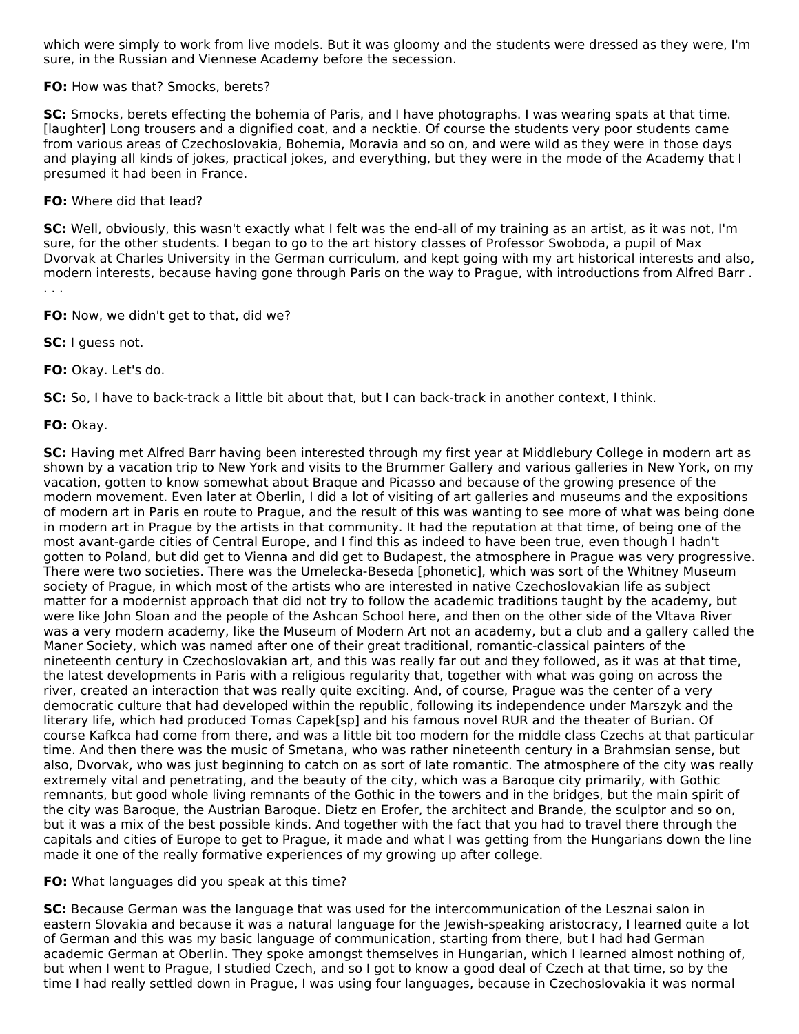which were simply to work from live models. But it was gloomy and the students were dressed as they were, I'm sure, in the Russian and Viennese Academy before the secession.

**FO:** How was that? Smocks, berets?

**SC:** Smocks, berets effecting the bohemia of Paris, and I have photographs. I was wearing spats at that time. [laughter] Long trousers and a dignified coat, and a necktie. Of course the students very poor students came from various areas of Czechoslovakia, Bohemia, Moravia and so on, and were wild as they were in those days and playing all kinds of jokes, practical jokes, and everything, but they were in the mode of the Academy that I presumed it had been in France.

**FO:** Where did that lead?

**SC:** Well, obviously, this wasn't exactly what I felt was the end-all of my training as an artist, as it was not, I'm sure, for the other students. I began to go to the art history classes of Professor Swoboda, a pupil of Max Dvorvak at Charles University in the German curriculum, and kept going with my art historical interests and also, modern interests, because having gone through Paris on the way to Prague, with introductions from Alfred Barr . . . .

**FO:** Now, we didn't get to that, did we?

**SC:** I guess not.

**FO:** Okay. Let's do.

**SC:** So, I have to back-track a little bit about that, but I can back-track in another context, I think.

**FO:** Okay.

**SC:** Having met Alfred Barr having been interested through my first year at Middlebury College in modern art as shown by a vacation trip to New York and visits to the Brummer Gallery and various galleries in New York, on my vacation, gotten to know somewhat about Braque and Picasso and because of the growing presence of the modern movement. Even later at Oberlin, I did a lot of visiting of art galleries and museums and the expositions of modern art in Paris en route to Prague, and the result of this was wanting to see more of what was being done in modern art in Prague by the artists in that community. It had the reputation at that time, of being one of the most avant-garde cities of Central Europe, and I find this as indeed to have been true, even though I hadn't gotten to Poland, but did get to Vienna and did get to Budapest, the atmosphere in Prague was very progressive. There were two societies. There was the Umelecka-Beseda [phonetic], which was sort of the Whitney Museum society of Prague, in which most of the artists who are interested in native Czechoslovakian life as subject matter for a modernist approach that did not try to follow the academic traditions taught by the academy, but were like John Sloan and the people of the Ashcan School here, and then on the other side of the Vltava River was a very modern academy, like the Museum of Modern Art not an academy, but a club and a gallery called the Maner Society, which was named after one of their great traditional, romantic-classical painters of the nineteenth century in Czechoslovakian art, and this was really far out and they followed, as it was at that time, the latest developments in Paris with a religious regularity that, together with what was going on across the river, created an interaction that was really quite exciting. And, of course, Prague was the center of a very democratic culture that had developed within the republic, following its independence under Marszyk and the literary life, which had produced Tomas Capek[sp] and his famous novel RUR and the theater of Burian. Of course Kafkca had come from there, and was a little bit too modern for the middle class Czechs at that particular time. And then there was the music of Smetana, who was rather nineteenth century in a Brahmsian sense, but also, Dvorvak, who was just beginning to catch on as sort of late romantic. The atmosphere of the city was really extremely vital and penetrating, and the beauty of the city, which was a Baroque city primarily, with Gothic remnants, but good whole living remnants of the Gothic in the towers and in the bridges, but the main spirit of the city was Baroque, the Austrian Baroque. Dietz en Erofer, the architect and Brande, the sculptor and so on, but it was a mix of the best possible kinds. And together with the fact that you had to travel there through the capitals and cities of Europe to get to Prague, it made and what I was getting from the Hungarians down the line made it one of the really formative experiences of my growing up after college.

**FO:** What languages did you speak at this time?

**SC:** Because German was the language that was used for the intercommunication of the Lesznai salon in eastern Slovakia and because it was a natural language for the Jewish-speaking aristocracy, I learned quite a lot of German and this was my basic language of communication, starting from there, but I had had German academic German at Oberlin. They spoke amongst themselves in Hungarian, which I learned almost nothing of, but when I went to Prague, I studied Czech, and so I got to know a good deal of Czech at that time, so by the time I had really settled down in Prague, I was using four languages, because in Czechoslovakia it was normal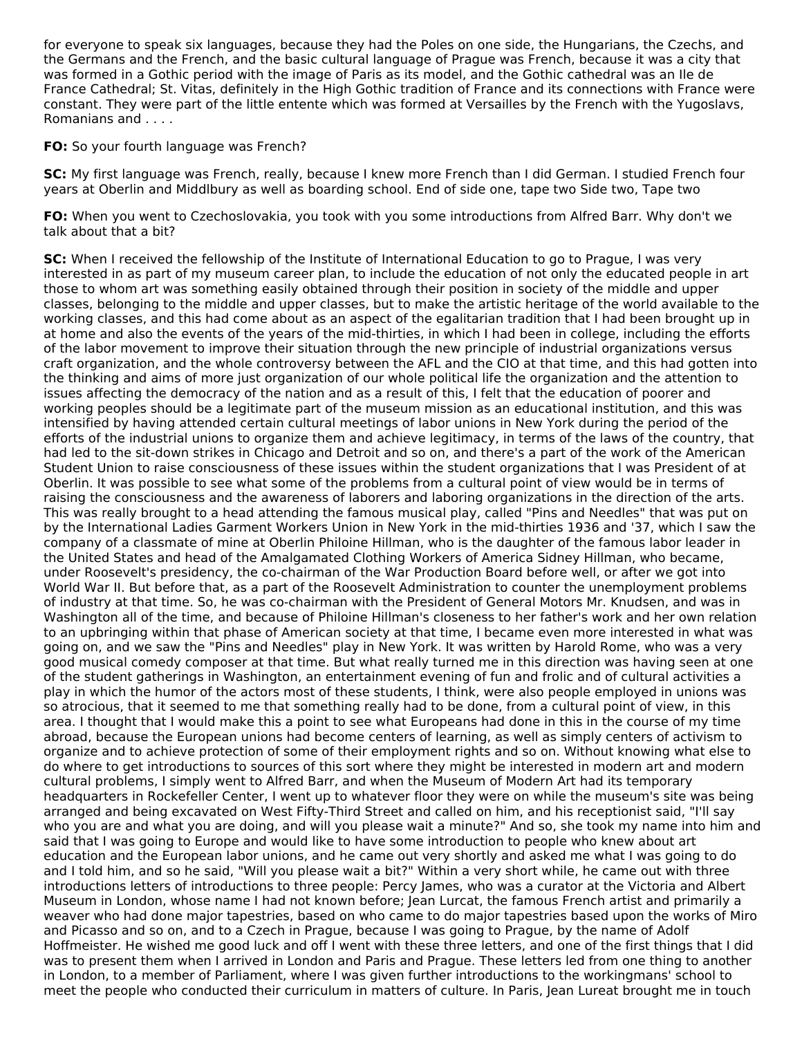for everyone to speak six languages, because they had the Poles on one side, the Hungarians, the Czechs, and the Germans and the French, and the basic cultural language of Prague was French, because it was a city that was formed in a Gothic period with the image of Paris as its model, and the Gothic cathedral was an Ile de France Cathedral; St. Vitas, definitely in the High Gothic tradition of France and its connections with France were constant. They were part of the little entente which was formed at Versailles by the French with the Yugoslavs, Romanians and . . . .

**FO:** So your fourth language was French?

**SC:** My first language was French, really, because I knew more French than I did German. I studied French four years at Oberlin and Middlbury as well as boarding school. End of side one, tape two Side two, Tape two

**FO:** When you went to Czechoslovakia, you took with you some introductions from Alfred Barr. Why don't we talk about that a bit?

**SC:** When I received the fellowship of the Institute of International Education to go to Prague, I was very interested in as part of my museum career plan, to include the education of not only the educated people in art those to whom art was something easily obtained through their position in society of the middle and upper classes, belonging to the middle and upper classes, but to make the artistic heritage of the world available to the working classes, and this had come about as an aspect of the egalitarian tradition that I had been brought up in at home and also the events of the years of the mid-thirties, in which I had been in college, including the efforts of the labor movement to improve their situation through the new principle of industrial organizations versus craft organization, and the whole controversy between the AFL and the CIO at that time, and this had gotten into the thinking and aims of more just organization of our whole political life the organization and the attention to issues affecting the democracy of the nation and as a result of this, I felt that the education of poorer and working peoples should be a legitimate part of the museum mission as an educational institution, and this was intensified by having attended certain cultural meetings of labor unions in New York during the period of the efforts of the industrial unions to organize them and achieve legitimacy, in terms of the laws of the country, that had led to the sit-down strikes in Chicago and Detroit and so on, and there's a part of the work of the American Student Union to raise consciousness of these issues within the student organizations that I was President of at Oberlin. It was possible to see what some of the problems from a cultural point of view would be in terms of raising the consciousness and the awareness of laborers and laboring organizations in the direction of the arts. This was really brought to a head attending the famous musical play, called "Pins and Needles" that was put on by the International Ladies Garment Workers Union in New York in the mid-thirties 1936 and '37, which I saw the company of a classmate of mine at Oberlin Philoine Hillman, who is the daughter of the famous labor leader in the United States and head of the Amalgamated Clothing Workers of America Sidney Hillman, who became, under Roosevelt's presidency, the co-chairman of the War Production Board before well, or after we got into World War II. But before that, as a part of the Roosevelt Administration to counter the unemployment problems of industry at that time. So, he was co-chairman with the President of General Motors Mr. Knudsen, and was in Washington all of the time, and because of Philoine Hillman's closeness to her father's work and her own relation to an upbringing within that phase of American society at that time, I became even more interested in what was going on, and we saw the "Pins and Needles" play in New York. It was written by Harold Rome, who was a very good musical comedy composer at that time. But what really turned me in this direction was having seen at one of the student gatherings in Washington, an entertainment evening of fun and frolic and of cultural activities a play in which the humor of the actors most of these students, I think, were also people employed in unions was so atrocious, that it seemed to me that something really had to be done, from a cultural point of view, in this area. I thought that I would make this a point to see what Europeans had done in this in the course of my time abroad, because the European unions had become centers of learning, as well as simply centers of activism to organize and to achieve protection of some of their employment rights and so on. Without knowing what else to do where to get introductions to sources of this sort where they might be interested in modern art and modern cultural problems, I simply went to Alfred Barr, and when the Museum of Modern Art had its temporary headquarters in Rockefeller Center, I went up to whatever floor they were on while the museum's site was being arranged and being excavated on West Fifty-Third Street and called on him, and his receptionist said, "I'll say who you are and what you are doing, and will you please wait a minute?" And so, she took my name into him and said that I was going to Europe and would like to have some introduction to people who knew about art education and the European labor unions, and he came out very shortly and asked me what I was going to do and I told him, and so he said, "Will you please wait a bit?" Within a very short while, he came out with three introductions letters of introductions to three people: Percy James, who was a curator at the Victoria and Albert Museum in London, whose name I had not known before; Jean Lurcat, the famous French artist and primarily a weaver who had done major tapestries, based on who came to do major tapestries based upon the works of Miro and Picasso and so on, and to a Czech in Prague, because I was going to Prague, by the name of Adolf Hoffmeister. He wished me good luck and off I went with these three letters, and one of the first things that I did was to present them when I arrived in London and Paris and Prague. These letters led from one thing to another in London, to a member of Parliament, where I was given further introductions to the workingmans' school to meet the people who conducted their curriculum in matters of culture. In Paris, Jean Lureat brought me in touch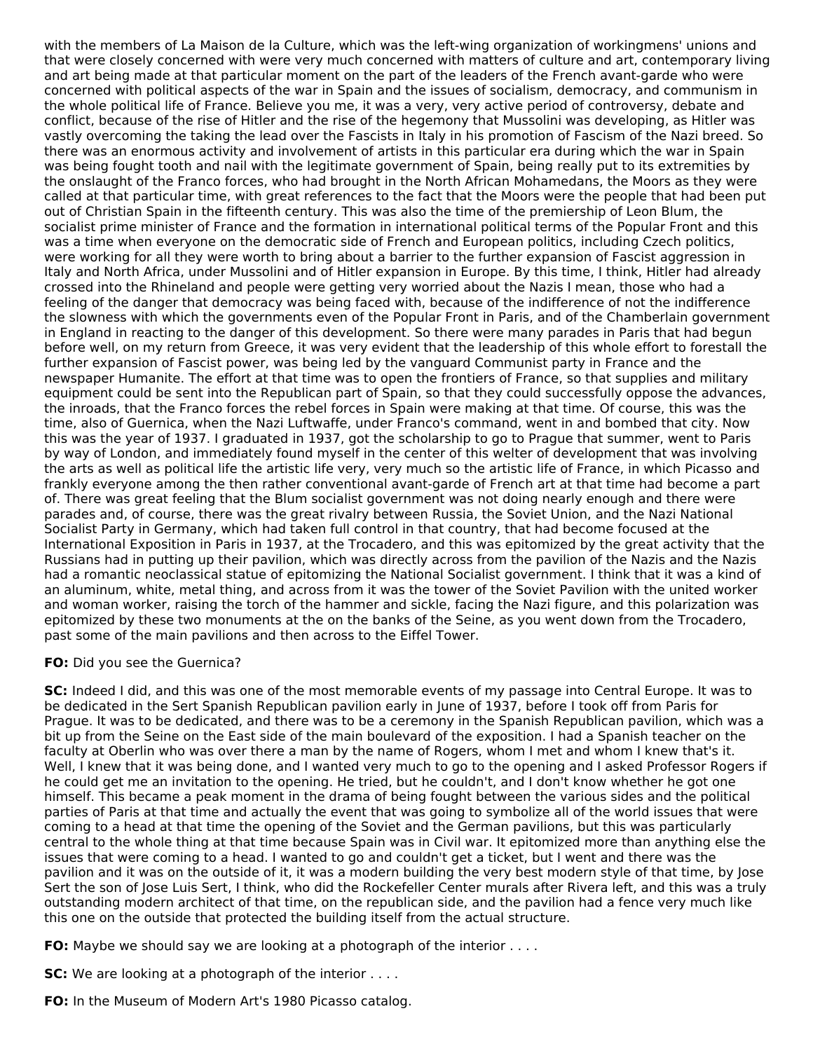with the members of La Maison de la Culture, which was the left-wing organization of workingmens' unions and that were closely concerned with were very much concerned with matters of culture and art, contemporary living and art being made at that particular moment on the part of the leaders of the French avant-garde who were concerned with political aspects of the war in Spain and the issues of socialism, democracy, and communism in the whole political life of France. Believe you me, it was a very, very active period of controversy, debate and conflict, because of the rise of Hitler and the rise of the hegemony that Mussolini was developing, as Hitler was vastly overcoming the taking the lead over the Fascists in Italy in his promotion of Fascism of the Nazi breed. So there was an enormous activity and involvement of artists in this particular era during which the war in Spain was being fought tooth and nail with the legitimate government of Spain, being really put to its extremities by the onslaught of the Franco forces, who had brought in the North African Mohamedans, the Moors as they were called at that particular time, with great references to the fact that the Moors were the people that had been put out of Christian Spain in the fifteenth century. This was also the time of the premiership of Leon Blum, the socialist prime minister of France and the formation in international political terms of the Popular Front and this was a time when everyone on the democratic side of French and European politics, including Czech politics, were working for all they were worth to bring about a barrier to the further expansion of Fascist aggression in Italy and North Africa, under Mussolini and of Hitler expansion in Europe. By this time, I think, Hitler had already crossed into the Rhineland and people were getting very worried about the Nazis I mean, those who had a feeling of the danger that democracy was being faced with, because of the indifference of not the indifference the slowness with which the governments even of the Popular Front in Paris, and of the Chamberlain government in England in reacting to the danger of this development. So there were many parades in Paris that had begun before well, on my return from Greece, it was very evident that the leadership of this whole effort to forestall the further expansion of Fascist power, was being led by the vanguard Communist party in France and the newspaper Humanite. The effort at that time was to open the frontiers of France, so that supplies and military equipment could be sent into the Republican part of Spain, so that they could successfully oppose the advances, the inroads, that the Franco forces the rebel forces in Spain were making at that time. Of course, this was the time, also of Guernica, when the Nazi Luftwaffe, under Franco's command, went in and bombed that city. Now this was the year of 1937. I graduated in 1937, got the scholarship to go to Prague that summer, went to Paris by way of London, and immediately found myself in the center of this welter of development that was involving the arts as well as political life the artistic life very, very much so the artistic life of France, in which Picasso and frankly everyone among the then rather conventional avant-garde of French art at that time had become a part of. There was great feeling that the Blum socialist government was not doing nearly enough and there were parades and, of course, there was the great rivalry between Russia, the Soviet Union, and the Nazi National Socialist Party in Germany, which had taken full control in that country, that had become focused at the International Exposition in Paris in 1937, at the Trocadero, and this was epitomized by the great activity that the Russians had in putting up their pavilion, which was directly across from the pavilion of the Nazis and the Nazis had a romantic neoclassical statue of epitomizing the National Socialist government. I think that it was a kind of an aluminum, white, metal thing, and across from it was the tower of the Soviet Pavilion with the united worker and woman worker, raising the torch of the hammer and sickle, facing the Nazi figure, and this polarization was epitomized by these two monuments at the on the banks of the Seine, as you went down from the Trocadero, past some of the main pavilions and then across to the Eiffel Tower.

**FO:** Did you see the Guernica?

**SC:** Indeed I did, and this was one of the most memorable events of my passage into Central Europe. It was to be dedicated in the Sert Spanish Republican pavilion early in June of 1937, before I took off from Paris for Prague. It was to be dedicated, and there was to be a ceremony in the Spanish Republican pavilion, which was a bit up from the Seine on the East side of the main boulevard of the exposition. I had a Spanish teacher on the faculty at Oberlin who was over there a man by the name of Rogers, whom I met and whom I knew that's it. Well, I knew that it was being done, and I wanted very much to go to the opening and I asked Professor Rogers if he could get me an invitation to the opening. He tried, but he couldn't, and I don't know whether he got one himself. This became a peak moment in the drama of being fought between the various sides and the political parties of Paris at that time and actually the event that was going to symbolize all of the world issues that were coming to a head at that time the opening of the Soviet and the German pavilions, but this was particularly central to the whole thing at that time because Spain was in Civil war. It epitomized more than anything else the issues that were coming to a head. I wanted to go and couldn't get a ticket, but I went and there was the pavilion and it was on the outside of it, it was a modern building the very best modern style of that time, by Jose Sert the son of Jose Luis Sert, I think, who did the Rockefeller Center murals after Rivera left, and this was a truly outstanding modern architect of that time, on the republican side, and the pavilion had a fence very much like this one on the outside that protected the building itself from the actual structure.

**FO:** Maybe we should say we are looking at a photograph of the interior . . . .

**SC:** We are looking at a photograph of the interior . . . .

**FO:** In the Museum of Modern Art's 1980 Picasso catalog.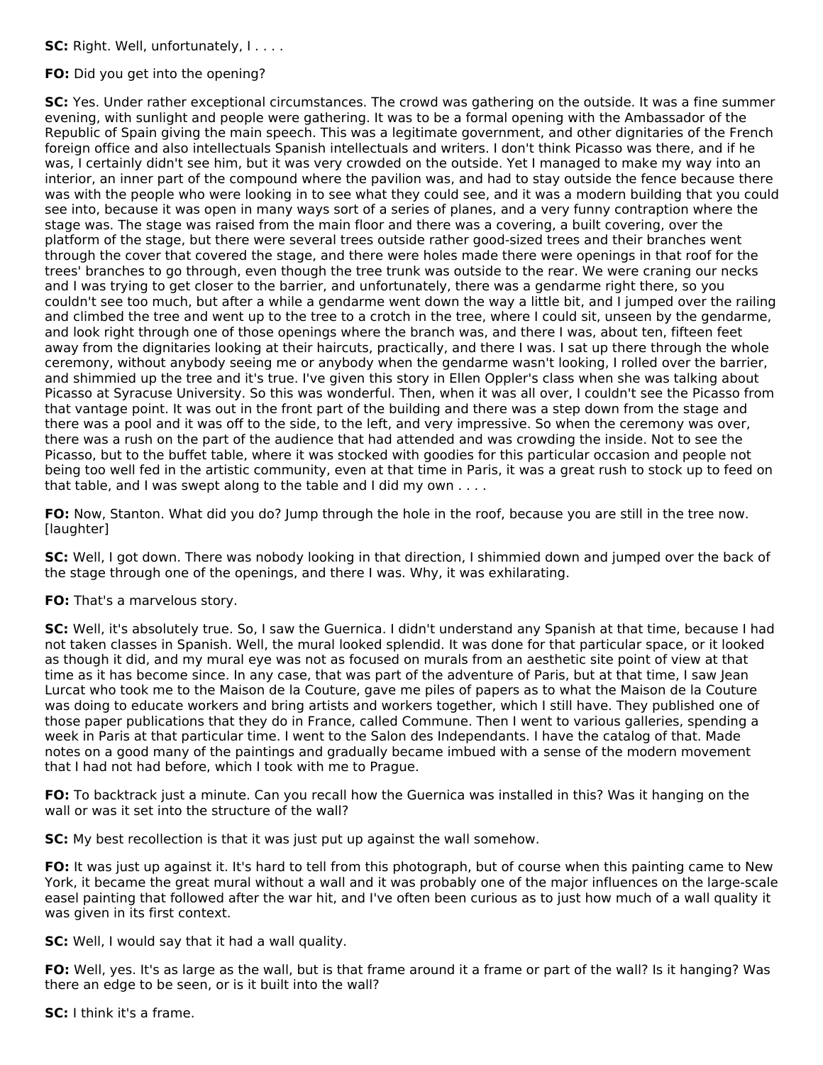**SC:** Right. Well, unfortunately, I . . . .

**FO:** Did you get into the opening?

**SC:** Yes. Under rather exceptional circumstances. The crowd was gathering on the outside. It was a fine summer evening, with sunlight and people were gathering. It was to be a formal opening with the Ambassador of the Republic of Spain giving the main speech. This was a legitimate government, and other dignitaries of the French foreign office and also intellectuals Spanish intellectuals and writers. I don't think Picasso was there, and if he was, I certainly didn't see him, but it was very crowded on the outside. Yet I managed to make my way into an interior, an inner part of the compound where the pavilion was, and had to stay outside the fence because there was with the people who were looking in to see what they could see, and it was a modern building that you could see into, because it was open in many ways sort of a series of planes, and a very funny contraption where the stage was. The stage was raised from the main floor and there was a covering, a built covering, over the platform of the stage, but there were several trees outside rather good-sized trees and their branches went through the cover that covered the stage, and there were holes made there were openings in that roof for the trees' branches to go through, even though the tree trunk was outside to the rear. We were craning our necks and I was trying to get closer to the barrier, and unfortunately, there was a gendarme right there, so you couldn't see too much, but after a while a gendarme went down the way a little bit, and I jumped over the railing and climbed the tree and went up to the tree to a crotch in the tree, where I could sit, unseen by the gendarme, and look right through one of those openings where the branch was, and there I was, about ten, fifteen feet away from the dignitaries looking at their haircuts, practically, and there I was. I sat up there through the whole ceremony, without anybody seeing me or anybody when the gendarme wasn't looking, I rolled over the barrier, and shimmied up the tree and it's true. I've given this story in Ellen Oppler's class when she was talking about Picasso at Syracuse University. So this was wonderful. Then, when it was all over, I couldn't see the Picasso from that vantage point. It was out in the front part of the building and there was a step down from the stage and there was a pool and it was off to the side, to the left, and very impressive. So when the ceremony was over, there was a rush on the part of the audience that had attended and was crowding the inside. Not to see the Picasso, but to the buffet table, where it was stocked with goodies for this particular occasion and people not being too well fed in the artistic community, even at that time in Paris, it was a great rush to stock up to feed on that table, and I was swept along to the table and I did my own . . . .

**FO:** Now, Stanton. What did you do? Jump through the hole in the roof, because you are still in the tree now. [laughter]

**SC:** Well, I got down. There was nobody looking in that direction, I shimmied down and jumped over the back of the stage through one of the openings, and there I was. Why, it was exhilarating.

**FO:** That's a marvelous story.

**SC:** Well, it's absolutely true. So, I saw the Guernica. I didn't understand any Spanish at that time, because I had not taken classes in Spanish. Well, the mural looked splendid. It was done for that particular space, or it looked as though it did, and my mural eye was not as focused on murals from an aesthetic site point of view at that time as it has become since. In any case, that was part of the adventure of Paris, but at that time, I saw Jean Lurcat who took me to the Maison de la Couture, gave me piles of papers as to what the Maison de la Couture was doing to educate workers and bring artists and workers together, which I still have. They published one of those paper publications that they do in France, called Commune. Then I went to various galleries, spending a week in Paris at that particular time. I went to the Salon des Independants. I have the catalog of that. Made notes on a good many of the paintings and gradually became imbued with a sense of the modern movement that I had not had before, which I took with me to Prague.

**FO:** To backtrack just a minute. Can you recall how the Guernica was installed in this? Was it hanging on the wall or was it set into the structure of the wall?

**SC:** My best recollection is that it was just put up against the wall somehow.

**FO:** It was just up against it. It's hard to tell from this photograph, but of course when this painting came to New York, it became the great mural without a wall and it was probably one of the major influences on the large-scale easel painting that followed after the war hit, and I've often been curious as to just how much of a wall quality it was given in its first context.

**SC:** Well, I would say that it had a wall quality.

**FO:** Well, yes. It's as large as the wall, but is that frame around it a frame or part of the wall? Is it hanging? Was there an edge to be seen, or is it built into the wall?

**SC:** I think it's a frame.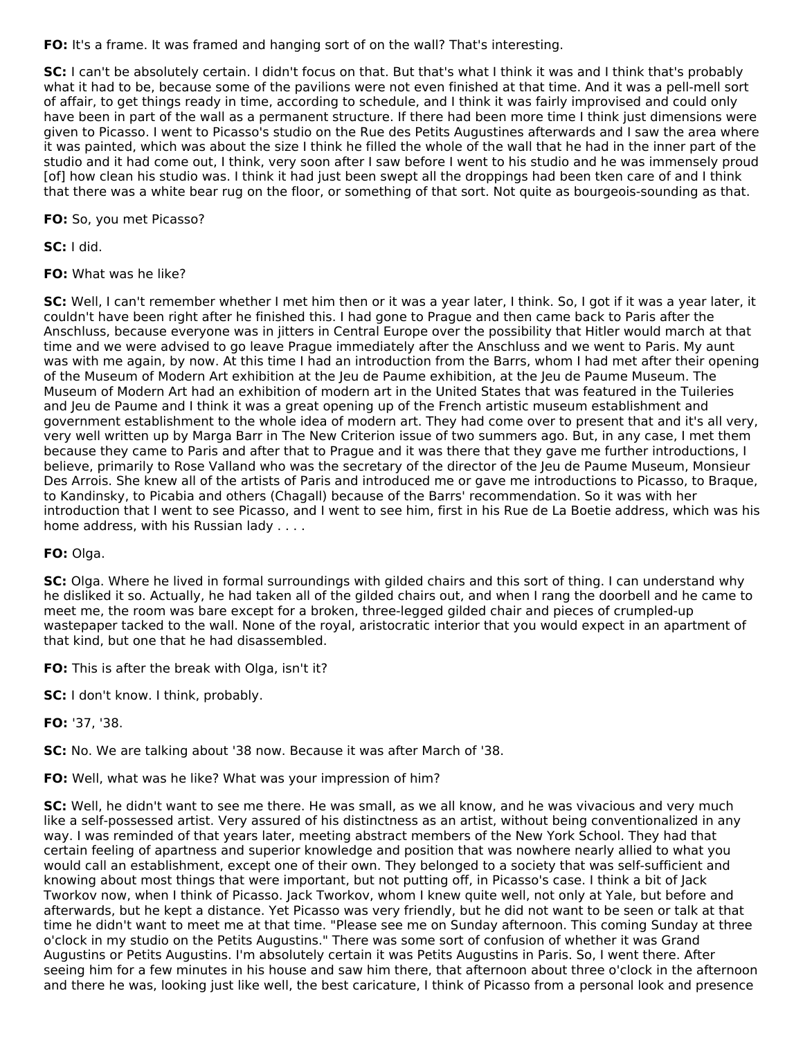**FO:** It's a frame. It was framed and hanging sort of on the wall? That's interesting.

**SC:** I can't be absolutely certain. I didn't focus on that. But that's what I think it was and I think that's probably what it had to be, because some of the pavilions were not even finished at that time. And it was a pell-mell sort of affair, to get things ready in time, according to schedule, and I think it was fairly improvised and could only have been in part of the wall as a permanent structure. If there had been more time I think just dimensions were given to Picasso. I went to Picasso's studio on the Rue des Petits Augustines afterwards and I saw the area where it was painted, which was about the size I think he filled the whole of the wall that he had in the inner part of the studio and it had come out, I think, very soon after I saw before I went to his studio and he was immensely proud [of] how clean his studio was. I think it had just been swept all the droppings had been tken care of and I think that there was a white bear rug on the floor, or something of that sort. Not quite as bourgeois-sounding as that.

**FO:** So, you met Picasso?

**SC:** I did.

**FO:** What was he like?

**SC:** Well, I can't remember whether I met him then or it was a year later, I think. So, I got if it was a year later, it couldn't have been right after he finished this. I had gone to Prague and then came back to Paris after the Anschluss, because everyone was in jitters in Central Europe over the possibility that Hitler would march at that time and we were advised to go leave Prague immediately after the Anschluss and we went to Paris. My aunt was with me again, by now. At this time I had an introduction from the Barrs, whom I had met after their opening of the Museum of Modern Art exhibition at the Jeu de Paume exhibition, at the Jeu de Paume Museum. The Museum of Modern Art had an exhibition of modern art in the United States that was featured in the Tuileries and Jeu de Paume and I think it was a great opening up of the French artistic museum establishment and government establishment to the whole idea of modern art. They had come over to present that and it's all very, very well written up by Marga Barr in The New Criterion issue of two summers ago. But, in any case, I met them because they came to Paris and after that to Prague and it was there that they gave me further introductions, I believe, primarily to Rose Valland who was the secretary of the director of the Jeu de Paume Museum, Monsieur Des Arrois. She knew all of the artists of Paris and introduced me or gave me introductions to Picasso, to Braque, to Kandinsky, to Picabia and others (Chagall) because of the Barrs' recommendation. So it was with her introduction that I went to see Picasso, and I went to see him, first in his Rue de La Boetie address, which was his home address, with his Russian lady . . . .

**FO:** Olga.

**SC:** Olga. Where he lived in formal surroundings with gilded chairs and this sort of thing. I can understand why he disliked it so. Actually, he had taken all of the gilded chairs out, and when I rang the doorbell and he came to meet me, the room was bare except for a broken, three-legged gilded chair and pieces of crumpled-up wastepaper tacked to the wall. None of the royal, aristocratic interior that you would expect in an apartment of that kind, but one that he had disassembled.

**FO:** This is after the break with Olga, isn't it?

**SC:** I don't know. I think, probably.

**FO:** '37, '38.

**SC:** No. We are talking about '38 now. Because it was after March of '38.

**FO:** Well, what was he like? What was your impression of him?

**SC:** Well, he didn't want to see me there. He was small, as we all know, and he was vivacious and very much like a self-possessed artist. Very assured of his distinctness as an artist, without being conventionalized in any way. I was reminded of that years later, meeting abstract members of the New York School. They had that certain feeling of apartness and superior knowledge and position that was nowhere nearly allied to what you would call an establishment, except one of their own. They belonged to a society that was self-sufficient and knowing about most things that were important, but not putting off, in Picasso's case. I think a bit of Jack Tworkov now, when I think of Picasso. Jack Tworkov, whom I knew quite well, not only at Yale, but before and afterwards, but he kept a distance. Yet Picasso was very friendly, but he did not want to be seen or talk at that time he didn't want to meet me at that time. "Please see me on Sunday afternoon. This coming Sunday at three o'clock in my studio on the Petits Augustins." There was some sort of confusion of whether it was Grand Augustins or Petits Augustins. I'm absolutely certain it was Petits Augustins in Paris. So, I went there. After seeing him for a few minutes in his house and saw him there, that afternoon about three o'clock in the afternoon and there he was, looking just like well, the best caricature, I think of Picasso from a personal look and presence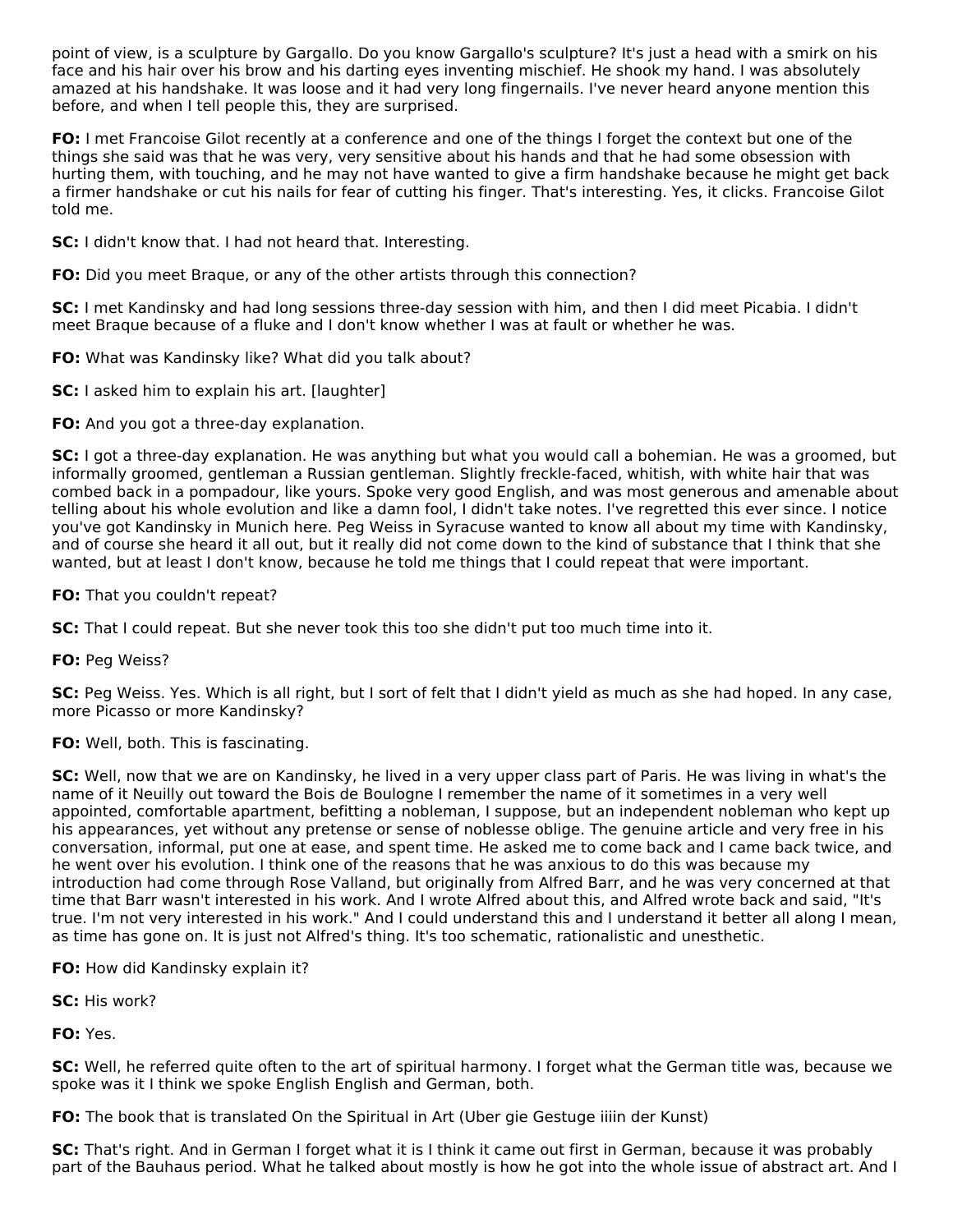point of view, is a sculpture by Gargallo. Do you know Gargallo's sculpture? It's just a head with a smirk on his face and his hair over his brow and his darting eyes inventing mischief. He shook my hand. I was absolutely amazed at his handshake. It was loose and it had very long fingernails. I've never heard anyone mention this before, and when I tell people this, they are surprised.

**FO:** I met Francoise Gilot recently at a conference and one of the things I forget the context but one of the things she said was that he was very, very sensitive about his hands and that he had some obsession with hurting them, with touching, and he may not have wanted to give a firm handshake because he might get back a firmer handshake or cut his nails for fear of cutting his finger. That's interesting. Yes, it clicks. Francoise Gilot told me.

**SC:** I didn't know that. I had not heard that. Interesting.

**FO:** Did you meet Braque, or any of the other artists through this connection?

**SC:** I met Kandinsky and had long sessions three-day session with him, and then I did meet Picabia. I didn't meet Braque because of a fluke and I don't know whether I was at fault or whether he was.

**FO:** What was Kandinsky like? What did you talk about?

**SC:** I asked him to explain his art. [laughter]

**FO:** And you got a three-day explanation.

**SC:** I got a three-day explanation. He was anything but what you would call a bohemian. He was a groomed, but informally groomed, gentleman a Russian gentleman. Slightly freckle-faced, whitish, with white hair that was combed back in a pompadour, like yours. Spoke very good English, and was most generous and amenable about telling about his whole evolution and like a damn fool, I didn't take notes. I've regretted this ever since. I notice you've got Kandinsky in Munich here. Peg Weiss in Syracuse wanted to know all about my time with Kandinsky, and of course she heard it all out, but it really did not come down to the kind of substance that I think that she wanted, but at least I don't know, because he told me things that I could repeat that were important.

**FO:** That you couldn't repeat?

**SC:** That I could repeat. But she never took this too she didn't put too much time into it.

**FO:** Peg Weiss?

**SC:** Peg Weiss. Yes. Which is all right, but I sort of felt that I didn't yield as much as she had hoped. In any case, more Picasso or more Kandinsky?

**FO:** Well, both. This is fascinating.

**SC:** Well, now that we are on Kandinsky, he lived in a very upper class part of Paris. He was living in what's the name of it Neuilly out toward the Bois de Boulogne I remember the name of it sometimes in a very well appointed, comfortable apartment, befitting a nobleman, I suppose, but an independent nobleman who kept up his appearances, yet without any pretense or sense of noblesse oblige. The genuine article and very free in his conversation, informal, put one at ease, and spent time. He asked me to come back and I came back twice, and he went over his evolution. I think one of the reasons that he was anxious to do this was because my introduction had come through Rose Valland, but originally from Alfred Barr, and he was very concerned at that time that Barr wasn't interested in his work. And I wrote Alfred about this, and Alfred wrote back and said, "It's true. I'm not very interested in his work." And I could understand this and I understand it better all along I mean, as time has gone on. It is just not Alfred's thing. It's too schematic, rationalistic and unesthetic.

**FO:** How did Kandinsky explain it?

**SC:** His work?

**FO:** Yes.

**SC:** Well, he referred quite often to the art of spiritual harmony. I forget what the German title was, because we spoke was it I think we spoke English English and German, both.

**FO:** The book that is translated On the Spiritual in Art (Uber gie Gestuge iiiin der Kunst)

**SC:** That's right. And in German I forget what it is I think it came out first in German, because it was probably part of the Bauhaus period. What he talked about mostly is how he got into the whole issue of abstract art. And I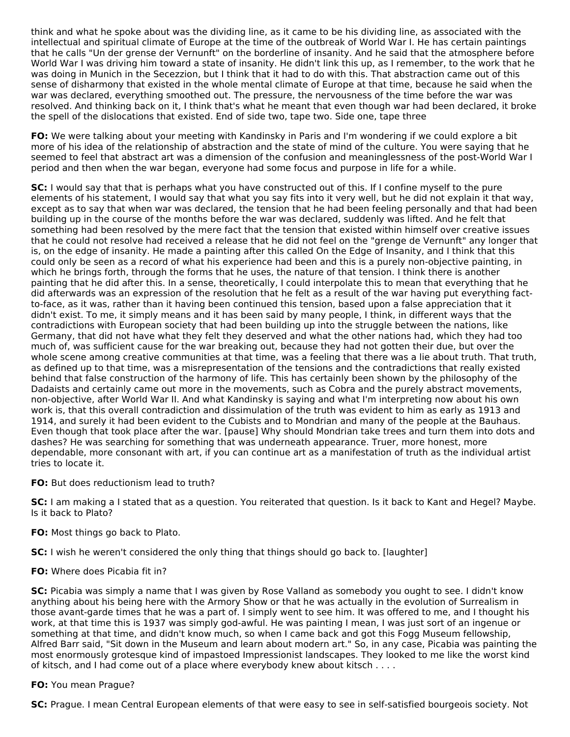think and what he spoke about was the dividing line, as it came to be his dividing line, as associated with the intellectual and spiritual climate of Europe at the time of the outbreak of World War I. He has certain paintings that he calls "Un der grense der Vernunft" on the borderline of insanity. And he said that the atmosphere before World War I was driving him toward a state of insanity. He didn't link this up, as I remember, to the work that he was doing in Munich in the Secezzion, but I think that it had to do with this. That abstraction came out of this sense of disharmony that existed in the whole mental climate of Europe at that time, because he said when the war was declared, everything smoothed out. The pressure, the nervousness of the time before the war was resolved. And thinking back on it, I think that's what he meant that even though war had been declared, it broke the spell of the dislocations that existed. End of side two, tape two. Side one, tape three

**FO:** We were talking about your meeting with Kandinsky in Paris and I'm wondering if we could explore a bit more of his idea of the relationship of abstraction and the state of mind of the culture. You were saying that he seemed to feel that abstract art was a dimension of the confusion and meaninglessness of the post-World War I period and then when the war began, everyone had some focus and purpose in life for a while.

**SC:** I would say that that is perhaps what you have constructed out of this. If I confine myself to the pure elements of his statement, I would say that what you say fits into it very well, but he did not explain it that way, except as to say that when war was declared, the tension that he had been feeling personally and that had been building up in the course of the months before the war was declared, suddenly was lifted. And he felt that something had been resolved by the mere fact that the tension that existed within himself over creative issues that he could not resolve had received a release that he did not feel on the "grenge de Vernunft" any longer that is, on the edge of insanity. He made a painting after this called On the Edge of Insanity, and I think that this could only be seen as a record of what his experience had been and this is a purely non-objective painting, in which he brings forth, through the forms that he uses, the nature of that tension. I think there is another painting that he did after this. In a sense, theoretically, I could interpolate this to mean that everything that he did afterwards was an expression of the resolution that he felt as a result of the war having put everything fact-to-face, as it was, rather than it having been continued this tension, based upon a false appreciation that it didn't exist. To me, it simply means and it has been said by many people, I think, in different ways that the contradictions with European society that had been building up into the struggle between the nations, like Germany, that did not have what they felt they deserved and what the other nations had, which they had too much of, was sufficient cause for the war breaking out, because they had not gotten their due, but over the whole scene among creative communities at that time, was a feeling that there was a lie about truth. That truth, as defined up to that time, was a misrepresentation of the tensions and the contradictions that really existed behind that false construction of the harmony of life. This has certainly been shown by the philosophy of the Dadaists and certainly came out more in the movements, such as Cobra and the purely abstract movements, non-objective, after World War II. And what Kandinsky is saying and what I'm interpreting now about his own work is, that this overall contradiction and dissimulation of the truth was evident to him as early as 1913 and 1914, and surely it had been evident to the Cubists and to Mondrian and many of the people at the Bauhaus. Even though that took place after the war. [pause] Why should Mondrian take trees and turn them into dots and dashes? He was searching for something that was underneath appearance. Truer, more honest, more dependable, more consonant with art, if you can continue art as a manifestation of truth as the individual artist tries to locate it.

**FO:** But does reductionism lead to truth?

**SC:** I am making a I stated that as a question. You reiterated that question. Is it back to Kant and Hegel? Maybe. Is it back to Plato?

**FO:** Most things go back to Plato.

**SC:** I wish he weren't considered the only thing that things should go back to. [laughter]

**FO:** Where does Picabia fit in?

**SC:** Picabia was simply a name that I was given by Rose Valland as somebody you ought to see. I didn't know anything about his being here with the Armory Show or that he was actually in the evolution of Surrealism in those avant-garde times that he was a part of. I simply went to see him. It was offered to me, and I thought his work, at that time this is 1937 was simply god-awful. He was painting I mean, I was just sort of an ingenue or something at that time, and didn't know much, so when I came back and got this Fogg Museum fellowship, Alfred Barr said, "Sit down in the Museum and learn about modern art." So, in any case, Picabia was painting the most enormously grotesque kind of impastoed Impressionist landscapes. They looked to me like the worst kind of kitsch, and I had come out of a place where everybody knew about kitsch . . . .

**FO:** You mean Prague?

**SC:** Prague. I mean Central European elements of that were easy to see in self-satisfied bourgeois society. Not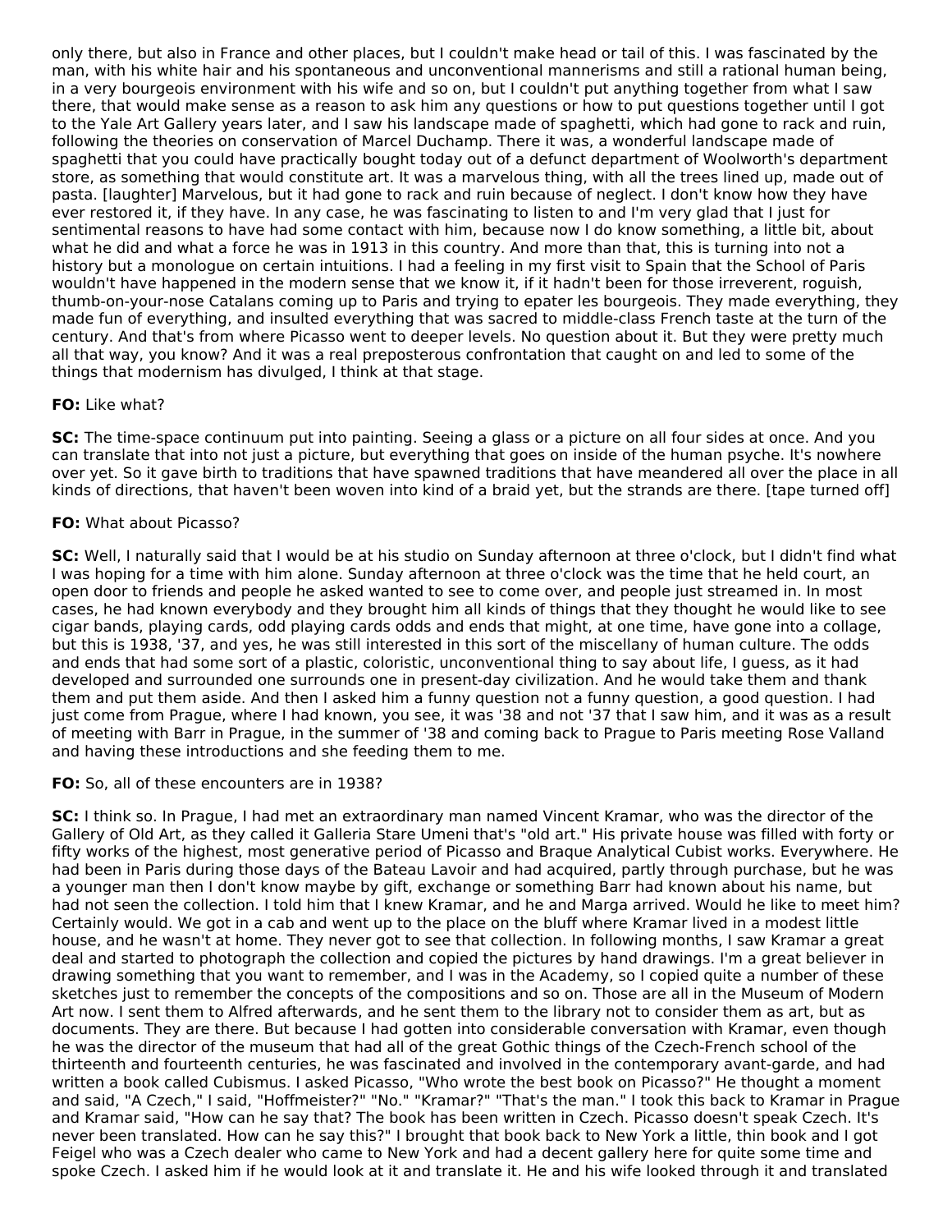only there, but also in France and other places, but I couldn't make head or tail of this. I was fascinated by the man, with his white hair and his spontaneous and unconventional mannerisms and still a rational human being, in a very bourgeois environment with his wife and so on, but I couldn't put anything together from what I saw there, that would make sense as a reason to ask him any questions or how to put questions together until I got to the Yale Art Gallery years later, and I saw his landscape made of spaghetti, which had gone to rack and ruin, following the theories on conservation of Marcel Duchamp. There it was, a wonderful landscape made of spaghetti that you could have practically bought today out of a defunct department of Woolworth's department store, as something that would constitute art. It was a marvelous thing, with all the trees lined up, made out of pasta. [laughter] Marvelous, but it had gone to rack and ruin because of neglect. I don't know how they have ever restored it, if they have. In any case, he was fascinating to listen to and I'm very glad that I just for sentimental reasons to have had some contact with him, because now I do know something, a little bit, about what he did and what a force he was in 1913 in this country. And more than that, this is turning into not a history but a monologue on certain intuitions. I had a feeling in my first visit to Spain that the School of Paris wouldn't have happened in the modern sense that we know it, if it hadn't been for those irreverent, roguish, thumb-on-your-nose Catalans coming up to Paris and trying to epater les bourgeois. They made everything, they made fun of everything, and insulted everything that was sacred to middle-class French taste at the turn of the century. And that's from where Picasso went to deeper levels. No question about it. But they were pretty much all that way, you know? And it was a real preposterous confrontation that caught on and led to some of the things that modernism has divulged, I think at that stage.

**FO:** Like what?

**SC:** The time-space continuum put into painting. Seeing a glass or a picture on all four sides at once. And you can translate that into not just a picture, but everything that goes on inside of the human psyche. It's nowhere over yet. So it gave birth to traditions that have spawned traditions that have meandered all over the place in all kinds of directions, that haven't been woven into kind of a braid yet, but the strands are there. [tape turned off]

**FO:** What about Picasso?

**SC:** Well, I naturally said that I would be at his studio on Sunday afternoon at three o'clock, but I didn't find what I was hoping for a time with him alone. Sunday afternoon at three o'clock was the time that he held court, an open door to friends and people he asked wanted to see to come over, and people just streamed in. In most cases, he had known everybody and they brought him all kinds of things that they thought he would like to see cigar bands, playing cards, odd playing cards odds and ends that might, at one time, have gone into a collage, but this is 1938, '37, and yes, he was still interested in this sort of the miscellany of human culture. The odds and ends that had some sort of a plastic, coloristic, unconventional thing to say about life, I guess, as it had developed and surrounded one surrounds one in present-day civilization. And he would take them and thank them and put them aside. And then I asked him a funny question not a funny question, a good question. I had just come from Prague, where I had known, you see, it was '38 and not '37 that I saw him, and it was as a result of meeting with Barr in Prague, in the summer of '38 and coming back to Prague to Paris meeting Rose Valland and having these introductions and she feeding them to me.

**FO:** So, all of these encounters are in 1938?

**SC:** I think so. In Prague, I had met an extraordinary man named Vincent Kramar, who was the director of the Gallery of Old Art, as they called it Galleria Stare Umeni that's "old art." His private house was filled with forty or fifty works of the highest, most generative period of Picasso and Braque Analytical Cubist works. Everywhere. He had been in Paris during those days of the Bateau Lavoir and had acquired, partly through purchase, but he was a younger man then I don't know maybe by gift, exchange or something Barr had known about his name, but had not seen the collection. I told him that I knew Kramar, and he and Marga arrived. Would he like to meet him? Certainly would. We got in a cab and went up to the place on the bluff where Kramar lived in a modest little house, and he wasn't at home. They never got to see that collection. In following months, I saw Kramar a great deal and started to photograph the collection and copied the pictures by hand drawings. I'm a great believer in drawing something that you want to remember, and I was in the Academy, so I copied quite a number of these sketches just to remember the concepts of the compositions and so on. Those are all in the Museum of Modern Art now. I sent them to Alfred afterwards, and he sent them to the library not to consider them as art, but as documents. They are there. But because I had gotten into considerable conversation with Kramar, even though he was the director of the museum that had all of the great Gothic things of the Czech-French school of the thirteenth and fourteenth centuries, he was fascinated and involved in the contemporary avant-garde, and had written a book called Cubismus. I asked Picasso, "Who wrote the best book on Picasso?" He thought a moment and said, "A Czech," I said, "Hoffmeister?" "No." "Kramar?" "That's the man." I took this back to Kramar in Prague and Kramar said, "How can he say that? The book has been written in Czech. Picasso doesn't speak Czech. It's never been translated. How can he say this?" I brought that book back to New York a little, thin book and I got Feigel who was a Czech dealer who came to New York and had a decent gallery here for quite some time and spoke Czech. I asked him if he would look at it and translate it. He and his wife looked through it and translated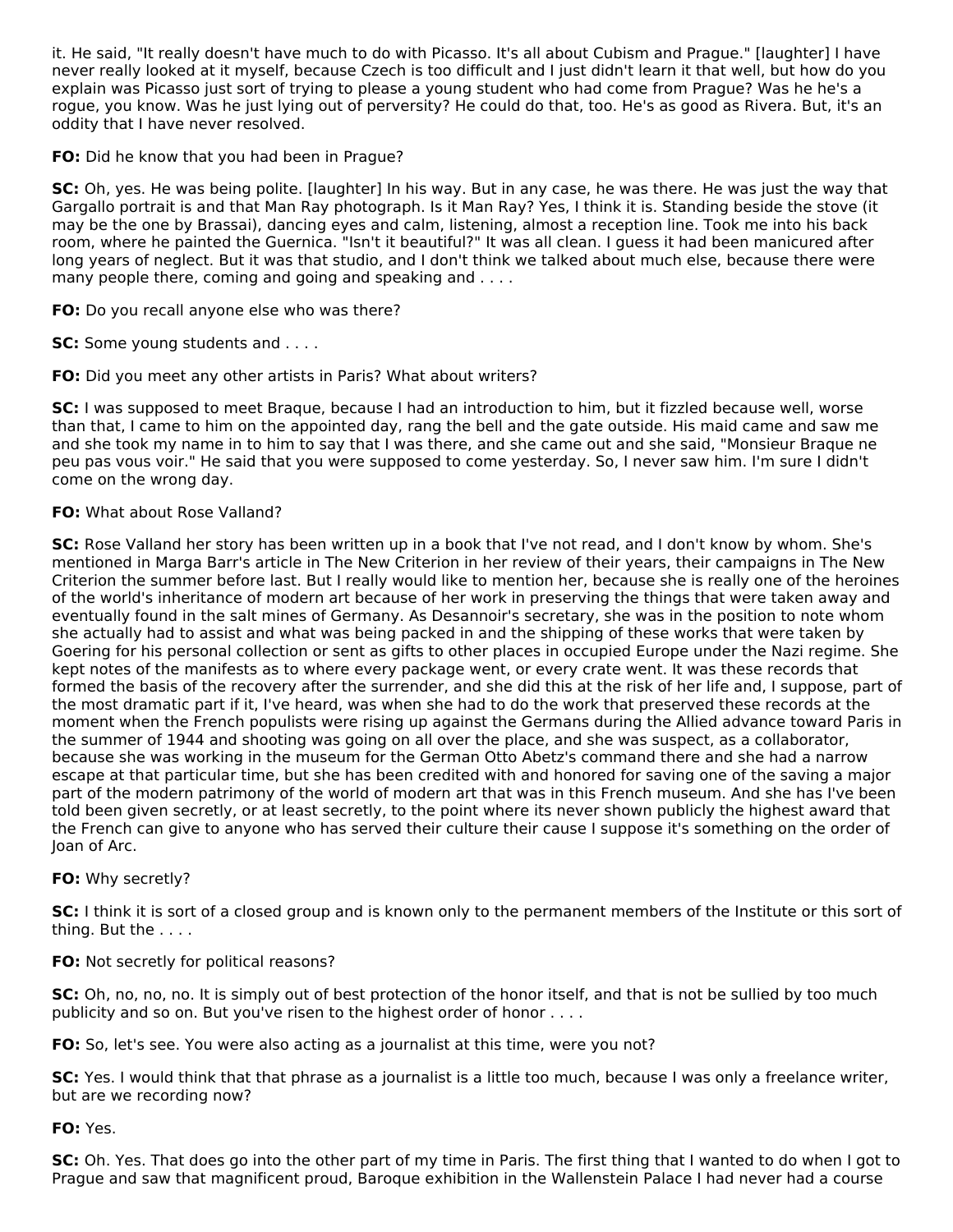it. He said, "It really doesn't have much to do with Picasso. It's all about Cubism and Prague." [laughter] I have never really looked at it myself, because Czech is too difficult and I just didn't learn it that well, but how do you explain was Picasso just sort of trying to please a young student who had come from Prague? Was he he's a rogue, you know. Was he just lying out of perversity? He could do that, too. He's as good as Rivera. But, it's an oddity that I have never resolved.

**FO:** Did he know that you had been in Prague?

**SC:** Oh, yes. He was being polite. [laughter] In his way. But in any case, he was there. He was just the way that Gargallo portrait is and that Man Ray photograph. Is it Man Ray? Yes, I think it is. Standing beside the stove (it may be the one by Brassai), dancing eyes and calm, listening, almost a reception line. Took me into his back room, where he painted the Guernica. "Isn't it beautiful?" It was all clean. I guess it had been manicured after long years of neglect. But it was that studio, and I don't think we talked about much else, because there were many people there, coming and going and speaking and . . . .

**FO:** Do you recall anyone else who was there?

**SC:** Some young students and . . . .

**FO:** Did you meet any other artists in Paris? What about writers?

**SC:** I was supposed to meet Braque, because I had an introduction to him, but it fizzled because well, worse than that, I came to him on the appointed day, rang the bell and the gate outside. His maid came and saw me and she took my name in to him to say that I was there, and she came out and she said, "Monsieur Braque ne peu pas vous voir." He said that you were supposed to come yesterday. So, I never saw him. I'm sure I didn't come on the wrong day.

**FO:** What about Rose Valland?

**SC:** Rose Valland her story has been written up in a book that I've not read, and I don't know by whom. She's mentioned in Marga Barr's article in The New Criterion in her review of their years, their campaigns in The New Criterion the summer before last. But I really would like to mention her, because she is really one of the heroines of the world's inheritance of modern art because of her work in preserving the things that were taken away and eventually found in the salt mines of Germany. As Desannoir's secretary, she was in the position to note whom she actually had to assist and what was being packed in and the shipping of these works that were taken by Goering for his personal collection or sent as gifts to other places in occupied Europe under the Nazi regime. She kept notes of the manifests as to where every package went, or every crate went. It was these records that formed the basis of the recovery after the surrender, and she did this at the risk of her life and, I suppose, part of the most dramatic part if it, I've heard, was when she had to do the work that preserved these records at the moment when the French populists were rising up against the Germans during the Allied advance toward Paris in the summer of 1944 and shooting was going on all over the place, and she was suspect, as a collaborator, because she was working in the museum for the German Otto Abetz's command there and she had a narrow escape at that particular time, but she has been credited with and honored for saving one of the saving a major part of the modern patrimony of the world of modern art that was in this French museum. And she has I've been told been given secretly, or at least secretly, to the point where its never shown publicly the highest award that the French can give to anyone who has served their culture their cause I suppose it's something on the order of Joan of Arc.

**FO:** Why secretly?

**SC:** I think it is sort of a closed group and is known only to the permanent members of the Institute or this sort of thing. But the . . . .

**FO:** Not secretly for political reasons?

**SC:** Oh, no, no, no. It is simply out of best protection of the honor itself, and that is not be sullied by too much publicity and so on. But you've risen to the highest order of honor . . . .

**FO:** So, let's see. You were also acting as a journalist at this time, were you not?

**SC:** Yes. I would think that that phrase as a journalist is a little too much, because I was only a freelance writer, but are we recording now?

**FO:** Yes.

**SC:** Oh. Yes. That does go into the other part of my time in Paris. The first thing that I wanted to do when I got to Prague and saw that magnificent proud, Baroque exhibition in the Wallenstein Palace I had never had a course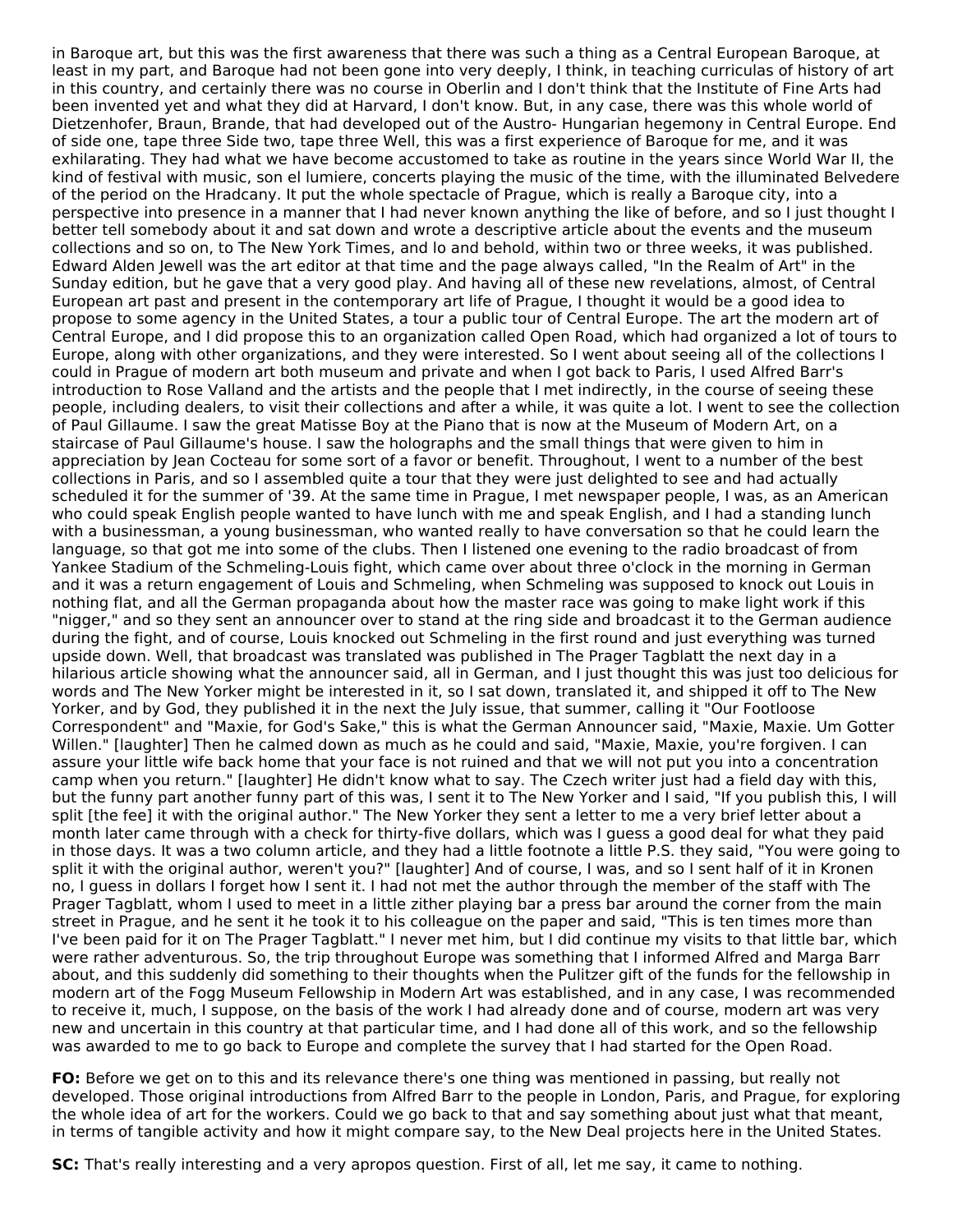in Baroque art, but this was the first awareness that there was such a thing as a Central European Baroque, at least in my part, and Baroque had not been gone into very deeply, I think, in teaching curriculas of history of art in this country, and certainly there was no course in Oberlin and I don't think that the Institute of Fine Arts had been invented yet and what they did at Harvard, I don't know. But, in any case, there was this whole world of Dietzenhofer, Braun, Brande, that had developed out of the Austro- Hungarian hegemony in Central Europe. End of side one, tape three Side two, tape three Well, this was a first experience of Baroque for me, and it was exhilarating. They had what we have become accustomed to take as routine in the years since World War II, the kind of festival with music, son el lumiere, concerts playing the music of the time, with the illuminated Belvedere of the period on the Hradcany. It put the whole spectacle of Prague, which is really a Baroque city, into a perspective into presence in a manner that I had never known anything the like of before, and so I just thought I better tell somebody about it and sat down and wrote a descriptive article about the events and the museum collections and so on, to The New York Times, and lo and behold, within two or three weeks, it was published. Edward Alden Jewell was the art editor at that time and the page always called, "In the Realm of Art" in the Sunday edition, but he gave that a very good play. And having all of these new revelations, almost, of Central European art past and present in the contemporary art life of Prague, I thought it would be a good idea to propose to some agency in the United States, a tour a public tour of Central Europe. The art the modern art of Central Europe, and I did propose this to an organization called Open Road, which had organized a lot of tours to Europe, along with other organizations, and they were interested. So I went about seeing all of the collections I could in Prague of modern art both museum and private and when I got back to Paris, I used Alfred Barr's introduction to Rose Valland and the artists and the people that I met indirectly, in the course of seeing these people, including dealers, to visit their collections and after a while, it was quite a lot. I went to see the collection of Paul Gillaume. I saw the great Matisse Boy at the Piano that is now at the Museum of Modern Art, on a staircase of Paul Gillaume's house. I saw the holographs and the small things that were given to him in appreciation by Jean Cocteau for some sort of a favor or benefit. Throughout, I went to a number of the best collections in Paris, and so I assembled quite a tour that they were just delighted to see and had actually scheduled it for the summer of '39. At the same time in Prague, I met newspaper people, I was, as an American who could speak English people wanted to have lunch with me and speak English, and I had a standing lunch with a businessman, a young businessman, who wanted really to have conversation so that he could learn the language, so that got me into some of the clubs. Then I listened one evening to the radio broadcast of from Yankee Stadium of the Schmeling-Louis fight, which came over about three o'clock in the morning in German and it was a return engagement of Louis and Schmeling, when Schmeling was supposed to knock out Louis in nothing flat, and all the German propaganda about how the master race was going to make light work if this "nigger," and so they sent an announcer over to stand at the ring side and broadcast it to the German audience during the fight, and of course, Louis knocked out Schmeling in the first round and just everything was turned upside down. Well, that broadcast was translated was published in The Prager Tagblatt the next day in a hilarious article showing what the announcer said, all in German, and I just thought this was just too delicious for words and The New Yorker might be interested in it, so I sat down, translated it, and shipped it off to The New Yorker, and by God, they published it in the next the July issue, that summer, calling it "Our Footloose Correspondent" and "Maxie, for God's Sake," this is what the German Announcer said, "Maxie, Maxie. Um Gotter Willen." [laughter] Then he calmed down as much as he could and said, "Maxie, Maxie, you're forgiven. I can assure your little wife back home that your face is not ruined and that we will not put you into a concentration camp when you return." [laughter] He didn't know what to say. The Czech writer just had a field day with this, but the funny part another funny part of this was, I sent it to The New Yorker and I said, "If you publish this, I will split [the fee] it with the original author." The New Yorker they sent a letter to me a very brief letter about a month later came through with a check for thirty-five dollars, which was I guess a good deal for what they paid in those days. It was a two column article, and they had a little footnote a little P.S. they said, "You were going to split it with the original author, weren't you?" [laughter] And of course, I was, and so I sent half of it in Kronen no, I guess in dollars I forget how I sent it. I had not met the author through the member of the staff with The Prager Tagblatt, whom I used to meet in a little zither playing bar a press bar around the corner from the main street in Prague, and he sent it he took it to his colleague on the paper and said, "This is ten times more than I've been paid for it on The Prager Tagblatt." I never met him, but I did continue my visits to that little bar, which were rather adventurous. So, the trip throughout Europe was something that I informed Alfred and Marga Barr about, and this suddenly did something to their thoughts when the Pulitzer gift of the funds for the fellowship in modern art of the Fogg Museum Fellowship in Modern Art was established, and in any case, I was recommended to receive it, much, I suppose, on the basis of the work I had already done and of course, modern art was very new and uncertain in this country at that particular time, and I had done all of this work, and so the fellowship was awarded to me to go back to Europe and complete the survey that I had started for the Open Road.

**FO:** Before we get on to this and its relevance there's one thing was mentioned in passing, but really not developed. Those original introductions from Alfred Barr to the people in London, Paris, and Prague, for exploring the whole idea of art for the workers. Could we go back to that and say something about just what that meant, in terms of tangible activity and how it might compare say, to the New Deal projects here in the United States.

**SC:** That's really interesting and a very apropos question. First of all, let me say, it came to nothing.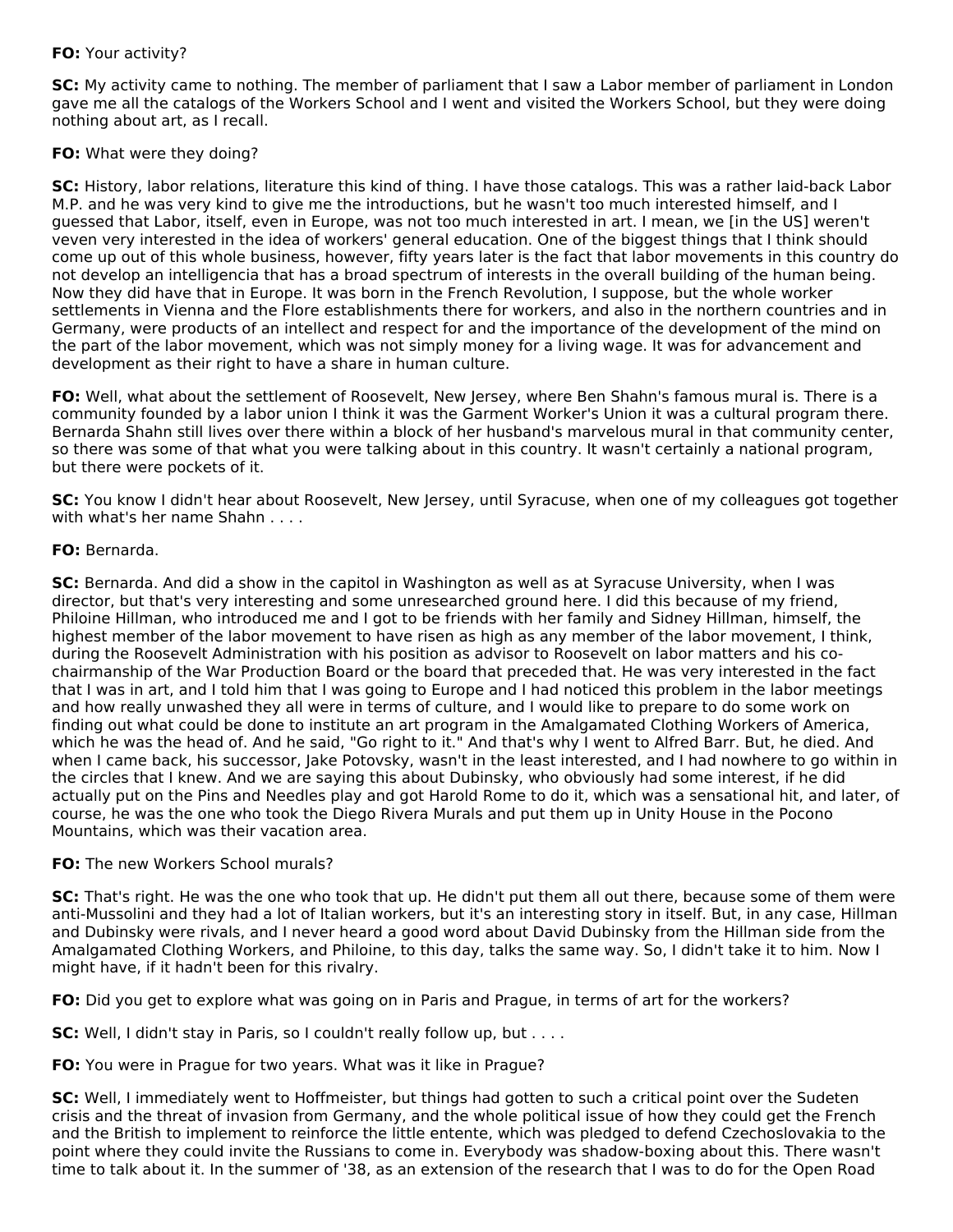**FO:** Your activity?

**SC:** My activity came to nothing. The member of parliament that I saw a Labor member of parliament in London gave me all the catalogs of the Workers School and I went and visited the Workers School, but they were doing nothing about art, as I recall.

**FO:** What were they doing?

**SC:** History, labor relations, literature this kind of thing. I have those catalogs. This was a rather laid-back Labor M.P. and he was very kind to give me the introductions, but he wasn't too much interested himself, and I guessed that Labor, itself, even in Europe, was not too much interested in art. I mean, we [in the US] weren't veven very interested in the idea of workers' general education. One of the biggest things that I think should come up out of this whole business, however, fifty years later is the fact that labor movements in this country do not develop an intelligencia that has a broad spectrum of interests in the overall building of the human being. Now they did have that in Europe. It was born in the French Revolution, I suppose, but the whole worker settlements in Vienna and the Flore establishments there for workers, and also in the northern countries and in Germany, were products of an intellect and respect for and the importance of the development of the mind on the part of the labor movement, which was not simply money for a living wage. It was for advancement and development as their right to have a share in human culture.

**FO:** Well, what about the settlement of Roosevelt, New Jersey, where Ben Shahn's famous mural is. There is a community founded by a labor union I think it was the Garment Worker's Union it was a cultural program there. Bernarda Shahn still lives over there within a block of her husband's marvelous mural in that community center, so there was some of that what you were talking about in this country. It wasn't certainly a national program, but there were pockets of it.

**SC:** You know I didn't hear about Roosevelt, New Jersey, until Syracuse, when one of my colleagues got together with what's her name Shahn . . . .

**FO:** Bernarda.

**SC:** Bernarda. And did a show in the capitol in Washington as well as at Syracuse University, when I was director, but that's very interesting and some unresearched ground here. I did this because of my friend, Philoine Hillman, who introduced me and I got to be friends with her family and Sidney Hillman, himself, the highest member of the labor movement to have risen as high as any member of the labor movement, I think, during the Roosevelt Administration with his position as advisor to Roosevelt on labor matters and his co-chairmanship of the War Production Board or the board that preceded that. He was very interested in the fact that I was in art, and I told him that I was going to Europe and I had noticed this problem in the labor meetings and how really unwashed they all were in terms of culture, and I would like to prepare to do some work on finding out what could be done to institute an art program in the Amalgamated Clothing Workers of America, which he was the head of. And he said, "Go right to it." And that's why I went to Alfred Barr. But, he died. And when I came back, his successor, Jake Potovsky, wasn't in the least interested, and I had nowhere to go within in the circles that I knew. And we are saying this about Dubinsky, who obviously had some interest, if he did actually put on the Pins and Needles play and got Harold Rome to do it, which was a sensational hit, and later, of course, he was the one who took the Diego Rivera Murals and put them up in Unity House in the Pocono Mountains, which was their vacation area.

**FO:** The new Workers School murals?

**SC:** That's right. He was the one who took that up. He didn't put them all out there, because some of them were anti-Mussolini and they had a lot of Italian workers, but it's an interesting story in itself. But, in any case, Hillman and Dubinsky were rivals, and I never heard a good word about David Dubinsky from the Hillman side from the Amalgamated Clothing Workers, and Philoine, to this day, talks the same way. So, I didn't take it to him. Now I might have, if it hadn't been for this rivalry.

**FO:** Did you get to explore what was going on in Paris and Prague, in terms of art for the workers?

**SC:** Well, I didn't stay in Paris, so I couldn't really follow up, but . . . .

**FO:** You were in Prague for two years. What was it like in Prague?

**SC:** Well, I immediately went to Hoffmeister, but things had gotten to such a critical point over the Sudeten crisis and the threat of invasion from Germany, and the whole political issue of how they could get the French and the British to implement to reinforce the little entente, which was pledged to defend Czechoslovakia to the point where they could invite the Russians to come in. Everybody was shadow-boxing about this. There wasn't time to talk about it. In the summer of '38, as an extension of the research that I was to do for the Open Road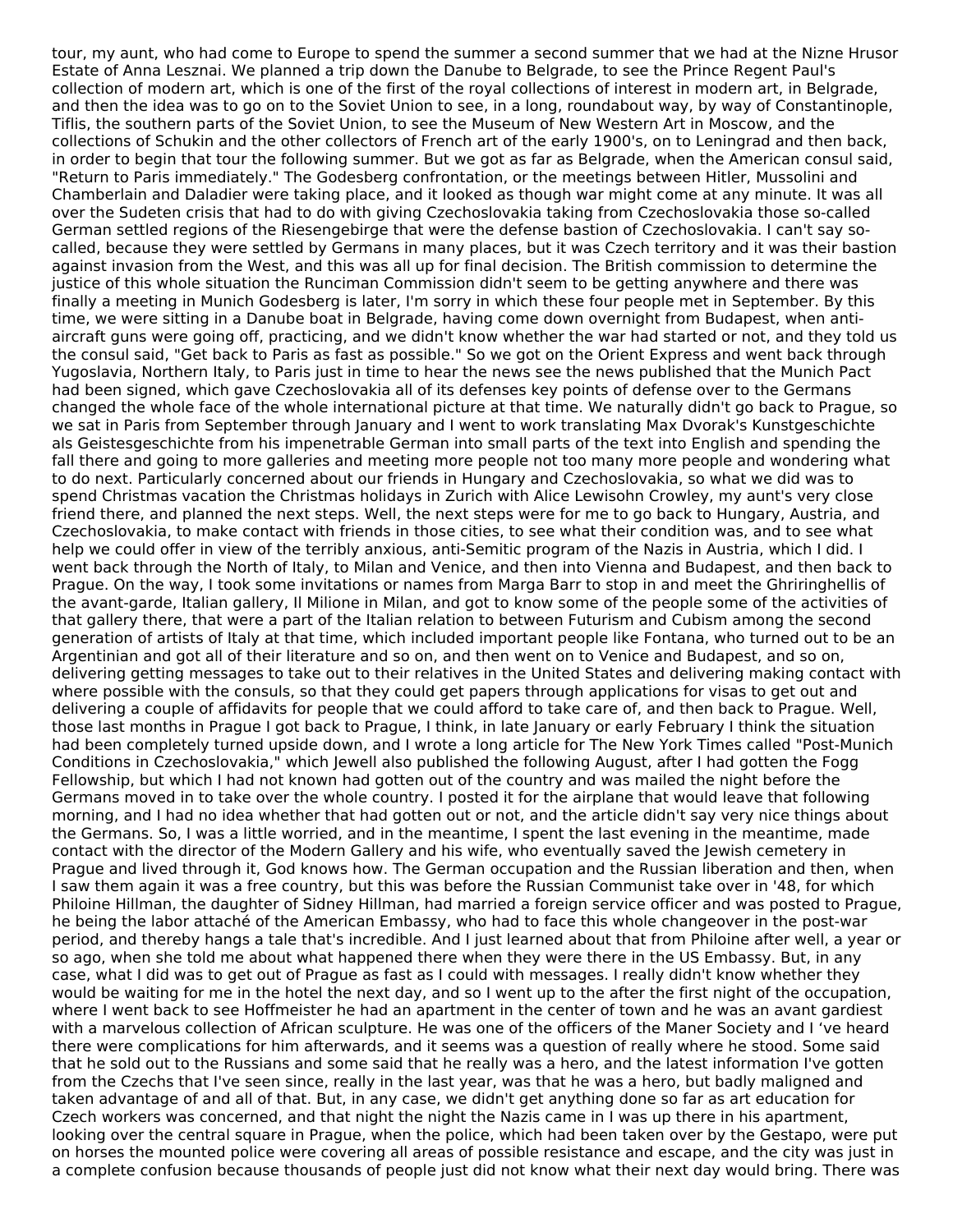tour, my aunt, who had come to Europe to spend the summer a second summer that we had at the Nizne Hrusor Estate of Anna Lesznai. We planned a trip down the Danube to Belgrade, to see the Prince Regent Paul's collection of modern art, which is one of the first of the royal collections of interest in modern art, in Belgrade, and then the idea was to go on to the Soviet Union to see, in a long, roundabout way, by way of Constantinople, Tiflis, the southern parts of the Soviet Union, to see the Museum of New Western Art in Moscow, and the collections of Schukin and the other collectors of French art of the early 1900's, on to Leningrad and then back, in order to begin that tour the following summer. But we got as far as Belgrade, when the American consul said, "Return to Paris immediately." The Godesberg confrontation, or the meetings between Hitler, Mussolini and Chamberlain and Daladier were taking place, and it looked as though war might come at any minute. It was all over the Sudeten crisis that had to do with giving Czechoslovakia taking from Czechoslovakia those so-called German settled regions of the Riesengebirge that were the defense bastion of Czechoslovakia. I can't say so-called, because they were settled by Germans in many places, but it was Czech territory and it was their bastion against invasion from the West, and this was all up for final decision. The British commission to determine the justice of this whole situation the Runciman Commission didn't seem to be getting anywhere and there was finally a meeting in Munich Godesberg is later, I'm sorry in which these four people met in September. By this time, we were sitting in a Danube boat in Belgrade, having come down overnight from Budapest, when anti-aircraft guns were going off, practicing, and we didn't know whether the war had started or not, and they told us the consul said, "Get back to Paris as fast as possible." So we got on the Orient Express and went back through Yugoslavia, Northern Italy, to Paris just in time to hear the news see the news published that the Munich Pact had been signed, which gave Czechoslovakia all of its defenses key points of defense over to the Germans changed the whole face of the whole international picture at that time. We naturally didn't go back to Prague, so we sat in Paris from September through January and I went to work translating Max Dvorak's Kunstgeschichte als Geistesgeschichte from his impenetrable German into small parts of the text into English and spending the fall there and going to more galleries and meeting more people not too many more people and wondering what to do next. Particularly concerned about our friends in Hungary and Czechoslovakia, so what we did was to spend Christmas vacation the Christmas holidays in Zurich with Alice Lewisohn Crowley, my aunt's very close friend there, and planned the next steps. Well, the next steps were for me to go back to Hungary, Austria, and Czechoslovakia, to make contact with friends in those cities, to see what their condition was, and to see what help we could offer in view of the terribly anxious, anti-Semitic program of the Nazis in Austria, which I did. I went back through the North of Italy, to Milan and Venice, and then into Vienna and Budapest, and then back to Prague. On the way, I took some invitations or names from Marga Barr to stop in and meet the Ghriringhellis of the avant-garde, Italian gallery, Il Milione in Milan, and got to know some of the people some of the activities of that gallery there, that were a part of the Italian relation to between Futurism and Cubism among the second generation of artists of Italy at that time, which included important people like Fontana, who turned out to be an Argentinian and got all of their literature and so on, and then went on to Venice and Budapest, and so on, delivering getting messages to take out to their relatives in the United States and delivering making contact with where possible with the consuls, so that they could get papers through applications for visas to get out and delivering a couple of affidavits for people that we could afford to take care of, and then back to Prague. Well, those last months in Prague I got back to Prague, I think, in late January or early February I think the situation had been completely turned upside down, and I wrote a long article for The New York Times called "Post-Munich Conditions in Czechoslovakia," which Jewell also published the following August, after I had gotten the Fogg Fellowship, but which I had not known had gotten out of the country and was mailed the night before the Germans moved in to take over the whole country. I posted it for the airplane that would leave that following morning, and I had no idea whether that had gotten out or not, and the article didn't say very nice things about the Germans. So, I was a little worried, and in the meantime, I spent the last evening in the meantime, made contact with the director of the Modern Gallery and his wife, who eventually saved the Jewish cemetery in Prague and lived through it, God knows how. The German occupation and the Russian liberation and then, when I saw them again it was a free country, but this was before the Russian Communist take over in '48, for which Philoine Hillman, the daughter of Sidney Hillman, had married a foreign service officer and was posted to Prague, he being the labor attaché of the American Embassy, who had to face this whole changeover in the post-war period, and thereby hangs a tale that's incredible. And I just learned about that from Philoine after well, a year or so ago, when she told me about what happened there when they were there in the US Embassy. But, in any case, what I did was to get out of Prague as fast as I could with messages. I really didn't know whether they would be waiting for me in the hotel the next day, and so I went up to the after the first night of the occupation, where I went back to see Hoffmeister he had an apartment in the center of town and he was an avant gardiest with a marvelous collection of African sculpture. He was one of the officers of the Maner Society and I 've heard there were complications for him afterwards, and it seems was a question of really where he stood. Some said that he sold out to the Russians and some said that he really was a hero, and the latest information I've gotten from the Czechs that I've seen since, really in the last year, was that he was a hero, but badly maligned and taken advantage of and all of that. But, in any case, we didn't get anything done so far as art education for Czech workers was concerned, and that night the night the Nazis came in I was up there in his apartment, looking over the central square in Prague, when the police, which had been taken over by the Gestapo, were put on horses the mounted police were covering all areas of possible resistance and escape, and the city was just in a complete confusion because thousands of people just did not know what their next day would bring. There was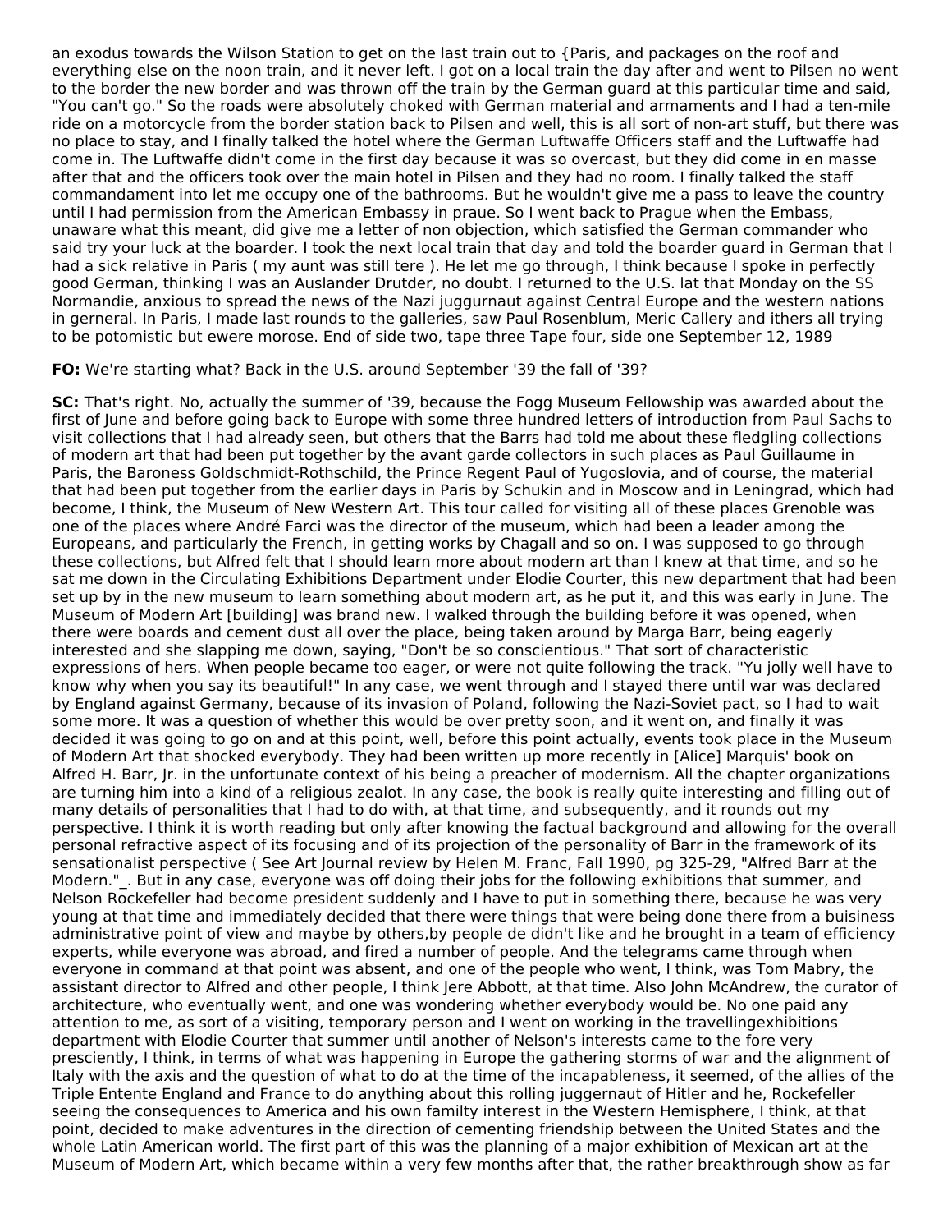an exodus towards the Wilson Station to get on the last train out to {Paris, and packages on the roof and everything else on the noon train, and it never left. I got on a local train the day after and went to Pilsen no went to the border the new border and was thrown off the train by the German guard at this particular time and said, "You can't go." So the roads were absolutely choked with German material and armaments and I had a ten-mile ride on a motorcycle from the border station back to Pilsen and well, this is all sort of non-art stuff, but there was no place to stay, and I finally talked the hotel where the German Luftwaffe Officers staff and the Luftwaffe had come in. The Luftwaffe didn't come in the first day because it was so overcast, but they did come in en masse after that and the officers took over the main hotel in Pilsen and they had no room. I finally talked the staff commandament into let me occupy one of the bathrooms. But he wouldn't give me a pass to leave the country until I had permission from the American Embassy in praue. So I went back to Prague when the Embass, unaware what this meant, did give me a letter of non objection, which satisfied the German commander who said try your luck at the boarder. I took the next local train that day and told the boarder guard in German that I had a sick relative in Paris ( my aunt was still tere ). He let me go through, I think because I spoke in perfectly good German, thinking I was an Auslander Drutder, no doubt. I returned to the U.S. lat that Monday on the SS Normandie, anxious to spread the news of the Nazi juggurnaut against Central Europe and the western nations in gerneral. In Paris, I made last rounds to the galleries, saw Paul Rosenblum, Meric Callery and ithers all trying to be potomistic but ewere morose. End of side two, tape three Tape four, side one September 12, 1989

**FO:** We're starting what? Back in the U.S. around September '39 the fall of '39?

**SC:** That's right. No, actually the summer of '39, because the Fogg Museum Fellowship was awarded about the first of June and before going back to Europe with some three hundred letters of introduction from Paul Sachs to visit collections that I had already seen, but others that the Barrs had told me about these fledgling collections of modern art that had been put together by the avant garde collectors in such places as Paul Guillaume in Paris, the Baroness Goldschmidt-Rothschild, the Prince Regent Paul of Yugoslovia, and of course, the material that had been put together from the earlier days in Paris by Schukin and in Moscow and in Leningrad, which had become, I think, the Museum of New Western Art. This tour called for visiting all of these places Grenoble was one of the places where André Farci was the director of the museum, which had been a leader among the Europeans, and particularly the French, in getting works by Chagall and so on. I was supposed to go through these collections, but Alfred felt that I should learn more about modern art than I knew at that time, and so he sat me down in the Circulating Exhibitions Department under Elodie Courter, this new department that had been set up by in the new museum to learn something about modern art, as he put it, and this was early in June. The Museum of Modern Art [building] was brand new. I walked through the building before it was opened, when there were boards and cement dust all over the place, being taken around by Marga Barr, being eagerly interested and she slapping me down, saying, "Don't be so conscientious." That sort of characteristic expressions of hers. When people became too eager, or were not quite following the track. "Yu jolly well have to know why when you say its beautiful!" In any case, we went through and I stayed there until war was declared by England against Germany, because of its invasion of Poland, following the Nazi-Soviet pact, so I had to wait some more. It was a question of whether this would be over pretty soon, and it went on, and finally it was decided it was going to go on and at this point, well, before this point actually, events took place in the Museum of Modern Art that shocked everybody. They had been written up more recently in [Alice] Marquis' book on Alfred H. Barr, Jr. in the unfortunate context of his being a preacher of modernism. All the chapter organizations are turning him into a kind of a religious zealot. In any case, the book is really quite interesting and filling out of many details of personalities that I had to do with, at that time, and subsequently, and it rounds out my perspective. I think it is worth reading but only after knowing the factual background and allowing for the overall personal refractive aspect of its focusing and of its projection of the personality of Barr in the framework of its sensationalist perspective ( See Art Journal review by Helen M. Franc, Fall 1990, pg 325-29, "Alfred Barr at the Modern."_. But in any case, everyone was off doing their jobs for the following exhibitions that summer, and Nelson Rockefeller had become president suddenly and I have to put in something there, because he was very young at that time and immediately decided that there were things that were being done there from a buisiness administrative point of view and maybe by others,by people de didn't like and he brought in a team of efficiency experts, while everyone was abroad, and fired a number of people. And the telegrams came through when everyone in command at that point was absent, and one of the people who went, I think, was Tom Mabry, the assistant director to Alfred and other people, I think Jere Abbott, at that time. Also John McAndrew, the curator of architecture, who eventually went, and one was wondering whether everybody would be. No one paid any attention to me, as sort of a visiting, temporary person and I went on working in the travellingexhibitions department with Elodie Courter that summer until another of Nelson's interests came to the fore very presciently, I think, in terms of what was happening in Europe the gathering storms of war and the alignment of Italy with the axis and the question of what to do at the time of the incapableness, it seemed, of the allies of the Triple Entente England and France to do anything about this rolling juggernaut of Hitler and he, Rockefeller seeing the consequences to America and his own familty interest in the Western Hemisphere, I think, at that point, decided to make adventures in the direction of cementing friendship between the United States and the whole Latin American world. The first part of this was the planning of a major exhibition of Mexican art at the Museum of Modern Art, which became within a very few months after that, the rather breakthrough show as far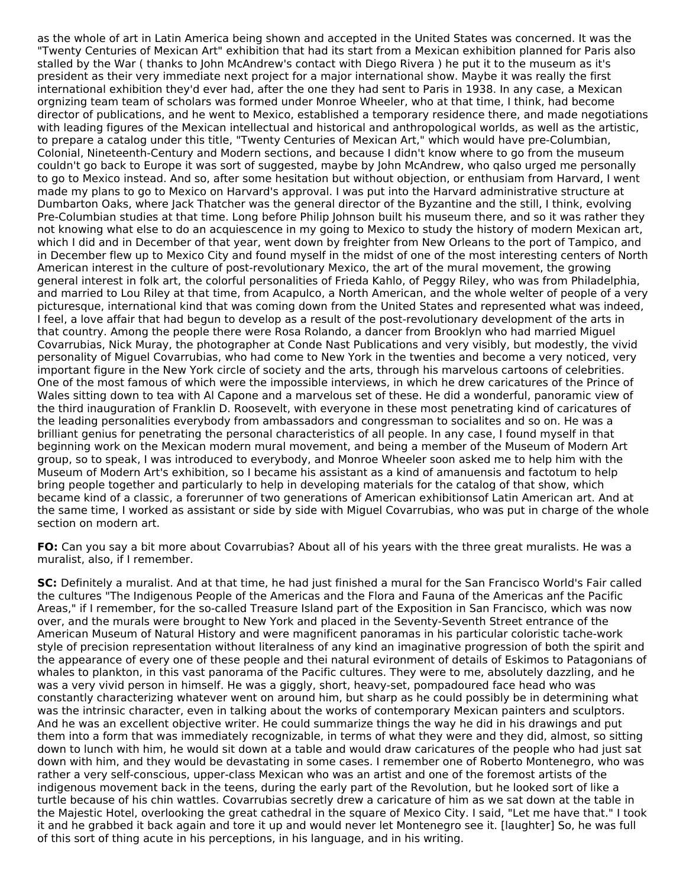as the whole of art in Latin America being shown and accepted in the United States was concerned. It was the "Twenty Centuries of Mexican Art" exhibition that had its start from a Mexican exhibition planned for Paris also stalled by the War ( thanks to John McAndrew's contact with Diego Rivera ) he put it to the museum as it's president as their very immediate next project for a major international show. Maybe it was really the first international exhibition they'd ever had, after the one they had sent to Paris in 1938. In any case, a Mexican orgnizing team team of scholars was formed under Monroe Wheeler, who at that time, I think, had become director of publications, and he went to Mexico, established a temporary residence there, and made negotiations with leading figures of the Mexican intellectual and historical and anthropological worlds, as well as the artistic, to prepare a catalog under this title, "Twenty Centuries of Mexican Art," which would have pre-Columbian, Colonial, Nineteenth-Century and Modern sections, and because I didn't know where to go from the museum couldn't go back to Europe it was sort of suggested, maybe by John McAndrew, who qalso urged me personally to go to Mexico instead. And so, after some hesitation but without objection, or enthusiam from Harvard, I went made my plans to go to Mexico on Harvard's approval. I was put into the Harvard administrative structure at Dumbarton Oaks, where Jack Thatcher was the general director of the Byzantine and the still, I think, evolving Pre-Columbian studies at that time. Long before Philip Johnson built his museum there, and so it was rather they not knowing what else to do an acquiescence in my going to Mexico to study the history of modern Mexican art, which I did and in December of that year, went down by freighter from New Orleans to the port of Tampico, and in December flew up to Mexico City and found myself in the midst of one of the most interesting centers of North American interest in the culture of post-revolutionary Mexico, the art of the mural movement, the growing general interest in folk art, the colorful personalities of Frieda Kahlo, of Peggy Riley, who was from Philadelphia, and married to Lou Riley at that time, from Acapulco, a North American, and the whole welter of people of a very picturesque, international kind that was coming down from the United States and represented what was indeed, I feel, a love affair that had begun to develop as a result of the post-revolutionary development of the arts in that country. Among the people there were Rosa Rolando, a dancer from Brooklyn who had married Miguel Covarrubias, Nick Muray, the photographer at Conde Nast Publications and very visibly, but modestly, the vivid personality of Miguel Covarrubias, who had come to New York in the twenties and become a very noticed, very important figure in the New York circle of society and the arts, through his marvelous cartoons of celebrities. One of the most famous of which were the impossible interviews, in which he drew caricatures of the Prince of Wales sitting down to tea with Al Capone and a marvelous set of these. He did a wonderful, panoramic view of the third inauguration of Franklin D. Roosevelt, with everyone in these most penetrating kind of caricatures of the leading personalities everybody from ambassadors and congressman to socialites and so on. He was a brilliant genius for penetrating the personal characteristics of all people. In any case, I found myself in that beginning work on the Mexican modern mural movement, and being a member of the Museum of Modern Art group, so to speak, I was introduced to everybody, and Monroe Wheeler soon asked me to help him with the Museum of Modern Art's exhibition, so I became his assistant as a kind of amanuensis and factotum to help bring people together and particularly to help in developing materials for the catalog of that show, which became kind of a classic, a forerunner of two generations of American exhibitionsof Latin American art. And at the same time, I worked as assistant or side by side with Miguel Covarrubias, who was put in charge of the whole section on modern art.

**FO:** Can you say a bit more about Covarrubias? About all of his years with the three great muralists. He was a muralist, also, if I remember.

**SC:** Definitely a muralist. And at that time, he had just finished a mural for the San Francisco World's Fair called the cultures "The Indigenous People of the Americas and the Flora and Fauna of the Americas anf the Pacific Areas," if I remember, for the so-called Treasure Island part of the Exposition in San Francisco, which was now over, and the murals were brought to New York and placed in the Seventy-Seventh Street entrance of the American Museum of Natural History and were magnificent panoramas in his particular coloristic tache-work style of precision representation without literalness of any kind an imaginative progression of both the spirit and the appearance of every one of these people and thei natural evironment of details of Eskimos to Patagonians of whales to plankton, in this vast panorama of the Pacific cultures. They were to me, absolutely dazzling, and he was a very vivid person in himself. He was a giggly, short, heavy-set, pompadoured face head who was constantly characterizing whatever went on around him, but sharp as he could possibly be in determining what was the intrinsic character, even in talking about the works of contemporary Mexican painters and sculptors. And he was an excellent objective writer. He could summarize things the way he did in his drawings and put them into a form that was immediately recognizable, in terms of what they were and they did, almost, so sitting down to lunch with him, he would sit down at a table and would draw caricatures of the people who had just sat down with him, and they would be devastating in some cases. I remember one of Roberto Montenegro, who was rather a very self-conscious, upper-class Mexican who was an artist and one of the foremost artists of the indigenous movement back in the teens, during the early part of the Revolution, but he looked sort of like a turtle because of his chin wattles. Covarrubias secretly drew a caricature of him as we sat down at the table in the Majestic Hotel, overlooking the great cathedral in the square of Mexico City. I said, "Let me have that." I took it and he grabbed it back again and tore it up and would never let Montenegro see it. [laughter] So, he was full of this sort of thing acute in his perceptions, in his language, and in his writing.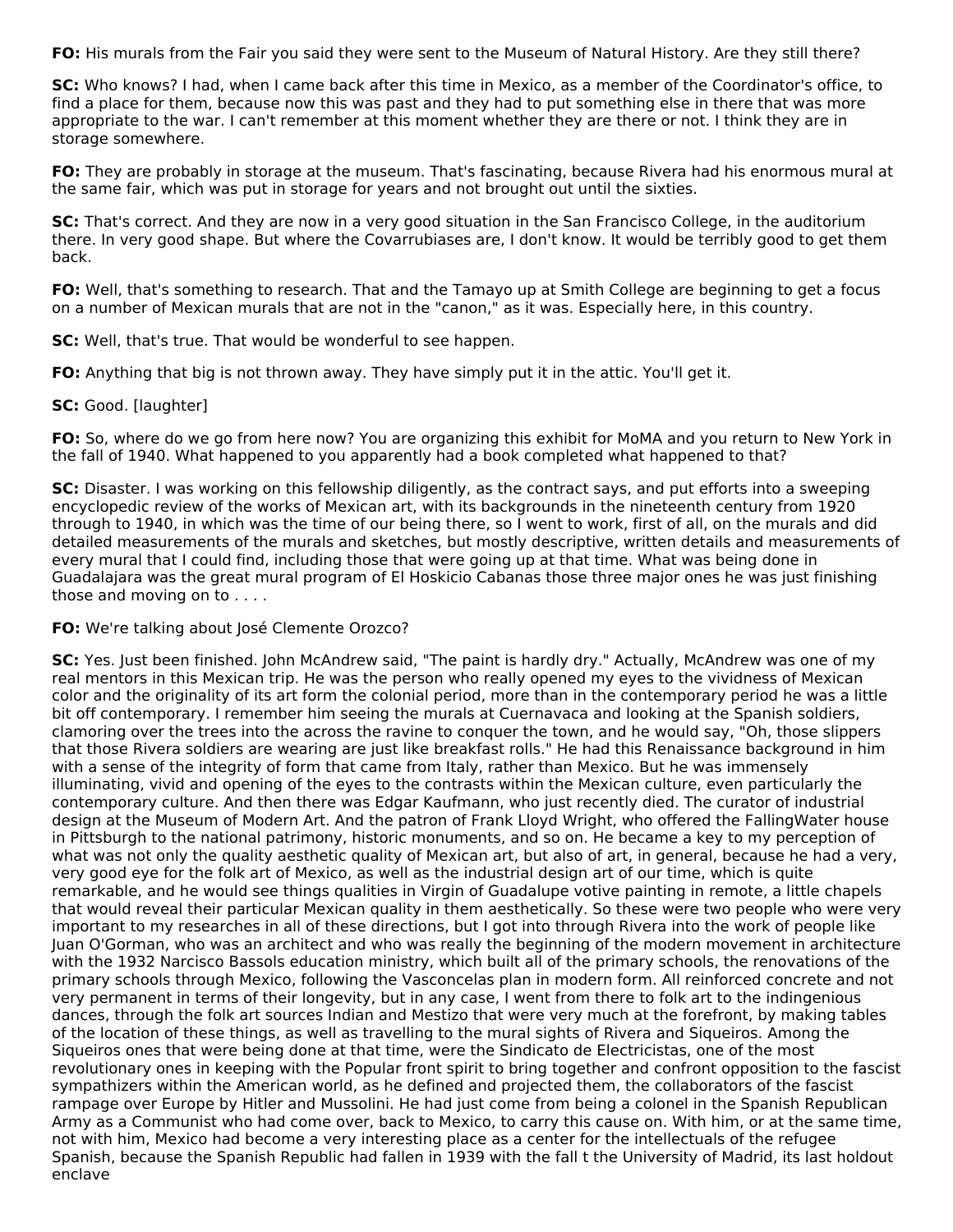**FO:** His murals from the Fair you said they were sent to the Museum of Natural History. Are they still there?

**SC:** Who knows? I had, when I came back after this time in Mexico, as a member of the Coordinator's office, to find a place for them, because now this was past and they had to put something else in there that was more appropriate to the war. I can't remember at this moment whether they are there or not. I think they are in storage somewhere.

**FO:** They are probably in storage at the museum. That's fascinating, because Rivera had his enormous mural at the same fair, which was put in storage for years and not brought out until the sixties.

**SC:** That's correct. And they are now in a very good situation in the San Francisco College, in the auditorium there. In very good shape. But where the Covarrubiases are, I don't know. It would be terribly good to get them back.

**FO:** Well, that's something to research. That and the Tamayo up at Smith College are beginning to get a focus on a number of Mexican murals that are not in the "canon," as it was. Especially here, in this country.

**SC:** Well, that's true. That would be wonderful to see happen.

**FO:** Anything that big is not thrown away. They have simply put it in the attic. You'll get it.

**SC:** Good. [laughter]

**FO:** So, where do we go from here now? You are organizing this exhibit for MoMA and you return to New York in the fall of 1940. What happened to you apparently had a book completed what happened to that?

**SC:** Disaster. I was working on this fellowship diligently, as the contract says, and put efforts into a sweeping encyclopedic review of the works of Mexican art, with its backgrounds in the nineteenth century from 1920 through to 1940, in which was the time of our being there, so I went to work, first of all, on the murals and did detailed measurements of the murals and sketches, but mostly descriptive, written details and measurements of every mural that I could find, including those that were going up at that time. What was being done in Guadalajara was the great mural program of El Hoskicio Cabanas those three major ones he was just finishing those and moving on to . . . .

**FO:** We're talking about José Clemente Orozco?

**SC:** Yes. Just been finished. John McAndrew said, "The paint is hardly dry." Actually, McAndrew was one of my real mentors in this Mexican trip. He was the person who really opened my eyes to the vividness of Mexican color and the originality of its art form the colonial period, more than in the contemporary period he was a little bit off contemporary. I remember him seeing the murals at Cuernavaca and looking at the Spanish soldiers, clamoring over the trees into the across the ravine to conquer the town, and he would say, "Oh, those slippers that those Rivera soldiers are wearing are just like breakfast rolls." He had this Renaissance background in him with a sense of the integrity of form that came from Italy, rather than Mexico. But he was immensely illuminating, vivid and opening of the eyes to the contrasts within the Mexican culture, even particularly the contemporary culture. And then there was Edgar Kaufmann, who just recently died. The curator of industrial design at the Museum of Modern Art. And the patron of Frank Lloyd Wright, who offered the FallingWater house in Pittsburgh to the national patrimony, historic monuments, and so on. He became a key to my perception of what was not only the quality aesthetic quality of Mexican art, but also of art, in general, because he had a very, very good eye for the folk art of Mexico, as well as the industrial design art of our time, which is quite remarkable, and he would see things qualities in Virgin of Guadalupe votive painting in remote, a little chapels that would reveal their particular Mexican quality in them aesthetically. So these were two people who were very important to my researches in all of these directions, but I got into through Rivera into the work of people like Juan O'Gorman, who was an architect and who was really the beginning of the modern movement in architecture with the 1932 Narcisco Bassols education ministry, which built all of the primary schools, the renovations of the primary schools through Mexico, following the Vasconcelas plan in modern form. All reinforced concrete and not very permanent in terms of their longevity, but in any case, I went from there to folk art to the indingenious dances, through the folk art sources Indian and Mestizo that were very much at the forefront, by making tables of the location of these things, as well as travelling to the mural sights of Rivera and Siqueiros. Among the Siqueiros ones that were being done at that time, were the Sindicato de Electricistas, one of the most revolutionary ones in keeping with the Popular front spirit to bring together and confront opposition to the fascist sympathizers within the American world, as he defined and projected them, the collaborators of the fascist rampage over Europe by Hitler and Mussolini. He had just come from being a colonel in the Spanish Republican Army as a Communist who had come over, back to Mexico, to carry this cause on. With him, or at the same time, not with him, Mexico had become a very interesting place as a center for the intellectuals of the refugee Spanish, because the Spanish Republic had fallen in 1939 with the fall t the University of Madrid, its last holdout enclave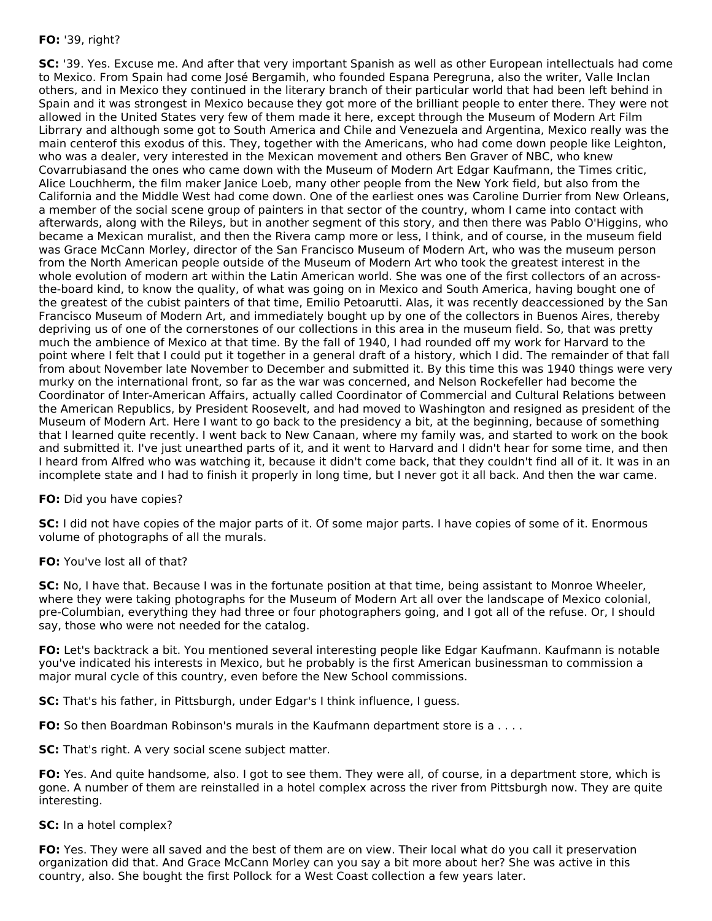**FO:** '39, right?

**SC:** '39. Yes. Excuse me. And after that very important Spanish as well as other European intellectuals had come to Mexico. From Spain had come José Bergamih, who founded Espana Peregruna, also the writer, Valle Inclan others, and in Mexico they continued in the literary branch of their particular world that had been left behind in Spain and it was strongest in Mexico because they got more of the brilliant people to enter there. They were not allowed in the United States very few of them made it here, except through the Museum of Modern Art Film Librrary and although some got to South America and Chile and Venezuela and Argentina, Mexico really was the main centerof this exodus of this. They, together with the Americans, who had come down people like Leighton, who was a dealer, very interested in the Mexican movement and others Ben Graver of NBC, who knew Covarrubiasand the ones who came down with the Museum of Modern Art Edgar Kaufmann, the Times critic, Alice Louchherm, the film maker Janice Loeb, many other people from the New York field, but also from the California and the Middle West had come down. One of the earliest ones was Caroline Durrier from New Orleans, a member of the social scene group of painters in that sector of the country, whom I came into contact with afterwards, along with the Rileys, but in another segment of this story, and then there was Pablo O'Higgins, who became a Mexican muralist, and then the Rivera camp more or less, I think, and of course, in the museum field was Grace McCann Morley, director of the San Francisco Museum of Modern Art, who was the museum person from the North American people outside of the Museum of Modern Art who took the greatest interest in the whole evolution of modern art within the Latin American world. She was one of the first collectors of an across-the-board kind, to know the quality, of what was going on in Mexico and South America, having bought one of the greatest of the cubist painters of that time, Emilio Petoarutti. Alas, it was recently deaccessioned by the San Francisco Museum of Modern Art, and immediately bought up by one of the collectors in Buenos Aires, thereby depriving us of one of the cornerstones of our collections in this area in the museum field. So, that was pretty much the ambience of Mexico at that time. By the fall of 1940, I had rounded off my work for Harvard to the point where I felt that I could put it together in a general draft of a history, which I did. The remainder of that fall from about November late November to December and submitted it. By this time this was 1940 things were very murky on the international front, so far as the war was concerned, and Nelson Rockefeller had become the Coordinator of Inter-American Affairs, actually called Coordinator of Commercial and Cultural Relations between the American Republics, by President Roosevelt, and had moved to Washington and resigned as president of the Museum of Modern Art. Here I want to go back to the presidency a bit, at the beginning, because of something that I learned quite recently. I went back to New Canaan, where my family was, and started to work on the book and submitted it. I've just unearthed parts of it, and it went to Harvard and I didn't hear for some time, and then I heard from Alfred who was watching it, because it didn't come back, that they couldn't find all of it. It was in an incomplete state and I had to finish it properly in long time, but I never got it all back. And then the war came.

**FO:** Did you have copies?

**SC:** I did not have copies of the major parts of it. Of some major parts. I have copies of some of it. Enormous volume of photographs of all the murals.

**FO:** You've lost all of that?

**SC:** No, I have that. Because I was in the fortunate position at that time, being assistant to Monroe Wheeler, where they were taking photographs for the Museum of Modern Art all over the landscape of Mexico colonial, pre-Columbian, everything they had three or four photographers going, and I got all of the refuse. Or, I should say, those who were not needed for the catalog.

**FO:** Let's backtrack a bit. You mentioned several interesting people like Edgar Kaufmann. Kaufmann is notable you've indicated his interests in Mexico, but he probably is the first American businessman to commission a major mural cycle of this country, even before the New School commissions.

**SC:** That's his father, in Pittsburgh, under Edgar's I think influence, I guess.

**FO:** So then Boardman Robinson's murals in the Kaufmann department store is a . . . .

**SC:** That's right. A very social scene subject matter.

**FO:** Yes. And quite handsome, also. I got to see them. They were all, of course, in a department store, which is gone. A number of them are reinstalled in a hotel complex across the river from Pittsburgh now. They are quite interesting.

**SC:** In a hotel complex?

**FO:** Yes. They were all saved and the best of them are on view. Their local what do you call it preservation organization did that. And Grace McCann Morley can you say a bit more about her? She was active in this country, also. She bought the first Pollock for a West Coast collection a few years later.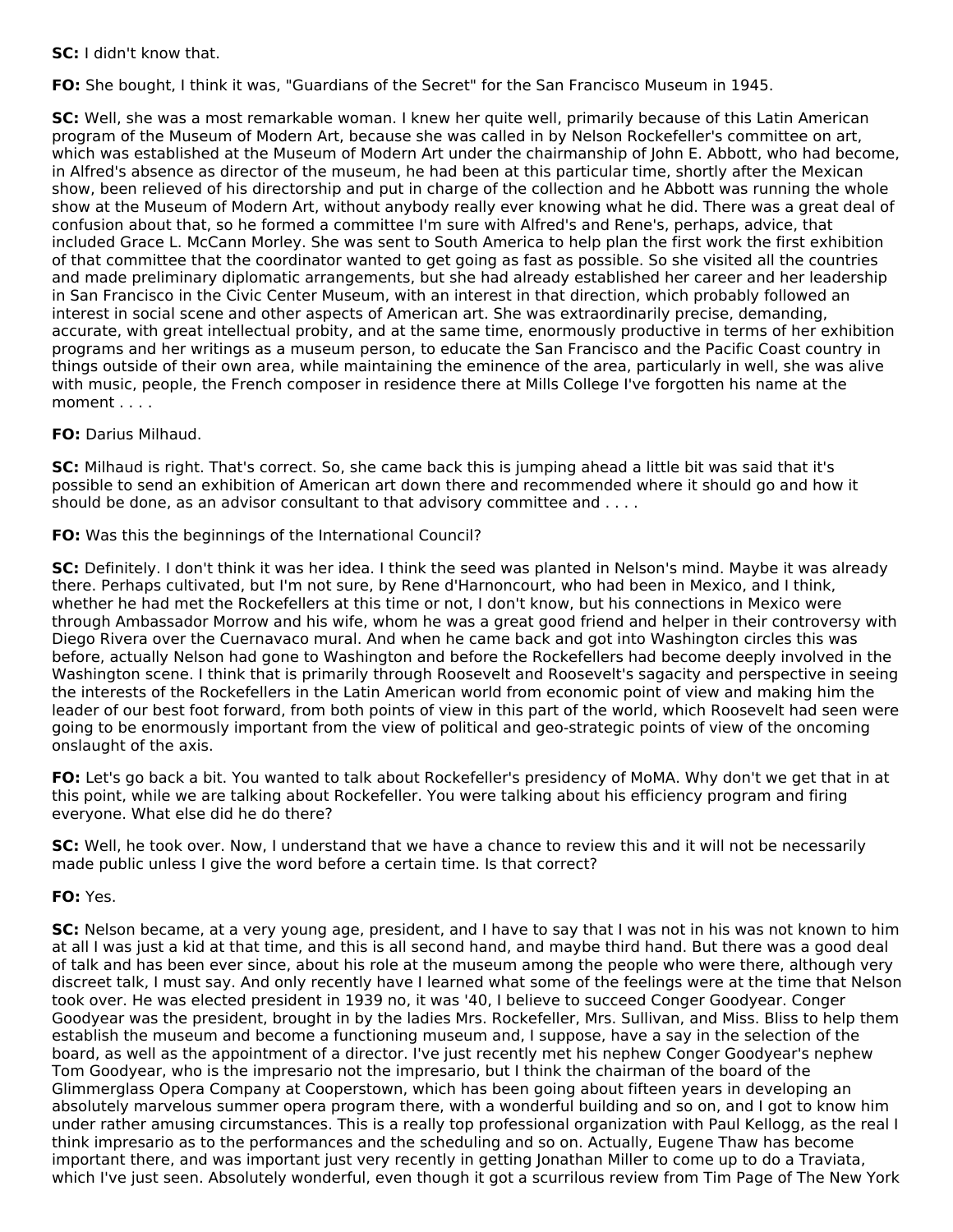**SC:** I didn't know that.

**FO:** She bought, I think it was, "Guardians of the Secret" for the San Francisco Museum in 1945.

**SC:** Well, she was a most remarkable woman. I knew her quite well, primarily because of this Latin American program of the Museum of Modern Art, because she was called in by Nelson Rockefeller's committee on art, which was established at the Museum of Modern Art under the chairmanship of John E. Abbott, who had become, in Alfred's absence as director of the museum, he had been at this particular time, shortly after the Mexican show, been relieved of his directorship and put in charge of the collection and he Abbott was running the whole show at the Museum of Modern Art, without anybody really ever knowing what he did. There was a great deal of confusion about that, so he formed a committee I'm sure with Alfred's and Rene's, perhaps, advice, that included Grace L. McCann Morley. She was sent to South America to help plan the first work the first exhibition of that committee that the coordinator wanted to get going as fast as possible. So she visited all the countries and made preliminary diplomatic arrangements, but she had already established her career and her leadership in San Francisco in the Civic Center Museum, with an interest in that direction, which probably followed an interest in social scene and other aspects of American art. She was extraordinarily precise, demanding, accurate, with great intellectual probity, and at the same time, enormously productive in terms of her exhibition programs and her writings as a museum person, to educate the San Francisco and the Pacific Coast country in things outside of their own area, while maintaining the eminence of the area, particularly in well, she was alive with music, people, the French composer in residence there at Mills College I've forgotten his name at the moment . . . .

**FO:** Darius Milhaud.

**SC:** Milhaud is right. That's correct. So, she came back this is jumping ahead a little bit was said that it's possible to send an exhibition of American art down there and recommended where it should go and how it should be done, as an advisor consultant to that advisory committee and . . . .

**FO:** Was this the beginnings of the International Council?

**SC:** Definitely. I don't think it was her idea. I think the seed was planted in Nelson's mind. Maybe it was already there. Perhaps cultivated, but I'm not sure, by Rene d'Harnoncourt, who had been in Mexico, and I think, whether he had met the Rockefellers at this time or not, I don't know, but his connections in Mexico were through Ambassador Morrow and his wife, whom he was a great good friend and helper in their controversy with Diego Rivera over the Cuernavaco mural. And when he came back and got into Washington circles this was before, actually Nelson had gone to Washington and before the Rockefellers had become deeply involved in the Washington scene. I think that is primarily through Roosevelt and Roosevelt's sagacity and perspective in seeing the interests of the Rockefellers in the Latin American world from economic point of view and making him the leader of our best foot forward, from both points of view in this part of the world, which Roosevelt had seen were going to be enormously important from the view of political and geo-strategic points of view of the oncoming onslaught of the axis.

**FO:** Let's go back a bit. You wanted to talk about Rockefeller's presidency of MoMA. Why don't we get that in at this point, while we are talking about Rockefeller. You were talking about his efficiency program and firing everyone. What else did he do there?

**SC:** Well, he took over. Now, I understand that we have a chance to review this and it will not be necessarily made public unless I give the word before a certain time. Is that correct?

**FO:** Yes.

**SC:** Nelson became, at a very young age, president, and I have to say that I was not in his was not known to him at all I was just a kid at that time, and this is all second hand, and maybe third hand. But there was a great deal of talk and has been ever since, about his role at the museum among the people who were there, although very discreet talk, I must say. And only recently have I learned what some of the feelings were at the time that Nelson took over. He was elected president in 1939 no, it was '40, I believe to succeed Conger Goodyear. Conger Goodyear was the president, brought in by the ladies Mrs. Rockefeller, Mrs. Sullivan, and Miss. Bliss to help them establish the museum and become a functioning museum and, I suppose, have a say in the selection of the board, as well as the appointment of a director. I've just recently met his nephew Conger Goodyear's nephew Tom Goodyear, who is the impresario not the impresario, but I think the chairman of the board of the Glimmerglass Opera Company at Cooperstown, which has been going about fifteen years in developing an absolutely marvelous summer opera program there, with a wonderful building and so on, and I got to know him under rather amusing circumstances. This is a really top professional organization with Paul Kellogg, as the real I think impresario as to the performances and the scheduling and so on. Actually, Eugene Thaw has become important there, and was important just very recently in getting Jonathan Miller to come up to do a Traviata, which I've just seen. Absolutely wonderful, even though it got a scurrilous review from Tim Page of The New York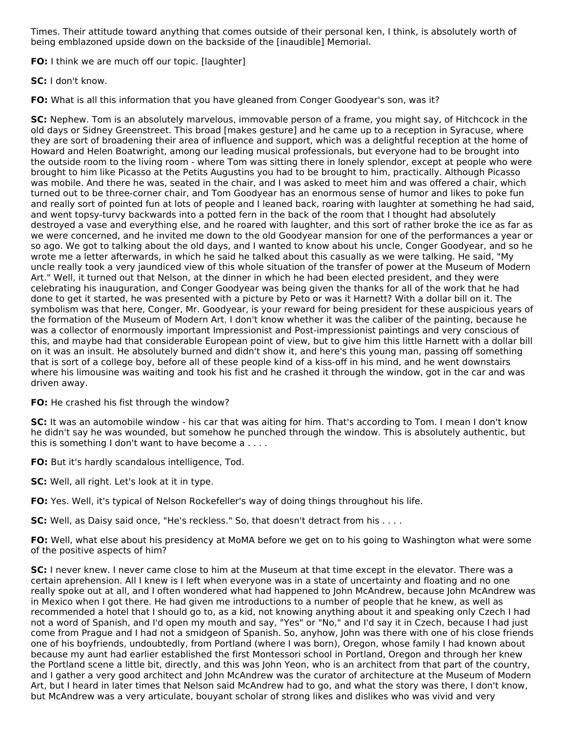Times. Their attitude toward anything that comes outside of their personal ken, I think, is absolutely worth of being emblazoned upside down on the backside of the [inaudible] Memorial.

**FO:** I think we are much off our topic. [laughter]

**SC:** I don't know.

**FO:** What is all this information that you have gleaned from Conger Goodyear's son, was it?

**SC:** Nephew. Tom is an absolutely marvelous, immovable person of a frame, you might say, of Hitchcock in the old days or Sidney Greenstreet. This broad [makes gesture] and he came up to a reception in Syracuse, where they are sort of broadening their area of influence and support, which was a delightful reception at the home of Howard and Helen Boatwright, among our leading musical professionals, but everyone had to be brought into the outside room to the living room - where Tom was sitting there in lonely splendor, except at people who were brought to him like Picasso at the Petits Augustins you had to be brought to him, practically. Although Picasso was mobile. And there he was, seated in the chair, and I was asked to meet him and was offered a chair, which turned out to be three-corner chair, and Tom Goodyear has an enormous sense of humor and likes to poke fun and really sort of pointed fun at lots of people and I leaned back, roaring with laughter at something he had said, and went topsy-turvy backwards into a potted fern in the back of the room that I thought had absolutely destroyed a vase and everything else, and he roared with laughter, and this sort of rather broke the ice as far as we were concerned, and he invited me down to the old Goodyear mansion for one of the performances a year or so ago. We got to talking about the old days, and I wanted to know about his uncle, Conger Goodyear, and so he wrote me a letter afterwards, in which he said he talked about this casually as we were talking. He said, "My uncle really took a very jaundiced view of this whole situation of the transfer of power at the Museum of Modern Art." Well, it turned out that Nelson, at the dinner in which he had been elected president, and they were celebrating his inauguration, and Conger Goodyear was being given the thanks for all of the work that he had done to get it started, he was presented with a picture by Peto or was it Harnett? With a dollar bill on it. The symbolism was that here, Conger, Mr. Goodyear, is your reward for being president for these auspicious years of the formation of the Museum of Modern Art. I don't know whether it was the caliber of the painting, because he was a collector of enormously important Impressionist and Post-impressionist paintings and very conscious of this, and maybe had that considerable European point of view, but to give him this little Harnett with a dollar bill on it was an insult. He absolutely burned and didn't show it, and here's this young man, passing off something that is sort of a college boy, before all of these people kind of a kiss-off in his mind, and he went downstairs where his limousine was waiting and took his fist and he crashed it through the window, got in the car and was driven away.

**FO:** He crashed his fist through the window?

**SC:** It was an automobile window - his car that was aiting for him. That's according to Tom. I mean I don't know he didn't say he was wounded, but somehow he punched through the window. This is absolutely authentic, but this is something I don't want to have become a . . . .

**FO:** But it's hardly scandalous intelligence, Tod.

**SC:** Well, all right. Let's look at it in type.

**FO:** Yes. Well, it's typical of Nelson Rockefeller's way of doing things throughout his life.

**SC:** Well, as Daisy said once, "He's reckless." So, that doesn't detract from his . . . .

**FO:** Well, what else about his presidency at MoMA before we get on to his going to Washington what were some of the positive aspects of him?

**SC:** I never knew. I never came close to him at the Museum at that time except in the elevator. There was a certain aprehension. All I knew is I left when everyone was in a state of uncertainty and floating and no one really spoke out at all, and I often wondered what had happened to John McAndrew, because John McAndrew was in Mexico when I got there. He had given me introductions to a number of people that he knew, as well as recommended a hotel that I should go to, as a kid, not knowing anything about it and speaking only Czech I had not a word of Spanish, and I'd open my mouth and say, "Yes" or "No," and I'd say it in Czech, because I had just come from Prague and I had not a smidgeon of Spanish. So, anyhow, John was there with one of his close friends one of his boyfriends, undoubtedly, from Portland (where I was born), Oregon, whose family I had known about because my aunt had earlier established the first Montessori school in Portland, Oregon and through her knew the Portland scene a little bit, directly, and this was John Yeon, who is an architect from that part of the country, and I gather a very good architect and John McAndrew was the curator of architecture at the Museum of Modern Art, but I heard in later times that Nelson said McAndrew had to go, and what the story was there, I don't know, but McAndrew was a very articulate, bouyant scholar of strong likes and dislikes who was vivid and very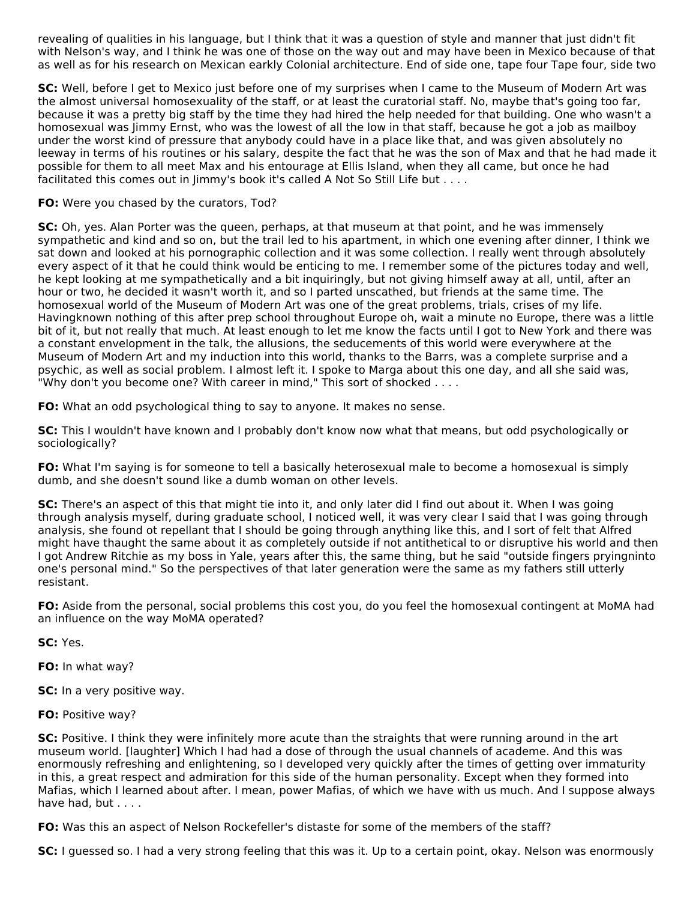revealing of qualities in his language, but I think that it was a question of style and manner that just didn't fit with Nelson's way, and I think he was one of those on the way out and may have been in Mexico because of that as well as for his research on Mexican earkly Colonial architecture. End of side one, tape four Tape four, side two

**SC:** Well, before I get to Mexico just before one of my surprises when I came to the Museum of Modern Art was the almost universal homosexuality of the staff, or at least the curatorial staff. No, maybe that's going too far, because it was a pretty big staff by the time they had hired the help needed for that building. One who wasn't a homosexual was Jimmy Ernst, who was the lowest of all the low in that staff, because he got a job as mailboy under the worst kind of pressure that anybody could have in a place like that, and was given absolutely no leeway in terms of his routines or his salary, despite the fact that he was the son of Max and that he had made it possible for them to all meet Max and his entourage at Ellis Island, when they all came, but once he had facilitated this comes out in Jimmy's book it's called A Not So Still Life but . . . .

**FO:** Were you chased by the curators, Tod?

**SC:** Oh, yes. Alan Porter was the queen, perhaps, at that museum at that point, and he was immensely sympathetic and kind and so on, but the trail led to his apartment, in which one evening after dinner, I think we sat down and looked at his pornographic collection and it was some collection. I really went through absolutely every aspect of it that he could think would be enticing to me. I remember some of the pictures today and well, he kept looking at me sympathetically and a bit inquiringly, but not giving himself away at all, until, after an hour or two, he decided it wasn't worth it, and so I parted unscathed, but friends at the same time. The homosexual world of the Museum of Modern Art was one of the great problems, trials, crises of my life. Havingknown nothing of this after prep school throughout Europe oh, wait a minute no Europe, there was a little bit of it, but not really that much. At least enough to let me know the facts until I got to New York and there was a constant envelopment in the talk, the allusions, the seducements of this world were everywhere at the Museum of Modern Art and my induction into this world, thanks to the Barrs, was a complete surprise and a psychic, as well as social problem. I almost left it. I spoke to Marga about this one day, and all she said was, "Why don't you become one? With career in mind," This sort of shocked . . . .

**FO:** What an odd psychological thing to say to anyone. It makes no sense.

**SC:** This I wouldn't have known and I probably don't know now what that means, but odd psychologically or sociologically?

**FO:** What I'm saying is for someone to tell a basically heterosexual male to become a homosexual is simply dumb, and she doesn't sound like a dumb woman on other levels.

**SC:** There's an aspect of this that might tie into it, and only later did I find out about it. When I was going through analysis myself, during graduate school, I noticed well, it was very clear I said that I was going through analysis, she found ot repellant that I should be going through anything like this, and I sort of felt that Alfred might have thaught the same about it as completely outside if not antithetical to or disruptive his world and then I got Andrew Ritchie as my boss in Yale, years after this, the same thing, but he said "outside fingers pryingninto one's personal mind." So the perspectives of that later generation were the same as my fathers still utterly resistant.

**FO:** Aside from the personal, social problems this cost you, do you feel the homosexual contingent at MoMA had an influence on the way MoMA operated?

**SC:** Yes.

**FO:** In what way?

**SC:** In a very positive way.

**FO:** Positive way?

**SC:** Positive. I think they were infinitely more acute than the straights that were running around in the art museum world. [laughter] Which I had had a dose of through the usual channels of academe. And this was enormously refreshing and enlightening, so I developed very quickly after the times of getting over immaturity in this, a great respect and admiration for this side of the human personality. Except when they formed into Mafias, which I learned about after. I mean, power Mafias, of which we have with us much. And I suppose always have had, but . . . .

**FO:** Was this an aspect of Nelson Rockefeller's distaste for some of the members of the staff?

**SC:** I guessed so. I had a very strong feeling that this was it. Up to a certain point, okay. Nelson was enormously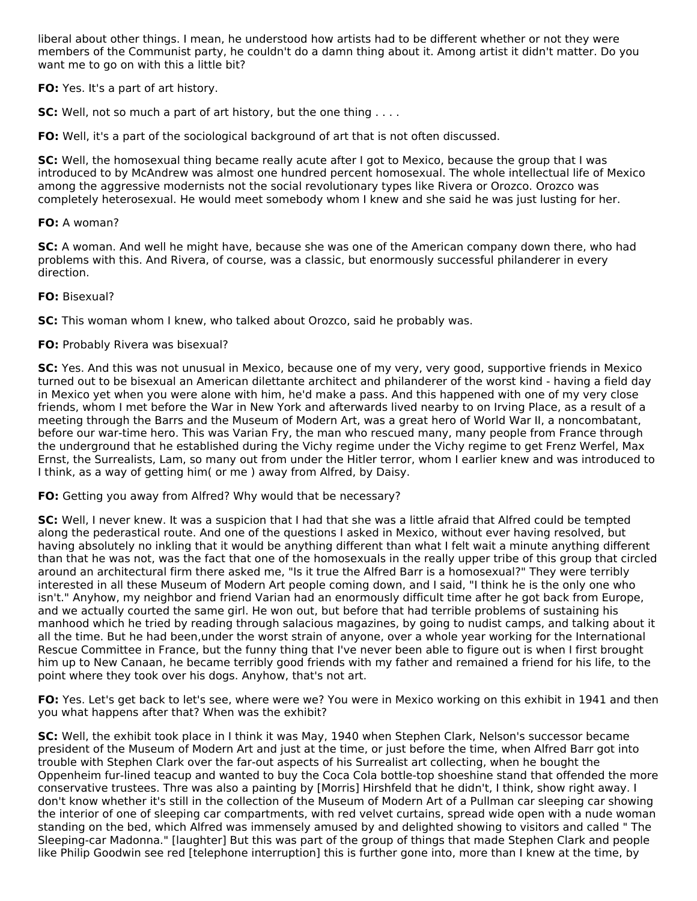liberal about other things. I mean, he understood how artists had to be different whether or not they were members of the Communist party, he couldn't do a damn thing about it. Among artist it didn't matter. Do you want me to go on with this a little bit?

**FO:** Yes. It's a part of art history.

**SC:** Well, not so much a part of art history, but the one thing . . . .

**FO:** Well, it's a part of the sociological background of art that is not often discussed.

**SC:** Well, the homosexual thing became really acute after I got to Mexico, because the group that I was introduced to by McAndrew was almost one hundred percent homosexual. The whole intellectual life of Mexico among the aggressive modernists not the social revolutionary types like Rivera or Orozco. Orozco was completely heterosexual. He would meet somebody whom I knew and she said he was just lusting for her.

**FO:** A woman?

**SC:** A woman. And well he might have, because she was one of the American company down there, who had problems with this. And Rivera, of course, was a classic, but enormously successful philanderer in every direction.

**FO:** Bisexual?

**SC:** This woman whom I knew, who talked about Orozco, said he probably was.

**FO:** Probably Rivera was bisexual?

**SC:** Yes. And this was not unusual in Mexico, because one of my very, very good, supportive friends in Mexico turned out to be bisexual an American dilettante architect and philanderer of the worst kind - having a field day in Mexico yet when you were alone with him, he'd make a pass. And this happened with one of my very close friends, whom I met before the War in New York and afterwards lived nearby to on Irving Place, as a result of a meeting through the Barrs and the Museum of Modern Art, was a great hero of World War II, a noncombatant, before our war-time hero. This was Varian Fry, the man who rescued many, many people from France through the underground that he established during the Vichy regime under the Vichy regime to get Frenz Werfel, Max Ernst, the Surrealists, Lam, so many out from under the Hitler terror, whom I earlier knew and was introduced to I think, as a way of getting him( or me ) away from Alfred, by Daisy.

**FO:** Getting you away from Alfred? Why would that be necessary?

**SC:** Well, I never knew. It was a suspicion that I had that she was a little afraid that Alfred could be tempted along the pederastical route. And one of the questions I asked in Mexico, without ever having resolved, but having absolutely no inkling that it would be anything different than what I felt wait a minute anything different than that he was not, was the fact that one of the homosexuals in the really upper tribe of this group that circled around an architectural firm there asked me, "Is it true the Alfred Barr is a homosexual?" They were terribly interested in all these Museum of Modern Art people coming down, and I said, "I think he is the only one who isn't." Anyhow, my neighbor and friend Varian had an enormously difficult time after he got back from Europe, and we actually courted the same girl. He won out, but before that had terrible problems of sustaining his manhood which he tried by reading through salacious magazines, by going to nudist camps, and talking about it all the time. But he had been,under the worst strain of anyone, over a whole year working for the International Rescue Committee in France, but the funny thing that I've never been able to figure out is when I first brought him up to New Canaan, he became terribly good friends with my father and remained a friend for his life, to the point where they took over his dogs. Anyhow, that's not art.

**FO:** Yes. Let's get back to let's see, where were we? You were in Mexico working on this exhibit in 1941 and then you what happens after that? When was the exhibit?

**SC:** Well, the exhibit took place in I think it was May, 1940 when Stephen Clark, Nelson's successor became president of the Museum of Modern Art and just at the time, or just before the time, when Alfred Barr got into trouble with Stephen Clark over the far-out aspects of his Surrealist art collecting, when he bought the Oppenheim fur-lined teacup and wanted to buy the Coca Cola bottle-top shoeshine stand that offended the more conservative trustees. Thre was also a painting by [Morris] Hirshfeld that he didn't, I think, show right away. I don't know whether it's still in the collection of the Museum of Modern Art of a Pullman car sleeping car showing the interior of one of sleeping car compartments, with red velvet curtains, spread wide open with a nude woman standing on the bed, which Alfred was immensely amused by and delighted showing to visitors and called " The Sleeping-car Madonna." [laughter] But this was part of the group of things that made Stephen Clark and people like Philip Goodwin see red [telephone interruption] this is further gone into, more than I knew at the time, by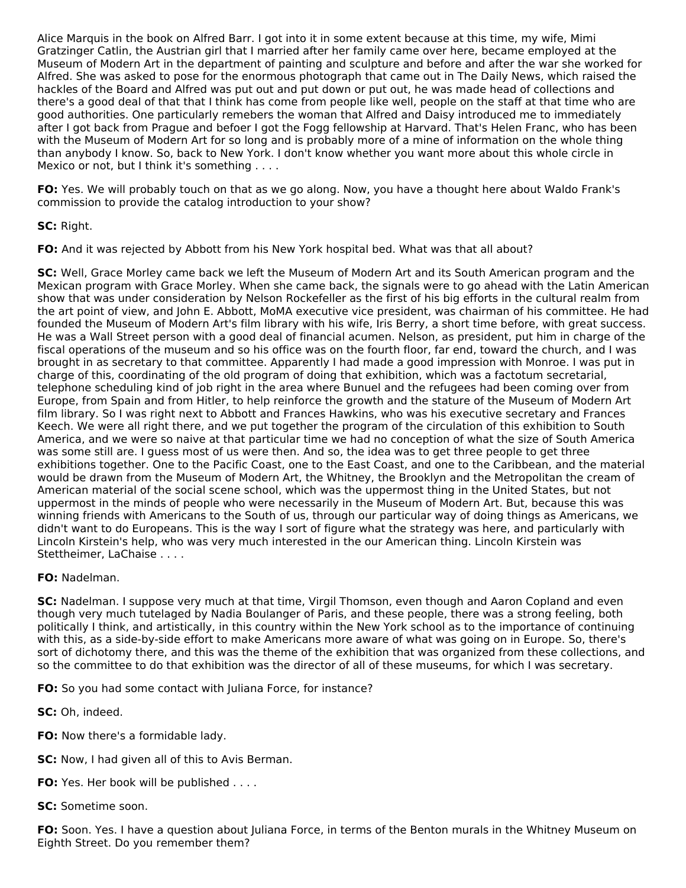Alice Marquis in the book on Alfred Barr. I got into it in some extent because at this time, my wife, Mimi Gratzinger Catlin, the Austrian girl that I married after her family came over here, became employed at the Museum of Modern Art in the department of painting and sculpture and before and after the war she worked for Alfred. She was asked to pose for the enormous photograph that came out in The Daily News, which raised the hackles of the Board and Alfred was put out and put down or put out, he was made head of collections and there's a good deal of that that I think has come from people like well, people on the staff at that time who are good authorities. One particularly remebers the woman that Alfred and Daisy introduced me to immediately after I got back from Prague and befoer I got the Fogg fellowship at Harvard. That's Helen Franc, who has been with the Museum of Modern Art for so long and is probably more of a mine of information on the whole thing than anybody I know. So, back to New York. I don't know whether you want more about this whole circle in Mexico or not, but I think it's something . . . .

**FO:** Yes. We will probably touch on that as we go along. Now, you have a thought here about Waldo Frank's commission to provide the catalog introduction to your show?

**SC:** Right.

**FO:** And it was rejected by Abbott from his New York hospital bed. What was that all about?

**SC:** Well, Grace Morley came back we left the Museum of Modern Art and its South American program and the Mexican program with Grace Morley. When she came back, the signals were to go ahead with the Latin American show that was under consideration by Nelson Rockefeller as the first of his big efforts in the cultural realm from the art point of view, and John E. Abbott, MoMA executive vice president, was chairman of his committee. He had founded the Museum of Modern Art's film library with his wife, Iris Berry, a short time before, with great success. He was a Wall Street person with a good deal of financial acumen. Nelson, as president, put him in charge of the fiscal operations of the museum and so his office was on the fourth floor, far end, toward the church, and I was brought in as secretary to that committee. Apparently I had made a good impression with Monroe. I was put in charge of this, coordinating of the old program of doing that exhibition, which was a factotum secretarial, telephone scheduling kind of job right in the area where Bunuel and the refugees had been coming over from Europe, from Spain and from Hitler, to help reinforce the growth and the stature of the Museum of Modern Art film library. So I was right next to Abbott and Frances Hawkins, who was his executive secretary and Frances Keech. We were all right there, and we put together the program of the circulation of this exhibition to South America, and we were so naive at that particular time we had no conception of what the size of South America was some still are. I guess most of us were then. And so, the idea was to get three people to get three exhibitions together. One to the Pacific Coast, one to the East Coast, and one to the Caribbean, and the material would be drawn from the Museum of Modern Art, the Whitney, the Brooklyn and the Metropolitan the cream of American material of the social scene school, which was the uppermost thing in the United States, but not uppermost in the minds of people who were necessarily in the Museum of Modern Art. But, because this was winning friends with Americans to the South of us, through our particular way of doing things as Americans, we didn't want to do Europeans. This is the way I sort of figure what the strategy was here, and particularly with Lincoln Kirstein's help, who was very much interested in the our American thing. Lincoln Kirstein was Stettheimer, LaChaise . . . .

**FO:** Nadelman.

**SC:** Nadelman. I suppose very much at that time, Virgil Thomson, even though and Aaron Copland and even though very much tutelaged by Nadia Boulanger of Paris, and these people, there was a strong feeling, both politically I think, and artistically, in this country within the New York school as to the importance of continuing with this, as a side-by-side effort to make Americans more aware of what was going on in Europe. So, there's sort of dichotomy there, and this was the theme of the exhibition that was organized from these collections, and so the committee to do that exhibition was the director of all of these museums, for which I was secretary.

**FO:** So you had some contact with Juliana Force, for instance?

**SC:** Oh, indeed.

**FO:** Now there's a formidable lady.

**SC:** Now, I had given all of this to Avis Berman.

**FO:** Yes. Her book will be published . . . .

**SC:** Sometime soon.

**FO:** Soon. Yes. I have a question about Juliana Force, in terms of the Benton murals in the Whitney Museum on Eighth Street. Do you remember them?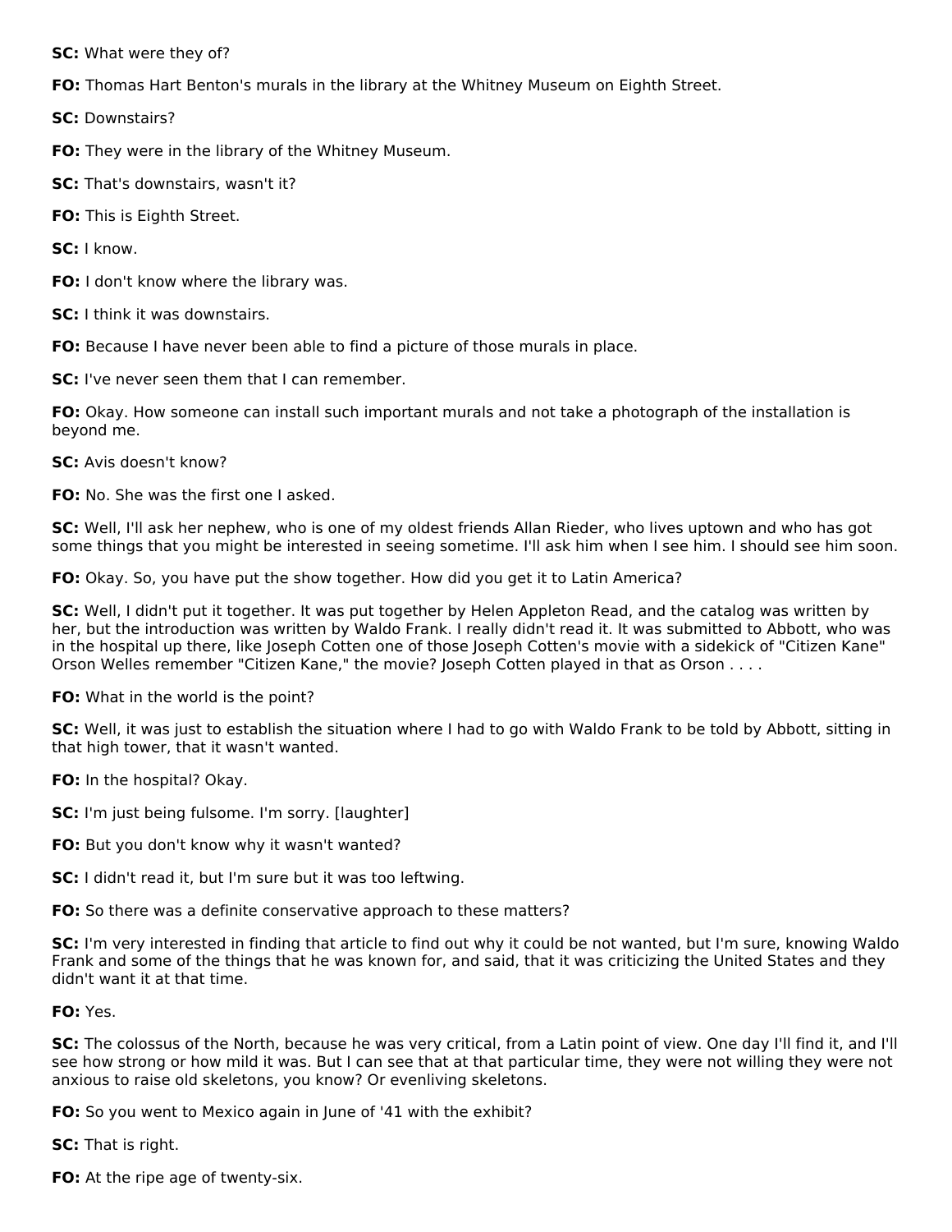**SC:** What were they of?

**FO:** Thomas Hart Benton's murals in the library at the Whitney Museum on Eighth Street.

**SC:** Downstairs?

**FO:** They were in the library of the Whitney Museum.

**SC:** That's downstairs, wasn't it?

**FO:** This is Eighth Street.

**SC:** I know.

**FO:** I don't know where the library was.

**SC:** I think it was downstairs.

**FO:** Because I have never been able to find a picture of those murals in place.

**SC:** I've never seen them that I can remember.

**FO:** Okay. How someone can install such important murals and not take a photograph of the installation is beyond me.

**SC:** Avis doesn't know?

**FO:** No. She was the first one I asked.

**SC:** Well, I'll ask her nephew, who is one of my oldest friends Allan Rieder, who lives uptown and who has got some things that you might be interested in seeing sometime. I'll ask him when I see him. I should see him soon.

**FO:** Okay. So, you have put the show together. How did you get it to Latin America?

**SC:** Well, I didn't put it together. It was put together by Helen Appleton Read, and the catalog was written by her, but the introduction was written by Waldo Frank. I really didn't read it. It was submitted to Abbott, who was in the hospital up there, like Joseph Cotten one of those Joseph Cotten's movie with a sidekick of "Citizen Kane" Orson Welles remember "Citizen Kane," the movie? Joseph Cotten played in that as Orson . . . .

**FO:** What in the world is the point?

**SC:** Well, it was just to establish the situation where I had to go with Waldo Frank to be told by Abbott, sitting in that high tower, that it wasn't wanted.

**FO:** In the hospital? Okay.

**SC:** I'm just being fulsome. I'm sorry. [laughter]

**FO:** But you don't know why it wasn't wanted?

**SC:** I didn't read it, but I'm sure but it was too leftwing.

**FO:** So there was a definite conservative approach to these matters?

**SC:** I'm very interested in finding that article to find out why it could be not wanted, but I'm sure, knowing Waldo Frank and some of the things that he was known for, and said, that it was criticizing the United States and they didn't want it at that time.

**FO:** Yes.

**SC:** The colossus of the North, because he was very critical, from a Latin point of view. One day I'll find it, and I'll see how strong or how mild it was. But I can see that at that particular time, they were not willing they were not anxious to raise old skeletons, you know? Or evenliving skeletons.

**FO:** So you went to Mexico again in June of '41 with the exhibit?

**SC:** That is right.

**FO:** At the ripe age of twenty-six.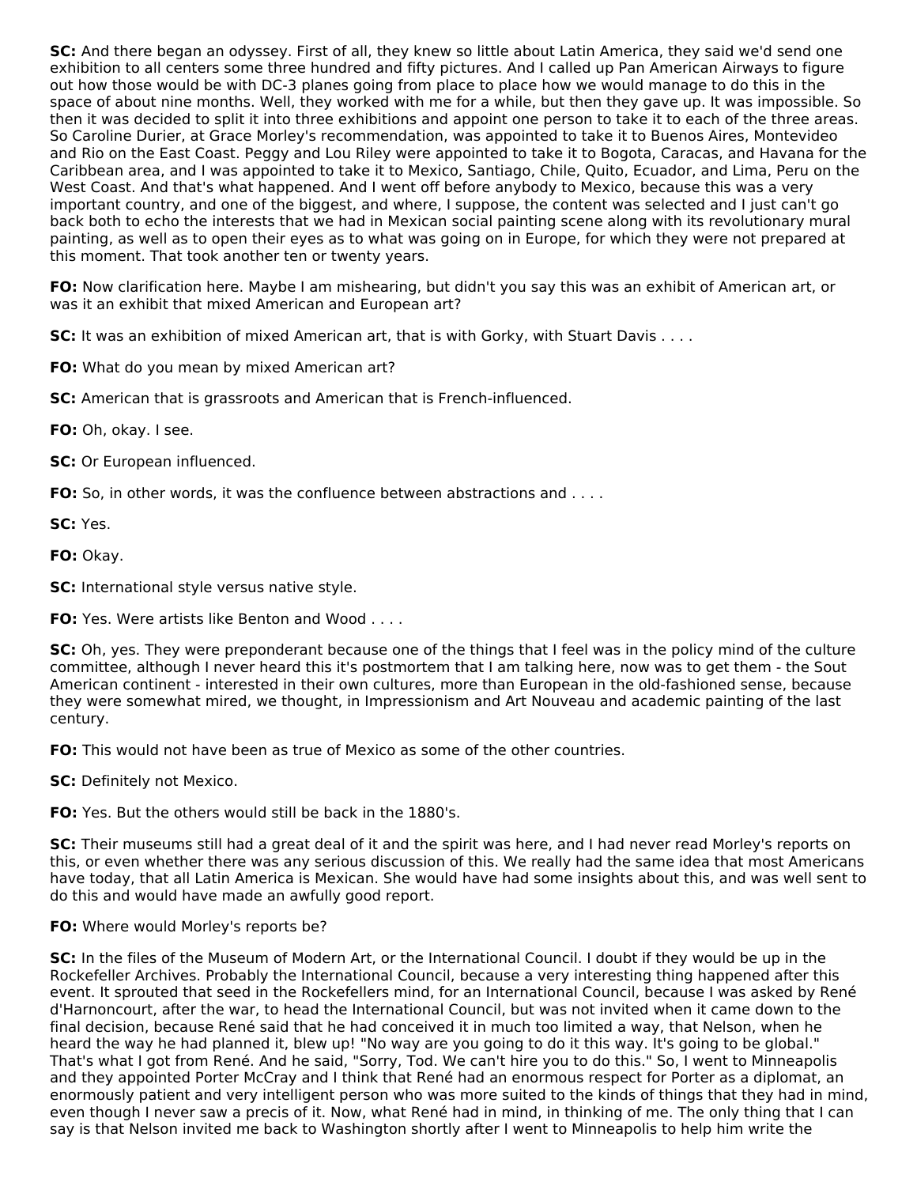**SC:** And there began an odyssey. First of all, they knew so little about Latin America, they said we'd send one exhibition to all centers some three hundred and fifty pictures. And I called up Pan American Airways to figure out how those would be with DC-3 planes going from place to place how we would manage to do this in the space of about nine months. Well, they worked with me for a while, but then they gave up. It was impossible. So then it was decided to split it into three exhibitions and appoint one person to take it to each of the three areas. So Caroline Durier, at Grace Morley's recommendation, was appointed to take it to Buenos Aires, Montevideo and Rio on the East Coast. Peggy and Lou Riley were appointed to take it to Bogota, Caracas, and Havana for the Caribbean area, and I was appointed to take it to Mexico, Santiago, Chile, Quito, Ecuador, and Lima, Peru on the West Coast. And that's what happened. And I went off before anybody to Mexico, because this was a very important country, and one of the biggest, and where, I suppose, the content was selected and I just can't go back both to echo the interests that we had in Mexican social painting scene along with its revolutionary mural painting, as well as to open their eyes as to what was going on in Europe, for which they were not prepared at this moment. That took another ten or twenty years.

**FO:** Now clarification here. Maybe I am mishearing, but didn't you say this was an exhibit of American art, or was it an exhibit that mixed American and European art?

**SC:** It was an exhibition of mixed American art, that is with Gorky, with Stuart Davis . . . .

**FO:** What do you mean by mixed American art?

**SC:** American that is grassroots and American that is French-influenced.

**FO:** Oh, okay. I see.

**SC:** Or European influenced.

**FO:** So, in other words, it was the confluence between abstractions and . . . .

**SC:** Yes.

**FO:** Okay.

**SC:** International style versus native style.

**FO:** Yes. Were artists like Benton and Wood . . . .

**SC:** Oh, yes. They were preponderant because one of the things that I feel was in the policy mind of the culture committee, although I never heard this it's postmortem that I am talking here, now was to get them - the Sout American continent - interested in their own cultures, more than European in the old-fashioned sense, because they were somewhat mired, we thought, in Impressionism and Art Nouveau and academic painting of the last century.

**FO:** This would not have been as true of Mexico as some of the other countries.

**SC:** Definitely not Mexico.

**FO:** Yes. But the others would still be back in the 1880's.

**SC:** Their museums still had a great deal of it and the spirit was here, and I had never read Morley's reports on this, or even whether there was any serious discussion of this. We really had the same idea that most Americans have today, that all Latin America is Mexican. She would have had some insights about this, and was well sent to do this and would have made an awfully good report.

**FO:** Where would Morley's reports be?

**SC:** In the files of the Museum of Modern Art, or the International Council. I doubt if they would be up in the Rockefeller Archives. Probably the International Council, because a very interesting thing happened after this event. It sprouted that seed in the Rockefellers mind, for an International Council, because I was asked by René d'Harnoncourt, after the war, to head the International Council, but was not invited when it came down to the final decision, because René said that he had conceived it in much too limited a way, that Nelson, when he heard the way he had planned it, blew up! "No way are you going to do it this way. It's going to be global." That's what I got from René. And he said, "Sorry, Tod. We can't hire you to do this." So, I went to Minneapolis and they appointed Porter McCray and I think that René had an enormous respect for Porter as a diplomat, an enormously patient and very intelligent person who was more suited to the kinds of things that they had in mind, even though I never saw a precis of it. Now, what René had in mind, in thinking of me. The only thing that I can say is that Nelson invited me back to Washington shortly after I went to Minneapolis to help him write the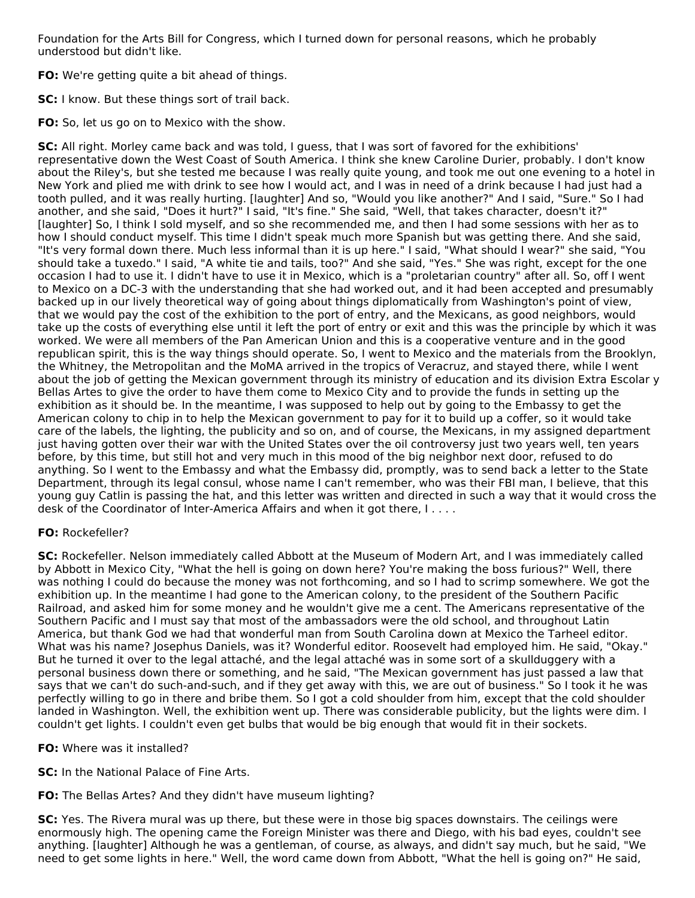Foundation for the Arts Bill for Congress, which I turned down for personal reasons, which he probably understood but didn't like.

**FO:** We're getting quite a bit ahead of things.

**SC:** I know. But these things sort of trail back.

**FO:** So, let us go on to Mexico with the show.

**SC:** All right. Morley came back and was told, I guess, that I was sort of favored for the exhibitions' representative down the West Coast of South America. I think she knew Caroline Durier, probably. I don't know about the Riley's, but she tested me because I was really quite young, and took me out one evening to a hotel in New York and plied me with drink to see how I would act, and I was in need of a drink because I had just had a tooth pulled, and it was really hurting. [laughter] And so, "Would you like another?" And I said, "Sure." So I had another, and she said, "Does it hurt?" I said, "It's fine." She said, "Well, that takes character, doesn't it?" [laughter] So, I think I sold myself, and so she recommended me, and then I had some sessions with her as to how I should conduct myself. This time I didn't speak much more Spanish but was getting there. And she said, "It's very formal down there. Much less informal than it is up here." I said, "What should I wear?" she said, "You should take a tuxedo." I said, "A white tie and tails, too?" And she said, "Yes." She was right, except for the one occasion I had to use it. I didn't have to use it in Mexico, which is a "proletarian country" after all. So, off I went to Mexico on a DC-3 with the understanding that she had worked out, and it had been accepted and presumably backed up in our lively theoretical way of going about things diplomatically from Washington's point of view, that we would pay the cost of the exhibition to the port of entry, and the Mexicans, as good neighbors, would take up the costs of everything else until it left the port of entry or exit and this was the principle by which it was worked. We were all members of the Pan American Union and this is a cooperative venture and in the good republican spirit, this is the way things should operate. So, I went to Mexico and the materials from the Brooklyn, the Whitney, the Metropolitan and the MoMA arrived in the tropics of Veracruz, and stayed there, while I went about the job of getting the Mexican government through its ministry of education and its division Extra Escolar y Bellas Artes to give the order to have them come to Mexico City and to provide the funds in setting up the exhibition as it should be. In the meantime, I was supposed to help out by going to the Embassy to get the American colony to chip in to help the Mexican government to pay for it to build up a coffer, so it would take care of the labels, the lighting, the publicity and so on, and of course, the Mexicans, in my assigned department just having gotten over their war with the United States over the oil controversy just two years well, ten years before, by this time, but still hot and very much in this mood of the big neighbor next door, refused to do anything. So I went to the Embassy and what the Embassy did, promptly, was to send back a letter to the State Department, through its legal consul, whose name I can't remember, who was their FBI man, I believe, that this young guy Catlin is passing the hat, and this letter was written and directed in such a way that it would cross the desk of the Coordinator of Inter-America Affairs and when it got there, I . . . .

**FO:** Rockefeller?

**SC:** Rockefeller. Nelson immediately called Abbott at the Museum of Modern Art, and I was immediately called by Abbott in Mexico City, "What the hell is going on down here? You're making the boss furious?" Well, there was nothing I could do because the money was not forthcoming, and so I had to scrimp somewhere. We got the exhibition up. In the meantime I had gone to the American colony, to the president of the Southern Pacific Railroad, and asked him for some money and he wouldn't give me a cent. The Americans representative of the Southern Pacific and I must say that most of the ambassadors were the old school, and throughout Latin America, but thank God we had that wonderful man from South Carolina down at Mexico the Tarheel editor. What was his name? Josephus Daniels, was it? Wonderful editor. Roosevelt had employed him. He said, "Okay." But he turned it over to the legal attaché, and the legal attaché was in some sort of a skullduggery with a personal business down there or something, and he said, "The Mexican government has just passed a law that says that we can't do such-and-such, and if they get away with this, we are out of business." So I took it he was perfectly willing to go in there and bribe them. So I got a cold shoulder from him, except that the cold shoulder landed in Washington. Well, the exhibition went up. There was considerable publicity, but the lights were dim. I couldn't get lights. I couldn't even get bulbs that would be big enough that would fit in their sockets.

**FO:** Where was it installed?

**SC:** In the National Palace of Fine Arts.

**FO:** The Bellas Artes? And they didn't have museum lighting?

**SC:** Yes. The Rivera mural was up there, but these were in those big spaces downstairs. The ceilings were enormously high. The opening came the Foreign Minister was there and Diego, with his bad eyes, couldn't see anything. [laughter] Although he was a gentleman, of course, as always, and didn't say much, but he said, "We need to get some lights in here." Well, the word came down from Abbott, "What the hell is going on?" He said,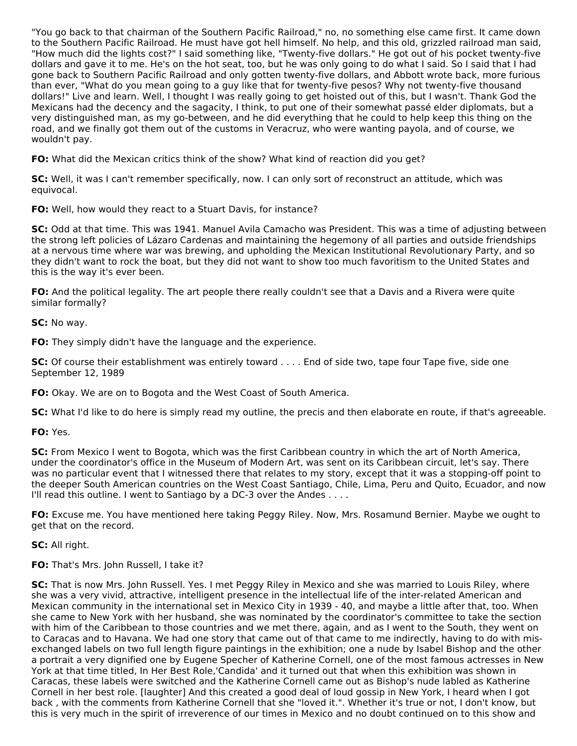"You go back to that chairman of the Southern Pacific Railroad," no, no something else came first. It came down to the Southern Pacific Railroad. He must have got hell himself. No help, and this old, grizzled railroad man said, "How much did the lights cost?" I said something like, "Twenty-five dollars." He got out of his pocket twenty-five dollars and gave it to me. He's on the hot seat, too, but he was only going to do what I said. So I said that I had gone back to Southern Pacific Railroad and only gotten twenty-five dollars, and Abbott wrote back, more furious than ever, "What do you mean going to a guy like that for twenty-five pesos? Why not twenty-five thousand dollars!" Live and learn. Well, I thought I was really going to get hoisted out of this, but I wasn't. Thank God the Mexicans had the decency and the sagacity, I think, to put one of their somewhat passé elder diplomats, but a very distinguished man, as my go-between, and he did everything that he could to help keep this thing on the road, and we finally got them out of the customs in Veracruz, who were wanting payola, and of course, we wouldn't pay.

**FO:** What did the Mexican critics think of the show? What kind of reaction did you get?

**SC:** Well, it was I can't remember specifically, now. I can only sort of reconstruct an attitude, which was equivocal.

**FO:** Well, how would they react to a Stuart Davis, for instance?

**SC:** Odd at that time. This was 1941. Manuel Avila Camacho was President. This was a time of adjusting between the strong left policies of Lázaro Cardenas and maintaining the hegemony of all parties and outside friendships at a nervous time where war was brewing, and upholding the Mexican Institutional Revolutionary Party, and so they didn't want to rock the boat, but they did not want to show too much favoritism to the United States and this is the way it's ever been.

**FO:** And the political legality. The art people there really couldn't see that a Davis and a Rivera were quite similar formally?

**SC:** No way.

**FO:** They simply didn't have the language and the experience.

**SC:** Of course their establishment was entirely toward . . . . End of side two, tape four Tape five, side one September 12, 1989

**FO:** Okay. We are on to Bogota and the West Coast of South America.

**SC:** What I'd like to do here is simply read my outline, the precis and then elaborate en route, if that's agreeable.

**FO:** Yes.

**SC:** From Mexico I went to Bogota, which was the first Caribbean country in which the art of North America, under the coordinator's office in the Museum of Modern Art, was sent on its Caribbean circuit, let's say. There was no particular event that I witnessed there that relates to my story, except that it was a stopping-off point to the deeper South American countries on the West Coast Santiago, Chile, Lima, Peru and Quito, Ecuador, and now I'll read this outline. I went to Santiago by a DC-3 over the Andes . . . .

**FO:** Excuse me. You have mentioned here taking Peggy Riley. Now, Mrs. Rosamund Bernier. Maybe we ought to get that on the record.

**SC:** All right.

**FO:** That's Mrs. John Russell, I take it?

**SC:** That is now Mrs. John Russell. Yes. I met Peggy Riley in Mexico and she was married to Louis Riley, where she was a very vivid, attractive, intelligent presence in the intellectual life of the inter-related American and Mexican community in the international set in Mexico City in 1939 - 40, and maybe a little after that, too. When she came to New York with her husband, she was nominated by the coordinator's committee to take the section with him of the Caribbean to those countries and we met there, again, and as I went to the South, they went on to Caracas and to Havana. We had one story that came out of that came to me indirectly, having to do with mis-exchanged labels on two full length figure paintings in the exhibition; one a nude by Isabel Bishop and the other a portrait a very dignified one by Eugene Specher of Katherine Cornell, one of the most famous actresses in New York at that time titled, In Her Best Role,'Candida' and it turned out that when this exhibition was shown in Caracas, these labels were switched and the Katherine Cornell came out as Bishop's nude labled as Katherine Cornell in her best role. [laughter] And this created a good deal of loud gossip in New York, I heard when I got back , with the comments from Katherine Cornell that she "loved it.". Whether it's true or not, I don't know, but this is very much in the spirit of irreverence of our times in Mexico and no doubt continued on to this show and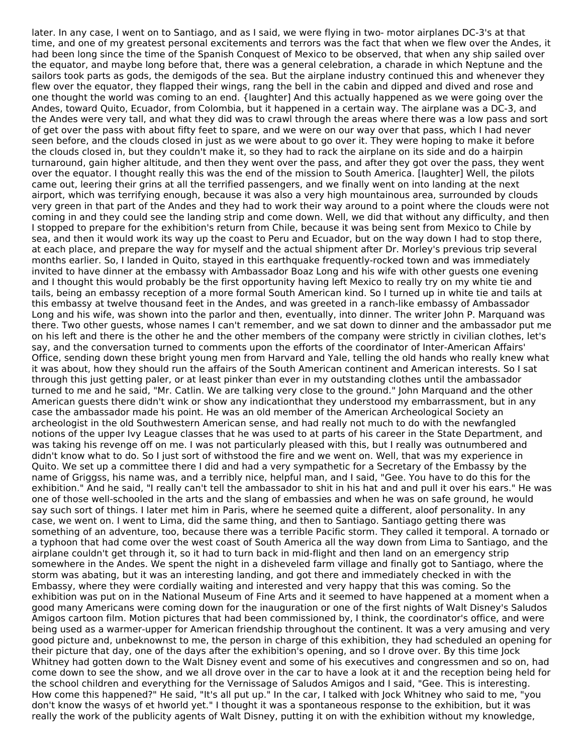later. In any case, I went on to Santiago, and as I said, we were flying in two- motor airplanes DC-3's at that time, and one of my greatest personal excitements and terrors was the fact that when we flew over the Andes, it had been long since the time of the Spanish Conquest of Mexico to be observed, that when any ship sailed over the equator, and maybe long before that, there was a general celebration, a charade in which Neptune and the sailors took parts as gods, the demigods of the sea. But the airplane industry continued this and whenever they flew over the equator, they flapped their wings, rang the bell in the cabin and dipped and dived and rose and one thought the world was coming to an end. {laughter] And this actually happened as we were going over the Andes, toward Quito, Ecuador, from Colombia, but it happened in a certain way. The airplane was a DC-3, and the Andes were very tall, and what they did was to crawl through the areas where there was a low pass and sort of get over the pass with about fifty feet to spare, and we were on our way over that pass, which I had never seen before, and the clouds closed in just as we were about to go over it. They were hoping to make it before the clouds closed in, but they couldn't make it, so they had to rack the airplane on its side and do a hairpin turnaround, gain higher altitude, and then they went over the pass, and after they got over the pass, they went over the equator. I thought really this was the end of the mission to South America. [laughter] Well, the pilots came out, leering their grins at all the terrified passengers, and we finally went on into landing at the next airport, which was terrifying enough, because it was also a very high mountainous area, surrounded by clouds very green in that part of the Andes and they had to work their way around to a point where the clouds were not coming in and they could see the landing strip and come down. Well, we did that without any difficulty, and then I stopped to prepare for the exhibition's return from Chile, because it was being sent from Mexico to Chile by sea, and then it would work its way up the coast to Peru and Ecuador, but on the way down I had to stop there, at each place, and prepare the way for myself and the actual shipment after Dr. Morley's previous trip several months earlier. So, I landed in Quito, stayed in this earthquake frequently-rocked town and was immediately invited to have dinner at the embassy with Ambassador Boaz Long and his wife with other guests one evening and I thought this would probably be the first opportunity having left Mexico to really try on my white tie and tails, being an embassy reception of a more formal South American kind. So I turned up in white tie and tails at this embassy at twelve thousand feet in the Andes, and was greeted in a ranch-like embassy of Ambassador Long and his wife, was shown into the parlor and then, eventually, into dinner. The writer John P. Marquand was there. Two other guests, whose names I can't remember, and we sat down to dinner and the ambassador put me on his left and there is the other he and the other members of the company were strictly in civilian clothes, let's say, and the conversation turned to comments upon the efforts of the coordinator of Inter-American Affairs' Office, sending down these bright young men from Harvard and Yale, telling the old hands who really knew what it was about, how they should run the affairs of the South American continent and American interests. So I sat through this just getting paler, or at least pinker than ever in my outstanding clothes until the ambassador turned to me and he said, "Mr. Catlin. We are talking very close to the ground." John Marquand and the other American guests there didn't wink or show any indicationthat they understood my embarrassment, but in any case the ambassador made his point. He was an old member of the American Archeological Society an archeologist in the old Southwestern American sense, and had really not much to do with the newfangled notions of the upper Ivy League classes that he was used to at parts of his career in the State Department, and was taking his revenge off on me. I was not particularly pleased with this, but I really was outnumbered and didn't know what to do. So I just sort of withstood the fire and we went on. Well, that was my experience in Quito. We set up a committee there I did and had a very sympathetic for a Secretary of the Embassy by the name of Griggss, his name was, and a terribly nice, helpful man, and I said, "Gee. You have to do this for the exhibition." And he said, "I really can't tell the ambassador to shit in his hat and and pull it over his ears." He was one of those well-schooled in the arts and the slang of embassies and when he was on safe ground, he would say such sort of things. I later met him in Paris, where he seemed quite a different, aloof personality. In any case, we went on. I went to Lima, did the same thing, and then to Santiago. Santiago getting there was something of an adventure, too, because there was a terrible Pacific storm. They called it temporal. A tornado or a typhoon that had come over the west coast of South America all the way down from Lima to Santiago, and the airplane couldn't get through it, so it had to turn back in mid-flight and then land on an emergency strip somewhere in the Andes. We spent the night in a disheveled farm village and finally got to Santiago, where the storm was abating, but it was an interesting landing, and got there and immediately checked in with the Embassy, where they were cordially waiting and interested and very happy that this was coming. So the exhibition was put on in the National Museum of Fine Arts and it seemed to have happened at a moment when a good many Americans were coming down for the inauguration or one of the first nights of Walt Disney's Saludos Amigos cartoon film. Motion pictures that had been commissioned by, I think, the coordinator's office, and were being used as a warmer-upper for American friendship throughout the continent. It was a very amusing and very good picture and, unbeknownst to me, the person in charge of this exhibition, they had scheduled an opening for their picture that day, one of the days after the exhibition's opening, and so I drove over. By this time Jock Whitney had gotten down to the Walt Disney event and some of his executives and congressmen and so on, had come down to see the show, and we all drove over in the car to have a look at it and the reception being held for the school children and everything for the Vernissage of Saludos Amigos and I said, "Gee. This is interesting. How come this happened?" He said, "It's all put up." In the car, I talked with Jock Whitney who said to me, "you don't know the wasys of et hworld yet." I thought it was a spontaneous response to the exhibition, but it was really the work of the publicity agents of Walt Disney, putting it on with the exhibition without my knowledge,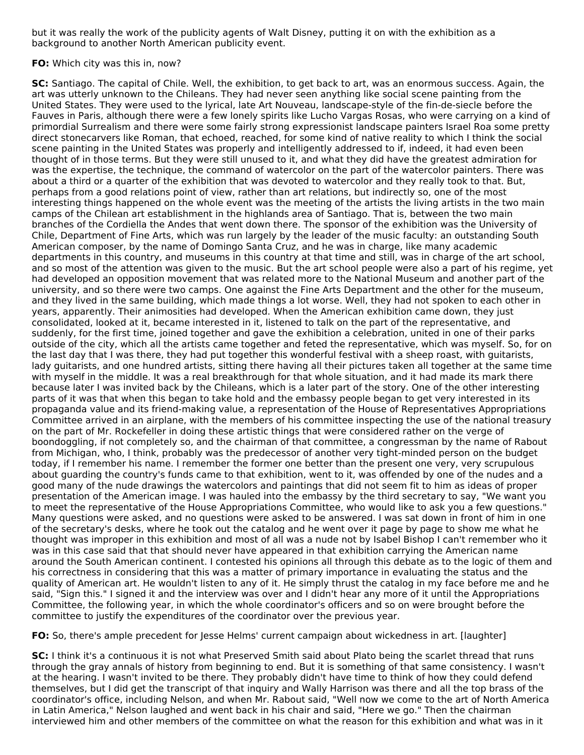but it was really the work of the publicity agents of Walt Disney, putting it on with the exhibition as a background to another North American publicity event.

**FO:** Which city was this in, now?

**SC:** Santiago. The capital of Chile. Well, the exhibition, to get back to art, was an enormous success. Again, the art was utterly unknown to the Chileans. They had never seen anything like social scene painting from the United States. They were used to the lyrical, late Art Nouveau, landscape-style of the fin-de-siecle before the Fauves in Paris, although there were a few lonely spirits like Lucho Vargas Rosas, who were carrying on a kind of primordial Surrealism and there were some fairly strong expressionist landscape painters Israel Roa some pretty direct stonecarvers like Roman, that echoed, reached, for some kind of native reality to which I think the social scene painting in the United States was properly and intelligently addressed to if, indeed, it had even been thought of in those terms. But they were still unused to it, and what they did have the greatest admiration for was the expertise, the technique, the command of watercolor on the part of the watercolor painters. There was about a third or a quarter of the exhibition that was devoted to watercolor and they really took to that. But, perhaps from a good relations point of view, rather than art relations, but indirectly so, one of the most interesting things happened on the whole event was the meeting of the artists the living artists in the two main camps of the Chilean art establishment in the highlands area of Santiago. That is, between the two main branches of the Cordiella the Andes that went down there. The sponsor of the exhibition was the University of Chile, Department of Fine Arts, which was run largely by the leader of the music faculty: an outstanding South American composer, by the name of Domingo Santa Cruz, and he was in charge, like many academic departments in this country, and museums in this country at that time and still, was in charge of the art school, and so most of the attention was given to the music. But the art school people were also a part of his regime, yet had developed an opposition movement that was related more to the National Museum and another part of the university, and so there were two camps. One against the Fine Arts Department and the other for the museum, and they lived in the same building, which made things a lot worse. Well, they had not spoken to each other in years, apparently. Their animosities had developed. When the American exhibition came down, they just consolidated, looked at it, became interested in it, listened to talk on the part of the representative, and suddenly, for the first time, joined together and gave the exhibition a celebration, united in one of their parks outside of the city, which all the artists came together and feted the representative, which was myself. So, for on the last day that I was there, they had put together this wonderful festival with a sheep roast, with guitarists, lady guitarists, and one hundred artists, sitting there having all their pictures taken all together at the same time with myself in the middle. It was a real breakthrough for that whole situation, and it had made its mark there because later I was invited back by the Chileans, which is a later part of the story. One of the other interesting parts of it was that when this began to take hold and the embassy people began to get very interested in its propaganda value and its friend-making value, a representation of the House of Representatives Appropriations Committee arrived in an airplane, with the members of his committee inspecting the use of the national treasury on the part of Mr. Rockefeller in doing these artistic things that were considered rather on the verge of boondoggling, if not completely so, and the chairman of that committee, a congressman by the name of Rabout from Michigan, who, I think, probably was the predecessor of another very tight-minded person on the budget today, if I remember his name. I remember the former one better than the present one very, very scrupulous about guarding the country's funds came to that exhibition, went to it, was offended by one of the nudes and a good many of the nude drawings the watercolors and paintings that did not seem fit to him as ideas of proper presentation of the American image. I was hauled into the embassy by the third secretary to say, "We want you to meet the representative of the House Appropriations Committee, who would like to ask you a few questions." Many questions were asked, and no questions were asked to be answered. I was sat down in front of him in one of the secretary's desks, where he took out the catalog and he went over it page by page to show me what he thought was improper in this exhibition and most of all was a nude not by Isabel Bishop I can't remember who it was in this case said that that should never have appeared in that exhibition carrying the American name around the South American continent. I contested his opinions all through this debate as to the logic of them and his correctness in considering that this was a matter of primary importance in evaluating the status and the quality of American art. He wouldn't listen to any of it. He simply thrust the catalog in my face before me and he said, "Sign this." I signed it and the interview was over and I didn't hear any more of it until the Appropriations Committee, the following year, in which the whole coordinator's officers and so on were brought before the committee to justify the expenditures of the coordinator over the previous year.

**FO:** So, there's ample precedent for Jesse Helms' current campaign about wickedness in art. [laughter]

**SC:** I think it's a continuous it is not what Preserved Smith said about Plato being the scarlet thread that runs through the gray annals of history from beginning to end. But it is something of that same consistency. I wasn't at the hearing. I wasn't invited to be there. They probably didn't have time to think of how they could defend themselves, but I did get the transcript of that inquiry and Wally Harrison was there and all the top brass of the coordinator's office, including Nelson, and when Mr. Rabout said, "Well now we come to the art of North America in Latin America," Nelson laughed and went back in his chair and said, "Here we go." Then the chairman interviewed him and other members of the committee on what the reason for this exhibition and what was in it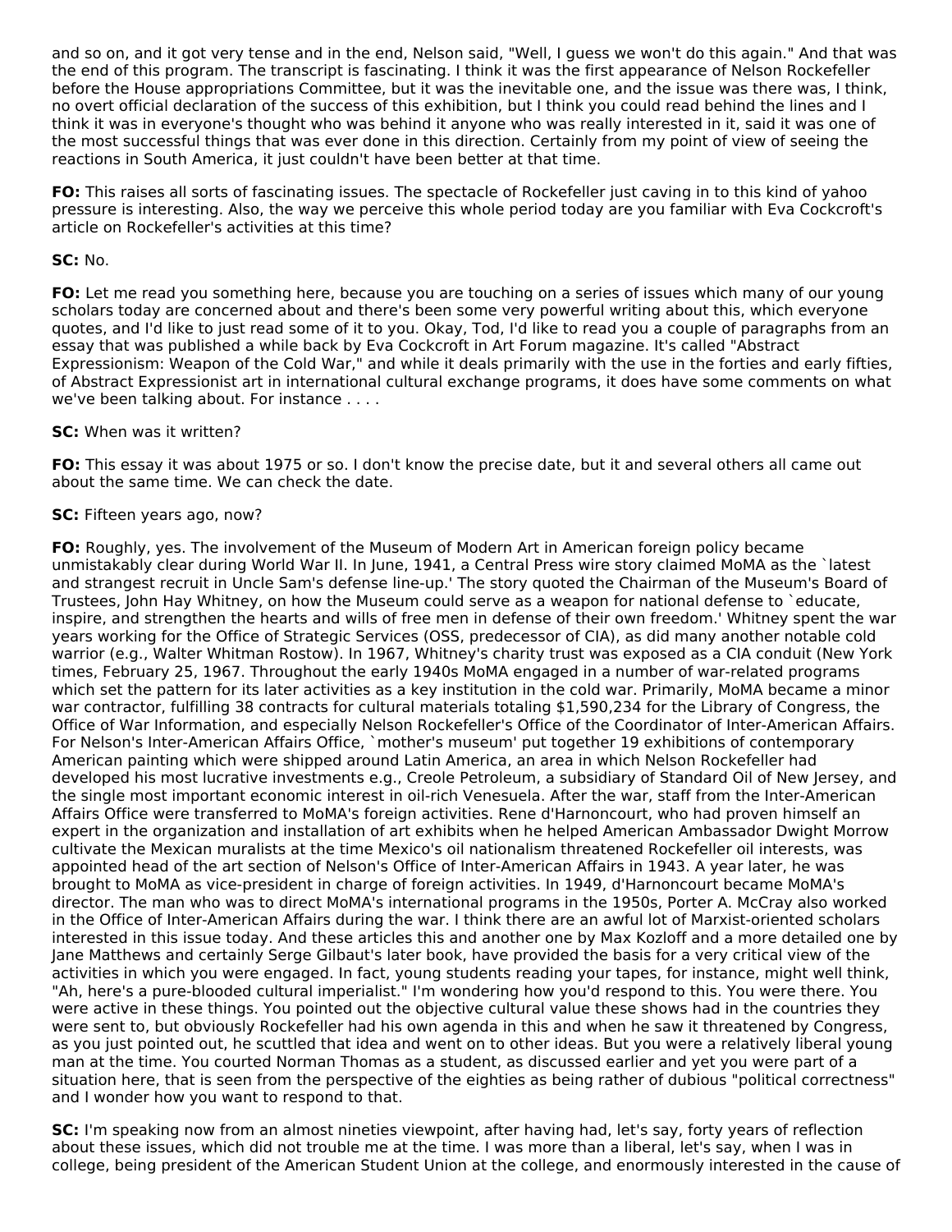and so on, and it got very tense and in the end, Nelson said, "Well, I guess we won't do this again." And that was the end of this program. The transcript is fascinating. I think it was the first appearance of Nelson Rockefeller before the House appropriations Committee, but it was the inevitable one, and the issue was there was, I think, no overt official declaration of the success of this exhibition, but I think you could read behind the lines and I think it was in everyone's thought who was behind it anyone who was really interested in it, said it was one of the most successful things that was ever done in this direction. Certainly from my point of view of seeing the reactions in South America, it just couldn't have been better at that time.

**FO:** This raises all sorts of fascinating issues. The spectacle of Rockefeller just caving in to this kind of yahoo pressure is interesting. Also, the way we perceive this whole period today are you familiar with Eva Cockcroft's article on Rockefeller's activities at this time?

**SC:** No.

**FO:** Let me read you something here, because you are touching on a series of issues which many of our young scholars today are concerned about and there's been some very powerful writing about this, which everyone quotes, and I'd like to just read some of it to you. Okay, Tod, I'd like to read you a couple of paragraphs from an essay that was published a while back by Eva Cockcroft in Art Forum magazine. It's called "Abstract Expressionism: Weapon of the Cold War," and while it deals primarily with the use in the forties and early fifties, of Abstract Expressionist art in international cultural exchange programs, it does have some comments on what we've been talking about. For instance . . . .

**SC:** When was it written?

**FO:** This essay it was about 1975 or so. I don't know the precise date, but it and several others all came out about the same time. We can check the date.

**SC:** Fifteen years ago, now?

**FO:** Roughly, yes. The involvement of the Museum of Modern Art in American foreign policy became unmistakably clear during World War II. In June, 1941, a Central Press wire story claimed MoMA as the `latest and strangest recruit in Uncle Sam's defense line-up.' The story quoted the Chairman of the Museum's Board of Trustees, John Hay Whitney, on how the Museum could serve as a weapon for national defense to `educate, inspire, and strengthen the hearts and wills of free men in defense of their own freedom.' Whitney spent the war years working for the Office of Strategic Services (OSS, predecessor of CIA), as did many another notable cold warrior (e.g., Walter Whitman Rostow). In 1967, Whitney's charity trust was exposed as a CIA conduit (New York times, February 25, 1967. Throughout the early 1940s MoMA engaged in a number of war-related programs which set the pattern for its later activities as a key institution in the cold war. Primarily, MoMA became a minor war contractor, fulfilling 38 contracts for cultural materials totaling $1,590,234 for the Library of Congress, the Office of War Information, and especially Nelson Rockefeller's Office of the Coordinator of Inter-American Affairs. For Nelson's Inter-American Affairs Office, `mother's museum' put together 19 exhibitions of contemporary American painting which were shipped around Latin America, an area in which Nelson Rockefeller had developed his most lucrative investments e.g., Creole Petroleum, a subsidiary of Standard Oil of New Jersey, and the single most important economic interest in oil-rich Venesuela. After the war, staff from the Inter-American Affairs Office were transferred to MoMA's foreign activities. Rene d'Harnoncourt, who had proven himself an expert in the organization and installation of art exhibits when he helped American Ambassador Dwight Morrow cultivate the Mexican muralists at the time Mexico's oil nationalism threatened Rockefeller oil interests, was appointed head of the art section of Nelson's Office of Inter-American Affairs in 1943. A year later, he was brought to MoMA as vice-president in charge of foreign activities. In 1949, d'Harnoncourt became MoMA's director. The man who was to direct MoMA's international programs in the 1950s, Porter A. McCray also worked in the Office of Inter-American Affairs during the war. I think there are an awful lot of Marxist-oriented scholars interested in this issue today. And these articles this and another one by Max Kozloff and a more detailed one by Jane Matthews and certainly Serge Gilbaut's later book, have provided the basis for a very critical view of the activities in which you were engaged. In fact, young students reading your tapes, for instance, might well think, "Ah, here's a pure-blooded cultural imperialist." I'm wondering how you'd respond to this. You were there. You were active in these things. You pointed out the objective cultural value these shows had in the countries they were sent to, but obviously Rockefeller had his own agenda in this and when he saw it threatened by Congress, as you just pointed out, he scuttled that idea and went on to other ideas. But you were a relatively liberal young man at the time. You courted Norman Thomas as a student, as discussed earlier and yet you were part of a situation here, that is seen from the perspective of the eighties as being rather of dubious "political correctness" and I wonder how you want to respond to that.

**SC:** I'm speaking now from an almost nineties viewpoint, after having had, let's say, forty years of reflection about these issues, which did not trouble me at the time. I was more than a liberal, let's say, when I was in college, being president of the American Student Union at the college, and enormously interested in the cause of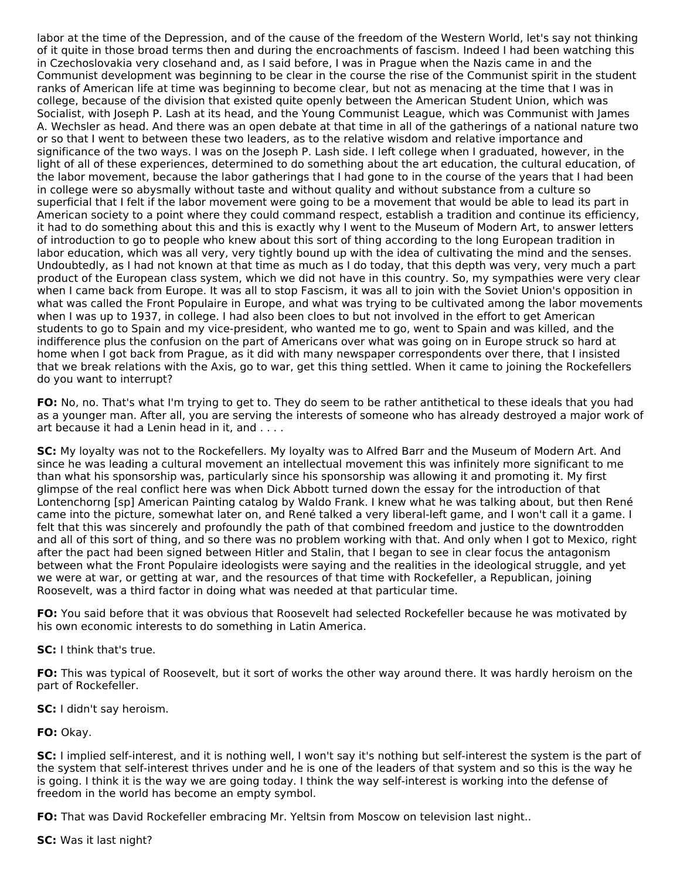labor at the time of the Depression, and of the cause of the freedom of the Western World, let's say not thinking of it quite in those broad terms then and during the encroachments of fascism. Indeed I had been watching this in Czechoslovakia very closehand and, as I said before, I was in Prague when the Nazis came in and the Communist development was beginning to be clear in the course the rise of the Communist spirit in the student ranks of American life at time was beginning to become clear, but not as menacing at the time that I was in college, because of the division that existed quite openly between the American Student Union, which was Socialist, with Joseph P. Lash at its head, and the Young Communist League, which was Communist with James A. Wechsler as head. And there was an open debate at that time in all of the gatherings of a national nature two or so that I went to between these two leaders, as to the relative wisdom and relative importance and significance of the two ways. I was on the Joseph P. Lash side. I left college when I graduated, however, in the light of all of these experiences, determined to do something about the art education, the cultural education, of the labor movement, because the labor gatherings that I had gone to in the course of the years that I had been in college were so abysmally without taste and without quality and without substance from a culture so superficial that I felt if the labor movement were going to be a movement that would be able to lead its part in American society to a point where they could command respect, establish a tradition and continue its efficiency, it had to do something about this and this is exactly why I went to the Museum of Modern Art, to answer letters of introduction to go to people who knew about this sort of thing according to the long European tradition in labor education, which was all very, very tightly bound up with the idea of cultivating the mind and the senses. Undoubtedly, as I had not known at that time as much as I do today, that this depth was very, very much a part product of the European class system, which we did not have in this country. So, my sympathies were very clear when I came back from Europe. It was all to stop Fascism, it was all to join with the Soviet Union's opposition in what was called the Front Populaire in Europe, and what was trying to be cultivated among the labor movements when I was up to 1937, in college. I had also been cloes to but not involved in the effort to get American students to go to Spain and my vice-president, who wanted me to go, went to Spain and was killed, and the indifference plus the confusion on the part of Americans over what was going on in Europe struck so hard at home when I got back from Prague, as it did with many newspaper correspondents over there, that I insisted that we break relations with the Axis, go to war, get this thing settled. When it came to joining the Rockefellers do you want to interrupt?

**FO:** No, no. That's what I'm trying to get to. They do seem to be rather antithetical to these ideals that you had as a younger man. After all, you are serving the interests of someone who has already destroyed a major work of art because it had a Lenin head in it, and . . . .

**SC:** My loyalty was not to the Rockefellers. My loyalty was to Alfred Barr and the Museum of Modern Art. And since he was leading a cultural movement an intellectual movement this was infinitely more significant to me than what his sponsorship was, particularly since his sponsorship was allowing it and promoting it. My first glimpse of the real conflict here was when Dick Abbott turned down the essay for the introduction of that Lontenchorng [sp] American Painting catalog by Waldo Frank. I knew what he was talking about, but then René came into the picture, somewhat later on, and René talked a very liberal-left game, and I won't call it a game. I felt that this was sincerely and profoundly the path of that combined freedom and justice to the downtrodden and all of this sort of thing, and so there was no problem working with that. And only when I got to Mexico, right after the pact had been signed between Hitler and Stalin, that I began to see in clear focus the antagonism between what the Front Populaire ideologists were saying and the realities in the ideological struggle, and yet we were at war, or getting at war, and the resources of that time with Rockefeller, a Republican, joining Roosevelt, was a third factor in doing what was needed at that particular time.

**FO:** You said before that it was obvious that Roosevelt had selected Rockefeller because he was motivated by his own economic interests to do something in Latin America.

**SC:** I think that's true.

**FO:** This was typical of Roosevelt, but it sort of works the other way around there. It was hardly heroism on the part of Rockefeller.

**SC:** I didn't say heroism.

**FO:** Okay.

**SC:** I implied self-interest, and it is nothing well, I won't say it's nothing but self-interest the system is the part of the system that self-interest thrives under and he is one of the leaders of that system and so this is the way he is going. I think it is the way we are going today. I think the way self-interest is working into the defense of freedom in the world has become an empty symbol.

**FO:** That was David Rockefeller embracing Mr. Yeltsin from Moscow on television last night..

**SC:** Was it last night?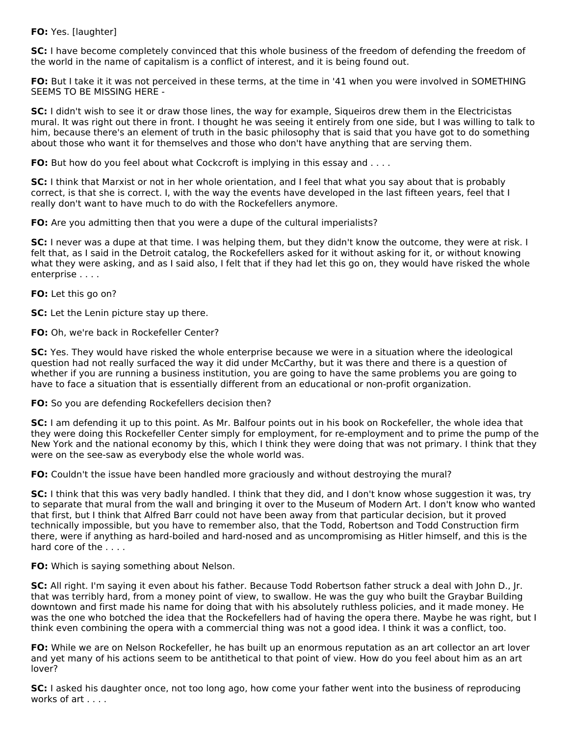**FO:** Yes. [laughter]

**SC:** I have become completely convinced that this whole business of the freedom of defending the freedom of the world in the name of capitalism is a conflict of interest, and it is being found out.

**FO:** But I take it it was not perceived in these terms, at the time in '41 when you were involved in SOMETHING SEEMS TO BE MISSING HERE -

**SC:** I didn't wish to see it or draw those lines, the way for example, Siqueiros drew them in the Electricistas mural. It was right out there in front. I thought he was seeing it entirely from one side, but I was willing to talk to him, because there's an element of truth in the basic philosophy that is said that you have got to do something about those who want it for themselves and those who don't have anything that are serving them.

**FO:** But how do you feel about what Cockcroft is implying in this essay and . . . .

**SC:** I think that Marxist or not in her whole orientation, and I feel that what you say about that is probably correct, is that she is correct. I, with the way the events have developed in the last fifteen years, feel that I really don't want to have much to do with the Rockefellers anymore.

**FO:** Are you admitting then that you were a dupe of the cultural imperialists?

**SC:** I never was a dupe at that time. I was helping them, but they didn't know the outcome, they were at risk. I felt that, as I said in the Detroit catalog, the Rockefellers asked for it without asking for it, or without knowing what they were asking, and as I said also, I felt that if they had let this go on, they would have risked the whole enterprise . . . .

**FO:** Let this go on?

**SC:** Let the Lenin picture stay up there.

**FO:** Oh, we're back in Rockefeller Center?

**SC:** Yes. They would have risked the whole enterprise because we were in a situation where the ideological question had not really surfaced the way it did under McCarthy, but it was there and there is a question of whether if you are running a business institution, you are going to have the same problems you are going to have to face a situation that is essentially different from an educational or non-profit organization.

**FO:** So you are defending Rockefellers decision then?

**SC:** I am defending it up to this point. As Mr. Balfour points out in his book on Rockefeller, the whole idea that they were doing this Rockefeller Center simply for employment, for re-employment and to prime the pump of the New York and the national economy by this, which I think they were doing that was not primary. I think that they were on the see-saw as everybody else the whole world was.

**FO:** Couldn't the issue have been handled more graciously and without destroying the mural?

**SC:** I think that this was very badly handled. I think that they did, and I don't know whose suggestion it was, try to separate that mural from the wall and bringing it over to the Museum of Modern Art. I don't know who wanted that first, but I think that Alfred Barr could not have been away from that particular decision, but it proved technically impossible, but you have to remember also, that the Todd, Robertson and Todd Construction firm there, were if anything as hard-boiled and hard-nosed and as uncompromising as Hitler himself, and this is the hard core of the . . . .

**FO:** Which is saying something about Nelson.

**SC:** All right. I'm saying it even about his father. Because Todd Robertson father struck a deal with John D., Jr. that was terribly hard, from a money point of view, to swallow. He was the guy who built the Graybar Building downtown and first made his name for doing that with his absolutely ruthless policies, and it made money. He was the one who botched the idea that the Rockefellers had of having the opera there. Maybe he was right, but I think even combining the opera with a commercial thing was not a good idea. I think it was a conflict, too.

**FO:** While we are on Nelson Rockefeller, he has built up an enormous reputation as an art collector an art lover and yet many of his actions seem to be antithetical to that point of view. How do you feel about him as an art lover?

**SC:** I asked his daughter once, not too long ago, how come your father went into the business of reproducing works of art . . . .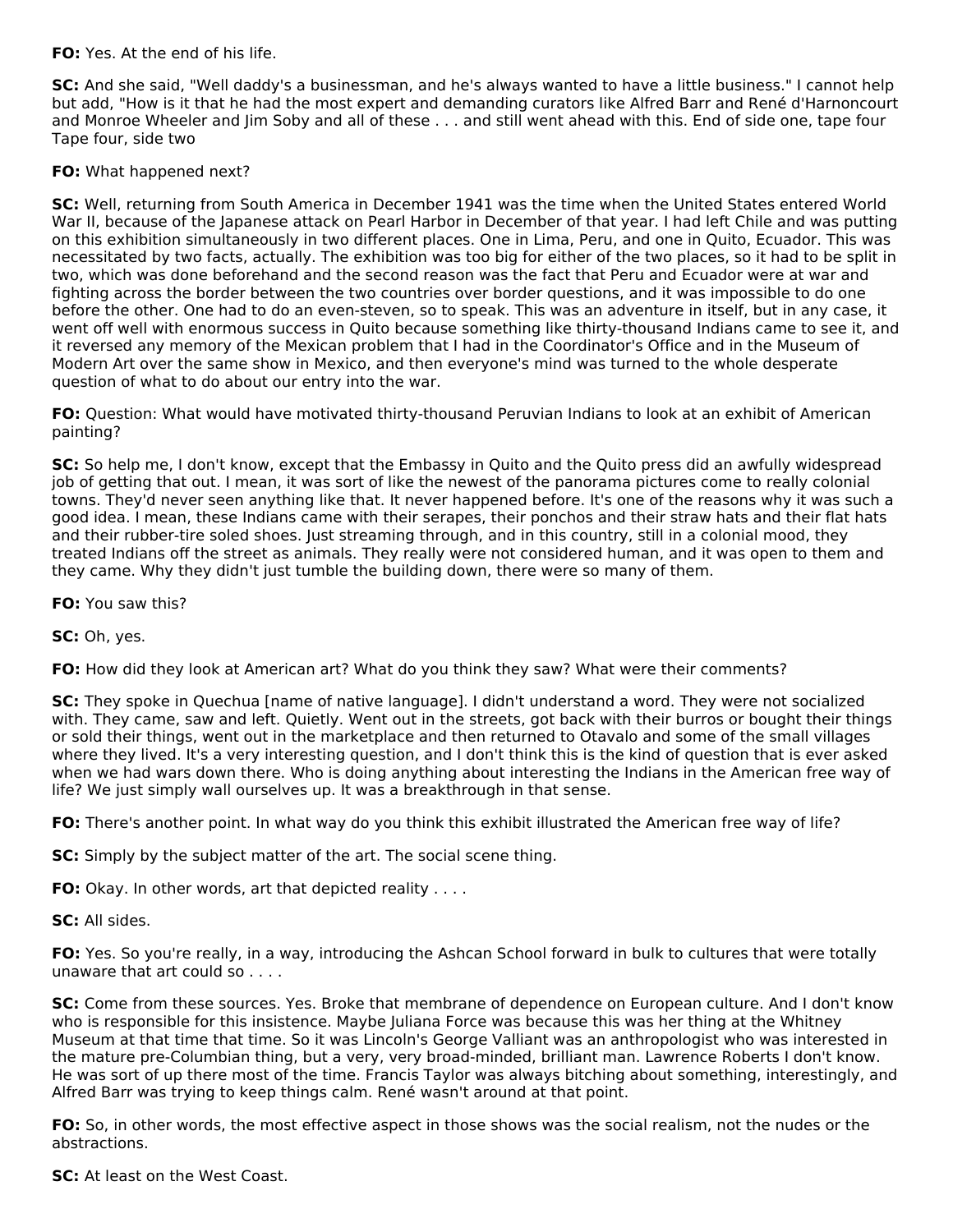**FO:** Yes. At the end of his life.

**SC:** And she said, "Well daddy's a businessman, and he's always wanted to have a little business." I cannot help but add, "How is it that he had the most expert and demanding curators like Alfred Barr and René d'Harnoncourt and Monroe Wheeler and Jim Soby and all of these . . . and still went ahead with this. End of side one, tape four Tape four, side two

**FO:** What happened next?

**SC:** Well, returning from South America in December 1941 was the time when the United States entered World War II, because of the Japanese attack on Pearl Harbor in December of that year. I had left Chile and was putting on this exhibition simultaneously in two different places. One in Lima, Peru, and one in Quito, Ecuador. This was necessitated by two facts, actually. The exhibition was too big for either of the two places, so it had to be split in two, which was done beforehand and the second reason was the fact that Peru and Ecuador were at war and fighting across the border between the two countries over border questions, and it was impossible to do one before the other. One had to do an even-steven, so to speak. This was an adventure in itself, but in any case, it went off well with enormous success in Quito because something like thirty-thousand Indians came to see it, and it reversed any memory of the Mexican problem that I had in the Coordinator's Office and in the Museum of Modern Art over the same show in Mexico, and then everyone's mind was turned to the whole desperate question of what to do about our entry into the war.

**FO:** Question: What would have motivated thirty-thousand Peruvian Indians to look at an exhibit of American painting?

**SC:** So help me, I don't know, except that the Embassy in Quito and the Quito press did an awfully widespread job of getting that out. I mean, it was sort of like the newest of the panorama pictures come to really colonial towns. They'd never seen anything like that. It never happened before. It's one of the reasons why it was such a good idea. I mean, these Indians came with their serapes, their ponchos and their straw hats and their flat hats and their rubber-tire soled shoes. Just streaming through, and in this country, still in a colonial mood, they treated Indians off the street as animals. They really were not considered human, and it was open to them and they came. Why they didn't just tumble the building down, there were so many of them.

**FO:** You saw this?

**SC:** Oh, yes.

**FO:** How did they look at American art? What do you think they saw? What were their comments?

**SC:** They spoke in Quechua [name of native language]. I didn't understand a word. They were not socialized with. They came, saw and left. Quietly. Went out in the streets, got back with their burros or bought their things or sold their things, went out in the marketplace and then returned to Otavalo and some of the small villages where they lived. It's a very interesting question, and I don't think this is the kind of question that is ever asked when we had wars down there. Who is doing anything about interesting the Indians in the American free way of life? We just simply wall ourselves up. It was a breakthrough in that sense.

**FO:** There's another point. In what way do you think this exhibit illustrated the American free way of life?

**SC:** Simply by the subject matter of the art. The social scene thing.

**FO:** Okay. In other words, art that depicted reality . . . .

**SC:** All sides.

**FO:** Yes. So you're really, in a way, introducing the Ashcan School forward in bulk to cultures that were totally unaware that art could so . . . .

**SC:** Come from these sources. Yes. Broke that membrane of dependence on European culture. And I don't know who is responsible for this insistence. Maybe Juliana Force was because this was her thing at the Whitney Museum at that time that time. So it was Lincoln's George Valliant was an anthropologist who was interested in the mature pre-Columbian thing, but a very, very broad-minded, brilliant man. Lawrence Roberts I don't know. He was sort of up there most of the time. Francis Taylor was always bitching about something, interestingly, and Alfred Barr was trying to keep things calm. René wasn't around at that point.

**FO:** So, in other words, the most effective aspect in those shows was the social realism, not the nudes or the abstractions.

**SC:** At least on the West Coast.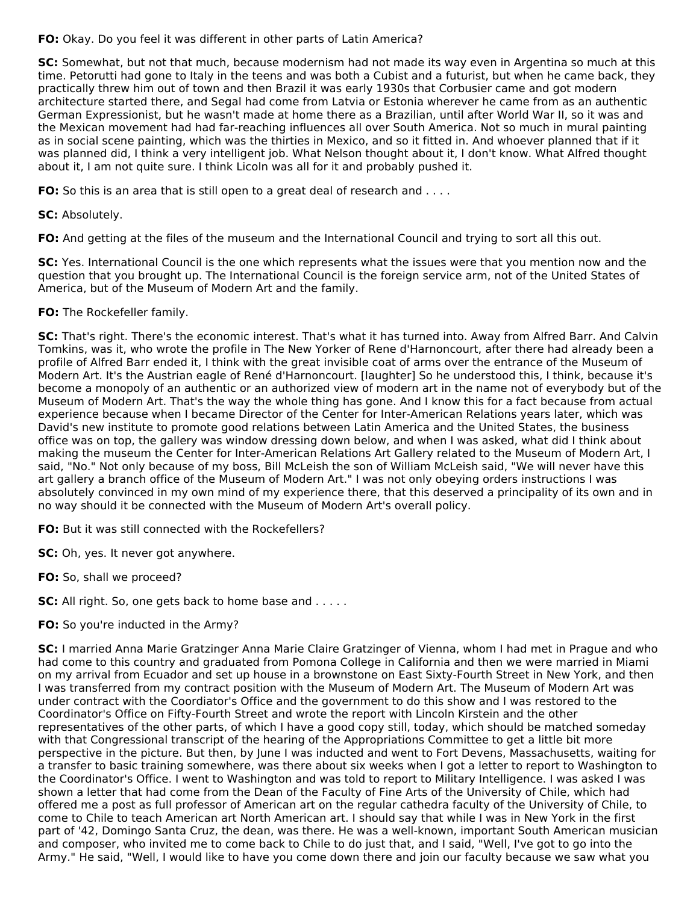**FO:** Okay. Do you feel it was different in other parts of Latin America?

**SC:** Somewhat, but not that much, because modernism had not made its way even in Argentina so much at this time. Petorutti had gone to Italy in the teens and was both a Cubist and a futurist, but when he came back, they practically threw him out of town and then Brazil it was early 1930s that Corbusier came and got modern architecture started there, and Segal had come from Latvia or Estonia wherever he came from as an authentic German Expressionist, but he wasn't made at home there as a Brazilian, until after World War II, so it was and the Mexican movement had had far-reaching influences all over South America. Not so much in mural painting as in social scene painting, which was the thirties in Mexico, and so it fitted in. And whoever planned that if it was planned did, I think a very intelligent job. What Nelson thought about it, I don't know. What Alfred thought about it, I am not quite sure. I think Licoln was all for it and probably pushed it.

**FO:** So this is an area that is still open to a great deal of research and . . . .

**SC:** Absolutely.

**FO:** And getting at the files of the museum and the International Council and trying to sort all this out.

**SC:** Yes. International Council is the one which represents what the issues were that you mention now and the question that you brought up. The International Council is the foreign service arm, not of the United States of America, but of the Museum of Modern Art and the family.

**FO:** The Rockefeller family.

**SC:** That's right. There's the economic interest. That's what it has turned into. Away from Alfred Barr. And Calvin Tomkins, was it, who wrote the profile in The New Yorker of Rene d'Harnoncourt, after there had already been a profile of Alfred Barr ended it, I think with the great invisible coat of arms over the entrance of the Museum of Modern Art. It's the Austrian eagle of René d'Harnoncourt. [laughter] So he understood this, I think, because it's become a monopoly of an authentic or an authorized view of modern art in the name not of everybody but of the Museum of Modern Art. That's the way the whole thing has gone. And I know this for a fact because from actual experience because when I became Director of the Center for Inter-American Relations years later, which was David's new institute to promote good relations between Latin America and the United States, the business office was on top, the gallery was window dressing down below, and when I was asked, what did I think about making the museum the Center for Inter-American Relations Art Gallery related to the Museum of Modern Art, I said, "No." Not only because of my boss, Bill McLeish the son of William McLeish said, "We will never have this art gallery a branch office of the Museum of Modern Art." I was not only obeying orders instructions I was absolutely convinced in my own mind of my experience there, that this deserved a principality of its own and in no way should it be connected with the Museum of Modern Art's overall policy.

**FO:** But it was still connected with the Rockefellers?

**SC:** Oh, yes. It never got anywhere.

**FO:** So, shall we proceed?

**SC:** All right. So, one gets back to home base and . . . . .

**FO:** So you're inducted in the Army?

**SC:** I married Anna Marie Gratzinger Anna Marie Claire Gratzinger of Vienna, whom I had met in Prague and who had come to this country and graduated from Pomona College in California and then we were married in Miami on my arrival from Ecuador and set up house in a brownstone on East Sixty-Fourth Street in New York, and then I was transferred from my contract position with the Museum of Modern Art. The Museum of Modern Art was under contract with the Coordiator's Office and the government to do this show and I was restored to the Coordinator's Office on Fifty-Fourth Street and wrote the report with Lincoln Kirstein and the other representatives of the other parts, of which I have a good copy still, today, which should be matched someday with that Congressional transcript of the hearing of the Appropriations Committee to get a little bit more perspective in the picture. But then, by June I was inducted and went to Fort Devens, Massachusetts, waiting for a transfer to basic training somewhere, was there about six weeks when I got a letter to report to Washington to the Coordinator's Office. I went to Washington and was told to report to Military Intelligence. I was asked I was shown a letter that had come from the Dean of the Faculty of Fine Arts of the University of Chile, which had offered me a post as full professor of American art on the regular cathedra faculty of the University of Chile, to come to Chile to teach American art North American art. I should say that while I was in New York in the first part of '42, Domingo Santa Cruz, the dean, was there. He was a well-known, important South American musician and composer, who invited me to come back to Chile to do just that, and I said, "Well, I've got to go into the Army." He said, "Well, I would like to have you come down there and join our faculty because we saw what you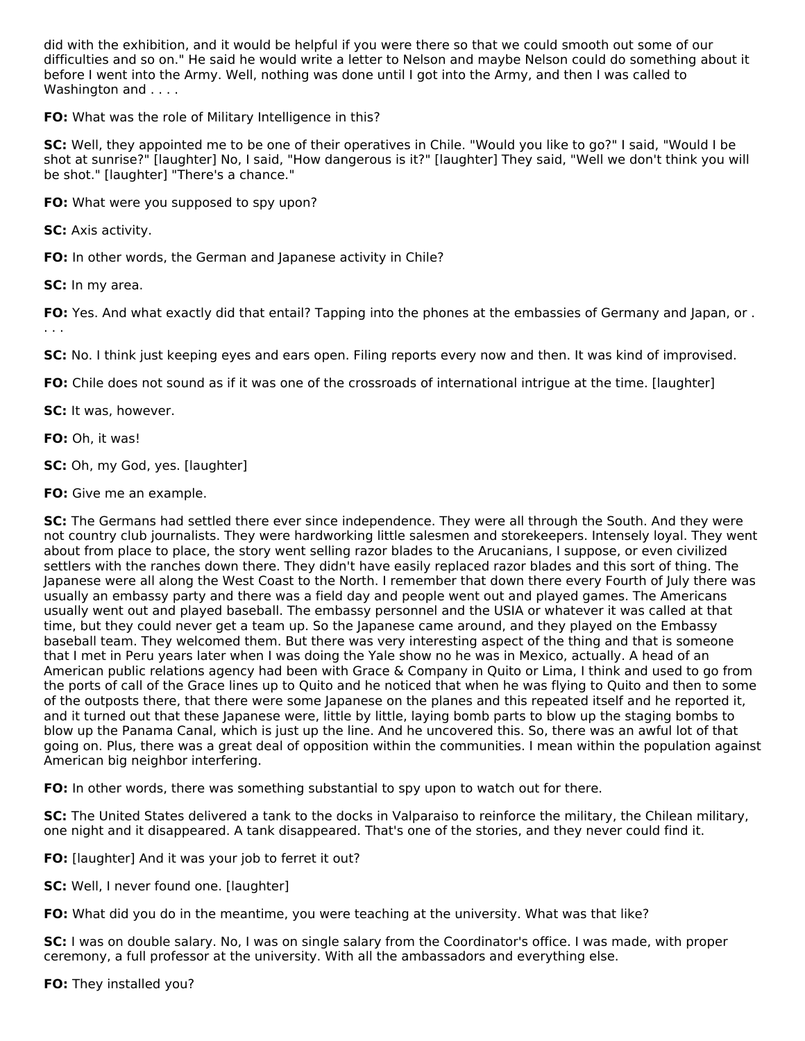did with the exhibition, and it would be helpful if you were there so that we could smooth out some of our difficulties and so on." He said he would write a letter to Nelson and maybe Nelson could do something about it before I went into the Army. Well, nothing was done until I got into the Army, and then I was called to Washington and . . . .

**FO:** What was the role of Military Intelligence in this?

**SC:** Well, they appointed me to be one of their operatives in Chile. "Would you like to go?" I said, "Would I be shot at sunrise?" [laughter] No, I said, "How dangerous is it?" [laughter] They said, "Well we don't think you will be shot." [laughter] "There's a chance."

**FO:** What were you supposed to spy upon?

**SC:** Axis activity.

**FO:** In other words, the German and Japanese activity in Chile?

**SC:** In my area.

**FO:** Yes. And what exactly did that entail? Tapping into the phones at the embassies of Germany and Japan, or . . . .

**SC:** No. I think just keeping eyes and ears open. Filing reports every now and then. It was kind of improvised.

**FO:** Chile does not sound as if it was one of the crossroads of international intrigue at the time. [laughter]

**SC:** It was, however.

**FO:** Oh, it was!

**SC:** Oh, my God, yes. [laughter]

**FO:** Give me an example.

**SC:** The Germans had settled there ever since independence. They were all through the South. And they were not country club journalists. They were hardworking little salesmen and storekeepers. Intensely loyal. They went about from place to place, the story went selling razor blades to the Arucanians, I suppose, or even civilized settlers with the ranches down there. They didn't have easily replaced razor blades and this sort of thing. The Japanese were all along the West Coast to the North. I remember that down there every Fourth of July there was usually an embassy party and there was a field day and people went out and played games. The Americans usually went out and played baseball. The embassy personnel and the USIA or whatever it was called at that time, but they could never get a team up. So the Japanese came around, and they played on the Embassy baseball team. They welcomed them. But there was very interesting aspect of the thing and that is someone that I met in Peru years later when I was doing the Yale show no he was in Mexico, actually. A head of an American public relations agency had been with Grace & Company in Quito or Lima, I think and used to go from the ports of call of the Grace lines up to Quito and he noticed that when he was flying to Quito and then to some of the outposts there, that there were some Japanese on the planes and this repeated itself and he reported it, and it turned out that these Japanese were, little by little, laying bomb parts to blow up the staging bombs to blow up the Panama Canal, which is just up the line. And he uncovered this. So, there was an awful lot of that going on. Plus, there was a great deal of opposition within the communities. I mean within the population against American big neighbor interfering.

**FO:** In other words, there was something substantial to spy upon to watch out for there.

**SC:** The United States delivered a tank to the docks in Valparaiso to reinforce the military, the Chilean military, one night and it disappeared. A tank disappeared. That's one of the stories, and they never could find it.

**FO:** [laughter] And it was your job to ferret it out?

**SC:** Well, I never found one. [laughter]

**FO:** What did you do in the meantime, you were teaching at the university. What was that like?

**SC:** I was on double salary. No, I was on single salary from the Coordinator's office. I was made, with proper ceremony, a full professor at the university. With all the ambassadors and everything else.

**FO:** They installed you?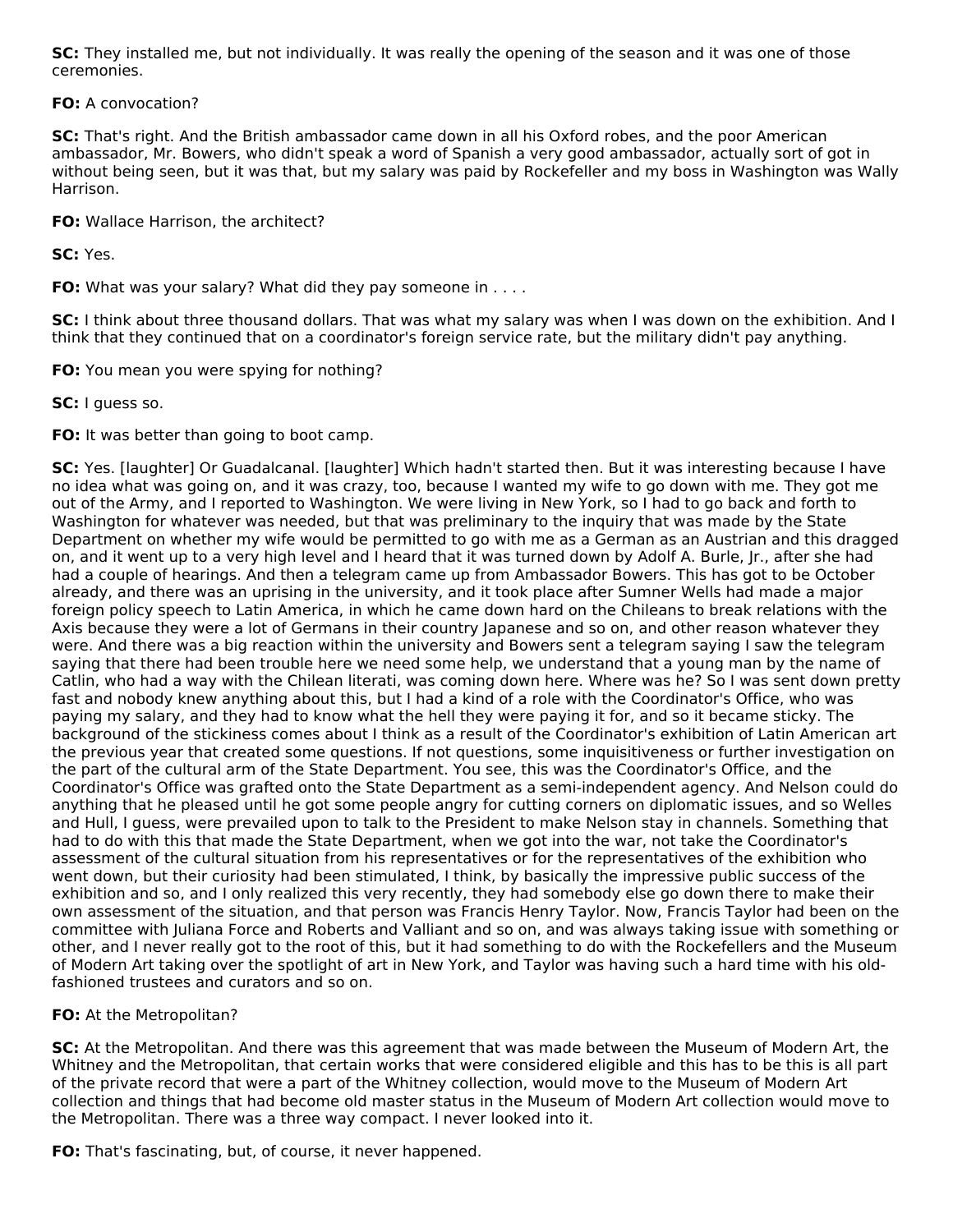**SC:** They installed me, but not individually. It was really the opening of the season and it was one of those ceremonies.

**FO:** A convocation?

**SC:** That's right. And the British ambassador came down in all his Oxford robes, and the poor American ambassador, Mr. Bowers, who didn't speak a word of Spanish a very good ambassador, actually sort of got in without being seen, but it was that, but my salary was paid by Rockefeller and my boss in Washington was Wally Harrison.

**FO:** Wallace Harrison, the architect?

**SC:** Yes.

**FO:** What was your salary? What did they pay someone in . . . .

**SC:** I think about three thousand dollars. That was what my salary was when I was down on the exhibition. And I think that they continued that on a coordinator's foreign service rate, but the military didn't pay anything.

**FO:** You mean you were spying for nothing?

**SC:** I guess so.

**FO:** It was better than going to boot camp.

**SC:** Yes. [laughter] Or Guadalcanal. [laughter] Which hadn't started then. But it was interesting because I have no idea what was going on, and it was crazy, too, because I wanted my wife to go down with me. They got me out of the Army, and I reported to Washington. We were living in New York, so I had to go back and forth to Washington for whatever was needed, but that was preliminary to the inquiry that was made by the State Department on whether my wife would be permitted to go with me as a German as an Austrian and this dragged on, and it went up to a very high level and I heard that it was turned down by Adolf A. Burle, Jr., after she had had a couple of hearings. And then a telegram came up from Ambassador Bowers. This has got to be October already, and there was an uprising in the university, and it took place after Sumner Wells had made a major foreign policy speech to Latin America, in which he came down hard on the Chileans to break relations with the Axis because they were a lot of Germans in their country Japanese and so on, and other reason whatever they were. And there was a big reaction within the university and Bowers sent a telegram saying I saw the telegram saying that there had been trouble here we need some help, we understand that a young man by the name of Catlin, who had a way with the Chilean literati, was coming down here. Where was he? So I was sent down pretty fast and nobody knew anything about this, but I had a kind of a role with the Coordinator's Office, who was paying my salary, and they had to know what the hell they were paying it for, and so it became sticky. The background of the stickiness comes about I think as a result of the Coordinator's exhibition of Latin American art the previous year that created some questions. If not questions, some inquisitiveness or further investigation on the part of the cultural arm of the State Department. You see, this was the Coordinator's Office, and the Coordinator's Office was grafted onto the State Department as a semi-independent agency. And Nelson could do anything that he pleased until he got some people angry for cutting corners on diplomatic issues, and so Welles and Hull, I guess, were prevailed upon to talk to the President to make Nelson stay in channels. Something that had to do with this that made the State Department, when we got into the war, not take the Coordinator's assessment of the cultural situation from his representatives or for the representatives of the exhibition who went down, but their curiosity had been stimulated, I think, by basically the impressive public success of the exhibition and so, and I only realized this very recently, they had somebody else go down there to make their own assessment of the situation, and that person was Francis Henry Taylor. Now, Francis Taylor had been on the committee with Juliana Force and Roberts and Valliant and so on, and was always taking issue with something or other, and I never really got to the root of this, but it had something to do with the Rockefellers and the Museum of Modern Art taking over the spotlight of art in New York, and Taylor was having such a hard time with his old-fashioned trustees and curators and so on.

**FO:** At the Metropolitan?

**SC:** At the Metropolitan. And there was this agreement that was made between the Museum of Modern Art, the Whitney and the Metropolitan, that certain works that were considered eligible and this has to be this is all part of the private record that were a part of the Whitney collection, would move to the Museum of Modern Art collection and things that had become old master status in the Museum of Modern Art collection would move to the Metropolitan. There was a three way compact. I never looked into it.

**FO:** That's fascinating, but, of course, it never happened.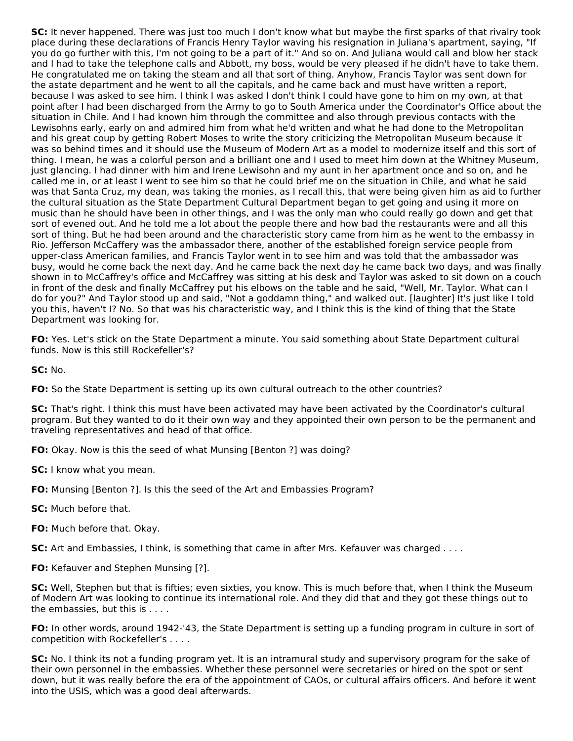**SC:** It never happened. There was just too much I don't know what but maybe the first sparks of that rivalry took place during these declarations of Francis Henry Taylor waving his resignation in Juliana's apartment, saying, "If you do go further with this, I'm not going to be a part of it." And so on. And Juliana would call and blow her stack and I had to take the telephone calls and Abbott, my boss, would be very pleased if he didn't have to take them. He congratulated me on taking the steam and all that sort of thing. Anyhow, Francis Taylor was sent down for the astate department and he went to all the capitals, and he came back and must have written a report, because I was asked to see him. I think I was asked I don't think I could have gone to him on my own, at that point after I had been discharged from the Army to go to South America under the Coordinator's Office about the situation in Chile. And I had known him through the committee and also through previous contacts with the Lewisohns early, early on and admired him from what he'd written and what he had done to the Metropolitan and his great coup by getting Robert Moses to write the story criticizing the Metropolitan Museum because it was so behind times and it should use the Museum of Modern Art as a model to modernize itself and this sort of thing. I mean, he was a colorful person and a brilliant one and I used to meet him down at the Whitney Museum, just glancing. I had dinner with him and Irene Lewisohn and my aunt in her apartment once and so on, and he called me in, or at least I went to see him so that he could brief me on the situation in Chile, and what he said was that Santa Cruz, my dean, was taking the monies, as I recall this, that were being given him as aid to further the cultural situation as the State Department Cultural Department began to get going and using it more on music than he should have been in other things, and I was the only man who could really go down and get that sort of evened out. And he told me a lot about the people there and how bad the restaurants were and all this sort of thing. But he had been around and the characteristic story came from him as he went to the embassy in Rio. Jefferson McCaffery was the ambassador there, another of the established foreign service people from upper-class American families, and Francis Taylor went in to see him and was told that the ambassador was busy, would he come back the next day. And he came back the next day he came back two days, and was finally shown in to McCaffrey's office and McCaffrey was sitting at his desk and Taylor was asked to sit down on a couch in front of the desk and finally McCaffrey put his elbows on the table and he said, "Well, Mr. Taylor. What can I do for you?" And Taylor stood up and said, "Not a goddamn thing," and walked out. [laughter] It's just like I told you this, haven't I? No. So that was his characteristic way, and I think this is the kind of thing that the State Department was looking for.

**FO:** Yes. Let's stick on the State Department a minute. You said something about State Department cultural funds. Now is this still Rockefeller's?

**SC:** No.

**FO:** So the State Department is setting up its own cultural outreach to the other countries?

**SC:** That's right. I think this must have been activated may have been activated by the Coordinator's cultural program. But they wanted to do it their own way and they appointed their own person to be the permanent and traveling representatives and head of that office.

**FO:** Okay. Now is this the seed of what Munsing [Benton ?] was doing?

**SC:** I know what you mean.

**FO:** Munsing [Benton ?]. Is this the seed of the Art and Embassies Program?

**SC:** Much before that.

**FO:** Much before that. Okay.

**SC:** Art and Embassies, I think, is something that came in after Mrs. Kefauver was charged . . . .

**FO:** Kefauver and Stephen Munsing [?].

**SC:** Well, Stephen but that is fifties; even sixties, you know. This is much before that, when I think the Museum of Modern Art was looking to continue its international role. And they did that and they got these things out to the embassies, but this is . . . .

**FO:** In other words, around 1942-'43, the State Department is setting up a funding program in culture in sort of competition with Rockefeller's . . . .

**SC:** No. I think its not a funding program yet. It is an intramural study and supervisory program for the sake of their own personnel in the embassies. Whether these personnel were secretaries or hired on the spot or sent down, but it was really before the era of the appointment of CAOs, or cultural affairs officers. And before it went into the USIS, which was a good deal afterwards.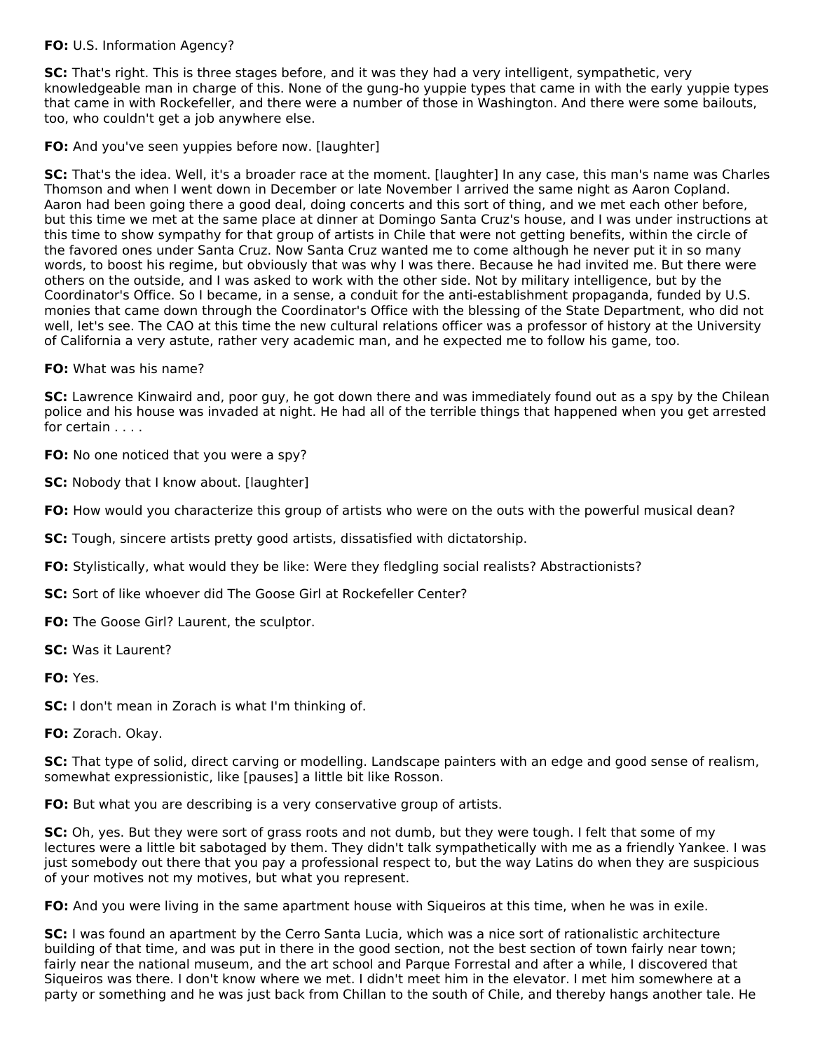**FO:** U.S. Information Agency?

**SC:** That's right. This is three stages before, and it was they had a very intelligent, sympathetic, very knowledgeable man in charge of this. None of the gung-ho yuppie types that came in with the early yuppie types that came in with Rockefeller, and there were a number of those in Washington. And there were some bailouts, too, who couldn't get a job anywhere else.

**FO:** And you've seen yuppies before now. [laughter]

**SC:** That's the idea. Well, it's a broader race at the moment. [laughter] In any case, this man's name was Charles Thomson and when I went down in December or late November I arrived the same night as Aaron Copland. Aaron had been going there a good deal, doing concerts and this sort of thing, and we met each other before, but this time we met at the same place at dinner at Domingo Santa Cruz's house, and I was under instructions at this time to show sympathy for that group of artists in Chile that were not getting benefits, within the circle of the favored ones under Santa Cruz. Now Santa Cruz wanted me to come although he never put it in so many words, to boost his regime, but obviously that was why I was there. Because he had invited me. But there were others on the outside, and I was asked to work with the other side. Not by military intelligence, but by the Coordinator's Office. So I became, in a sense, a conduit for the anti-establishment propaganda, funded by U.S. monies that came down through the Coordinator's Office with the blessing of the State Department, who did not well, let's see. The CAO at this time the new cultural relations officer was a professor of history at the University of California a very astute, rather very academic man, and he expected me to follow his game, too.

**FO:** What was his name?

**SC:** Lawrence Kinwaird and, poor guy, he got down there and was immediately found out as a spy by the Chilean police and his house was invaded at night. He had all of the terrible things that happened when you get arrested for certain . . . .

**FO:** No one noticed that you were a spy?

**SC:** Nobody that I know about. [laughter]

**FO:** How would you characterize this group of artists who were on the outs with the powerful musical dean?

**SC:** Tough, sincere artists pretty good artists, dissatisfied with dictatorship.

**FO:** Stylistically, what would they be like: Were they fledgling social realists? Abstractionists?

**SC:** Sort of like whoever did The Goose Girl at Rockefeller Center?

**FO:** The Goose Girl? Laurent, the sculptor.

**SC:** Was it Laurent?

**FO:** Yes.

**SC:** I don't mean in Zorach is what I'm thinking of.

**FO:** Zorach. Okay.

**SC:** That type of solid, direct carving or modelling. Landscape painters with an edge and good sense of realism, somewhat expressionistic, like [pauses] a little bit like Rosson.

**FO:** But what you are describing is a very conservative group of artists.

**SC:** Oh, yes. But they were sort of grass roots and not dumb, but they were tough. I felt that some of my lectures were a little bit sabotaged by them. They didn't talk sympathetically with me as a friendly Yankee. I was just somebody out there that you pay a professional respect to, but the way Latins do when they are suspicious of your motives not my motives, but what you represent.

**FO:** And you were living in the same apartment house with Siqueiros at this time, when he was in exile.

**SC:** I was found an apartment by the Cerro Santa Lucia, which was a nice sort of rationalistic architecture building of that time, and was put in there in the good section, not the best section of town fairly near town; fairly near the national museum, and the art school and Parque Forrestal and after a while, I discovered that Siqueiros was there. I don't know where we met. I didn't meet him in the elevator. I met him somewhere at a party or something and he was just back from Chillan to the south of Chile, and thereby hangs another tale. He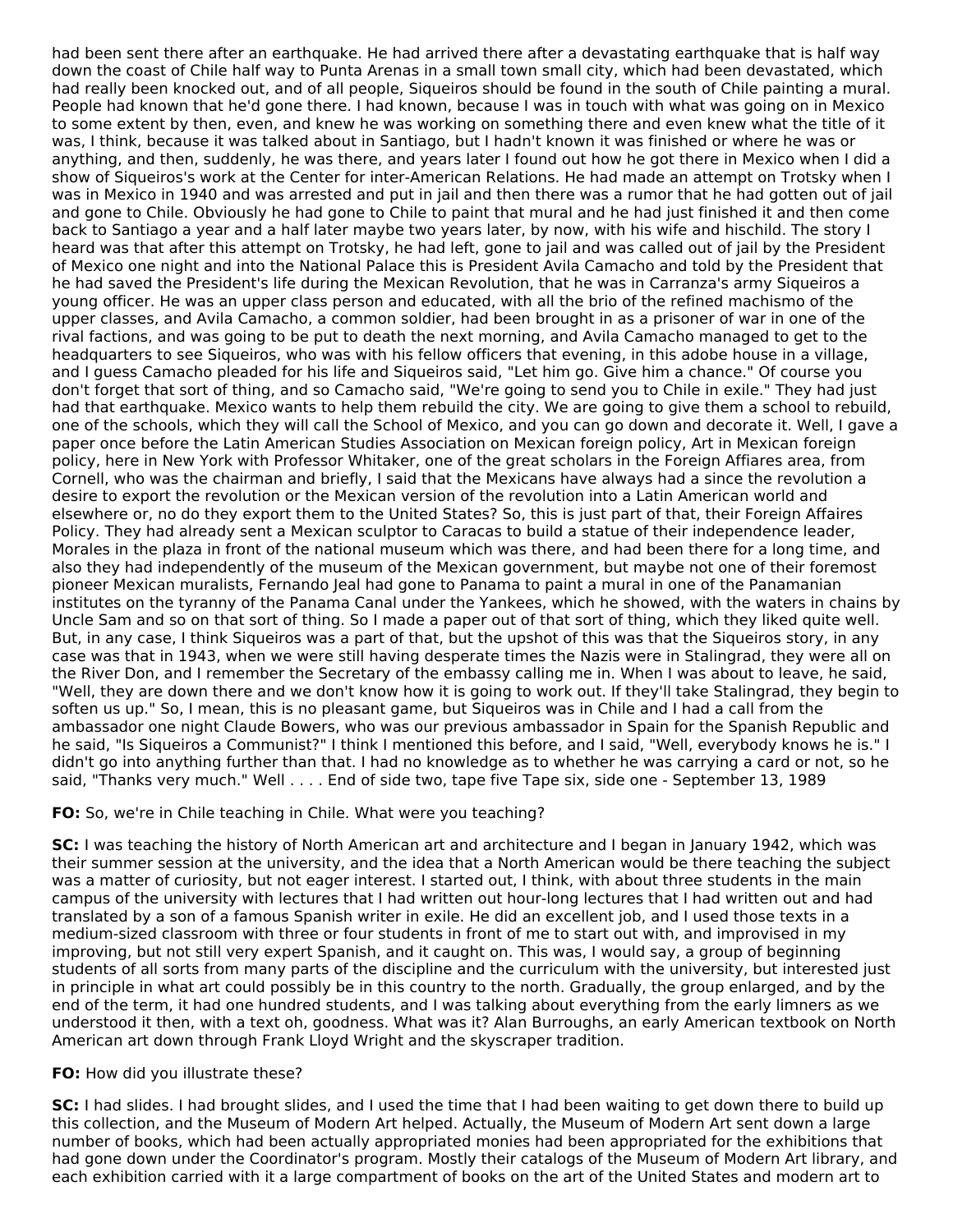had been sent there after an earthquake. He had arrived there after a devastating earthquake that is half way down the coast of Chile half way to Punta Arenas in a small town small city, which had been devastated, which had really been knocked out, and of all people, Siqueiros should be found in the south of Chile painting a mural. People had known that he'd gone there. I had known, because I was in touch with what was going on in Mexico to some extent by then, even, and knew he was working on something there and even knew what the title of it was, I think, because it was talked about in Santiago, but I hadn't known it was finished or where he was or anything, and then, suddenly, he was there, and years later I found out how he got there in Mexico when I did a show of Siqueiros's work at the Center for inter-American Relations. He had made an attempt on Trotsky when I was in Mexico in 1940 and was arrested and put in jail and then there was a rumor that he had gotten out of jail and gone to Chile. Obviously he had gone to Chile to paint that mural and he had just finished it and then come back to Santiago a year and a half later maybe two years later, by now, with his wife and hischild. The story I heard was that after this attempt on Trotsky, he had left, gone to jail and was called out of jail by the President of Mexico one night and into the National Palace this is President Avila Camacho and told by the President that he had saved the President's life during the Mexican Revolution, that he was in Carranza's army Siqueiros a young officer. He was an upper class person and educated, with all the brio of the refined machismo of the upper classes, and Avila Camacho, a common soldier, had been brought in as a prisoner of war in one of the rival factions, and was going to be put to death the next morning, and Avila Camacho managed to get to the headquarters to see Siqueiros, who was with his fellow officers that evening, in this adobe house in a village, and I guess Camacho pleaded for his life and Siqueiros said, "Let him go. Give him a chance." Of course you don't forget that sort of thing, and so Camacho said, "We're going to send you to Chile in exile." They had just had that earthquake. Mexico wants to help them rebuild the city. We are going to give them a school to rebuild, one of the schools, which they will call the School of Mexico, and you can go down and decorate it. Well, I gave a paper once before the Latin American Studies Association on Mexican foreign policy, Art in Mexican foreign policy, here in New York with Professor Whitaker, one of the great scholars in the Foreign Affiares area, from Cornell, who was the chairman and briefly, I said that the Mexicans have always had a since the revolution a desire to export the revolution or the Mexican version of the revolution into a Latin American world and elsewhere or, no do they export them to the United States? So, this is just part of that, their Foreign Affaires Policy. They had already sent a Mexican sculptor to Caracas to build a statue of their independence leader, Morales in the plaza in front of the national museum which was there, and had been there for a long time, and also they had independently of the museum of the Mexican government, but maybe not one of their foremost pioneer Mexican muralists, Fernando Jeal had gone to Panama to paint a mural in one of the Panamanian institutes on the tyranny of the Panama Canal under the Yankees, which he showed, with the waters in chains by Uncle Sam and so on that sort of thing. So I made a paper out of that sort of thing, which they liked quite well. But, in any case, I think Siqueiros was a part of that, but the upshot of this was that the Siqueiros story, in any case was that in 1943, when we were still having desperate times the Nazis were in Stalingrad, they were all on the River Don, and I remember the Secretary of the embassy calling me in. When I was about to leave, he said, "Well, they are down there and we don't know how it is going to work out. If they'll take Stalingrad, they begin to soften us up." So, I mean, this is no pleasant game, but Siqueiros was in Chile and I had a call from the ambassador one night Claude Bowers, who was our previous ambassador in Spain for the Spanish Republic and he said, "Is Siqueiros a Communist?" I think I mentioned this before, and I said, "Well, everybody knows he is." I didn't go into anything further than that. I had no knowledge as to whether he was carrying a card or not, so he said, "Thanks very much." Well . . . . End of side two, tape five Tape six, side one - September 13, 1989

**FO:** So, we're in Chile teaching in Chile. What were you teaching?

**SC:** I was teaching the history of North American art and architecture and I began in January 1942, which was their summer session at the university, and the idea that a North American would be there teaching the subject was a matter of curiosity, but not eager interest. I started out, I think, with about three students in the main campus of the university with lectures that I had written out hour-long lectures that I had written out and had translated by a son of a famous Spanish writer in exile. He did an excellent job, and I used those texts in a medium-sized classroom with three or four students in front of me to start out with, and improvised in my improving, but not still very expert Spanish, and it caught on. This was, I would say, a group of beginning students of all sorts from many parts of the discipline and the curriculum with the university, but interested just in principle in what art could possibly be in this country to the north. Gradually, the group enlarged, and by the end of the term, it had one hundred students, and I was talking about everything from the early limners as we understood it then, with a text oh, goodness. What was it? Alan Burroughs, an early American textbook on North American art down through Frank Lloyd Wright and the skyscraper tradition.

**FO:** How did you illustrate these?

**SC:** I had slides. I had brought slides, and I used the time that I had been waiting to get down there to build up this collection, and the Museum of Modern Art helped. Actually, the Museum of Modern Art sent down a large number of books, which had been actually appropriated monies had been appropriated for the exhibitions that had gone down under the Coordinator's program. Mostly their catalogs of the Museum of Modern Art library, and each exhibition carried with it a large compartment of books on the art of the United States and modern art to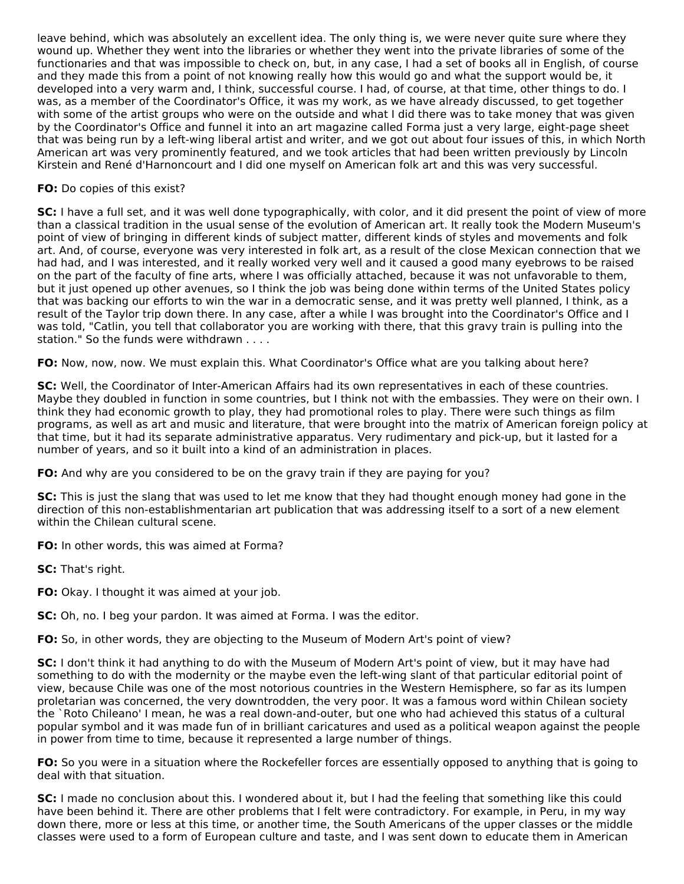leave behind, which was absolutely an excellent idea. The only thing is, we were never quite sure where they wound up. Whether they went into the libraries or whether they went into the private libraries of some of the functionaries and that was impossible to check on, but, in any case, I had a set of books all in English, of course and they made this from a point of not knowing really how this would go and what the support would be, it developed into a very warm and, I think, successful course. I had, of course, at that time, other things to do. I was, as a member of the Coordinator's Office, it was my work, as we have already discussed, to get together with some of the artist groups who were on the outside and what I did there was to take money that was given by the Coordinator's Office and funnel it into an art magazine called Forma just a very large, eight-page sheet that was being run by a left-wing liberal artist and writer, and we got out about four issues of this, in which North American art was very prominently featured, and we took articles that had been written previously by Lincoln Kirstein and René d'Harnoncourt and I did one myself on American folk art and this was very successful.

**FO:** Do copies of this exist?

**SC:** I have a full set, and it was well done typographically, with color, and it did present the point of view of more than a classical tradition in the usual sense of the evolution of American art. It really took the Modern Museum's point of view of bringing in different kinds of subject matter, different kinds of styles and movements and folk art. And, of course, everyone was very interested in folk art, as a result of the close Mexican connection that we had had, and I was interested, and it really worked very well and it caused a good many eyebrows to be raised on the part of the faculty of fine arts, where I was officially attached, because it was not unfavorable to them, but it just opened up other avenues, so I think the job was being done within terms of the United States policy that was backing our efforts to win the war in a democratic sense, and it was pretty well planned, I think, as a result of the Taylor trip down there. In any case, after a while I was brought into the Coordinator's Office and I was told, "Catlin, you tell that collaborator you are working with there, that this gravy train is pulling into the station." So the funds were withdrawn . . . .

**FO:** Now, now, now. We must explain this. What Coordinator's Office what are you talking about here?

**SC:** Well, the Coordinator of Inter-American Affairs had its own representatives in each of these countries. Maybe they doubled in function in some countries, but I think not with the embassies. They were on their own. I think they had economic growth to play, they had promotional roles to play. There were such things as film programs, as well as art and music and literature, that were brought into the matrix of American foreign policy at that time, but it had its separate administrative apparatus. Very rudimentary and pick-up, but it lasted for a number of years, and so it built into a kind of an administration in places.

**FO:** And why are you considered to be on the gravy train if they are paying for you?

**SC:** This is just the slang that was used to let me know that they had thought enough money had gone in the direction of this non-establishmentarian art publication that was addressing itself to a sort of a new element within the Chilean cultural scene.

**FO:** In other words, this was aimed at Forma?

**SC:** That's right.

**FO:** Okay. I thought it was aimed at your job.

**SC:** Oh, no. I beg your pardon. It was aimed at Forma. I was the editor.

**FO:** So, in other words, they are objecting to the Museum of Modern Art's point of view?

**SC:** I don't think it had anything to do with the Museum of Modern Art's point of view, but it may have had something to do with the modernity or the maybe even the left-wing slant of that particular editorial point of view, because Chile was one of the most notorious countries in the Western Hemisphere, so far as its lumpen proletarian was concerned, the very downtrodden, the very poor. It was a famous word within Chilean society the `Roto Chileano' I mean, he was a real down-and-outer, but one who had achieved this status of a cultural popular symbol and it was made fun of in brilliant caricatures and used as a political weapon against the people in power from time to time, because it represented a large number of things.

**FO:** So you were in a situation where the Rockefeller forces are essentially opposed to anything that is going to deal with that situation.

**SC:** I made no conclusion about this. I wondered about it, but I had the feeling that something like this could have been behind it. There are other problems that I felt were contradictory. For example, in Peru, in my way down there, more or less at this time, or another time, the South Americans of the upper classes or the middle classes were used to a form of European culture and taste, and I was sent down to educate them in American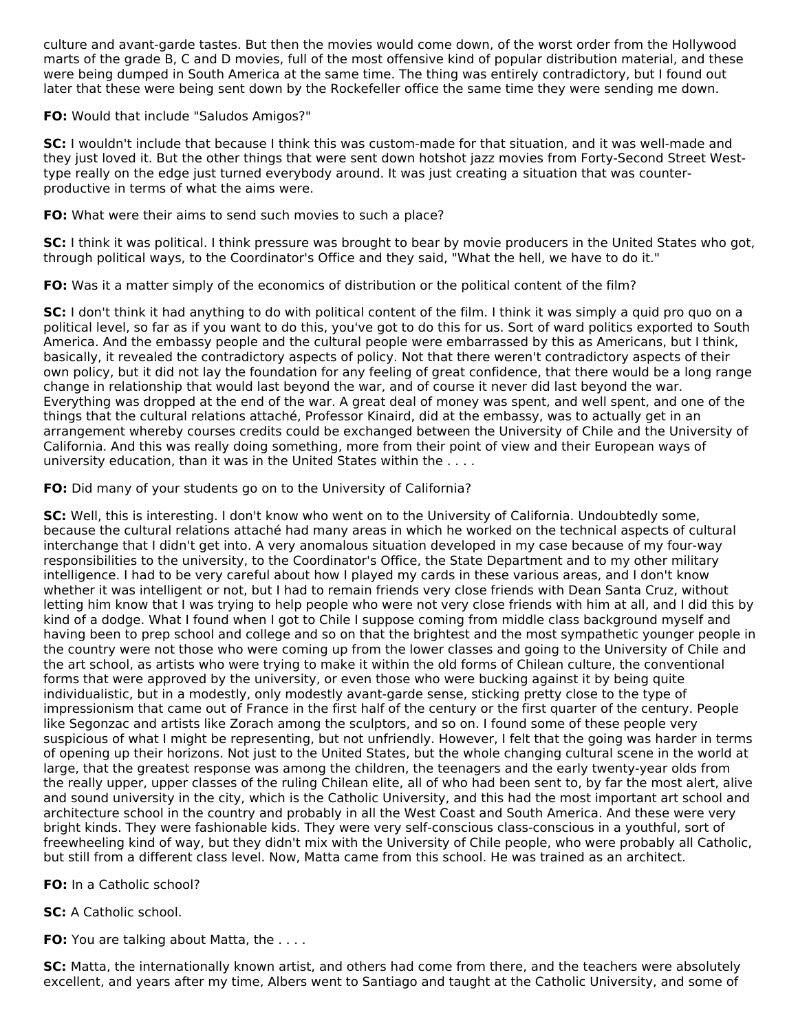culture and avant-garde tastes. But then the movies would come down, of the worst order from the Hollywood marts of the grade B, C and D movies, full of the most offensive kind of popular distribution material, and these were being dumped in South America at the same time. The thing was entirely contradictory, but I found out later that these were being sent down by the Rockefeller office the same time they were sending me down.

**FO:** Would that include "Saludos Amigos?"

**SC:** I wouldn't include that because I think this was custom-made for that situation, and it was well-made and they just loved it. But the other things that were sent down hotshot jazz movies from Forty-Second Street West-type really on the edge just turned everybody around. It was just creating a situation that was counter-productive in terms of what the aims were.

**FO:** What were their aims to send such movies to such a place?

**SC:** I think it was political. I think pressure was brought to bear by movie producers in the United States who got, through political ways, to the Coordinator's Office and they said, "What the hell, we have to do it."

**FO:** Was it a matter simply of the economics of distribution or the political content of the film?

**SC:** I don't think it had anything to do with political content of the film. I think it was simply a quid pro quo on a political level, so far as if you want to do this, you've got to do this for us. Sort of ward politics exported to South America. And the embassy people and the cultural people were embarrassed by this as Americans, but I think, basically, it revealed the contradictory aspects of policy. Not that there weren't contradictory aspects of their own policy, but it did not lay the foundation for any feeling of great confidence, that there would be a long range change in relationship that would last beyond the war, and of course it never did last beyond the war. Everything was dropped at the end of the war. A great deal of money was spent, and well spent, and one of the things that the cultural relations attaché, Professor Kinaird, did at the embassy, was to actually get in an arrangement whereby courses credits could be exchanged between the University of Chile and the University of California. And this was really doing something, more from their point of view and their European ways of university education, than it was in the United States within the . . . .

**FO:** Did many of your students go on to the University of California?

**SC:** Well, this is interesting. I don't know who went on to the University of California. Undoubtedly some, because the cultural relations attaché had many areas in which he worked on the technical aspects of cultural interchange that I didn't get into. A very anomalous situation developed in my case because of my four-way responsibilities to the university, to the Coordinator's Office, the State Department and to my other military intelligence. I had to be very careful about how I played my cards in these various areas, and I don't know whether it was intelligent or not, but I had to remain friends very close friends with Dean Santa Cruz, without letting him know that I was trying to help people who were not very close friends with him at all, and I did this by kind of a dodge. What I found when I got to Chile I suppose coming from middle class background myself and having been to prep school and college and so on that the brightest and the most sympathetic younger people in the country were not those who were coming up from the lower classes and going to the University of Chile and the art school, as artists who were trying to make it within the old forms of Chilean culture, the conventional forms that were approved by the university, or even those who were bucking against it by being quite individualistic, but in a modestly, only modestly avant-garde sense, sticking pretty close to the type of impressionism that came out of France in the first half of the century or the first quarter of the century. People like Segonzac and artists like Zorach among the sculptors, and so on. I found some of these people very suspicious of what I might be representing, but not unfriendly. However, I felt that the going was harder in terms of opening up their horizons. Not just to the United States, but the whole changing cultural scene in the world at large, that the greatest response was among the children, the teenagers and the early twenty-year olds from the really upper, upper classes of the ruling Chilean elite, all of who had been sent to, by far the most alert, alive and sound university in the city, which is the Catholic University, and this had the most important art school and architecture school in the country and probably in all the West Coast and South America. And these were very bright kinds. They were fashionable kids. They were very self-conscious class-conscious in a youthful, sort of freewheeling kind of way, but they didn't mix with the University of Chile people, who were probably all Catholic, but still from a different class level. Now, Matta came from this school. He was trained as an architect.

**FO:** In a Catholic school?

**SC:** A Catholic school.

**FO:** You are talking about Matta, the . . . .

**SC:** Matta, the internationally known artist, and others had come from there, and the teachers were absolutely excellent, and years after my time, Albers went to Santiago and taught at the Catholic University, and some of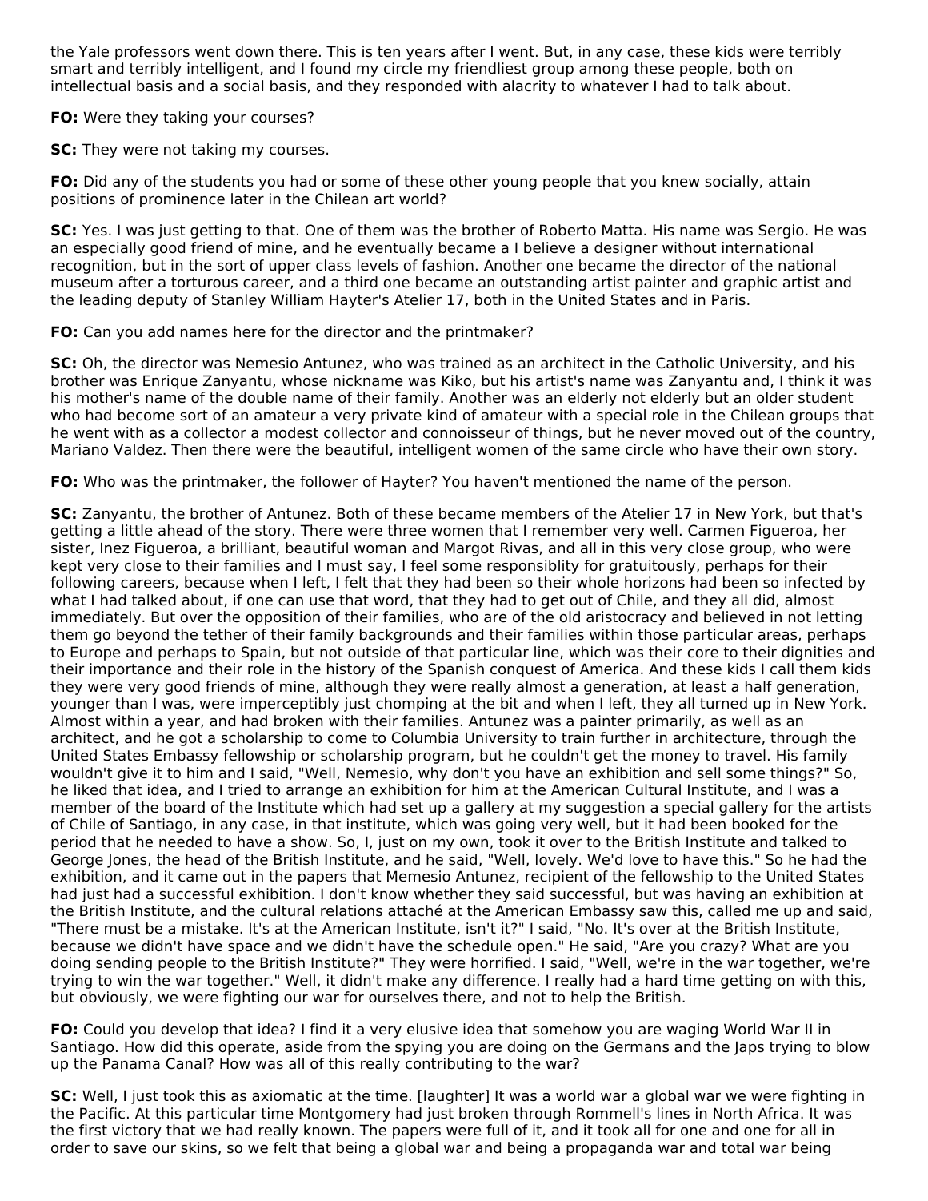the Yale professors went down there. This is ten years after I went. But, in any case, these kids were terribly smart and terribly intelligent, and I found my circle my friendliest group among these people, both on intellectual basis and a social basis, and they responded with alacrity to whatever I had to talk about.

**FO:** Were they taking your courses?

**SC:** They were not taking my courses.

**FO:** Did any of the students you had or some of these other young people that you knew socially, attain positions of prominence later in the Chilean art world?

**SC:** Yes. I was just getting to that. One of them was the brother of Roberto Matta. His name was Sergio. He was an especially good friend of mine, and he eventually became a I believe a designer without international recognition, but in the sort of upper class levels of fashion. Another one became the director of the national museum after a torturous career, and a third one became an outstanding artist painter and graphic artist and the leading deputy of Stanley William Hayter's Atelier 17, both in the United States and in Paris.

**FO:** Can you add names here for the director and the printmaker?

**SC:** Oh, the director was Nemesio Antunez, who was trained as an architect in the Catholic University, and his brother was Enrique Zanyantu, whose nickname was Kiko, but his artist's name was Zanyantu and, I think it was his mother's name of the double name of their family. Another was an elderly not elderly but an older student who had become sort of an amateur a very private kind of amateur with a special role in the Chilean groups that he went with as a collector a modest collector and connoisseur of things, but he never moved out of the country, Mariano Valdez. Then there were the beautiful, intelligent women of the same circle who have their own story.

**FO:** Who was the printmaker, the follower of Hayter? You haven't mentioned the name of the person.

**SC:** Zanyantu, the brother of Antunez. Both of these became members of the Atelier 17 in New York, but that's getting a little ahead of the story. There were three women that I remember very well. Carmen Figueroa, her sister, Inez Figueroa, a brilliant, beautiful woman and Margot Rivas, and all in this very close group, who were kept very close to their families and I must say, I feel some responsiblity for gratuitously, perhaps for their following careers, because when I left, I felt that they had been so their whole horizons had been so infected by what I had talked about, if one can use that word, that they had to get out of Chile, and they all did, almost immediately. But over the opposition of their families, who are of the old aristocracy and believed in not letting them go beyond the tether of their family backgrounds and their families within those particular areas, perhaps to Europe and perhaps to Spain, but not outside of that particular line, which was their core to their dignities and their importance and their role in the history of the Spanish conquest of America. And these kids I call them kids they were very good friends of mine, although they were really almost a generation, at least a half generation, younger than I was, were imperceptibly just chomping at the bit and when I left, they all turned up in New York. Almost within a year, and had broken with their families. Antunez was a painter primarily, as well as an architect, and he got a scholarship to come to Columbia University to train further in architecture, through the United States Embassy fellowship or scholarship program, but he couldn't get the money to travel. His family wouldn't give it to him and I said, "Well, Nemesio, why don't you have an exhibition and sell some things?" So, he liked that idea, and I tried to arrange an exhibition for him at the American Cultural Institute, and I was a member of the board of the Institute which had set up a gallery at my suggestion a special gallery for the artists of Chile of Santiago, in any case, in that institute, which was going very well, but it had been booked for the period that he needed to have a show. So, I, just on my own, took it over to the British Institute and talked to George Jones, the head of the British Institute, and he said, "Well, lovely. We'd love to have this." So he had the exhibition, and it came out in the papers that Memesio Antunez, recipient of the fellowship to the United States had just had a successful exhibition. I don't know whether they said successful, but was having an exhibition at the British Institute, and the cultural relations attaché at the American Embassy saw this, called me up and said, "There must be a mistake. It's at the American Institute, isn't it?" I said, "No. It's over at the British Institute, because we didn't have space and we didn't have the schedule open." He said, "Are you crazy? What are you doing sending people to the British Institute?" They were horrified. I said, "Well, we're in the war together, we're trying to win the war together." Well, it didn't make any difference. I really had a hard time getting on with this, but obviously, we were fighting our war for ourselves there, and not to help the British.

**FO:** Could you develop that idea? I find it a very elusive idea that somehow you are waging World War II in Santiago. How did this operate, aside from the spying you are doing on the Germans and the Japs trying to blow up the Panama Canal? How was all of this really contributing to the war?

**SC:** Well, I just took this as axiomatic at the time. [laughter] It was a world war a global war we were fighting in the Pacific. At this particular time Montgomery had just broken through Rommell's lines in North Africa. It was the first victory that we had really known. The papers were full of it, and it took all for one and one for all in order to save our skins, so we felt that being a global war and being a propaganda war and total war being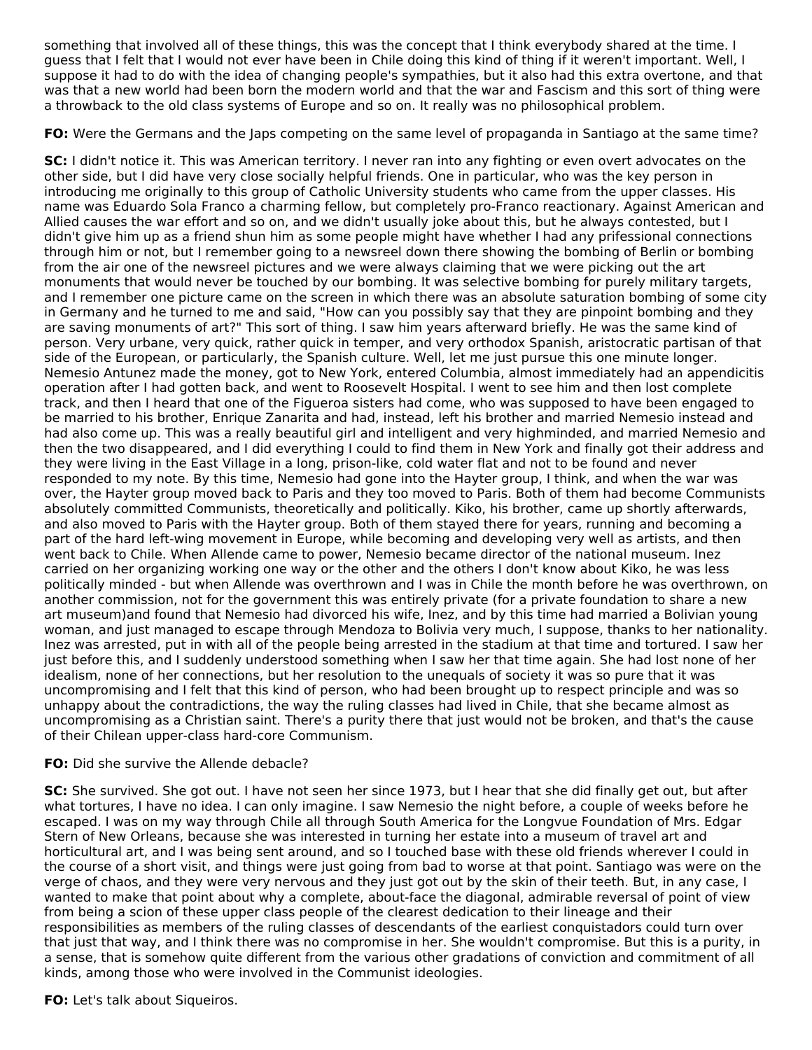something that involved all of these things, this was the concept that I think everybody shared at the time. I guess that I felt that I would not ever have been in Chile doing this kind of thing if it weren't important. Well, I suppose it had to do with the idea of changing people's sympathies, but it also had this extra overtone, and that was that a new world had been born the modern world and that the war and Fascism and this sort of thing were a throwback to the old class systems of Europe and so on. It really was no philosophical problem.

**FO:** Were the Germans and the Japs competing on the same level of propaganda in Santiago at the same time?

**SC:** I didn't notice it. This was American territory. I never ran into any fighting or even overt advocates on the other side, but I did have very close socially helpful friends. One in particular, who was the key person in introducing me originally to this group of Catholic University students who came from the upper classes. His name was Eduardo Sola Franco a charming fellow, but completely pro-Franco reactionary. Against American and Allied causes the war effort and so on, and we didn't usually joke about this, but he always contested, but I didn't give him up as a friend shun him as some people might have whether I had any prifessional connections through him or not, but I remember going to a newsreel down there showing the bombing of Berlin or bombing from the air one of the newsreel pictures and we were always claiming that we were picking out the art monuments that would never be touched by our bombing. It was selective bombing for purely military targets, and I remember one picture came on the screen in which there was an absolute saturation bombing of some city in Germany and he turned to me and said, "How can you possibly say that they are pinpoint bombing and they are saving monuments of art?" This sort of thing. I saw him years afterward briefly. He was the same kind of person. Very urbane, very quick, rather quick in temper, and very orthodox Spanish, aristocratic partisan of that side of the European, or particularly, the Spanish culture. Well, let me just pursue this one minute longer. Nemesio Antunez made the money, got to New York, entered Columbia, almost immediately had an appendicitis operation after I had gotten back, and went to Roosevelt Hospital. I went to see him and then lost complete track, and then I heard that one of the Figueroa sisters had come, who was supposed to have been engaged to be married to his brother, Enrique Zanarita and had, instead, left his brother and married Nemesio instead and had also come up. This was a really beautiful girl and intelligent and very highminded, and married Nemesio and then the two disappeared, and I did everything I could to find them in New York and finally got their address and they were living in the East Village in a long, prison-like, cold water flat and not to be found and never responded to my note. By this time, Nemesio had gone into the Hayter group, I think, and when the war was over, the Hayter group moved back to Paris and they too moved to Paris. Both of them had become Communists absolutely committed Communists, theoretically and politically. Kiko, his brother, came up shortly afterwards, and also moved to Paris with the Hayter group. Both of them stayed there for years, running and becoming a part of the hard left-wing movement in Europe, while becoming and developing very well as artists, and then went back to Chile. When Allende came to power, Nemesio became director of the national museum. Inez carried on her organizing working one way or the other and the others I don't know about Kiko, he was less politically minded - but when Allende was overthrown and I was in Chile the month before he was overthrown, on another commission, not for the government this was entirely private (for a private foundation to share a new art museum)and found that Nemesio had divorced his wife, Inez, and by this time had married a Bolivian young woman, and just managed to escape through Mendoza to Bolivia very much, I suppose, thanks to her nationality. Inez was arrested, put in with all of the people being arrested in the stadium at that time and tortured. I saw her just before this, and I suddenly understood something when I saw her that time again. She had lost none of her idealism, none of her connections, but her resolution to the unequals of society it was so pure that it was uncompromising and I felt that this kind of person, who had been brought up to respect principle and was so unhappy about the contradictions, the way the ruling classes had lived in Chile, that she became almost as uncompromising as a Christian saint. There's a purity there that just would not be broken, and that's the cause of their Chilean upper-class hard-core Communism.

**FO:** Did she survive the Allende debacle?

**SC:** She survived. She got out. I have not seen her since 1973, but I hear that she did finally get out, but after what tortures, I have no idea. I can only imagine. I saw Nemesio the night before, a couple of weeks before he escaped. I was on my way through Chile all through South America for the Longvue Foundation of Mrs. Edgar Stern of New Orleans, because she was interested in turning her estate into a museum of travel art and horticultural art, and I was being sent around, and so I touched base with these old friends wherever I could in the course of a short visit, and things were just going from bad to worse at that point. Santiago was on the verge of chaos, and they were very nervous and they just got out by the skin of their teeth. But, in any case, I wanted to make that point about why a complete, about-face the diagonal, admirable reversal of point of view from being a scion of these upper class people of the clearest dedication to their lineage and their responsibilities as members of the ruling classes of descendants of the earliest conquistadors could turn over that just that way, and I think there was no compromise in her. She wouldn't compromise. But this is a purity, in a sense, that is somehow quite different from the various other gradations of conviction and commitment of all kinds, among those who were involved in the Communist ideologies.

**FO:** Let's talk about Siqueiros.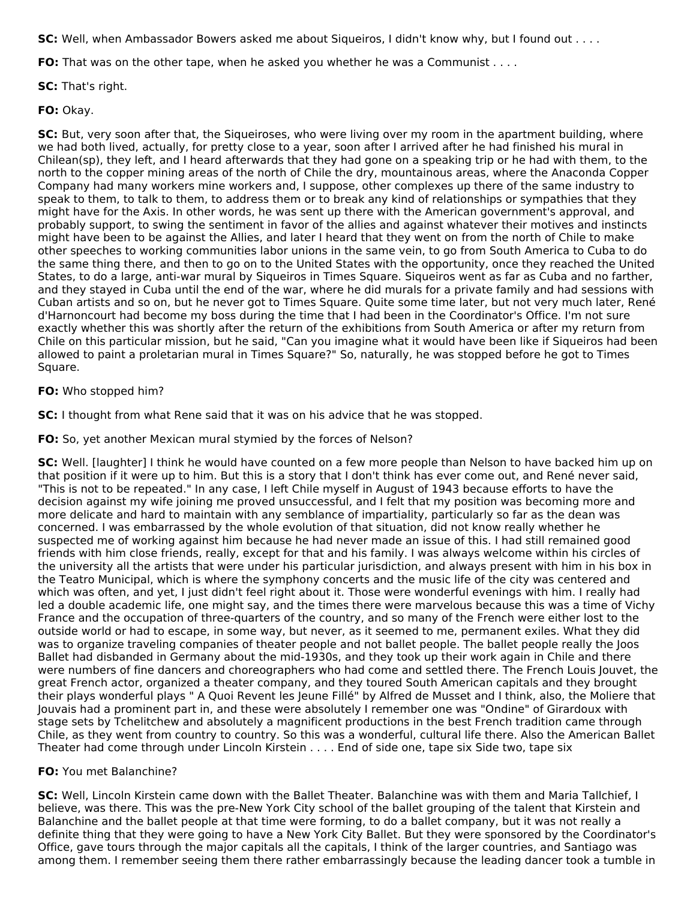**SC:** Well, when Ambassador Bowers asked me about Siqueiros, I didn't know why, but I found out . . . .

**FO:** That was on the other tape, when he asked you whether he was a Communist . . . .

**SC:** That's right.

**FO:** Okay.

**SC:** But, very soon after that, the Siqueiroses, who were living over my room in the apartment building, where we had both lived, actually, for pretty close to a year, soon after I arrived after he had finished his mural in Chilean(sp), they left, and I heard afterwards that they had gone on a speaking trip or he had with them, to the north to the copper mining areas of the north of Chile the dry, mountainous areas, where the Anaconda Copper Company had many workers mine workers and, I suppose, other complexes up there of the same industry to speak to them, to talk to them, to address them or to break any kind of relationships or sympathies that they might have for the Axis. In other words, he was sent up there with the American government's approval, and probably support, to swing the sentiment in favor of the allies and against whatever their motives and instincts might have been to be against the Allies, and later I heard that they went on from the north of Chile to make other speeches to working communities labor unions in the same vein, to go from South America to Cuba to do the same thing there, and then to go on to the United States with the opportunity, once they reached the United States, to do a large, anti-war mural by Siqueiros in Times Square. Siqueiros went as far as Cuba and no farther, and they stayed in Cuba until the end of the war, where he did murals for a private family and had sessions with Cuban artists and so on, but he never got to Times Square. Quite some time later, but not very much later, René d'Harnoncourt had become my boss during the time that I had been in the Coordinator's Office. I'm not sure exactly whether this was shortly after the return of the exhibitions from South America or after my return from Chile on this particular mission, but he said, "Can you imagine what it would have been like if Siqueiros had been allowed to paint a proletarian mural in Times Square?" So, naturally, he was stopped before he got to Times Square.

**FO:** Who stopped him?

**SC:** I thought from what Rene said that it was on his advice that he was stopped.

**FO:** So, yet another Mexican mural stymied by the forces of Nelson?

**SC:** Well. [laughter] I think he would have counted on a few more people than Nelson to have backed him up on that position if it were up to him. But this is a story that I don't think has ever come out, and René never said, "This is not to be repeated." In any case, I left Chile myself in August of 1943 because efforts to have the decision against my wife joining me proved unsuccessful, and I felt that my position was becoming more and more delicate and hard to maintain with any semblance of impartiality, particularly so far as the dean was concerned. I was embarrassed by the whole evolution of that situation, did not know really whether he suspected me of working against him because he had never made an issue of this. I had still remained good friends with him close friends, really, except for that and his family. I was always welcome within his circles of the university all the artists that were under his particular jurisdiction, and always present with him in his box in the Teatro Municipal, which is where the symphony concerts and the music life of the city was centered and which was often, and yet, I just didn't feel right about it. Those were wonderful evenings with him. I really had led a double academic life, one might say, and the times there were marvelous because this was a time of Vichy France and the occupation of three-quarters of the country, and so many of the French were either lost to the outside world or had to escape, in some way, but never, as it seemed to me, permanent exiles. What they did was to organize traveling companies of theater people and not ballet people. The ballet people really the Joos Ballet had disbanded in Germany about the mid-1930s, and they took up their work again in Chile and there were numbers of fine dancers and choreographers who had come and settled there. The French Louis Jouvet, the great French actor, organized a theater company, and they toured South American capitals and they brought their plays wonderful plays " A Quoi Revent les Jeune Fillé" by Alfred de Musset and I think, also, the Moliere that Jouvais had a prominent part in, and these were absolutely I remember one was "Ondine" of Girardoux with stage sets by Tchelitchew and absolutely a magnificent productions in the best French tradition came through Chile, as they went from country to country. So this was a wonderful, cultural life there. Also the American Ballet Theater had come through under Lincoln Kirstein . . . . End of side one, tape six Side two, tape six

**FO:** You met Balanchine?

**SC:** Well, Lincoln Kirstein came down with the Ballet Theater. Balanchine was with them and Maria Tallchief, I believe, was there. This was the pre-New York City school of the ballet grouping of the talent that Kirstein and Balanchine and the ballet people at that time were forming, to do a ballet company, but it was not really a definite thing that they were going to have a New York City Ballet. But they were sponsored by the Coordinator's Office, gave tours through the major capitals all the capitals, I think of the larger countries, and Santiago was among them. I remember seeing them there rather embarrassingly because the leading dancer took a tumble in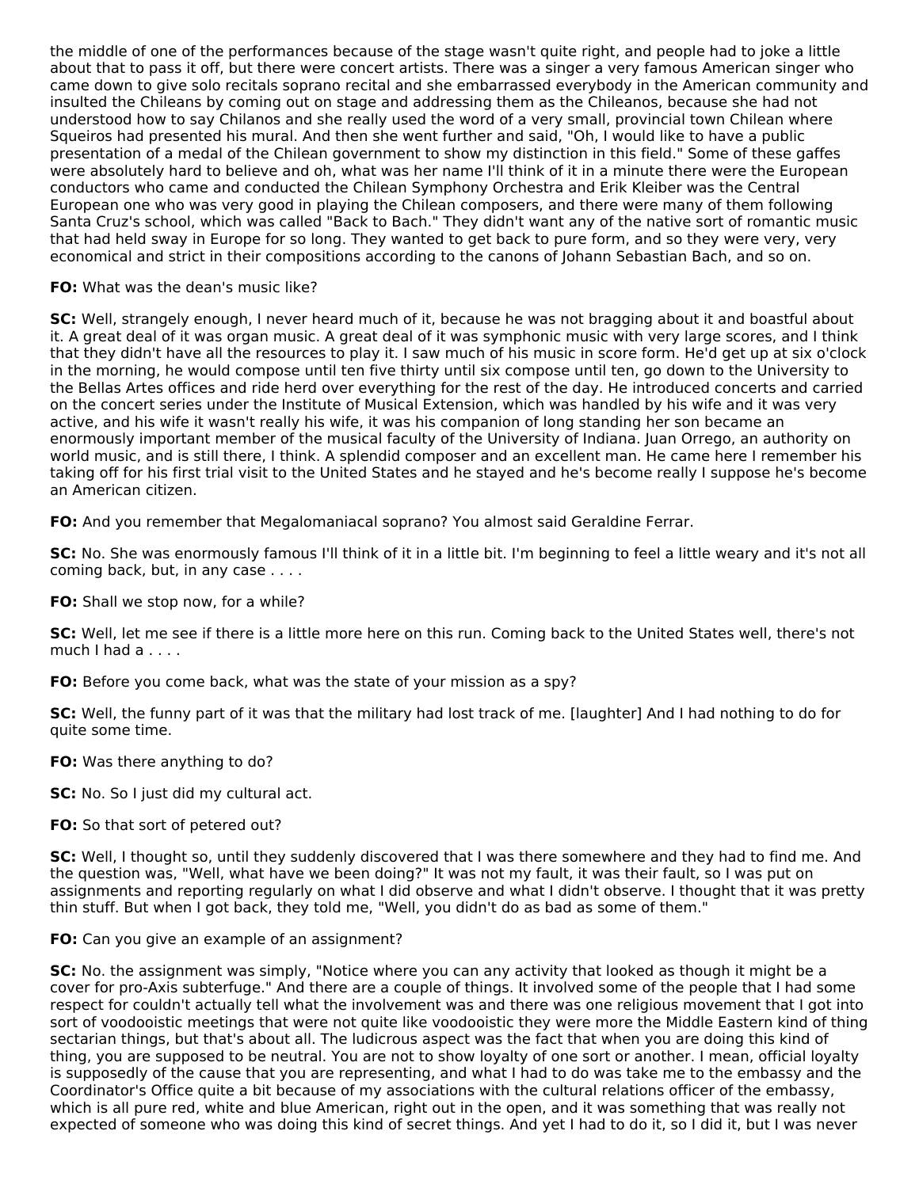the middle of one of the performances because of the stage wasn't quite right, and people had to joke a little about that to pass it off, but there were concert artists. There was a singer a very famous American singer who came down to give solo recitals soprano recital and she embarrassed everybody in the American community and insulted the Chileans by coming out on stage and addressing them as the Chileanos, because she had not understood how to say Chilanos and she really used the word of a very small, provincial town Chilean where Squeiros had presented his mural. And then she went further and said, "Oh, I would like to have a public presentation of a medal of the Chilean government to show my distinction in this field." Some of these gaffes were absolutely hard to believe and oh, what was her name I'll think of it in a minute there were the European conductors who came and conducted the Chilean Symphony Orchestra and Erik Kleiber was the Central European one who was very good in playing the Chilean composers, and there were many of them following Santa Cruz's school, which was called "Back to Bach." They didn't want any of the native sort of romantic music that had held sway in Europe for so long. They wanted to get back to pure form, and so they were very, very economical and strict in their compositions according to the canons of Johann Sebastian Bach, and so on.

**FO:** What was the dean's music like?

**SC:** Well, strangely enough, I never heard much of it, because he was not bragging about it and boastful about it. A great deal of it was organ music. A great deal of it was symphonic music with very large scores, and I think that they didn't have all the resources to play it. I saw much of his music in score form. He'd get up at six o'clock in the morning, he would compose until ten five thirty until six compose until ten, go down to the University to the Bellas Artes offices and ride herd over everything for the rest of the day. He introduced concerts and carried on the concert series under the Institute of Musical Extension, which was handled by his wife and it was very active, and his wife it wasn't really his wife, it was his companion of long standing her son became an enormously important member of the musical faculty of the University of Indiana. Juan Orrego, an authority on world music, and is still there, I think. A splendid composer and an excellent man. He came here I remember his taking off for his first trial visit to the United States and he stayed and he's become really I suppose he's become an American citizen.

**FO:** And you remember that Megalomaniacal soprano? You almost said Geraldine Ferrar.

**SC:** No. She was enormously famous I'll think of it in a little bit. I'm beginning to feel a little weary and it's not all coming back, but, in any case . . . .

**FO:** Shall we stop now, for a while?

**SC:** Well, let me see if there is a little more here on this run. Coming back to the United States well, there's not much I had a . . . .

**FO:** Before you come back, what was the state of your mission as a spy?

**SC:** Well, the funny part of it was that the military had lost track of me. [laughter] And I had nothing to do for quite some time.

**FO:** Was there anything to do?

**SC:** No. So I just did my cultural act.

**FO:** So that sort of petered out?

**SC:** Well, I thought so, until they suddenly discovered that I was there somewhere and they had to find me. And the question was, "Well, what have we been doing?" It was not my fault, it was their fault, so I was put on assignments and reporting regularly on what I did observe and what I didn't observe. I thought that it was pretty thin stuff. But when I got back, they told me, "Well, you didn't do as bad as some of them."

**FO:** Can you give an example of an assignment?

**SC:** No. the assignment was simply, "Notice where you can any activity that looked as though it might be a cover for pro-Axis subterfuge." And there are a couple of things. It involved some of the people that I had some respect for couldn't actually tell what the involvement was and there was one religious movement that I got into sort of voodooistic meetings that were not quite like voodooistic they were more the Middle Eastern kind of thing sectarian things, but that's about all. The ludicrous aspect was the fact that when you are doing this kind of thing, you are supposed to be neutral. You are not to show loyalty of one sort or another. I mean, official loyalty is supposedly of the cause that you are representing, and what I had to do was take me to the embassy and the Coordinator's Office quite a bit because of my associations with the cultural relations officer of the embassy, which is all pure red, white and blue American, right out in the open, and it was something that was really not expected of someone who was doing this kind of secret things. And yet I had to do it, so I did it, but I was never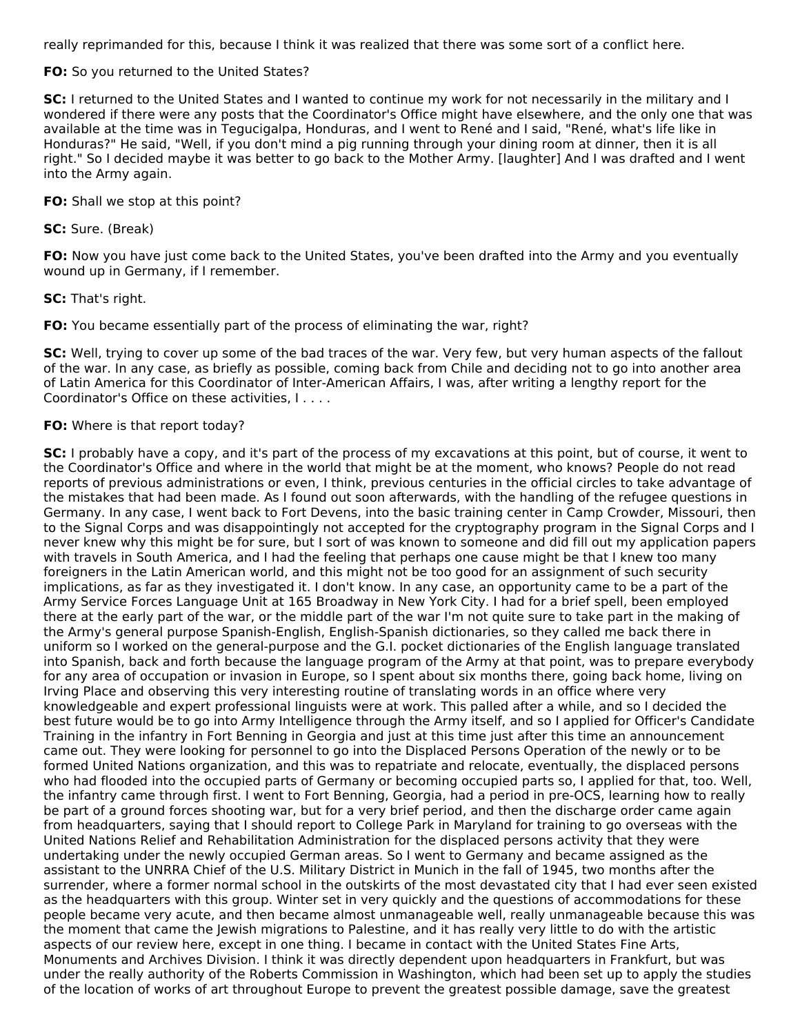really reprimanded for this, because I think it was realized that there was some sort of a conflict here.

**FO:** So you returned to the United States?

**SC:** I returned to the United States and I wanted to continue my work for not necessarily in the military and I wondered if there were any posts that the Coordinator's Office might have elsewhere, and the only one that was available at the time was in Tegucigalpa, Honduras, and I went to René and I said, "René, what's life like in Honduras?" He said, "Well, if you don't mind a pig running through your dining room at dinner, then it is all right." So I decided maybe it was better to go back to the Mother Army. [laughter] And I was drafted and I went into the Army again.

**FO:** Shall we stop at this point?

**SC:** Sure. (Break)

**FO:** Now you have just come back to the United States, you've been drafted into the Army and you eventually wound up in Germany, if I remember.

**SC:** That's right.

**FO:** You became essentially part of the process of eliminating the war, right?

**SC:** Well, trying to cover up some of the bad traces of the war. Very few, but very human aspects of the fallout of the war. In any case, as briefly as possible, coming back from Chile and deciding not to go into another area of Latin America for this Coordinator of Inter-American Affairs, I was, after writing a lengthy report for the Coordinator's Office on these activities, I . . . .

**FO:** Where is that report today?

**SC:** I probably have a copy, and it's part of the process of my excavations at this point, but of course, it went to the Coordinator's Office and where in the world that might be at the moment, who knows? People do not read reports of previous administrations or even, I think, previous centuries in the official circles to take advantage of the mistakes that had been made. As I found out soon afterwards, with the handling of the refugee questions in Germany. In any case, I went back to Fort Devens, into the basic training center in Camp Crowder, Missouri, then to the Signal Corps and was disappointingly not accepted for the cryptography program in the Signal Corps and I never knew why this might be for sure, but I sort of was known to someone and did fill out my application papers with travels in South America, and I had the feeling that perhaps one cause might be that I knew too many foreigners in the Latin American world, and this might not be too good for an assignment of such security implications, as far as they investigated it. I don't know. In any case, an opportunity came to be a part of the Army Service Forces Language Unit at 165 Broadway in New York City. I had for a brief spell, been employed there at the early part of the war, or the middle part of the war I'm not quite sure to take part in the making of the Army's general purpose Spanish-English, English-Spanish dictionaries, so they called me back there in uniform so I worked on the general-purpose and the G.I. pocket dictionaries of the English language translated into Spanish, back and forth because the language program of the Army at that point, was to prepare everybody for any area of occupation or invasion in Europe, so I spent about six months there, going back home, living on Irving Place and observing this very interesting routine of translating words in an office where very knowledgeable and expert professional linguists were at work. This palled after a while, and so I decided the best future would be to go into Army Intelligence through the Army itself, and so I applied for Officer's Candidate Training in the infantry in Fort Benning in Georgia and just at this time just after this time an announcement came out. They were looking for personnel to go into the Displaced Persons Operation of the newly or to be formed United Nations organization, and this was to repatriate and relocate, eventually, the displaced persons who had flooded into the occupied parts of Germany or becoming occupied parts so, I applied for that, too. Well, the infantry came through first. I went to Fort Benning, Georgia, had a period in pre-OCS, learning how to really be part of a ground forces shooting war, but for a very brief period, and then the discharge order came again from headquarters, saying that I should report to College Park in Maryland for training to go overseas with the United Nations Relief and Rehabilitation Administration for the displaced persons activity that they were undertaking under the newly occupied German areas. So I went to Germany and became assigned as the assistant to the UNRRA Chief of the U.S. Military District in Munich in the fall of 1945, two months after the surrender, where a former normal school in the outskirts of the most devastated city that I had ever seen existed as the headquarters with this group. Winter set in very quickly and the questions of accommodations for these people became very acute, and then became almost unmanageable well, really unmanageable because this was the moment that came the Jewish migrations to Palestine, and it has really very little to do with the artistic aspects of our review here, except in one thing. I became in contact with the United States Fine Arts, Monuments and Archives Division. I think it was directly dependent upon headquarters in Frankfurt, but was under the really authority of the Roberts Commission in Washington, which had been set up to apply the studies of the location of works of art throughout Europe to prevent the greatest possible damage, save the greatest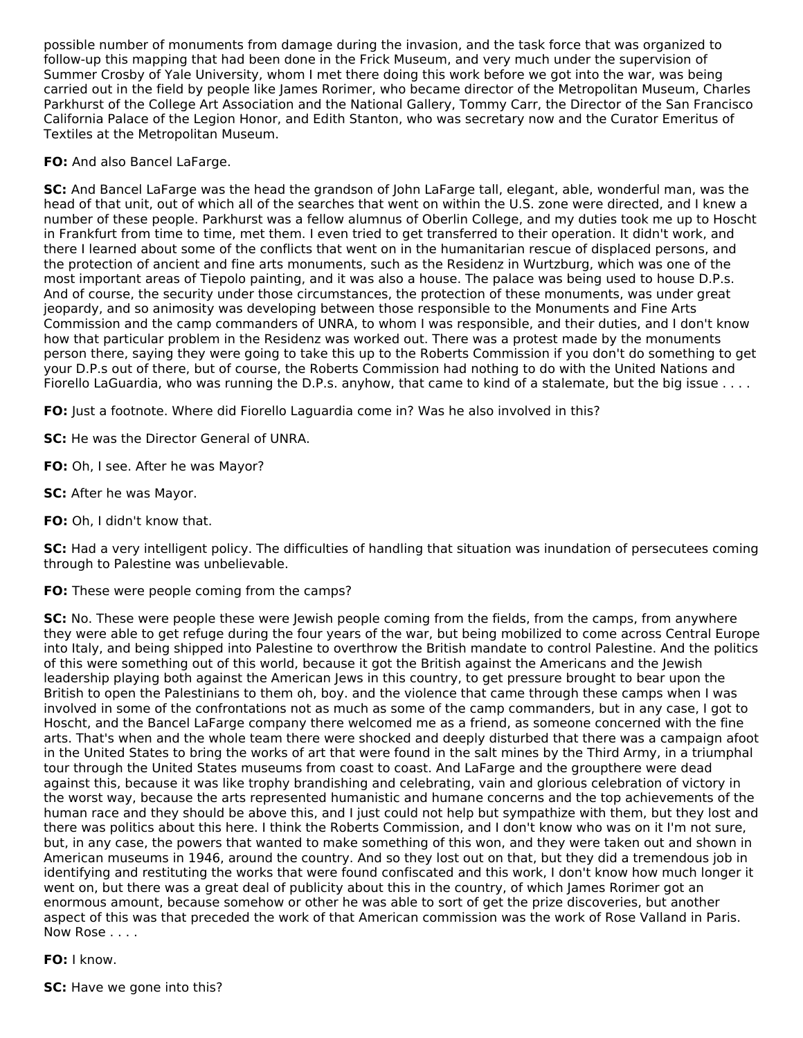possible number of monuments from damage during the invasion, and the task force that was organized to follow-up this mapping that had been done in the Frick Museum, and very much under the supervision of Summer Crosby of Yale University, whom I met there doing this work before we got into the war, was being carried out in the field by people like James Rorimer, who became director of the Metropolitan Museum, Charles Parkhurst of the College Art Association and the National Gallery, Tommy Carr, the Director of the San Francisco California Palace of the Legion Honor, and Edith Stanton, who was secretary now and the Curator Emeritus of Textiles at the Metropolitan Museum.

**FO:** And also Bancel LaFarge.

**SC:** And Bancel LaFarge was the head the grandson of John LaFarge tall, elegant, able, wonderful man, was the head of that unit, out of which all of the searches that went on within the U.S. zone were directed, and I knew a number of these people. Parkhurst was a fellow alumnus of Oberlin College, and my duties took me up to Hoscht in Frankfurt from time to time, met them. I even tried to get transferred to their operation. It didn't work, and there I learned about some of the conflicts that went on in the humanitarian rescue of displaced persons, and the protection of ancient and fine arts monuments, such as the Residenz in Wurtzburg, which was one of the most important areas of Tiepolo painting, and it was also a house. The palace was being used to house D.P.s. And of course, the security under those circumstances, the protection of these monuments, was under great jeopardy, and so animosity was developing between those responsible to the Monuments and Fine Arts Commission and the camp commanders of UNRA, to whom I was responsible, and their duties, and I don't know how that particular problem in the Residenz was worked out. There was a protest made by the monuments person there, saying they were going to take this up to the Roberts Commission if you don't do something to get your D.P.s out of there, but of course, the Roberts Commission had nothing to do with the United Nations and Fiorello LaGuardia, who was running the D.P.s. anyhow, that came to kind of a stalemate, but the big issue . . . .

**FO:** Just a footnote. Where did Fiorello Laguardia come in? Was he also involved in this?

**SC:** He was the Director General of UNRA.

**FO:** Oh, I see. After he was Mayor?

**SC:** After he was Mayor.

**FO:** Oh, I didn't know that.

**SC:** Had a very intelligent policy. The difficulties of handling that situation was inundation of persecutees coming through to Palestine was unbelievable.

**FO:** These were people coming from the camps?

**SC:** No. These were people these were Jewish people coming from the fields, from the camps, from anywhere they were able to get refuge during the four years of the war, but being mobilized to come across Central Europe into Italy, and being shipped into Palestine to overthrow the British mandate to control Palestine. And the politics of this were something out of this world, because it got the British against the Americans and the Jewish leadership playing both against the American Jews in this country, to get pressure brought to bear upon the British to open the Palestinians to them oh, boy. and the violence that came through these camps when I was involved in some of the confrontations not as much as some of the camp commanders, but in any case, I got to Hoscht, and the Bancel LaFarge company there welcomed me as a friend, as someone concerned with the fine arts. That's when and the whole team there were shocked and deeply disturbed that there was a campaign afoot in the United States to bring the works of art that were found in the salt mines by the Third Army, in a triumphal tour through the United States museums from coast to coast. And LaFarge and the groupthere were dead against this, because it was like trophy brandishing and celebrating, vain and glorious celebration of victory in the worst way, because the arts represented humanistic and humane concerns and the top achievements of the human race and they should be above this, and I just could not help but sympathize with them, but they lost and there was politics about this here. I think the Roberts Commission, and I don't know who was on it I'm not sure, but, in any case, the powers that wanted to make something of this won, and they were taken out and shown in American museums in 1946, around the country. And so they lost out on that, but they did a tremendous job in identifying and restituting the works that were found confiscated and this work, I don't know how much longer it went on, but there was a great deal of publicity about this in the country, of which James Rorimer got an enormous amount, because somehow or other he was able to sort of get the prize discoveries, but another aspect of this was that preceded the work of that American commission was the work of Rose Valland in Paris. Now Rose . . . .

**FO:** I know.

**SC:** Have we gone into this?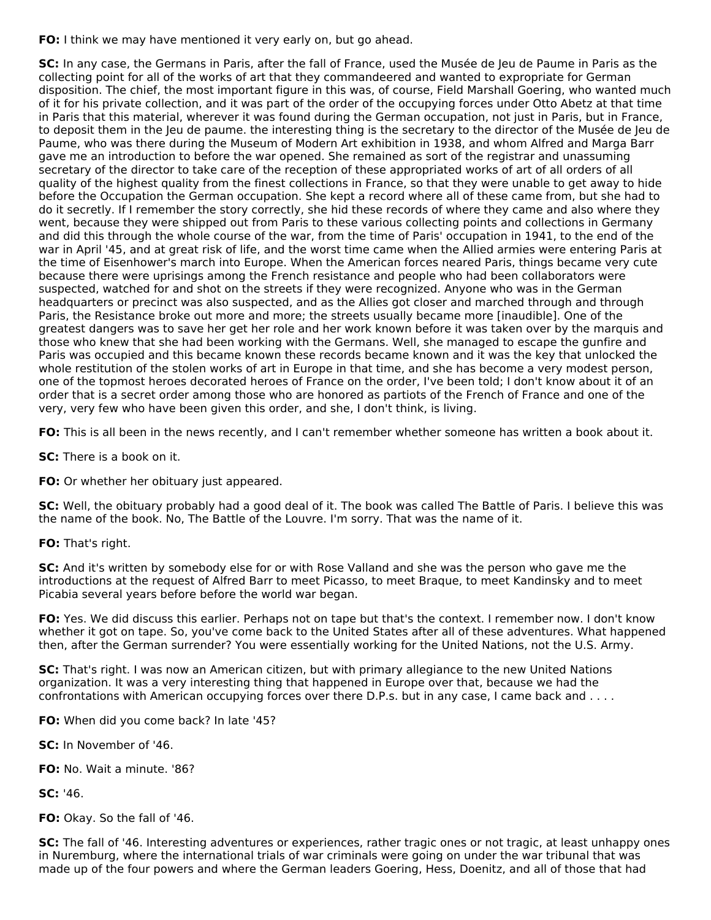**FO:** I think we may have mentioned it very early on, but go ahead.

**SC:** In any case, the Germans in Paris, after the fall of France, used the Musée de Jeu de Paume in Paris as the collecting point for all of the works of art that they commandeered and wanted to expropriate for German disposition. The chief, the most important figure in this was, of course, Field Marshall Goering, who wanted much of it for his private collection, and it was part of the order of the occupying forces under Otto Abetz at that time in Paris that this material, wherever it was found during the German occupation, not just in Paris, but in France, to deposit them in the Jeu de paume. the interesting thing is the secretary to the director of the Musée de Jeu de Paume, who was there during the Museum of Modern Art exhibition in 1938, and whom Alfred and Marga Barr gave me an introduction to before the war opened. She remained as sort of the registrar and unassuming secretary of the director to take care of the reception of these appropriated works of art of all orders of all quality of the highest quality from the finest collections in France, so that they were unable to get away to hide before the Occupation the German occupation. She kept a record where all of these came from, but she had to do it secretly. If I remember the story correctly, she hid these records of where they came and also where they went, because they were shipped out from Paris to these various collecting points and collections in Germany and did this through the whole course of the war, from the time of Paris' occupation in 1941, to the end of the war in April '45, and at great risk of life, and the worst time came when the Allied armies were entering Paris at the time of Eisenhower's march into Europe. When the American forces neared Paris, things became very cute because there were uprisings among the French resistance and people who had been collaborators were suspected, watched for and shot on the streets if they were recognized. Anyone who was in the German headquarters or precinct was also suspected, and as the Allies got closer and marched through and through Paris, the Resistance broke out more and more; the streets usually became more [inaudible]. One of the greatest dangers was to save her get her role and her work known before it was taken over by the marquis and those who knew that she had been working with the Germans. Well, she managed to escape the gunfire and Paris was occupied and this became known these records became known and it was the key that unlocked the whole restitution of the stolen works of art in Europe in that time, and she has become a very modest person, one of the topmost heroes decorated heroes of France on the order, I've been told; I don't know about it of an order that is a secret order among those who are honored as partiots of the French of France and one of the very, very few who have been given this order, and she, I don't think, is living.

**FO:** This is all been in the news recently, and I can't remember whether someone has written a book about it.

**SC:** There is a book on it.

**FO:** Or whether her obituary just appeared.

**SC:** Well, the obituary probably had a good deal of it. The book was called The Battle of Paris. I believe this was the name of the book. No, The Battle of the Louvre. I'm sorry. That was the name of it.

**FO:** That's right.

**SC:** And it's written by somebody else for or with Rose Valland and she was the person who gave me the introductions at the request of Alfred Barr to meet Picasso, to meet Braque, to meet Kandinsky and to meet Picabia several years before before the world war began.

**FO:** Yes. We did discuss this earlier. Perhaps not on tape but that's the context. I remember now. I don't know whether it got on tape. So, you've come back to the United States after all of these adventures. What happened then, after the German surrender? You were essentially working for the United Nations, not the U.S. Army.

**SC:** That's right. I was now an American citizen, but with primary allegiance to the new United Nations organization. It was a very interesting thing that happened in Europe over that, because we had the confrontations with American occupying forces over there D.P.s. but in any case, I came back and . . . .

**FO:** When did you come back? In late '45?

**SC:** In November of '46.

**FO:** No. Wait a minute. '86?

**SC:** '46.

**FO:** Okay. So the fall of '46.

**SC:** The fall of '46. Interesting adventures or experiences, rather tragic ones or not tragic, at least unhappy ones in Nuremburg, where the international trials of war criminals were going on under the war tribunal that was made up of the four powers and where the German leaders Goering, Hess, Doenitz, and all of those that had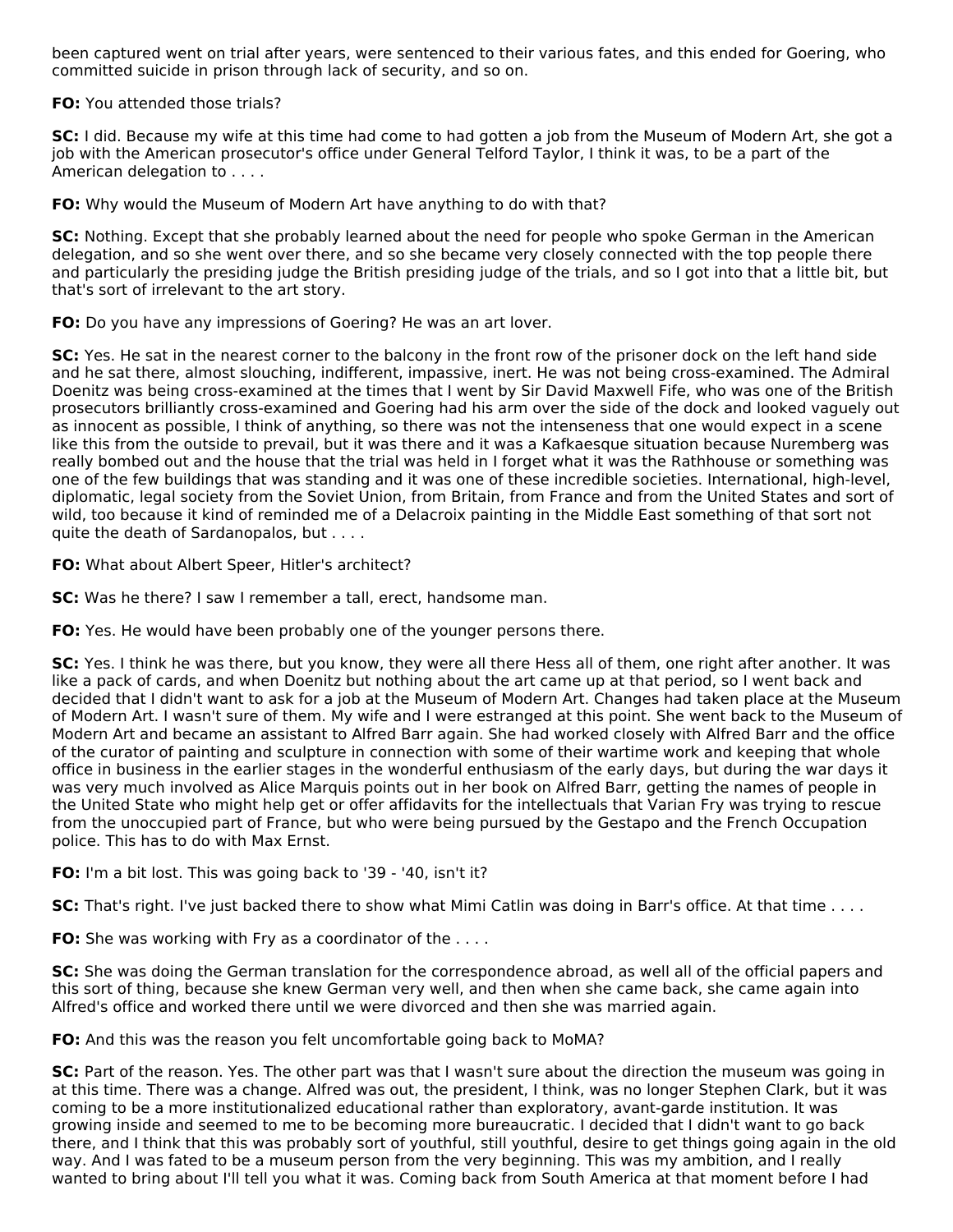been captured went on trial after years, were sentenced to their various fates, and this ended for Goering, who committed suicide in prison through lack of security, and so on.

**FO:** You attended those trials?

**SC:** I did. Because my wife at this time had come to had gotten a job from the Museum of Modern Art, she got a job with the American prosecutor's office under General Telford Taylor, I think it was, to be a part of the American delegation to . . . .

**FO:** Why would the Museum of Modern Art have anything to do with that?

**SC:** Nothing. Except that she probably learned about the need for people who spoke German in the American delegation, and so she went over there, and so she became very closely connected with the top people there and particularly the presiding judge the British presiding judge of the trials, and so I got into that a little bit, but that's sort of irrelevant to the art story.

**FO:** Do you have any impressions of Goering? He was an art lover.

**SC:** Yes. He sat in the nearest corner to the balcony in the front row of the prisoner dock on the left hand side and he sat there, almost slouching, indifferent, impassive, inert. He was not being cross-examined. The Admiral Doenitz was being cross-examined at the times that I went by Sir David Maxwell Fife, who was one of the British prosecutors brilliantly cross-examined and Goering had his arm over the side of the dock and looked vaguely out as innocent as possible, I think of anything, so there was not the intenseness that one would expect in a scene like this from the outside to prevail, but it was there and it was a Kafkaesque situation because Nuremberg was really bombed out and the house that the trial was held in I forget what it was the Rathhouse or something was one of the few buildings that was standing and it was one of these incredible societies. International, high-level, diplomatic, legal society from the Soviet Union, from Britain, from France and from the United States and sort of wild, too because it kind of reminded me of a Delacroix painting in the Middle East something of that sort not quite the death of Sardanapalos, but . . . .

**FO:** What about Albert Speer, Hitler's architect?

**SC:** Was he there? I saw I remember a tall, erect, handsome man.

**FO:** Yes. He would have been probably one of the younger persons there.

**SC:** Yes. I think he was there, but you know, they were all there Hess all of them, one right after another. It was like a pack of cards, and when Doenitz but nothing about the art came up at that period, so I went back and decided that I didn't want to ask for a job at the Museum of Modern Art. Changes had taken place at the Museum of Modern Art. I wasn't sure of them. My wife and I were estranged at this point. She went back to the Museum of Modern Art and became an assistant to Alfred Barr again. She had worked closely with Alfred Barr and the office of the curator of painting and sculpture in connection with some of their wartime work and keeping that whole office in business in the earlier stages in the wonderful enthusiasm of the early days, but during the war days it was very much involved as Alice Marquis points out in her book on Alfred Barr, getting the names of people in the United State who might help get or offer affidavits for the intellectuals that Varian Fry was trying to rescue from the unoccupied part of France, but who were being pursued by the Gestapo and the French Occupation police. This has to do with Max Ernst.

**FO:** I'm a bit lost. This was going back to '39 - '40, isn't it?

**SC:** That's right. I've just backed there to show what Mimi Catlin was doing in Barr's office. At that time . . . .

**FO:** She was working with Fry as a coordinator of the . . . .

**SC:** She was doing the German translation for the correspondence abroad, as well all of the official papers and this sort of thing, because she knew German very well, and then when she came back, she came again into Alfred's office and worked there until we were divorced and then she was married again.

**FO:** And this was the reason you felt uncomfortable going back to MoMA?

**SC:** Part of the reason. Yes. The other part was that I wasn't sure about the direction the museum was going in at this time. There was a change. Alfred was out, the president, I think, was no longer Stephen Clark, but it was coming to be a more institutionalized educational rather than exploratory, avant-garde institution. It was growing inside and seemed to me to be becoming more bureaucratic. I decided that I didn't want to go back there, and I think that this was probably sort of youthful, still youthful, desire to get things going again in the old way. And I was fated to be a museum person from the very beginning. This was my ambition, and I really wanted to bring about I'll tell you what it was. Coming back from South America at that moment before I had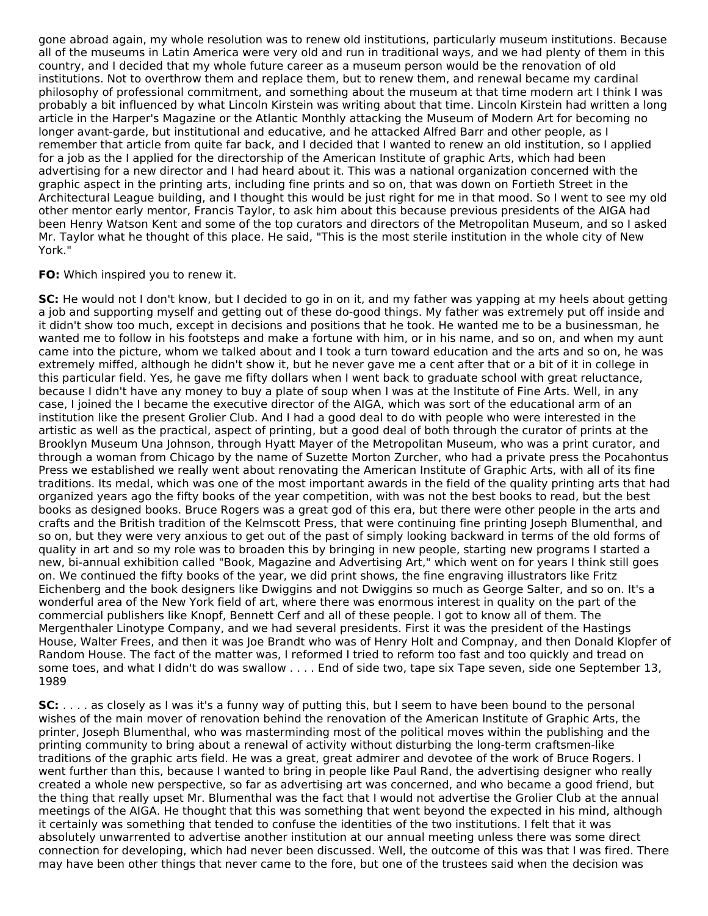gone abroad again, my whole resolution was to renew old institutions, particularly museum institutions. Because all of the museums in Latin America were very old and run in traditional ways, and we had plenty of them in this country, and I decided that my whole future career as a museum person would be the renovation of old institutions. Not to overthrow them and replace them, but to renew them, and renewal became my cardinal philosophy of professional commitment, and something about the museum at that time modern art I think I was probably a bit influenced by what Lincoln Kirstein was writing about that time. Lincoln Kirstein had written a long article in the Harper's Magazine or the Atlantic Monthly attacking the Museum of Modern Art for becoming no longer avant-garde, but institutional and educative, and he attacked Alfred Barr and other people, as I remember that article from quite far back, and I decided that I wanted to renew an old institution, so I applied for a job as the I applied for the directorship of the American Institute of graphic Arts, which had been advertising for a new director and I had heard about it. This was a national organization concerned with the graphic aspect in the printing arts, including fine prints and so on, that was down on Fortieth Street in the Architectural League building, and I thought this would be just right for me in that mood. So I went to see my old other mentor early mentor, Francis Taylor, to ask him about this because previous presidents of the AIGA had been Henry Watson Kent and some of the top curators and directors of the Metropolitan Museum, and so I asked Mr. Taylor what he thought of this place. He said, "This is the most sterile institution in the whole city of New York."

**FO:** Which inspired you to renew it.

**SC:** He would not I don't know, but I decided to go in on it, and my father was yapping at my heels about getting a job and supporting myself and getting out of these do-good things. My father was extremely put off inside and it didn't show too much, except in decisions and positions that he took. He wanted me to be a businessman, he wanted me to follow in his footsteps and make a fortune with him, or in his name, and so on, and when my aunt came into the picture, whom we talked about and I took a turn toward education and the arts and so on, he was extremely miffed, although he didn't show it, but he never gave me a cent after that or a bit of it in college in this particular field. Yes, he gave me fifty dollars when I went back to graduate school with great reluctance, because I didn't have any money to buy a plate of soup when I was at the Institute of Fine Arts. Well, in any case, I joined the I became the executive director of the AIGA, which was sort of the educational arm of an institution like the present Grolier Club. And I had a good deal to do with people who were interested in the artistic as well as the practical, aspect of printing, but a good deal of both through the curator of prints at the Brooklyn Museum Una Johnson, through Hyatt Mayer of the Metropolitan Museum, who was a print curator, and through a woman from Chicago by the name of Suzette Morton Zurcher, who had a private press the Pocahontus Press we established we really went about renovating the American Institute of Graphic Arts, with all of its fine traditions. Its medal, which was one of the most important awards in the field of the quality printing arts that had organized years ago the fifty books of the year competition, with was not the best books to read, but the best books as designed books. Bruce Rogers was a great god of this era, but there were other people in the arts and crafts and the British tradition of the Kelmscott Press, that were continuing fine printing Joseph Blumenthal, and so on, but they were very anxious to get out of the past of simply looking backward in terms of the old forms of quality in art and so my role was to broaden this by bringing in new people, starting new programs I started a new, bi-annual exhibition called "Book, Magazine and Advertising Art," which went on for years I think still goes on. We continued the fifty books of the year, we did print shows, the fine engraving illustrators like Fritz Eichenberg and the book designers like Dwiggins and not Dwiggins so much as George Salter, and so on. It's a wonderful area of the New York field of art, where there was enormous interest in quality on the part of the commercial publishers like Knopf, Bennett Cerf and all of these people. I got to know all of them. The Mergenthaler Linotype Company, and we had several presidents. First it was the president of the Hastings House, Walter Frees, and then it was Joe Brandt who was of Henry Holt and Compnay, and then Donald Klopfer of Random House. The fact of the matter was, I reformed I tried to reform too fast and too quickly and tread on some toes, and what I didn't do was swallow . . . . End of side two, tape six Tape seven, side one September 13, 1989

**SC:** . . . . as closely as I was it's a funny way of putting this, but I seem to have been bound to the personal wishes of the main mover of renovation behind the renovation of the American Institute of Graphic Arts, the printer, Joseph Blumenthal, who was masterminding most of the political moves within the publishing and the printing community to bring about a renewal of activity without disturbing the long-term craftsmen-like traditions of the graphic arts field. He was a great, great admirer and devotee of the work of Bruce Rogers. I went further than this, because I wanted to bring in people like Paul Rand, the advertising designer who really created a whole new perspective, so far as advertising art was concerned, and who became a good friend, but the thing that really upset Mr. Blumenthal was the fact that I would not advertise the Grolier Club at the annual meetings of the AIGA. He thought that this was something that went beyond the expected in his mind, although it certainly was something that tended to confuse the identities of the two institutions. I felt that it was absolutely unwarrented to advertise another institution at our annual meeting unless there was some direct connection for developing, which had never been discussed. Well, the outcome of this was that I was fired. There may have been other things that never came to the fore, but one of the trustees said when the decision was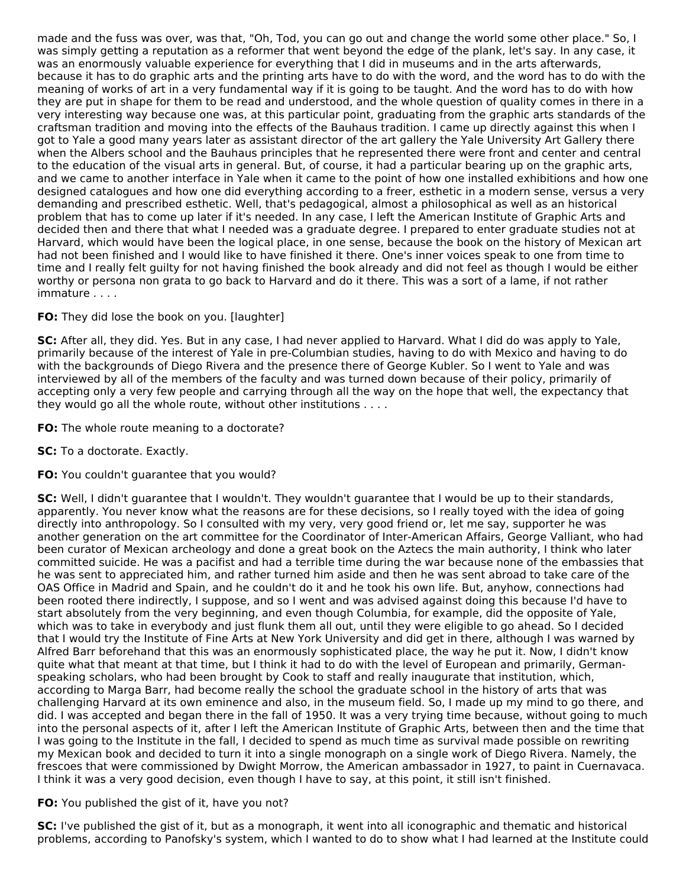made and the fuss was over, was that, "Oh, Tod, you can go out and change the world some other place." So, I was simply getting a reputation as a reformer that went beyond the edge of the plank, let's say. In any case, it was an enormously valuable experience for everything that I did in museums and in the arts afterwards, because it has to do graphic arts and the printing arts have to do with the word, and the word has to do with the meaning of works of art in a very fundamental way if it is going to be taught. And the word has to do with how they are put in shape for them to be read and understood, and the whole question of quality comes in there in a very interesting way because one was, at this particular point, graduating from the graphic arts standards of the craftsman tradition and moving into the effects of the Bauhaus tradition. I came up directly against this when I got to Yale a good many years later as assistant director of the art gallery the Yale University Art Gallery there when the Albers school and the Bauhaus principles that he represented there were front and center and central to the education of the visual arts in general. But, of course, it had a particular bearing up on the graphic arts, and we came to another interface in Yale when it came to the point of how one installed exhibitions and how one designed catalogues and how one did everything according to a freer, esthetic in a modern sense, versus a very demanding and prescribed esthetic. Well, that's pedagogical, almost a philosophical as well as an historical problem that has to come up later if it's needed. In any case, I left the American Institute of Graphic Arts and decided then and there that what I needed was a graduate degree. I prepared to enter graduate studies not at Harvard, which would have been the logical place, in one sense, because the book on the history of Mexican art had not been finished and I would like to have finished it there. One's inner voices speak to one from time to time and I really felt guilty for not having finished the book already and did not feel as though I would be either worthy or persona non grata to go back to Harvard and do it there. This was a sort of a lame, if not rather immature . . . .

**FO:** They did lose the book on you. [laughter]

**SC:** After all, they did. Yes. But in any case, I had never applied to Harvard. What I did do was apply to Yale, primarily because of the interest of Yale in pre-Columbian studies, having to do with Mexico and having to do with the backgrounds of Diego Rivera and the presence there of George Kubler. So I went to Yale and was interviewed by all of the members of the faculty and was turned down because of their policy, primarily of accepting only a very few people and carrying through all the way on the hope that well, the expectancy that they would go all the whole route, without other institutions . . . .

**FO:** The whole route meaning to a doctorate?

**SC:** To a doctorate. Exactly.

**FO:** You couldn't guarantee that you would?

**SC:** Well, I didn't guarantee that I wouldn't. They wouldn't guarantee that I would be up to their standards, apparently. You never know what the reasons are for these decisions, so I really toyed with the idea of going directly into anthropology. So I consulted with my very, very good friend or, let me say, supporter he was another generation on the art committee for the Coordinator of Inter-American Affairs, George Valliant, who had been curator of Mexican archeology and done a great book on the Aztecs the main authority, I think who later committed suicide. He was a pacifist and had a terrible time during the war because none of the embassies that he was sent to appreciated him, and rather turned him aside and then he was sent abroad to take care of the OAS Office in Madrid and Spain, and he couldn't do it and he took his own life. But, anyhow, connections had been rooted there indirectly, I suppose, and so I went and was advised against doing this because I'd have to start absolutely from the very beginning, and even though Columbia, for example, did the opposite of Yale, which was to take in everybody and just flunk them all out, until they were eligible to go ahead. So I decided that I would try the Institute of Fine Arts at New York University and did get in there, although I was warned by Alfred Barr beforehand that this was an enormously sophisticated place, the way he put it. Now, I didn't know quite what that meant at that time, but I think it had to do with the level of European and primarily, German-speaking scholars, who had been brought by Cook to staff and really inaugurate that institution, which, according to Marga Barr, had become really the school the graduate school in the history of arts that was challenging Harvard at its own eminence and also, in the museum field. So, I made up my mind to go there, and did. I was accepted and began there in the fall of 1950. It was a very trying time because, without going to much into the personal aspects of it, after I left the American Institute of Graphic Arts, between then and the time that I was going to the Institute in the fall, I decided to spend as much time as survival made possible on rewriting my Mexican book and decided to turn it into a single monograph on a single work of Diego Rivera. Namely, the frescoes that were commissioned by Dwight Morrow, the American ambassador in 1927, to paint in Cuernavaca. I think it was a very good decision, even though I have to say, at this point, it still isn't finished.

**FO:** You published the gist of it, have you not?

**SC:** I've published the gist of it, but as a monograph, it went into all iconographic and thematic and historical problems, according to Panofsky's system, which I wanted to do to show what I had learned at the Institute could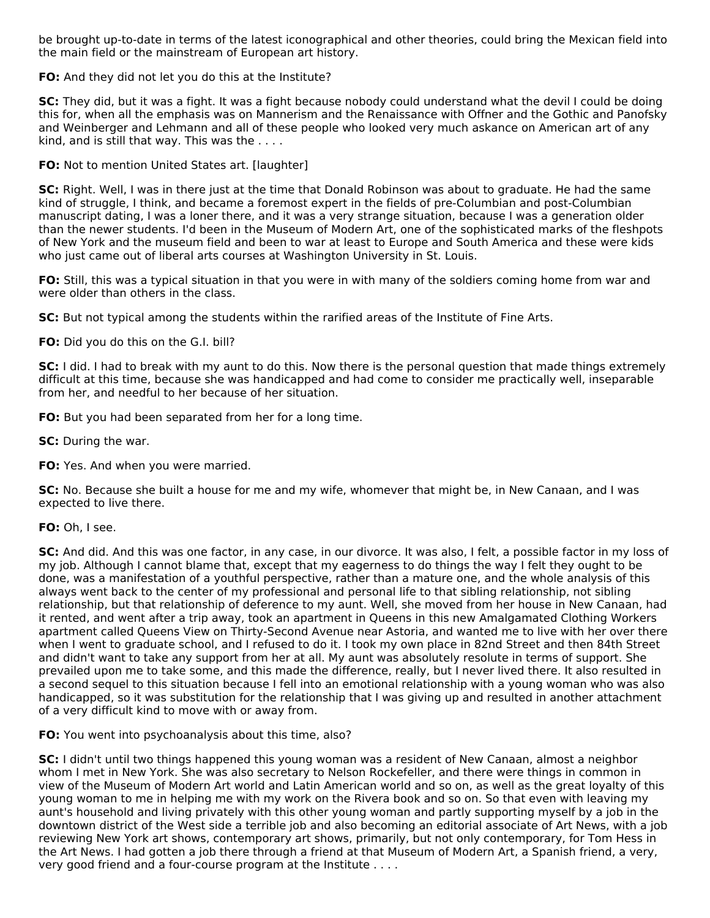be brought up-to-date in terms of the latest iconographical and other theories, could bring the Mexican field into the main field or the mainstream of European art history.

**FO:** And they did not let you do this at the Institute?

**SC:** They did, but it was a fight. It was a fight because nobody could understand what the devil I could be doing this for, when all the emphasis was on Mannerism and the Renaissance with Offner and the Gothic and Panofsky and Weinberger and Lehmann and all of these people who looked very much askance on American art of any kind, and is still that way. This was the . . . .

**FO:** Not to mention United States art. [laughter]

**SC:** Right. Well, I was in there just at the time that Donald Robinson was about to graduate. He had the same kind of struggle, I think, and became a foremost expert in the fields of pre-Columbian and post-Columbian manuscript dating, I was a loner there, and it was a very strange situation, because I was a generation older than the newer students. I'd been in the Museum of Modern Art, one of the sophisticated marks of the fleshpots of New York and the museum field and been to war at least to Europe and South America and these were kids who just came out of liberal arts courses at Washington University in St. Louis.

**FO:** Still, this was a typical situation in that you were in with many of the soldiers coming home from war and were older than others in the class.

**SC:** But not typical among the students within the rarified areas of the Institute of Fine Arts.

**FO:** Did you do this on the G.I. bill?

**SC:** I did. I had to break with my aunt to do this. Now there is the personal question that made things extremely difficult at this time, because she was handicapped and had come to consider me practically well, inseparable from her, and needful to her because of her situation.

**FO:** But you had been separated from her for a long time.

**SC:** During the war.

**FO:** Yes. And when you were married.

**SC:** No. Because she built a house for me and my wife, whomever that might be, in New Canaan, and I was expected to live there.

**FO:** Oh, I see.

**SC:** And did. And this was one factor, in any case, in our divorce. It was also, I felt, a possible factor in my loss of my job. Although I cannot blame that, except that my eagerness to do things the way I felt they ought to be done, was a manifestation of a youthful perspective, rather than a mature one, and the whole analysis of this always went back to the center of my professional and personal life to that sibling relationship, not sibling relationship, but that relationship of deference to my aunt. Well, she moved from her house in New Canaan, had it rented, and went after a trip away, took an apartment in Queens in this new Amalgamated Clothing Workers apartment called Queens View on Thirty-Second Avenue near Astoria, and wanted me to live with her over there when I went to graduate school, and I refused to do it. I took my own place in 82nd Street and then 84th Street and didn't want to take any support from her at all. My aunt was absolutely resolute in terms of support. She prevailed upon me to take some, and this made the difference, really, but I never lived there. It also resulted in a second sequel to this situation because I fell into an emotional relationship with a young woman who was also handicapped, so it was substitution for the relationship that I was giving up and resulted in another attachment of a very difficult kind to move with or away from.

**FO:** You went into psychoanalysis about this time, also?

**SC:** I didn't until two things happened this young woman was a resident of New Canaan, almost a neighbor whom I met in New York. She was also secretary to Nelson Rockefeller, and there were things in common in view of the Museum of Modern Art world and Latin American world and so on, as well as the great loyalty of this young woman to me in helping me with my work on the Rivera book and so on. So that even with leaving my aunt's household and living privately with this other young woman and partly supporting myself by a job in the downtown district of the West side a terrible job and also becoming an editorial associate of Art News, with a job reviewing New York art shows, contemporary art shows, primarily, but not only contemporary, for Tom Hess in the Art News. I had gotten a job there through a friend at that Museum of Modern Art, a Spanish friend, a very, very good friend and a four-course program at the Institute . . . .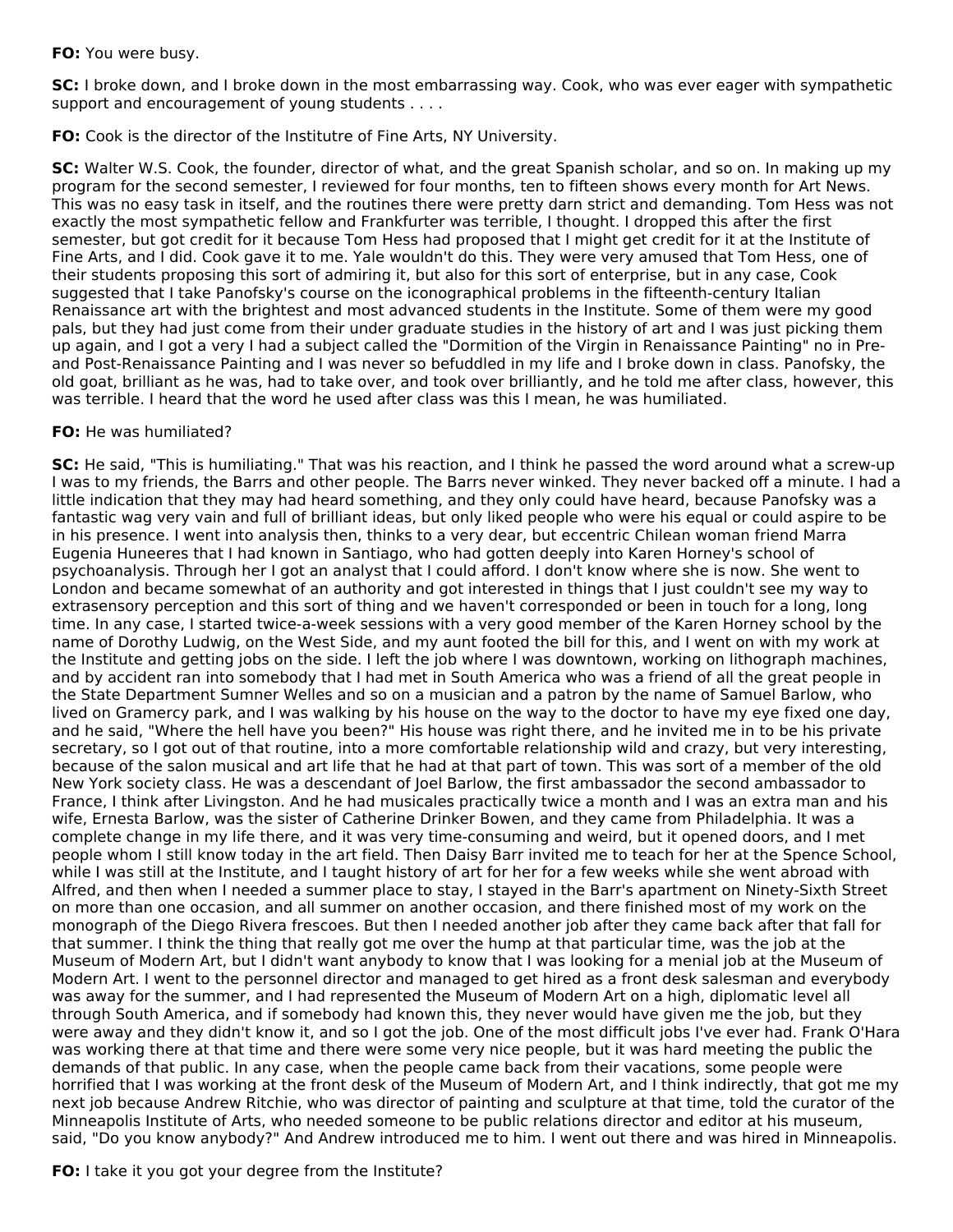**FO:** You were busy.

**SC:** I broke down, and I broke down in the most embarrassing way. Cook, who was ever eager with sympathetic support and encouragement of young students . . . .

**FO:** Cook is the director of the Institutre of Fine Arts, NY University.

**SC:** Walter W.S. Cook, the founder, director of what, and the great Spanish scholar, and so on. In making up my program for the second semester, I reviewed for four months, ten to fifteen shows every month for Art News. This was no easy task in itself, and the routines there were pretty darn strict and demanding. Tom Hess was not exactly the most sympathetic fellow and Frankfurter was terrible, I thought. I dropped this after the first semester, but got credit for it because Tom Hess had proposed that I might get credit for it at the Institute of Fine Arts, and I did. Cook gave it to me. Yale wouldn't do this. They were very amused that Tom Hess, one of their students proposing this sort of admiring it, but also for this sort of enterprise, but in any case, Cook suggested that I take Panofsky's course on the iconographical problems in the fifteenth-century Italian Renaissance art with the brightest and most advanced students in the Institute. Some of them were my good pals, but they had just come from their under graduate studies in the history of art and I was just picking them up again, and I got a very I had a subject called the "Dormition of the Virgin in Renaissance Painting" no in Pre- and Post-Renaissance Painting and I was never so befuddled in my life and I broke down in class. Panofsky, the old goat, brilliant as he was, had to take over, and took over brilliantly, and he told me after class, however, this was terrible. I heard that the word he used after class was this I mean, he was humiliated.

**FO:** He was humiliated?

**SC:** He said, "This is humiliating." That was his reaction, and I think he passed the word around what a screw-up I was to my friends, the Barrs and other people. The Barrs never winked. They never backed off a minute. I had a little indication that they may had heard something, and they only could have heard, because Panofsky was a fantastic wag very vain and full of brilliant ideas, but only liked people who were his equal or could aspire to be in his presence. I went into analysis then, thinks to a very dear, but eccentric Chilean woman friend Marra Eugenia Huneeres that I had known in Santiago, who had gotten deeply into Karen Horney's school of psychoanalysis. Through her I got an analyst that I could afford. I don't know where she is now. She went to London and became somewhat of an authority and got interested in things that I just couldn't see my way to extrasensory perception and this sort of thing and we haven't corresponded or been in touch for a long, long time. In any case, I started twice-a-week sessions with a very good member of the Karen Horney school by the name of Dorothy Ludwig, on the West Side, and my aunt footed the bill for this, and I went on with my work at the Institute and getting jobs on the side. I left the job where I was downtown, working on lithograph machines, and by accident ran into somebody that I had met in South America who was a friend of all the great people in the State Department Sumner Welles and so on a musician and a patron by the name of Samuel Barlow, who lived on Gramercy park, and I was walking by his house on the way to the doctor to have my eye fixed one day, and he said, "Where the hell have you been?" His house was right there, and he invited me in to be his private secretary, so I got out of that routine, into a more comfortable relationship wild and crazy, but very interesting, because of the salon musical and art life that he had at that part of town. This was sort of a member of the old New York society class. He was a descendant of Joel Barlow, the first ambassador the second ambassador to France, I think after Livingston. And he had musicales practically twice a month and I was an extra man and his wife, Ernesta Barlow, was the sister of Catherine Drinker Bowen, and they came from Philadelphia. It was a complete change in my life there, and it was very time-consuming and weird, but it opened doors, and I met people whom I still know today in the art field. Then Daisy Barr invited me to teach for her at the Spence School, while I was still at the Institute, and I taught history of art for her for a few weeks while she went abroad with Alfred, and then when I needed a summer place to stay, I stayed in the Barr's apartment on Ninety-Sixth Street on more than one occasion, and all summer on another occasion, and there finished most of my work on the monograph of the Diego Rivera frescoes. But then I needed another job after they came back after that fall for that summer. I think the thing that really got me over the hump at that particular time, was the job at the Museum of Modern Art, but I didn't want anybody to know that I was looking for a menial job at the Museum of Modern Art. I went to the personnel director and managed to get hired as a front desk salesman and everybody was away for the summer, and I had represented the Museum of Modern Art on a high, diplomatic level all through South America, and if somebody had known this, they never would have given me the job, but they were away and they didn't know it, and so I got the job. One of the most difficult jobs I've ever had. Frank O'Hara was working there at that time and there were some very nice people, but it was hard meeting the public the demands of that public. In any case, when the people came back from their vacations, some people were horrified that I was working at the front desk of the Museum of Modern Art, and I think indirectly, that got me my next job because Andrew Ritchie, who was director of painting and sculpture at that time, told the curator of the Minneapolis Institute of Arts, who needed someone to be public relations director and editor at his museum, said, "Do you know anybody?" And Andrew introduced me to him. I went out there and was hired in Minneapolis.

**FO:** I take it you got your degree from the Institute?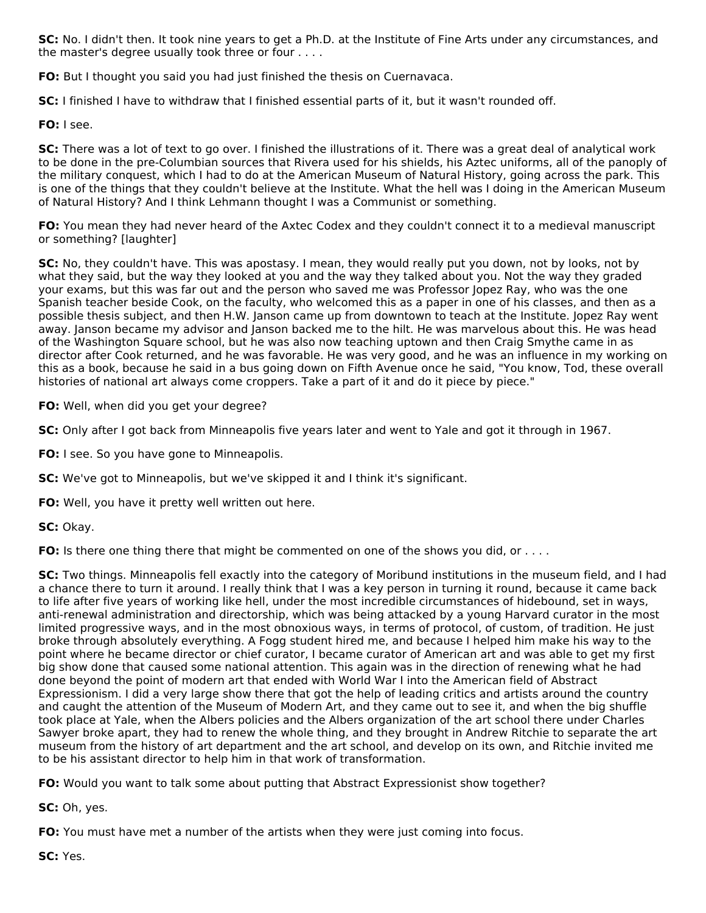**SC:** No. I didn't then. It took nine years to get a Ph.D. at the Institute of Fine Arts under any circumstances, and the master's degree usually took three or four . . . .

**FO:** But I thought you said you had just finished the thesis on Cuernavaca.

**SC:** I finished I have to withdraw that I finished essential parts of it, but it wasn't rounded off.

**FO:** I see.

**SC:** There was a lot of text to go over. I finished the illustrations of it. There was a great deal of analytical work to be done in the pre-Columbian sources that Rivera used for his shields, his Aztec uniforms, all of the panoply of the military conquest, which I had to do at the American Museum of Natural History, going across the park. This is one of the things that they couldn't believe at the Institute. What the hell was I doing in the American Museum of Natural History? And I think Lehmann thought I was a Communist or something.

**FO:** You mean they had never heard of the Axtec Codex and they couldn't connect it to a medieval manuscript or something? [laughter]

**SC:** No, they couldn't have. This was apostasy. I mean, they would really put you down, not by looks, not by what they said, but the way they looked at you and the way they talked about you. Not the way they graded your exams, but this was far out and the person who saved me was Professor Jopez Ray, who was the one Spanish teacher beside Cook, on the faculty, who welcomed this as a paper in one of his classes, and then as a possible thesis subject, and then H.W. Janson came up from downtown to teach at the Institute. Jopez Ray went away. Janson became my advisor and Janson backed me to the hilt. He was marvelous about this. He was head of the Washington Square school, but he was also now teaching uptown and then Craig Smythe came in as director after Cook returned, and he was favorable. He was very good, and he was an influence in my working on this as a book, because he said in a bus going down on Fifth Avenue once he said, "You know, Tod, these overall histories of national art always come croppers. Take a part of it and do it piece by piece."

**FO:** Well, when did you get your degree?

**SC:** Only after I got back from Minneapolis five years later and went to Yale and got it through in 1967.

**FO:** I see. So you have gone to Minneapolis.

**SC:** We've got to Minneapolis, but we've skipped it and I think it's significant.

**FO:** Well, you have it pretty well written out here.

**SC:** Okay.

**FO:** Is there one thing there that might be commented on one of the shows you did, or . . . .

**SC:** Two things. Minneapolis fell exactly into the category of Moribund institutions in the museum field, and I had a chance there to turn it around. I really think that I was a key person in turning it round, because it came back to life after five years of working like hell, under the most incredible circumstances of hidebound, set in ways, anti-renewal administration and directorship, which was being attacked by a young Harvard curator in the most limited progressive ways, and in the most obnoxious ways, in terms of protocol, of custom, of tradition. He just broke through absolutely everything. A Fogg student hired me, and because I helped him make his way to the point where he became director or chief curator, I became curator of American art and was able to get my first big show done that caused some national attention. This again was in the direction of renewing what he had done beyond the point of modern art that ended with World War I into the American field of Abstract Expressionism. I did a very large show there that got the help of leading critics and artists around the country and caught the attention of the Museum of Modern Art, and they came out to see it, and when the big shuffle took place at Yale, when the Albers policies and the Albers organization of the art school there under Charles Sawyer broke apart, they had to renew the whole thing, and they brought in Andrew Ritchie to separate the art museum from the history of art department and the art school, and develop on its own, and Ritchie invited me to be his assistant director to help him in that work of transformation.

**FO:** Would you want to talk some about putting that Abstract Expressionist show together?

**SC:** Oh, yes.

**FO:** You must have met a number of the artists when they were just coming into focus.

**SC:** Yes.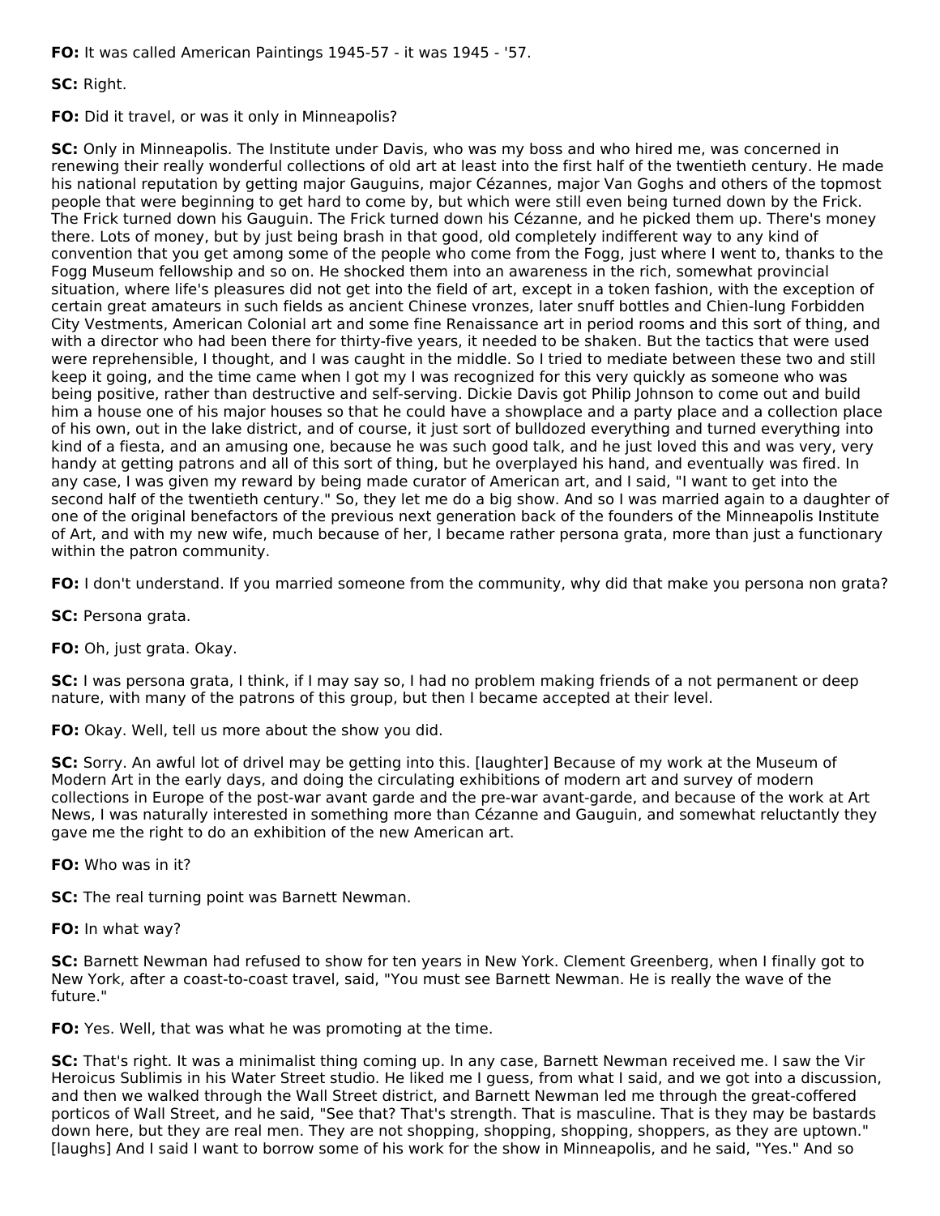**FO:** It was called American Paintings 1945-57 - it was 1945 - '57.

**SC:** Right.

**FO:** Did it travel, or was it only in Minneapolis?

**SC:** Only in Minneapolis. The Institute under Davis, who was my boss and who hired me, was concerned in renewing their really wonderful collections of old art at least into the first half of the twentieth century. He made his national reputation by getting major Gauguins, major Cézannes, major Van Goghs and others of the topmost people that were beginning to get hard to come by, but which were still even being turned down by the Frick. The Frick turned down his Gauguin. The Frick turned down his Cézanne, and he picked them up. There's money there. Lots of money, but by just being brash in that good, old completely indifferent way to any kind of convention that you get among some of the people who come from the Fogg, just where I went to, thanks to the Fogg Museum fellowship and so on. He shocked them into an awareness in the rich, somewhat provincial situation, where life's pleasures did not get into the field of art, except in a token fashion, with the exception of certain great amateurs in such fields as ancient Chinese vronzes, later snuff bottles and Chien-lung Forbidden City Vestments, American Colonial art and some fine Renaissance art in period rooms and this sort of thing, and with a director who had been there for thirty-five years, it needed to be shaken. But the tactics that were used were reprehensible, I thought, and I was caught in the middle. So I tried to mediate between these two and still keep it going, and the time came when I got my I was recognized for this very quickly as someone who was being positive, rather than destructive and self-serving. Dickie Davis got Philip Johnson to come out and build him a house one of his major houses so that he could have a showplace and a party place and a collection place of his own, out in the lake district, and of course, it just sort of bulldozed everything and turned everything into kind of a fiesta, and an amusing one, because he was such good talk, and he just loved this and was very, very handy at getting patrons and all of this sort of thing, but he overplayed his hand, and eventually was fired. In any case, I was given my reward by being made curator of American art, and I said, "I want to get into the second half of the twentieth century." So, they let me do a big show. And so I was married again to a daughter of one of the original benefactors of the previous next generation back of the founders of the Minneapolis Institute of Art, and with my new wife, much because of her, I became rather persona grata, more than just a functionary within the patron community.

**FO:** I don't understand. If you married someone from the community, why did that make you persona non grata?

**SC:** Persona grata.

**FO:** Oh, just grata. Okay.

**SC:** I was persona grata, I think, if I may say so, I had no problem making friends of a not permanent or deep nature, with many of the patrons of this group, but then I became accepted at their level.

**FO:** Okay. Well, tell us more about the show you did.

**SC:** Sorry. An awful lot of drivel may be getting into this. [laughter] Because of my work at the Museum of Modern Art in the early days, and doing the circulating exhibitions of modern art and survey of modern collections in Europe of the post-war avant garde and the pre-war avant-garde, and because of the work at Art News, I was naturally interested in something more than Cézanne and Gauguin, and somewhat reluctantly they gave me the right to do an exhibition of the new American art.

**FO:** Who was in it?

**SC:** The real turning point was Barnett Newman.

**FO:** In what way?

**SC:** Barnett Newman had refused to show for ten years in New York. Clement Greenberg, when I finally got to New York, after a coast-to-coast travel, said, "You must see Barnett Newman. He is really the wave of the future."

**FO:** Yes. Well, that was what he was promoting at the time.

**SC:** That's right. It was a minimalist thing coming up. In any case, Barnett Newman received me. I saw the Vir Heroicus Sublimis in his Water Street studio. He liked me I guess, from what I said, and we got into a discussion, and then we walked through the Wall Street district, and Barnett Newman led me through the great-coffered porticos of Wall Street, and he said, "See that? That's strength. That is masculine. That is they may be bastards down here, but they are real men. They are not shopping, shopping, shopping, shoppers, as they are uptown." [laughs] And I said I want to borrow some of his work for the show in Minneapolis, and he said, "Yes." And so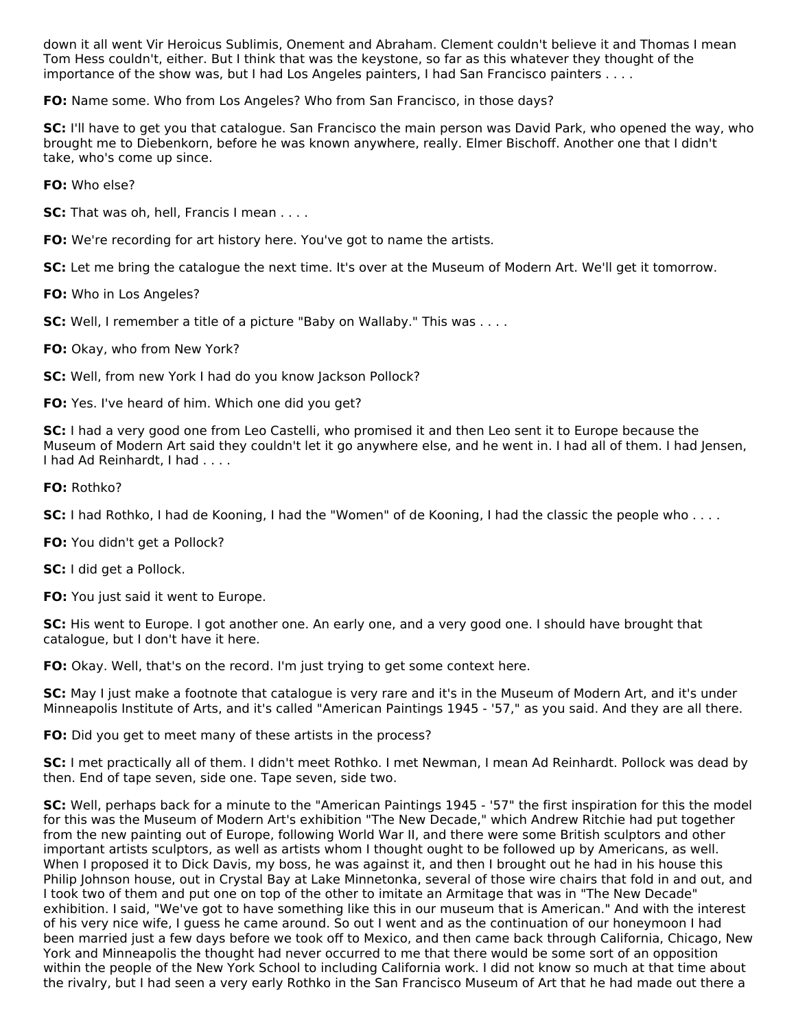down it all went Vir Heroicus Sublimis, Onement and Abraham. Clement couldn't believe it and Thomas I mean Tom Hess couldn't, either. But I think that was the keystone, so far as this whatever they thought of the importance of the show was, but I had Los Angeles painters, I had San Francisco painters . . . .

**FO:** Name some. Who from Los Angeles? Who from San Francisco, in those days?

**SC:** I'll have to get you that catalogue. San Francisco the main person was David Park, who opened the way, who brought me to Diebenkorn, before he was known anywhere, really. Elmer Bischoff. Another one that I didn't take, who's come up since.

**FO:** Who else?

**SC:** That was oh, hell, Francis I mean . . . .

**FO:** We're recording for art history here. You've got to name the artists.

**SC:** Let me bring the catalogue the next time. It's over at the Museum of Modern Art. We'll get it tomorrow.

**FO:** Who in Los Angeles?

**SC:** Well, I remember a title of a picture "Baby on Wallaby." This was . . . .

**FO:** Okay, who from New York?

**SC:** Well, from new York I had do you know Jackson Pollock?

**FO:** Yes. I've heard of him. Which one did you get?

**SC:** I had a very good one from Leo Castelli, who promised it and then Leo sent it to Europe because the Museum of Modern Art said they couldn't let it go anywhere else, and he went in. I had all of them. I had Jensen, I had Ad Reinhardt, I had . . . .

**FO:** Rothko?

**SC:** I had Rothko, I had de Kooning, I had the "Women" of de Kooning, I had the classic the people who . . . .

**FO:** You didn't get a Pollock?

**SC:** I did get a Pollock.

**FO:** You just said it went to Europe.

**SC:** His went to Europe. I got another one. An early one, and a very good one. I should have brought that catalogue, but I don't have it here.

**FO:** Okay. Well, that's on the record. I'm just trying to get some context here.

**SC:** May I just make a footnote that catalogue is very rare and it's in the Museum of Modern Art, and it's under Minneapolis Institute of Arts, and it's called "American Paintings 1945 - '57," as you said. And they are all there.

**FO:** Did you get to meet many of these artists in the process?

**SC:** I met practically all of them. I didn't meet Rothko. I met Newman, I mean Ad Reinhardt. Pollock was dead by then. End of tape seven, side one. Tape seven, side two.

**SC:** Well, perhaps back for a minute to the "American Paintings 1945 - '57" the first inspiration for this the model for this was the Museum of Modern Art's exhibition "The New Decade," which Andrew Ritchie had put together from the new painting out of Europe, following World War II, and there were some British sculptors and other important artists sculptors, as well as artists whom I thought ought to be followed up by Americans, as well. When I proposed it to Dick Davis, my boss, he was against it, and then I brought out he had in his house this Philip Johnson house, out in Crystal Bay at Lake Minnetonka, several of those wire chairs that fold in and out, and I took two of them and put one on top of the other to imitate an Armitage that was in "The New Decade" exhibition. I said, "We've got to have something like this in our museum that is American." And with the interest of his very nice wife, I guess he came around. So out I went and as the continuation of our honeymoon I had been married just a few days before we took off to Mexico, and then came back through California, Chicago, New York and Minneapolis the thought had never occurred to me that there would be some sort of an opposition within the people of the New York School to including California work. I did not know so much at that time about the rivalry, but I had seen a very early Rothko in the San Francisco Museum of Art that he had made out there a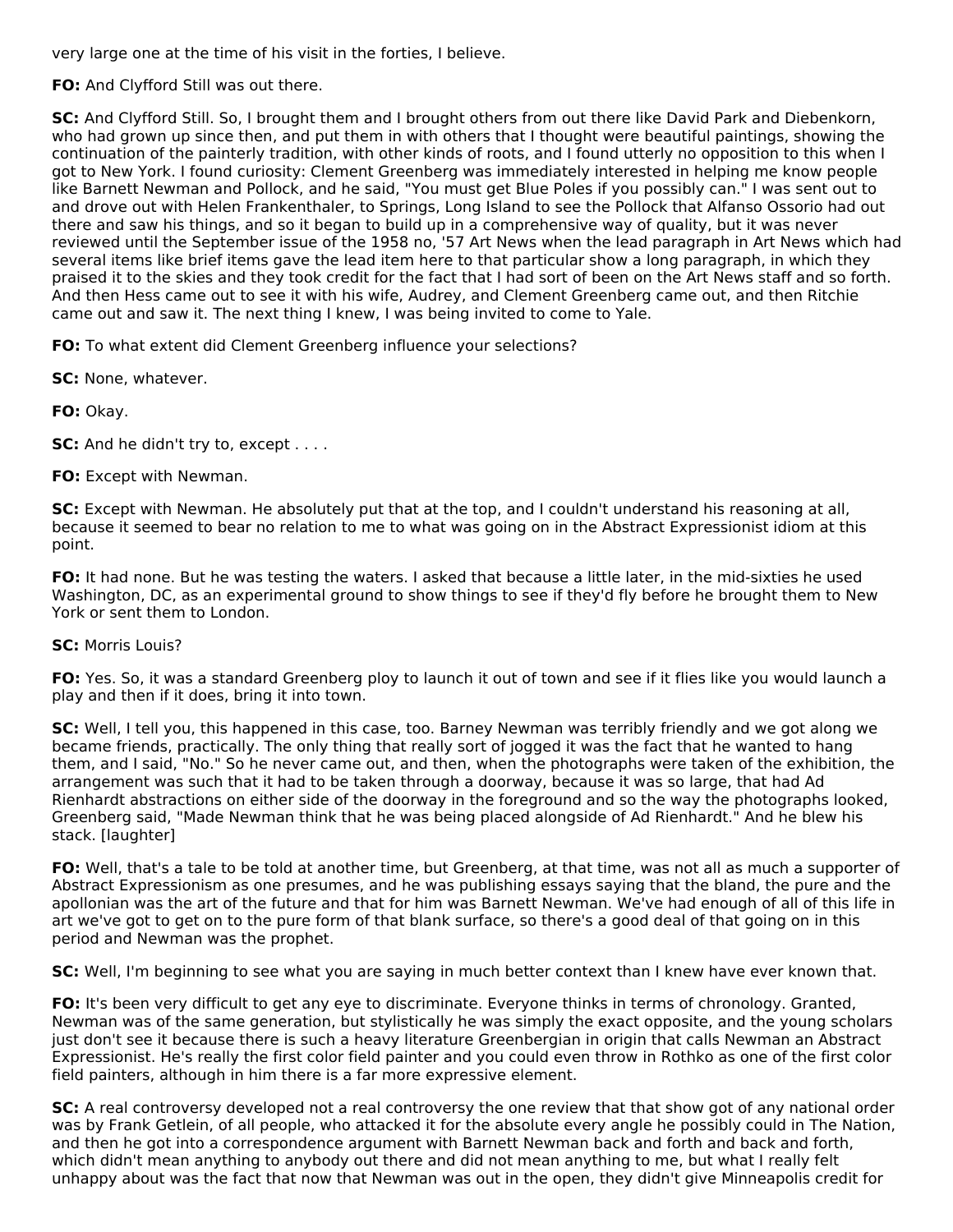very large one at the time of his visit in the forties, I believe.

**FO:** And Clyfford Still was out there.

**SC:** And Clyfford Still. So, I brought them and I brought others from out there like David Park and Diebenkorn, who had grown up since then, and put them in with others that I thought were beautiful paintings, showing the continuation of the painterly tradition, with other kinds of roots, and I found utterly no opposition to this when I got to New York. I found curiosity: Clement Greenberg was immediately interested in helping me know people like Barnett Newman and Pollock, and he said, "You must get Blue Poles if you possibly can." I was sent out to and drove out with Helen Frankenthaler, to Springs, Long Island to see the Pollock that Alfanso Ossorio had out there and saw his things, and so it began to build up in a comprehensive way of quality, but it was never reviewed until the September issue of the 1958 no, '57 Art News when the lead paragraph in Art News which had several items like brief items gave the lead item here to that particular show a long paragraph, in which they praised it to the skies and they took credit for the fact that I had sort of been on the Art News staff and so forth. And then Hess came out to see it with his wife, Audrey, and Clement Greenberg came out, and then Ritchie came out and saw it. The next thing I knew, I was being invited to come to Yale.

**FO:** To what extent did Clement Greenberg influence your selections?

**SC:** None, whatever.

**FO:** Okay.

**SC:** And he didn't try to, except . . . .

**FO:** Except with Newman.

**SC:** Except with Newman. He absolutely put that at the top, and I couldn't understand his reasoning at all, because it seemed to bear no relation to me to what was going on in the Abstract Expressionist idiom at this point.

**FO:** It had none. But he was testing the waters. I asked that because a little later, in the mid-sixties he used Washington, DC, as an experimental ground to show things to see if they'd fly before he brought them to New York or sent them to London.

**SC:** Morris Louis?

**FO:** Yes. So, it was a standard Greenberg ploy to launch it out of town and see if it flies like you would launch a play and then if it does, bring it into town.

**SC:** Well, I tell you, this happened in this case, too. Barney Newman was terribly friendly and we got along we became friends, practically. The only thing that really sort of jogged it was the fact that he wanted to hang them, and I said, "No." So he never came out, and then, when the photographs were taken of the exhibition, the arrangement was such that it had to be taken through a doorway, because it was so large, that had Ad Rienhardt abstractions on either side of the doorway in the foreground and so the way the photographs looked, Greenberg said, "Made Newman think that he was being placed alongside of Ad Rienhardt." And he blew his stack. [laughter]

**FO:** Well, that's a tale to be told at another time, but Greenberg, at that time, was not all as much a supporter of Abstract Expressionism as one presumes, and he was publishing essays saying that the bland, the pure and the apollonian was the art of the future and that for him was Barnett Newman. We've had enough of all of this life in art we've got to get on to the pure form of that blank surface, so there's a good deal of that going on in this period and Newman was the prophet.

**SC:** Well, I'm beginning to see what you are saying in much better context than I knew have ever known that.

**FO:** It's been very difficult to get any eye to discriminate. Everyone thinks in terms of chronology. Granted, Newman was of the same generation, but stylistically he was simply the exact opposite, and the young scholars just don't see it because there is such a heavy literature Greenbergian in origin that calls Newman an Abstract Expressionist. He's really the first color field painter and you could even throw in Rothko as one of the first color field painters, although in him there is a far more expressive element.

**SC:** A real controversy developed not a real controversy the one review that that show got of any national order was by Frank Getlein, of all people, who attacked it for the absolute every angle he possibly could in The Nation, and then he got into a correspondence argument with Barnett Newman back and forth and back and forth, which didn't mean anything to anybody out there and did not mean anything to me, but what I really felt unhappy about was the fact that now that Newman was out in the open, they didn't give Minneapolis credit for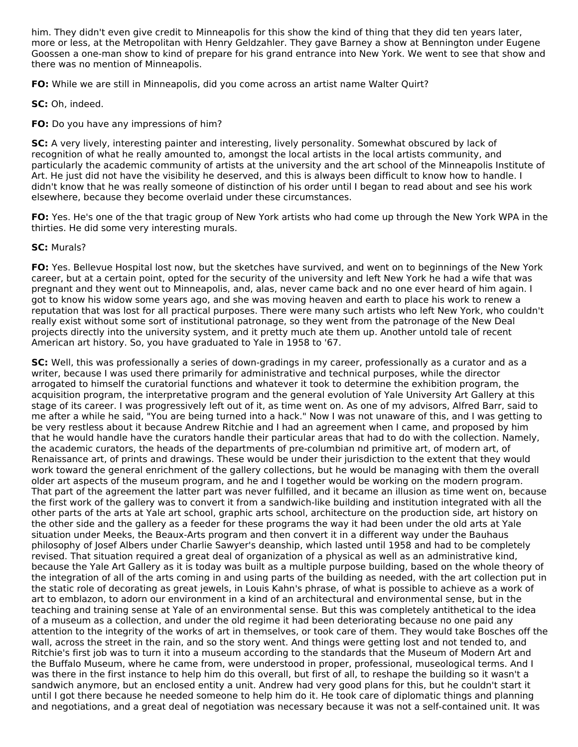him. They didn't even give credit to Minneapolis for this show the kind of thing that they did ten years later, more or less, at the Metropolitan with Henry Geldzahler. They gave Barney a show at Bennington under Eugene Goossen a one-man show to kind of prepare for his grand entrance into New York. We went to see that show and there was no mention of Minneapolis.

**FO:** While we are still in Minneapolis, did you come across an artist name Walter Quirt?

**SC:** Oh, indeed.

**FO:** Do you have any impressions of him?

**SC:** A very lively, interesting painter and interesting, lively personality. Somewhat obscured by lack of recognition of what he really amounted to, amongst the local artists in the local artists community, and particularly the academic community of artists at the university and the art school of the Minneapolis Institute of Art. He just did not have the visibility he deserved, and this is always been difficult to know how to handle. I didn't know that he was really someone of distinction of his order until I began to read about and see his work elsewhere, because they become overlaid under these circumstances.

**FO:** Yes. He's one of the that tragic group of New York artists who had come up through the New York WPA in the thirties. He did some very interesting murals.

**SC:** Murals?

**FO:** Yes. Bellevue Hospital lost now, but the sketches have survived, and went on to beginnings of the New York career, but at a certain point, opted for the security of the university and left New York he had a wife that was pregnant and they went out to Minneapolis, and, alas, never came back and no one ever heard of him again. I got to know his widow some years ago, and she was moving heaven and earth to place his work to renew a reputation that was lost for all practical purposes. There were many such artists who left New York, who couldn't really exist without some sort of institutional patronage, so they went from the patronage of the New Deal projects directly into the university system, and it pretty much ate them up. Another untold tale of recent American art history. So, you have graduated to Yale in 1958 to '67.

**SC:** Well, this was professionally a series of down-gradings in my career, professionally as a curator and as a writer, because I was used there primarily for administrative and technical purposes, while the director arrogated to himself the curatorial functions and whatever it took to determine the exhibition program, the acquisition program, the interpretative program and the general evolution of Yale University Art Gallery at this stage of its career. I was progressively left out of it, as time went on. As one of my advisors, Alfred Barr, said to me after a while he said, "You are being turned into a hack." Now I was not unaware of this, and I was getting to be very restless about it because Andrew Ritchie and I had an agreement when I came, and proposed by him that he would handle have the curators handle their particular areas that had to do with the collection. Namely, the academic curators, the heads of the departments of pre-columbian nd primitive art, of modern art, of Renaissance art, of prints and drawings. These would be under their jurisdiction to the extent that they would work toward the general enrichment of the gallery collections, but he would be managing with them the overall older art aspects of the museum program, and he and I together would be working on the modern program. That part of the agreement the latter part was never fulfilled, and it became an illusion as time went on, because the first work of the gallery was to convert it from a sandwich-like building and institution integrated with all the other parts of the arts at Yale art school, graphic arts school, architecture on the production side, art history on the other side and the gallery as a feeder for these programs the way it had been under the old arts at Yale situation under Meeks, the Beaux-Arts program and then convert it in a different way under the Bauhaus philosophy of Josef Albers under Charlie Sawyer's deanship, which lasted until 1958 and had to be completely revised. That situation required a great deal of organization of a physical as well as an administrative kind, because the Yale Art Gallery as it is today was built as a multiple purpose building, based on the whole theory of the integration of all of the arts coming in and using parts of the building as needed, with the art collection put in the static role of decorating as great jewels, in Louis Kahn's phrase, of what is possible to achieve as a work of art to emblazon, to adorn our environment in a kind of an architectural and environmental sense, but in the teaching and training sense at Yale of an environmental sense. But this was completely antithetical to the idea of a museum as a collection, and under the old regime it had been deteriorating because no one paid any attention to the integrity of the works of art in themselves, or took care of them. They would take Bosches off the wall, across the street in the rain, and so the story went. And things were getting lost and not tended to, and Ritchie's first job was to turn it into a museum according to the standards that the Museum of Modern Art and the Buffalo Museum, where he came from, were understood in proper, professional, museological terms. And I was there in the first instance to help him do this overall, but first of all, to reshape the building so it wasn't a sandwich anymore, but an enclosed entity a unit. Andrew had very good plans for this, but he couldn't start it until I got there because he needed someone to help him do it. He took care of diplomatic things and planning and negotiations, and a great deal of negotiation was necessary because it was not a self-contained unit. It was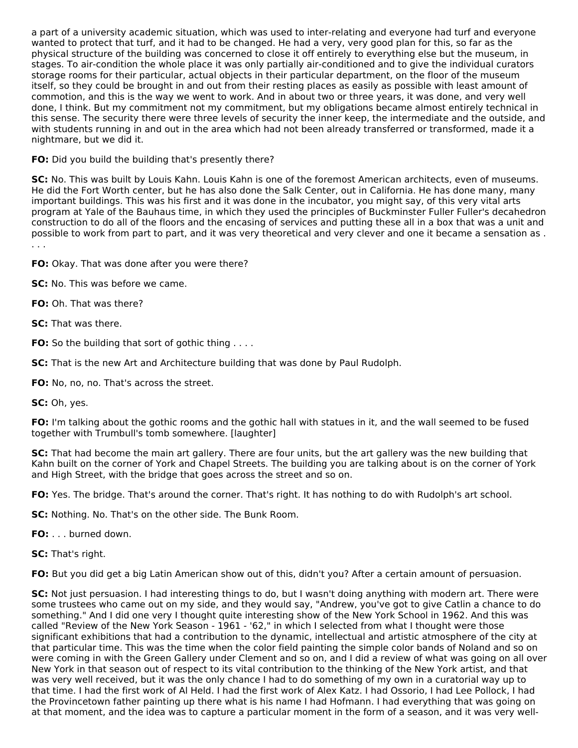a part of a university academic situation, which was used to inter-relating and everyone had turf and everyone wanted to protect that turf, and it had to be changed. He had a very, very good plan for this, so far as the physical structure of the building was concerned to close it off entirely to everything else but the museum, in stages. To air-condition the whole place it was only partially air-conditioned and to give the individual curators storage rooms for their particular, actual objects in their particular department, on the floor of the museum itself, so they could be brought in and out from their resting places as easily as possible with least amount of commotion, and this is the way we went to work. And in about two or three years, it was done, and very well done, I think. But my commitment not my commitment, but my obligations became almost entirely technical in this sense. The security there were three levels of security the inner keep, the intermediate and the outside, and with students running in and out in the area which had not been already transferred or transformed, made it a nightmare, but we did it.

**FO:** Did you build the building that's presently there?

**SC:** No. This was built by Louis Kahn. Louis Kahn is one of the foremost American architects, even of museums. He did the Fort Worth center, but he has also done the Salk Center, out in California. He has done many, many important buildings. This was his first and it was done in the incubator, you might say, of this very vital arts program at Yale of the Bauhaus time, in which they used the principles of Buckminster Fuller Fuller's decahedron construction to do all of the floors and the encasing of services and putting these all in a box that was a unit and possible to work from part to part, and it was very theoretical and very clever and one it became a sensation as . . . .

**FO:** Okay. That was done after you were there?

**SC:** No. This was before we came.

**FO:** Oh. That was there?

**SC:** That was there.

**FO:** So the building that sort of gothic thing . . . .

**SC:** That is the new Art and Architecture building that was done by Paul Rudolph.

**FO:** No, no, no. That's across the street.

**SC:** Oh, yes.

**FO:** I'm talking about the gothic rooms and the gothic hall with statues in it, and the wall seemed to be fused together with Trumbull's tomb somewhere. [laughter]

**SC:** That had become the main art gallery. There are four units, but the art gallery was the new building that Kahn built on the corner of York and Chapel Streets. The building you are talking about is on the corner of York and High Street, with the bridge that goes across the street and so on.

**FO:** Yes. The bridge. That's around the corner. That's right. It has nothing to do with Rudolph's art school.

**SC:** Nothing. No. That's on the other side. The Bunk Room.

**FO:** . . . burned down.

**SC:** That's right.

**FO:** But you did get a big Latin American show out of this, didn't you? After a certain amount of persuasion.

**SC:** Not just persuasion. I had interesting things to do, but I wasn't doing anything with modern art. There were some trustees who came out on my side, and they would say, "Andrew, you've got to give Catlin a chance to do something." And I did one very I thought quite interesting show of the New York School in 1962. And this was called "Review of the New York Season - 1961 - '62," in which I selected from what I thought were those significant exhibitions that had a contribution to the dynamic, intellectual and artistic atmosphere of the city at that particular time. This was the time when the color field painting the simple color bands of Noland and so on were coming in with the Green Gallery under Clement and so on, and I did a review of what was going on all over New York in that season out of respect to its vital contribution to the thinking of the New York artist, and that was very well received, but it was the only chance I had to do something of my own in a curatorial way up to that time. I had the first work of Al Held. I had the first work of Alex Katz. I had Ossorio, I had Lee Pollock, I had the Provincetown father painting up there what is his name I had Hofmann. I had everything that was going on at that moment, and the idea was to capture a particular moment in the form of a season, and it was very well-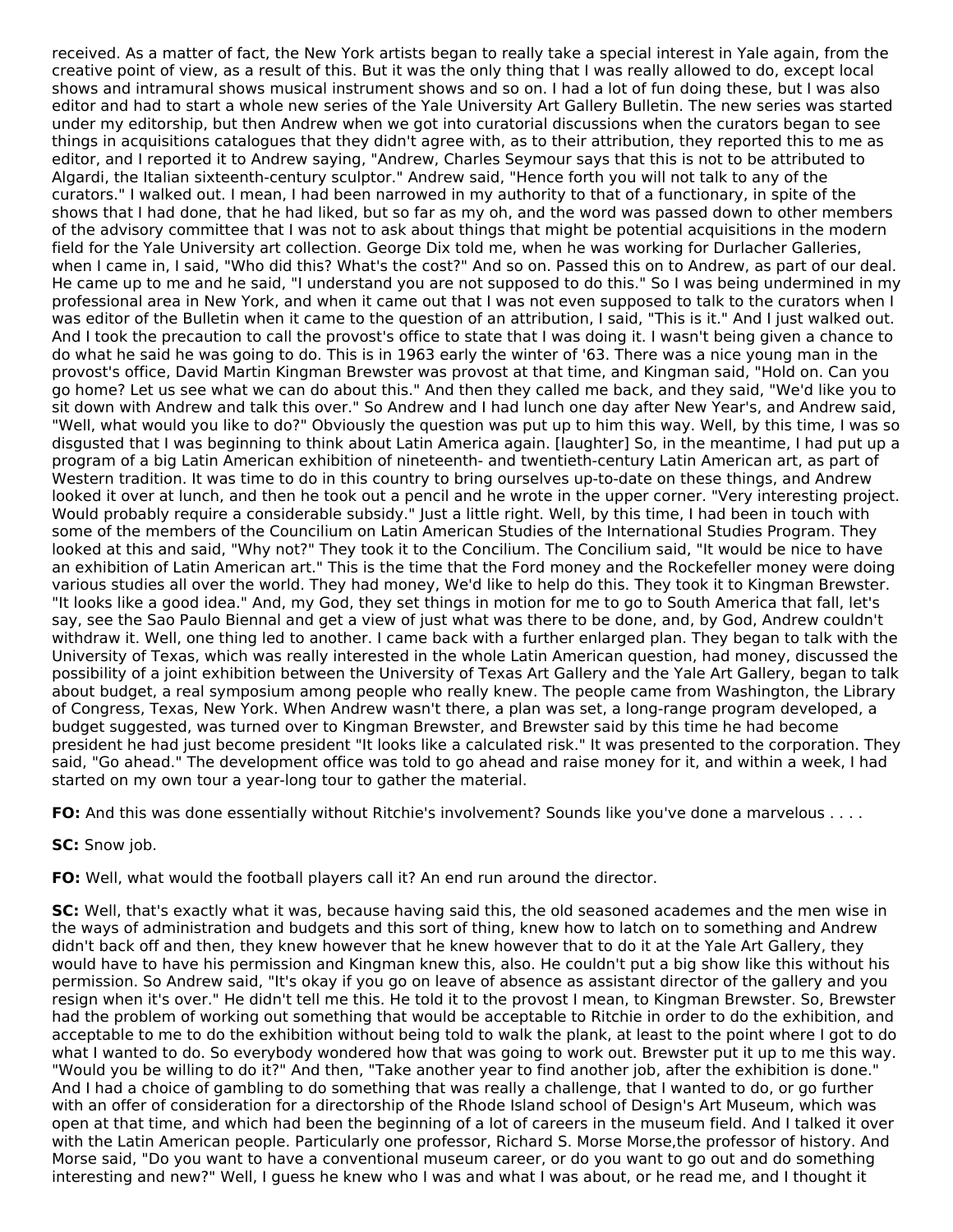received. As a matter of fact, the New York artists began to really take a special interest in Yale again, from the creative point of view, as a result of this. But it was the only thing that I was really allowed to do, except local shows and intramural shows musical instrument shows and so on. I had a lot of fun doing these, but I was also editor and had to start a whole new series of the Yale University Art Gallery Bulletin. The new series was started under my editorship, but then Andrew when we got into curatorial discussions when the curators began to see things in acquisitions catalogues that they didn't agree with, as to their attribution, they reported this to me as editor, and I reported it to Andrew saying, "Andrew, Charles Seymour says that this is not to be attributed to Algardi, the Italian sixteenth-century sculptor." Andrew said, "Hence forth you will not talk to any of the curators." I walked out. I mean, I had been narrowed in my authority to that of a functionary, in spite of the shows that I had done, that he had liked, but so far as my oh, and the word was passed down to other members of the advisory committee that I was not to ask about things that might be potential acquisitions in the modern field for the Yale University art collection. George Dix told me, when he was working for Durlacher Galleries, when I came in, I said, "Who did this? What's the cost?" And so on. Passed this on to Andrew, as part of our deal. He came up to me and he said, "I understand you are not supposed to do this." So I was being undermined in my professional area in New York, and when it came out that I was not even supposed to talk to the curators when I was editor of the Bulletin when it came to the question of an attribution, I said, "This is it." And I just walked out. And I took the precaution to call the provost's office to state that I was doing it. I wasn't being given a chance to do what he said he was going to do. This is in 1963 early the winter of '63. There was a nice young man in the provost's office, David Martin Kingman Brewster was provost at that time, and Kingman said, "Hold on. Can you go home? Let us see what we can do about this." And then they called me back, and they said, "We'd like you to sit down with Andrew and talk this over." So Andrew and I had lunch one day after New Year's, and Andrew said, "Well, what would you like to do?" Obviously the question was put up to him this way. Well, by this time, I was so disgusted that I was beginning to think about Latin America again. [laughter] So, in the meantime, I had put up a program of a big Latin American exhibition of nineteenth- and twentieth-century Latin American art, as part of Western tradition. It was time to do in this country to bring ourselves up-to-date on these things, and Andrew looked it over at lunch, and then he took out a pencil and he wrote in the upper corner. "Very interesting project. Would probably require a considerable subsidy." Just a little right. Well, by this time, I had been in touch with some of the members of the Councilium on Latin American Studies of the International Studies Program. They looked at this and said, "Why not?" They took it to the Concilium. The Concilium said, "It would be nice to have an exhibition of Latin American art." This is the time that the Ford money and the Rockefeller money were doing various studies all over the world. They had money, We'd like to help do this. They took it to Kingman Brewster. "It looks like a good idea." And, my God, they set things in motion for me to go to South America that fall, let's say, see the Sao Paulo Biennal and get a view of just what was there to be done, and, by God, Andrew couldn't withdraw it. Well, one thing led to another. I came back with a further enlarged plan. They began to talk with the University of Texas, which was really interested in the whole Latin American question, had money, discussed the possibility of a joint exhibition between the University of Texas Art Gallery and the Yale Art Gallery, began to talk about budget, a real symposium among people who really knew. The people came from Washington, the Library of Congress, Texas, New York. When Andrew wasn't there, a plan was set, a long-range program developed, a budget suggested, was turned over to Kingman Brewster, and Brewster said by this time he had become president he had just become president "It looks like a calculated risk." It was presented to the corporation. They said, "Go ahead." The development office was told to go ahead and raise money for it, and within a week, I had started on my own tour a year-long tour to gather the material.

**FO:** And this was done essentially without Ritchie's involvement? Sounds like you've done a marvelous . . . .

**SC:** Snow job.

**FO:** Well, what would the football players call it? An end run around the director.

**SC:** Well, that's exactly what it was, because having said this, the old seasoned academes and the men wise in the ways of administration and budgets and this sort of thing, knew how to latch on to something and Andrew didn't back off and then, they knew however that he knew however that to do it at the Yale Art Gallery, they would have to have his permission and Kingman knew this, also. He couldn't put a big show like this without his permission. So Andrew said, "It's okay if you go on leave of absence as assistant director of the gallery and you resign when it's over." He didn't tell me this. He told it to the provost I mean, to Kingman Brewster. So, Brewster had the problem of working out something that would be acceptable to Ritchie in order to do the exhibition, and acceptable to me to do the exhibition without being told to walk the plank, at least to the point where I got to do what I wanted to do. So everybody wondered how that was going to work out. Brewster put it up to me this way. "Would you be willing to do it?" And then, "Take another year to find another job, after the exhibition is done." And I had a choice of gambling to do something that was really a challenge, that I wanted to do, or go further with an offer of consideration for a directorship of the Rhode Island school of Design's Art Museum, which was open at that time, and which had been the beginning of a lot of careers in the museum field. And I talked it over with the Latin American people. Particularly one professor, Richard S. Morse Morse,the professor of history. And Morse said, "Do you want to have a conventional museum career, or do you want to go out and do something interesting and new?" Well, I guess he knew who I was and what I was about, or he read me, and I thought it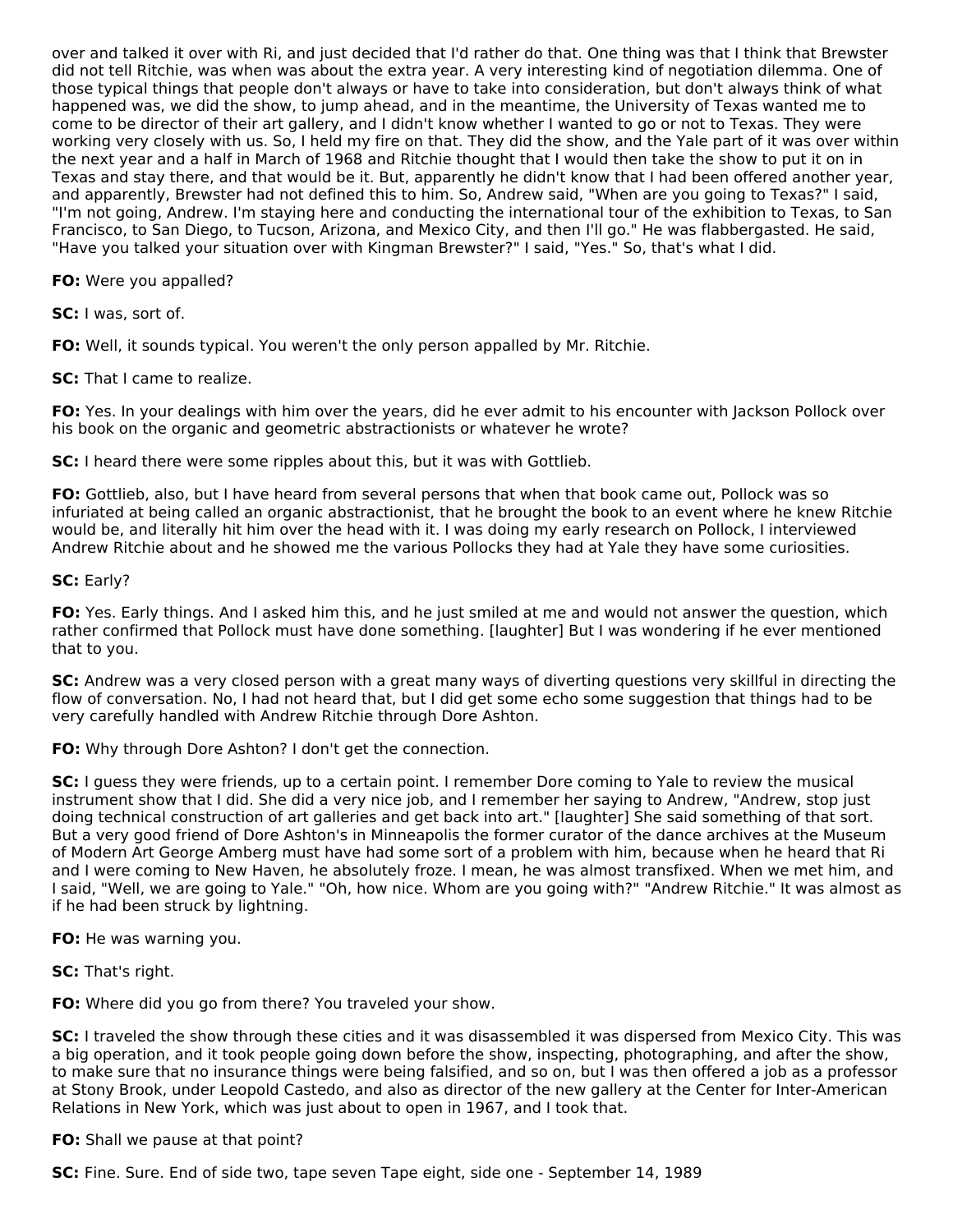over and talked it over with Ri, and just decided that I'd rather do that. One thing was that I think that Brewster did not tell Ritchie, was when was about the extra year. A very interesting kind of negotiation dilemma. One of those typical things that people don't always or have to take into consideration, but don't always think of what happened was, we did the show, to jump ahead, and in the meantime, the University of Texas wanted me to come to be director of their art gallery, and I didn't know whether I wanted to go or not to Texas. They were working very closely with us. So, I held my fire on that. They did the show, and the Yale part of it was over within the next year and a half in March of 1968 and Ritchie thought that I would then take the show to put it on in Texas and stay there, and that would be it. But, apparently he didn't know that I had been offered another year, and apparently, Brewster had not defined this to him. So, Andrew said, "When are you going to Texas?" I said, "I'm not going, Andrew. I'm staying here and conducting the international tour of the exhibition to Texas, to San Francisco, to San Diego, to Tucson, Arizona, and Mexico City, and then I'll go." He was flabbergasted. He said, "Have you talked your situation over with Kingman Brewster?" I said, "Yes." So, that's what I did.

**FO:** Were you appalled?

**SC:** I was, sort of.

**FO:** Well, it sounds typical. You weren't the only person appalled by Mr. Ritchie.

**SC:** That I came to realize.

**FO:** Yes. In your dealings with him over the years, did he ever admit to his encounter with Jackson Pollock over his book on the organic and geometric abstractionists or whatever he wrote?

**SC:** I heard there were some ripples about this, but it was with Gottlieb.

**FO:** Gottlieb, also, but I have heard from several persons that when that book came out, Pollock was so infuriated at being called an organic abstractionist, that he brought the book to an event where he knew Ritchie would be, and literally hit him over the head with it. I was doing my early research on Pollock, I interviewed Andrew Ritchie about and he showed me the various Pollocks they had at Yale they have some curiosities.

**SC:** Early?

**FO:** Yes. Early things. And I asked him this, and he just smiled at me and would not answer the question, which rather confirmed that Pollock must have done something. [laughter] But I was wondering if he ever mentioned that to you.

**SC:** Andrew was a very closed person with a great many ways of diverting questions very skillful in directing the flow of conversation. No, I had not heard that, but I did get some echo some suggestion that things had to be very carefully handled with Andrew Ritchie through Dore Ashton.

**FO:** Why through Dore Ashton? I don't get the connection.

**SC:** I guess they were friends, up to a certain point. I remember Dore coming to Yale to review the musical instrument show that I did. She did a very nice job, and I remember her saying to Andrew, "Andrew, stop just doing technical construction of art galleries and get back into art." [laughter] She said something of that sort. But a very good friend of Dore Ashton's in Minneapolis the former curator of the dance archives at the Museum of Modern Art George Amberg must have had some sort of a problem with him, because when he heard that Ri and I were coming to New Haven, he absolutely froze. I mean, he was almost transfixed. When we met him, and I said, "Well, we are going to Yale." "Oh, how nice. Whom are you going with?" "Andrew Ritchie." It was almost as if he had been struck by lightning.

**FO:** He was warning you.

**SC:** That's right.

**FO:** Where did you go from there? You traveled your show.

**SC:** I traveled the show through these cities and it was disassembled it was dispersed from Mexico City. This was a big operation, and it took people going down before the show, inspecting, photographing, and after the show, to make sure that no insurance things were being falsified, and so on, but I was then offered a job as a professor at Stony Brook, under Leopold Castedo, and also as director of the new gallery at the Center for Inter-American Relations in New York, which was just about to open in 1967, and I took that.

**FO:** Shall we pause at that point?

**SC:** Fine. Sure. End of side two, tape seven Tape eight, side one - September 14, 1989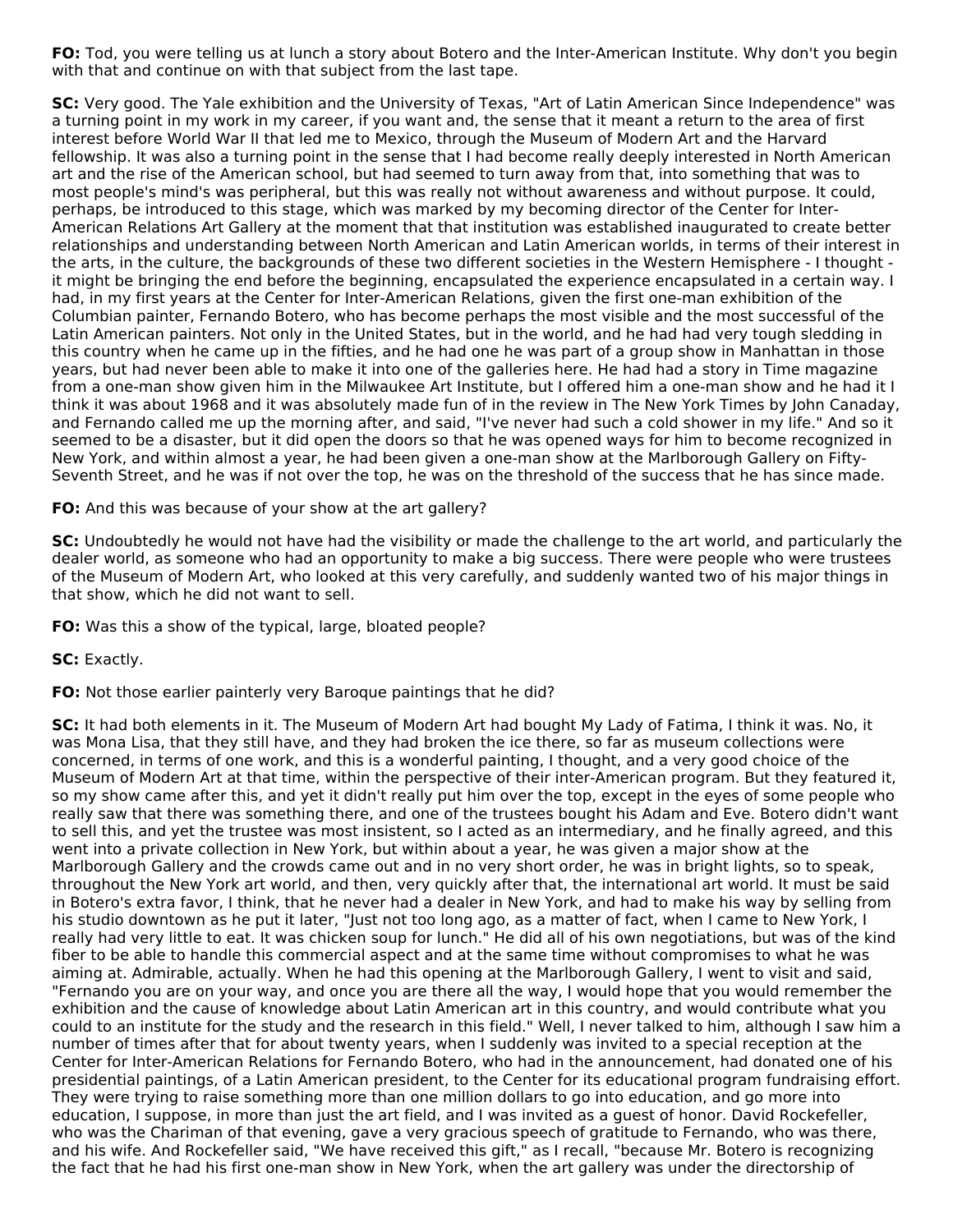**FO:** Tod, you were telling us at lunch a story about Botero and the Inter-American Institute. Why don't you begin with that and continue on with that subject from the last tape.

**SC:** Very good. The Yale exhibition and the University of Texas, "Art of Latin American Since Independence" was a turning point in my work in my career, if you want and, the sense that it meant a return to the area of first interest before World War II that led me to Mexico, through the Museum of Modern Art and the Harvard fellowship. It was also a turning point in the sense that I had become really deeply interested in North American art and the rise of the American school, but had seemed to turn away from that, into something that was to most people's mind's was peripheral, but this was really not without awareness and without purpose. It could, perhaps, be introduced to this stage, which was marked by my becoming director of the Center for Inter-American Relations Art Gallery at the moment that that institution was established inaugurated to create better relationships and understanding between North American and Latin American worlds, in terms of their interest in the arts, in the culture, the backgrounds of these two different societies in the Western Hemisphere - I thought - it might be bringing the end before the beginning, encapsulated the experience encapsulated in a certain way. I had, in my first years at the Center for Inter-American Relations, given the first one-man exhibition of the Columbian painter, Fernando Botero, who has become perhaps the most visible and the most successful of the Latin American painters. Not only in the United States, but in the world, and he had had very tough sledding in this country when he came up in the fifties, and he had one he was part of a group show in Manhattan in those years, but had never been able to make it into one of the galleries here. He had had a story in Time magazine from a one-man show given him in the Milwaukee Art Institute, but I offered him a one-man show and he had it I think it was about 1968 and it was absolutely made fun of in the review in The New York Times by John Canaday, and Fernando called me up the morning after, and said, "I've never had such a cold shower in my life." And so it seemed to be a disaster, but it did open the doors so that he was opened ways for him to become recognized in New York, and within almost a year, he had been given a one-man show at the Marlborough Gallery on Fifty-Seventh Street, and he was if not over the top, he was on the threshold of the success that he has since made.

**FO:** And this was because of your show at the art gallery?

**SC:** Undoubtedly he would not have had the visibility or made the challenge to the art world, and particularly the dealer world, as someone who had an opportunity to make a big success. There were people who were trustees of the Museum of Modern Art, who looked at this very carefully, and suddenly wanted two of his major things in that show, which he did not want to sell.

**FO:** Was this a show of the typical, large, bloated people?

**SC:** Exactly.

**FO:** Not those earlier painterly very Baroque paintings that he did?

**SC:** It had both elements in it. The Museum of Modern Art had bought My Lady of Fatima, I think it was. No, it was Mona Lisa, that they still have, and they had broken the ice there, so far as museum collections were concerned, in terms of one work, and this is a wonderful painting, I thought, and a very good choice of the Museum of Modern Art at that time, within the perspective of their inter-American program. But they featured it, so my show came after this, and yet it didn't really put him over the top, except in the eyes of some people who really saw that there was something there, and one of the trustees bought his Adam and Eve. Botero didn't want to sell this, and yet the trustee was most insistent, so I acted as an intermediary, and he finally agreed, and this went into a private collection in New York, but within about a year, he was given a major show at the Marlborough Gallery and the crowds came out and in no very short order, he was in bright lights, so to speak, throughout the New York art world, and then, very quickly after that, the international art world. It must be said in Botero's extra favor, I think, that he never had a dealer in New York, and had to make his way by selling from his studio downtown as he put it later, "Just not too long ago, as a matter of fact, when I came to New York, I really had very little to eat. It was chicken soup for lunch." He did all of his own negotiations, but was of the kind fiber to be able to handle this commercial aspect and at the same time without compromises to what he was aiming at. Admirable, actually. When he had this opening at the Marlborough Gallery, I went to visit and said, "Fernando you are on your way, and once you are there all the way, I would hope that you would remember the exhibition and the cause of knowledge about Latin American art in this country, and would contribute what you could to an institute for the study and the research in this field." Well, I never talked to him, although I saw him a number of times after that for about twenty years, when I suddenly was invited to a special reception at the Center for Inter-American Relations for Fernando Botero, who had in the announcement, had donated one of his presidential paintings, of a Latin American president, to the Center for its educational program fundraising effort. They were trying to raise something more than one million dollars to go into education, and go more into education, I suppose, in more than just the art field, and I was invited as a guest of honor. David Rockefeller, who was the Chariman of that evening, gave a very gracious speech of gratitude to Fernando, who was there, and his wife. And Rockefeller said, "We have received this gift," as I recall, "because Mr. Botero is recognizing the fact that he had his first one-man show in New York, when the art gallery was under the directorship of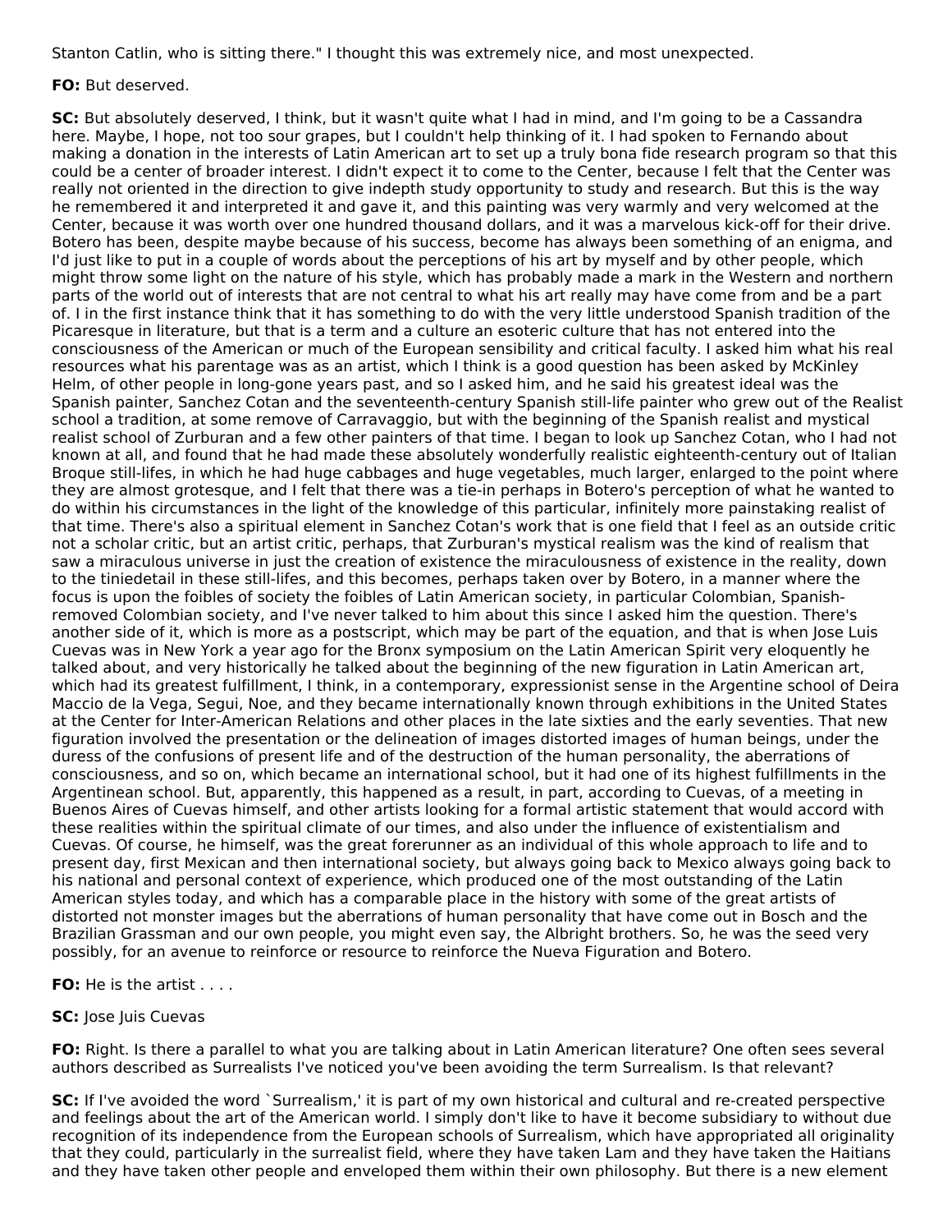Stanton Catlin, who is sitting there." I thought this was extremely nice, and most unexpected.

**FO:** But deserved.

**SC:** But absolutely deserved, I think, but it wasn't quite what I had in mind, and I'm going to be a Cassandra here. Maybe, I hope, not too sour grapes, but I couldn't help thinking of it. I had spoken to Fernando about making a donation in the interests of Latin American art to set up a truly bona fide research program so that this could be a center of broader interest. I didn't expect it to come to the Center, because I felt that the Center was really not oriented in the direction to give indepth study opportunity to study and research. But this is the way he remembered it and interpreted it and gave it, and this painting was very warmly and very welcomed at the Center, because it was worth over one hundred thousand dollars, and it was a marvelous kick-off for their drive. Botero has been, despite maybe because of his success, become has always been something of an enigma, and I'd just like to put in a couple of words about the perceptions of his art by myself and by other people, which might throw some light on the nature of his style, which has probably made a mark in the Western and northern parts of the world out of interests that are not central to what his art really may have come from and be a part of. I in the first instance think that it has something to do with the very little understood Spanish tradition of the Picaresque in literature, but that is a term and a culture an esoteric culture that has not entered into the consciousness of the American or much of the European sensibility and critical faculty. I asked him what his real resources what his parentage was as an artist, which I think is a good question has been asked by McKinley Helm, of other people in long-gone years past, and so I asked him, and he said his greatest ideal was the Spanish painter, Sanchez Cotan and the seventeenth-century Spanish still-life painter who grew out of the Realist school a tradition, at some remove of Carravaggio, but with the beginning of the Spanish realist and mystical realist school of Zurburan and a few other painters of that time. I began to look up Sanchez Cotan, who I had not known at all, and found that he had made these absolutely wonderfully realistic eighteenth-century out of Italian Broque still-lifes, in which he had huge cabbages and huge vegetables, much larger, enlarged to the point where they are almost grotesque, and I felt that there was a tie-in perhaps in Botero's perception of what he wanted to do within his circumstances in the light of the knowledge of this particular, infinitely more painstaking realist of that time. There's also a spiritual element in Sanchez Cotan's work that is one field that I feel as an outside critic not a scholar critic, but an artist critic, perhaps, that Zurburan's mystical realism was the kind of realism that saw a miraculous universe in just the creation of existence the miraculousness of existence in the reality, down to the tiniedetail in these still-lifes, and this becomes, perhaps taken over by Botero, in a manner where the focus is upon the foibles of society the foibles of Latin American society, in particular Colombian, Spanish-removed Colombian society, and I've never talked to him about this since I asked him the question. There's another side of it, which is more as a postscript, which may be part of the equation, and that is when Jose Luis Cuevas was in New York a year ago for the Bronx symposium on the Latin American Spirit very eloquently he talked about, and very historically he talked about the beginning of the new figuration in Latin American art, which had its greatest fulfillment, I think, in a contemporary, expressionist sense in the Argentine school of Deira Maccio de la Vega, Segui, Noe, and they became internationally known through exhibitions in the United States at the Center for Inter-American Relations and other places in the late sixties and the early seventies. That new figuration involved the presentation or the delineation of images distorted images of human beings, under the duress of the confusions of present life and of the destruction of the human personality, the aberrations of consciousness, and so on, which became an international school, but it had one of its highest fulfillments in the Argentinean school. But, apparently, this happened as a result, in part, according to Cuevas, of a meeting in Buenos Aires of Cuevas himself, and other artists looking for a formal artistic statement that would accord with these realities within the spiritual climate of our times, and also under the influence of existentialism and Cuevas. Of course, he himself, was the great forerunner as an individual of this whole approach to life and to present day, first Mexican and then international society, but always going back to Mexico always going back to his national and personal context of experience, which produced one of the most outstanding of the Latin American styles today, and which has a comparable place in the history with some of the great artists of distorted not monster images but the aberrations of human personality that have come out in Bosch and the Brazilian Grassman and our own people, you might even say, the Albright brothers. So, he was the seed very possibly, for an avenue to reinforce or resource to reinforce the Nueva Figuration and Botero.

**FO:** He is the artist . . . .

**SC:** Jose Juis Cuevas

**FO:** Right. Is there a parallel to what you are talking about in Latin American literature? One often sees several authors described as Surrealists I've noticed you've been avoiding the term Surrealism. Is that relevant?

**SC:** If I've avoided the word `Surrealism,' it is part of my own historical and cultural and re-created perspective and feelings about the art of the American world. I simply don't like to have it become subsidiary to without due recognition of its independence from the European schools of Surrealism, which have appropriated all originality that they could, particularly in the surrealist field, where they have taken Lam and they have taken the Haitians and they have taken other people and enveloped them within their own philosophy. But there is a new element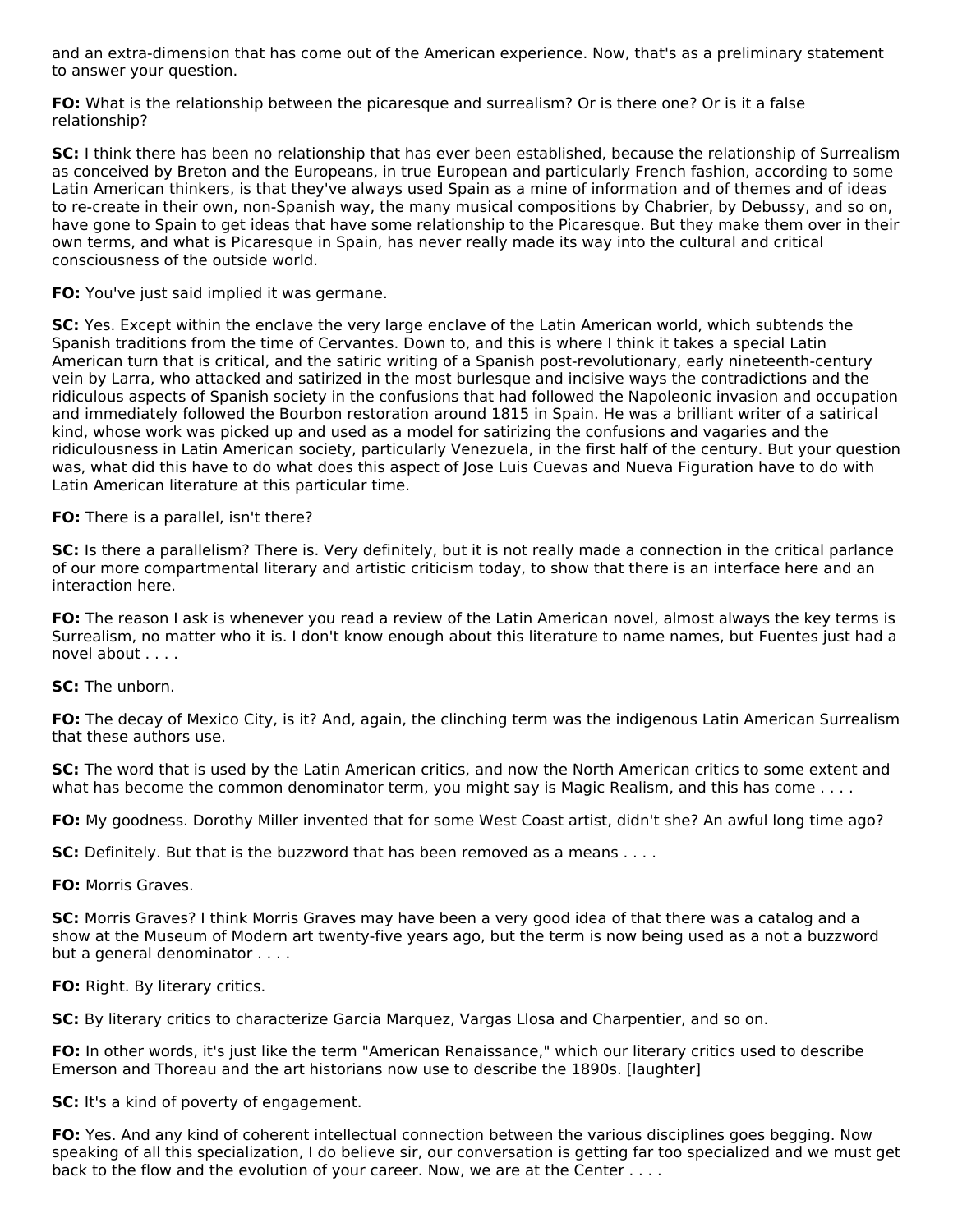and an extra-dimension that has come out of the American experience. Now, that's as a preliminary statement to answer your question.

**FO:** What is the relationship between the picaresque and surrealism? Or is there one? Or is it a false relationship?

**SC:** I think there has been no relationship that has ever been established, because the relationship of Surrealism as conceived by Breton and the Europeans, in true European and particularly French fashion, according to some Latin American thinkers, is that they've always used Spain as a mine of information and of themes and of ideas to re-create in their own, non-Spanish way, the many musical compositions by Chabrier, by Debussy, and so on, have gone to Spain to get ideas that have some relationship to the Picaresque. But they make them over in their own terms, and what is Picaresque in Spain, has never really made its way into the cultural and critical consciousness of the outside world.

**FO:** You've just said implied it was germane.

**SC:** Yes. Except within the enclave the very large enclave of the Latin American world, which subtends the Spanish traditions from the time of Cervantes. Down to, and this is where I think it takes a special Latin American turn that is critical, and the satiric writing of a Spanish post-revolutionary, early nineteenth-century vein by Larra, who attacked and satirized in the most burlesque and incisive ways the contradictions and the ridiculous aspects of Spanish society in the confusions that had followed the Napoleonic invasion and occupation and immediately followed the Bourbon restoration around 1815 in Spain. He was a brilliant writer of a satirical kind, whose work was picked up and used as a model for satirizing the confusions and vagaries and the ridiculousness in Latin American society, particularly Venezuela, in the first half of the century. But your question was, what did this have to do what does this aspect of Jose Luis Cuevas and Nueva Figuration have to do with Latin American literature at this particular time.

**FO:** There is a parallel, isn't there?

**SC:** Is there a parallelism? There is. Very definitely, but it is not really made a connection in the critical parlance of our more compartmental literary and artistic criticism today, to show that there is an interface here and an interaction here.

**FO:** The reason I ask is whenever you read a review of the Latin American novel, almost always the key terms is Surrealism, no matter who it is. I don't know enough about this literature to name names, but Fuentes just had a novel about . . . .

**SC:** The unborn.

**FO:** The decay of Mexico City, is it? And, again, the clinching term was the indigenous Latin American Surrealism that these authors use.

**SC:** The word that is used by the Latin American critics, and now the North American critics to some extent and what has become the common denominator term, you might say is Magic Realism, and this has come . . . .

**FO:** My goodness. Dorothy Miller invented that for some West Coast artist, didn't she? An awful long time ago?

**SC:** Definitely. But that is the buzzword that has been removed as a means . . . .

**FO:** Morris Graves.

**SC:** Morris Graves? I think Morris Graves may have been a very good idea of that there was a catalog and a show at the Museum of Modern art twenty-five years ago, but the term is now being used as a not a buzzword but a general denominator . . . .

**FO:** Right. By literary critics.

**SC:** By literary critics to characterize Garcia Marquez, Vargas Llosa and Charpentier, and so on.

**FO:** In other words, it's just like the term "American Renaissance," which our literary critics used to describe Emerson and Thoreau and the art historians now use to describe the 1890s. [laughter]

**SC:** It's a kind of poverty of engagement.

**FO:** Yes. And any kind of coherent intellectual connection between the various disciplines goes begging. Now speaking of all this specialization, I do believe sir, our conversation is getting far too specialized and we must get back to the flow and the evolution of your career. Now, we are at the Center . . . .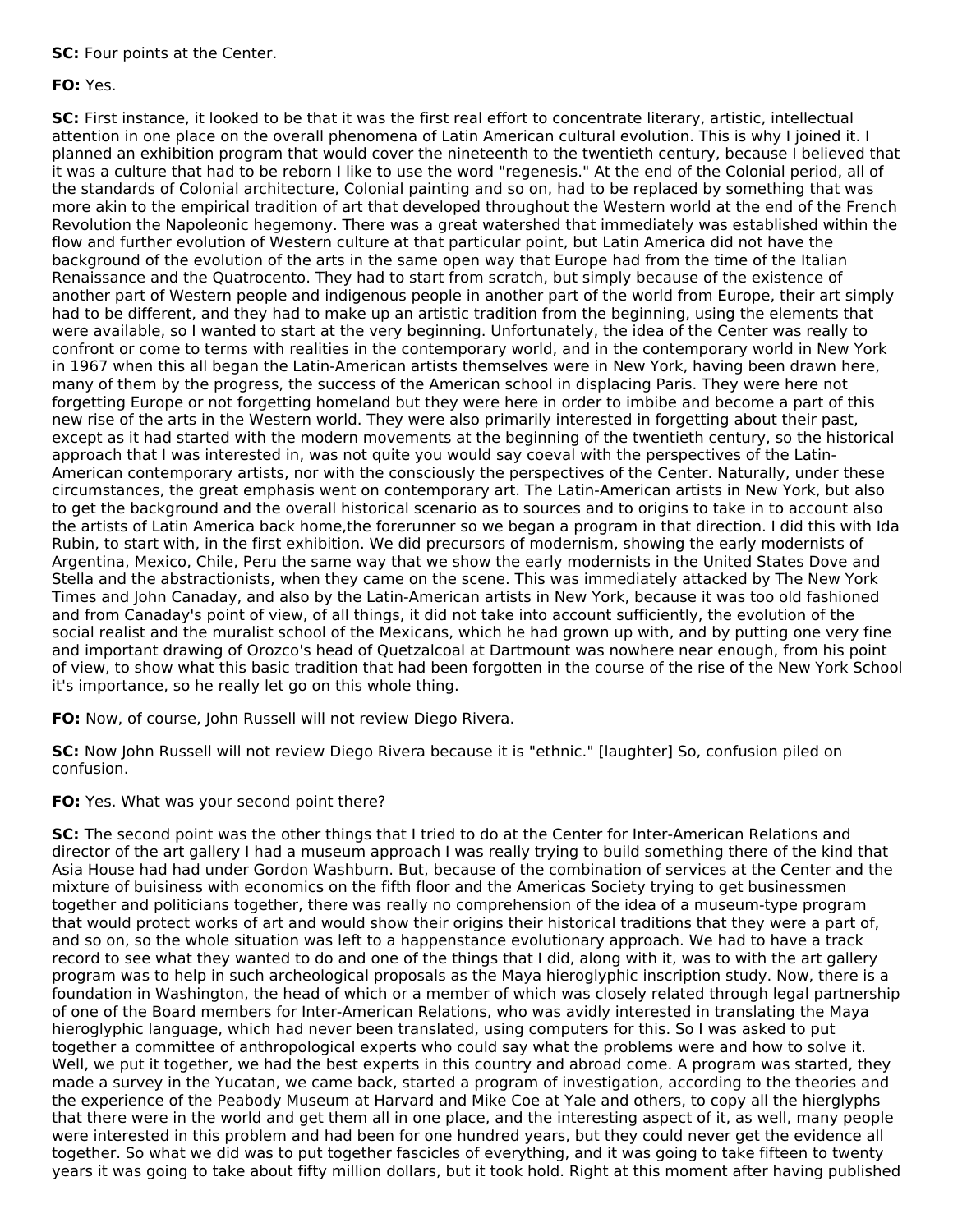**SC:** Four points at the Center.

**FO:** Yes.

**SC:** First instance, it looked to be that it was the first real effort to concentrate literary, artistic, intellectual attention in one place on the overall phenomena of Latin American cultural evolution. This is why I joined it. I planned an exhibition program that would cover the nineteenth to the twentieth century, because I believed that it was a culture that had to be reborn I like to use the word "regenesis." At the end of the Colonial period, all of the standards of Colonial architecture, Colonial painting and so on, had to be replaced by something that was more akin to the empirical tradition of art that developed throughout the Western world at the end of the French Revolution the Napoleonic hegemony. There was a great watershed that immediately was established within the flow and further evolution of Western culture at that particular point, but Latin America did not have the background of the evolution of the arts in the same open way that Europe had from the time of the Italian Renaissance and the Quatrocento. They had to start from scratch, but simply because of the existence of another part of Western people and indigenous people in another part of the world from Europe, their art simply had to be different, and they had to make up an artistic tradition from the beginning, using the elements that were available, so I wanted to start at the very beginning. Unfortunately, the idea of the Center was really to confront or come to terms with realities in the contemporary world, and in the contemporary world in New York in 1967 when this all began the Latin-American artists themselves were in New York, having been drawn here, many of them by the progress, the success of the American school in displacing Paris. They were here not forgetting Europe or not forgetting homeland but they were here in order to imbibe and become a part of this new rise of the arts in the Western world. They were also primarily interested in forgetting about their past, except as it had started with the modern movements at the beginning of the twentieth century, so the historical approach that I was interested in, was not quite you would say coeval with the perspectives of the Latin-American contemporary artists, nor with the consciously the perspectives of the Center. Naturally, under these circumstances, the great emphasis went on contemporary art. The Latin-American artists in New York, but also to get the background and the overall historical scenario as to sources and to origins to take in to account also the artists of Latin America back home,the forerunner so we began a program in that direction. I did this with Ida Rubin, to start with, in the first exhibition. We did precursors of modernism, showing the early modernists of Argentina, Mexico, Chile, Peru the same way that we show the early modernists in the United States Dove and Stella and the abstractionists, when they came on the scene. This was immediately attacked by The New York Times and John Canaday, and also by the Latin-American artists in New York, because it was too old fashioned and from Canaday's point of view, of all things, it did not take into account sufficiently, the evolution of the social realist and the muralist school of the Mexicans, which he had grown up with, and by putting one very fine and important drawing of Orozco's head of Quetzalcoal at Dartmount was nowhere near enough, from his point of view, to show what this basic tradition that had been forgotten in the course of the rise of the New York School it's importance, so he really let go on this whole thing.

**FO:** Now, of course, John Russell will not review Diego Rivera.

**SC:** Now John Russell will not review Diego Rivera because it is "ethnic." [laughter] So, confusion piled on confusion.

**FO:** Yes. What was your second point there?

**SC:** The second point was the other things that I tried to do at the Center for Inter-American Relations and director of the art gallery I had a museum approach I was really trying to build something there of the kind that Asia House had had under Gordon Washburn. But, because of the combination of services at the Center and the mixture of buisiness with economics on the fifth floor and the Americas Society trying to get businessmen together and politicians together, there was really no comprehension of the idea of a museum-type program that would protect works of art and would show their origins their historical traditions that they were a part of, and so on, so the whole situation was left to a happenstance evolutionary approach. We had to have a track record to see what they wanted to do and one of the things that I did, along with it, was to with the art gallery program was to help in such archeological proposals as the Maya hieroglyphic inscription study. Now, there is a foundation in Washington, the head of which or a member of which was closely related through legal partnership of one of the Board members for Inter-American Relations, who was avidly interested in translating the Maya hieroglyphic language, which had never been translated, using computers for this. So I was asked to put together a committee of anthropological experts who could say what the problems were and how to solve it. Well, we put it together, we had the best experts in this country and abroad come. A program was started, they made a survey in the Yucatan, we came back, started a program of investigation, according to the theories and the experience of the Peabody Museum at Harvard and Mike Coe at Yale and others, to copy all the hierglyphs that there were in the world and get them all in one place, and the interesting aspect of it, as well, many people were interested in this problem and had been for one hundred years, but they could never get the evidence all together. So what we did was to put together fascicles of everything, and it was going to take fifteen to twenty years it was going to take about fifty million dollars, but it took hold. Right at this moment after having published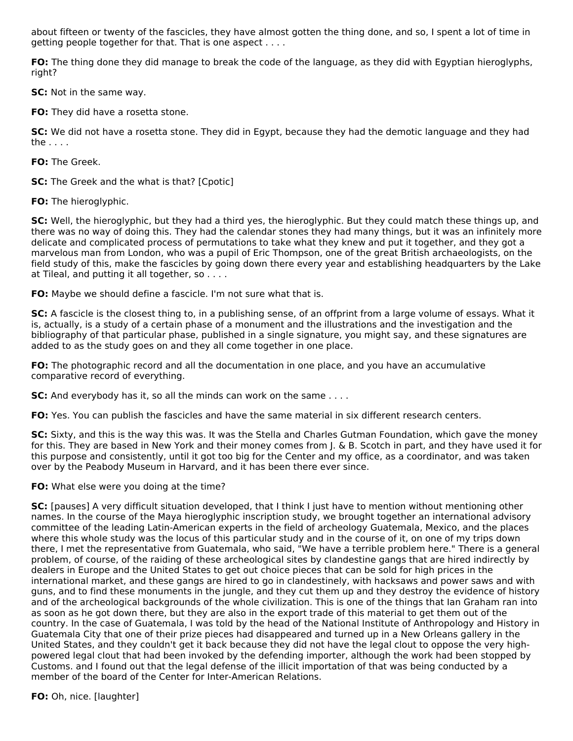about fifteen or twenty of the fascicles, they have almost gotten the thing done, and so, I spent a lot of time in getting people together for that. That is one aspect . . . .

**FO:** The thing done they did manage to break the code of the language, as they did with Egyptian hieroglyphs, right?

**SC:** Not in the same way.

**FO:** They did have a rosetta stone.

**SC:** We did not have a rosetta stone. They did in Egypt, because they had the demotic language and they had the . . . .

**FO:** The Greek.

**SC:** The Greek and the what is that? [Cpotic]

**FO:** The hieroglyphic.

**SC:** Well, the hieroglyphic, but they had a third yes, the hieroglyphic. But they could match these things up, and there was no way of doing this. They had the calendar stones they had many things, but it was an infinitely more delicate and complicated process of permutations to take what they knew and put it together, and they got a marvelous man from London, who was a pupil of Eric Thompson, one of the great British archaeologists, on the field study of this, make the fascicles by going down there every year and establishing headquarters by the Lake at Tileal, and putting it all together, so . . . .

**FO:** Maybe we should define a fascicle. I'm not sure what that is.

**SC:** A fascicle is the closest thing to, in a publishing sense, of an offprint from a large volume of essays. What it is, actually, is a study of a certain phase of a monument and the illustrations and the investigation and the bibliography of that particular phase, published in a single signature, you might say, and these signatures are added to as the study goes on and they all come together in one place.

**FO:** The photographic record and all the documentation in one place, and you have an accumulative comparative record of everything.

**SC:** And everybody has it, so all the minds can work on the same . . . .

**FO:** Yes. You can publish the fascicles and have the same material in six different research centers.

**SC:** Sixty, and this is the way this was. It was the Stella and Charles Gutman Foundation, which gave the money for this. They are based in New York and their money comes from J. & B. Scotch in part, and they have used it for this purpose and consistently, until it got too big for the Center and my office, as a coordinator, and was taken over by the Peabody Museum in Harvard, and it has been there ever since.

**FO:** What else were you doing at the time?

**SC:** [pauses] A very difficult situation developed, that I think I just have to mention without mentioning other names. In the course of the Maya hieroglyphic inscription study, we brought together an international advisory committee of the leading Latin-American experts in the field of archeology Guatemala, Mexico, and the places where this whole study was the locus of this particular study and in the course of it, on one of my trips down there, I met the representative from Guatemala, who said, "We have a terrible problem here." There is a general problem, of course, of the raiding of these archeological sites by clandestine gangs that are hired indirectly by dealers in Europe and the United States to get out choice pieces that can be sold for high prices in the international market, and these gangs are hired to go in clandestinely, with hacksaws and power saws and with guns, and to find these monuments in the jungle, and they cut them up and they destroy the evidence of history and of the archeological backgrounds of the whole civilization. This is one of the things that Ian Graham ran into as soon as he got down there, but they are also in the export trade of this material to get them out of the country. In the case of Guatemala, I was told by the head of the National Institute of Anthropology and History in Guatemala City that one of their prize pieces had disappeared and turned up in a New Orleans gallery in the United States, and they couldn't get it back because they did not have the legal clout to oppose the very high-powered legal clout that had been invoked by the defending importer, although the work had been stopped by Customs. and I found out that the legal defense of the illicit importation of that was being conducted by a member of the board of the Center for Inter-American Relations.

**FO:** Oh, nice. [laughter]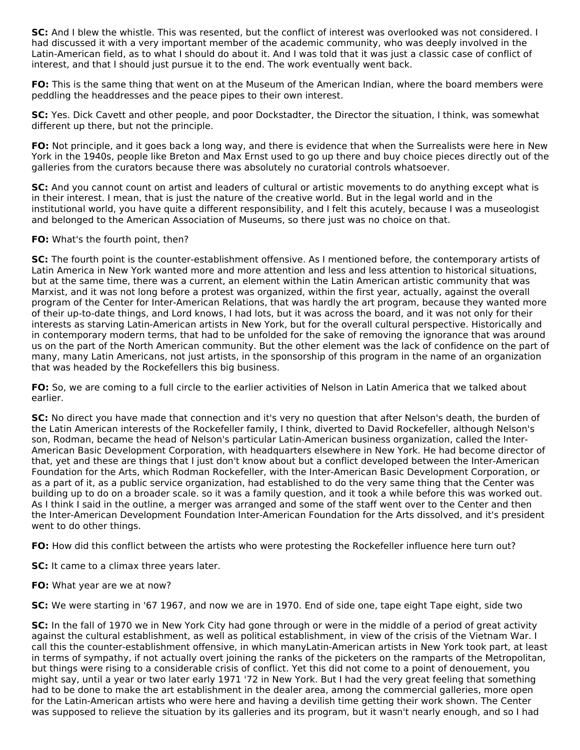**SC:** And I blew the whistle. This was resented, but the conflict of interest was overlooked was not considered. I had discussed it with a very important member of the academic community, who was deeply involved in the Latin-American field, as to what I should do about it. And I was told that it was just a classic case of conflict of interest, and that I should just pursue it to the end. The work eventually went back.

**FO:** This is the same thing that went on at the Museum of the American Indian, where the board members were peddling the headdresses and the peace pipes to their own interest.

**SC:** Yes. Dick Cavett and other people, and poor Dockstadter, the Director the situation, I think, was somewhat different up there, but not the principle.

**FO:** Not principle, and it goes back a long way, and there is evidence that when the Surrealists were here in New York in the 1940s, people like Breton and Max Ernst used to go up there and buy choice pieces directly out of the galleries from the curators because there was absolutely no curatorial controls whatsoever.

**SC:** And you cannot count on artist and leaders of cultural or artistic movements to do anything except what is in their interest. I mean, that is just the nature of the creative world. But in the legal world and in the institutional world, you have quite a different responsibility, and I felt this acutely, because I was a museologist and belonged to the American Association of Museums, so there just was no choice on that.

**FO:** What's the fourth point, then?

**SC:** The fourth point is the counter-establishment offensive. As I mentioned before, the contemporary artists of Latin America in New York wanted more and more attention and less and less attention to historical situations, but at the same time, there was a current, an element within the Latin American artistic community that was Marxist, and it was not long before a protest was organized, within the first year, actually, against the overall program of the Center for Inter-American Relations, that was hardly the art program, because they wanted more of their up-to-date things, and Lord knows, I had lots, but it was across the board, and it was not only for their interests as starving Latin-American artists in New York, but for the overall cultural perspective. Historically and in contemporary modern terms, that had to be unfolded for the sake of removing the ignorance that was around us on the part of the North American community. But the other element was the lack of confidence on the part of many, many Latin Americans, not just artists, in the sponsorship of this program in the name of an organization that was headed by the Rockefellers this big business.

**FO:** So, we are coming to a full circle to the earlier activities of Nelson in Latin America that we talked about earlier.

**SC:** No direct you have made that connection and it's very no question that after Nelson's death, the burden of the Latin American interests of the Rockefeller family, I think, diverted to David Rockefeller, although Nelson's son, Rodman, became the head of Nelson's particular Latin-American business organization, called the Inter-American Basic Development Corporation, with headquarters elsewhere in New York. He had become director of that, yet and these are things that I just don't know about but a conflict developed between the Inter-American Foundation for the Arts, which Rodman Rockefeller, with the Inter-American Basic Development Corporation, or as a part of it, as a public service organization, had established to do the very same thing that the Center was building up to do on a broader scale. so it was a family question, and it took a while before this was worked out. As I think I said in the outline, a merger was arranged and some of the staff went over to the Center and then the Inter-American Development Foundation Inter-American Foundation for the Arts dissolved, and it's president went to do other things.

**FO:** How did this conflict between the artists who were protesting the Rockefeller influence here turn out?

**SC:** It came to a climax three years later.

**FO:** What year are we at now?

**SC:** We were starting in '67 1967, and now we are in 1970. End of side one, tape eight Tape eight, side two

**SC:** In the fall of 1970 we in New York City had gone through or were in the middle of a period of great activity against the cultural establishment, as well as political establishment, in view of the crisis of the Vietnam War. I call this the counter-establishment offensive, in which manyLatin-American artists in New York took part, at least in terms of sympathy, if not actually overt joining the ranks of the picketers on the ramparts of the Metropolitan, but things were rising to a considerable crisis of conflict. Yet this did not come to a point of denouement, you might say, until a year or two later early 1971 '72 in New York. But I had the very great feeling that something had to be done to make the art establishment in the dealer area, among the commercial galleries, more open for the Latin-American artists who were here and having a devilish time getting their work shown. The Center was supposed to relieve the situation by its galleries and its program, but it wasn't nearly enough, and so I had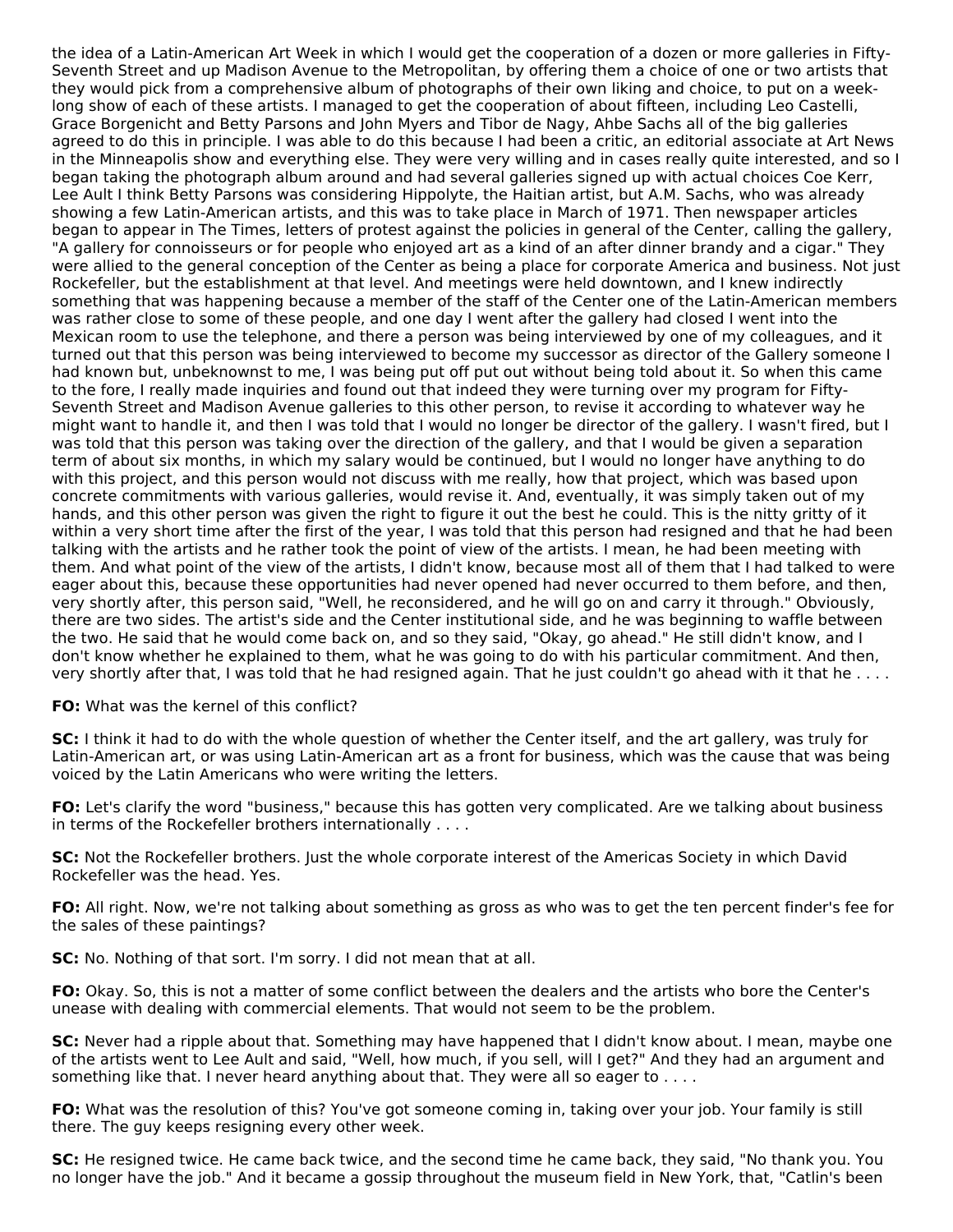the idea of a Latin-American Art Week in which I would get the cooperation of a dozen or more galleries in Fifty-Seventh Street and up Madison Avenue to the Metropolitan, by offering them a choice of one or two artists that they would pick from a comprehensive album of photographs of their own liking and choice, to put on a week-long show of each of these artists. I managed to get the cooperation of about fifteen, including Leo Castelli, Grace Borgenicht and Betty Parsons and John Myers and Tibor de Nagy, Ahbe Sachs all of the big galleries agreed to do this in principle. I was able to do this because I had been a critic, an editorial associate at Art News in the Minneapolis show and everything else. They were very willing and in cases really quite interested, and so I began taking the photograph album around and had several galleries signed up with actual choices Coe Kerr, Lee Ault I think Betty Parsons was considering Hippolyte, the Haitian artist, but A.M. Sachs, who was already showing a few Latin-American artists, and this was to take place in March of 1971. Then newspaper articles began to appear in The Times, letters of protest against the policies in general of the Center, calling the gallery, "A gallery for connoisseurs or for people who enjoyed art as a kind of an after dinner brandy and a cigar." They were allied to the general conception of the Center as being a place for corporate America and business. Not just Rockefeller, but the establishment at that level. And meetings were held downtown, and I knew indirectly something that was happening because a member of the staff of the Center one of the Latin-American members was rather close to some of these people, and one day I went after the gallery had closed I went into the Mexican room to use the telephone, and there a person was being interviewed by one of my colleagues, and it turned out that this person was being interviewed to become my successor as director of the Gallery someone I had known but, unbeknownst to me, I was being put off put out without being told about it. So when this came to the fore, I really made inquiries and found out that indeed they were turning over my program for Fifty-Seventh Street and Madison Avenue galleries to this other person, to revise it according to whatever way he might want to handle it, and then I was told that I would no longer be director of the gallery. I wasn't fired, but I was told that this person was taking over the direction of the gallery, and that I would be given a separation term of about six months, in which my salary would be continued, but I would no longer have anything to do with this project, and this person would not discuss with me really, how that project, which was based upon concrete commitments with various galleries, would revise it. And, eventually, it was simply taken out of my hands, and this other person was given the right to figure it out the best he could. This is the nitty gritty of it within a very short time after the first of the year, I was told that this person had resigned and that he had been talking with the artists and he rather took the point of view of the artists. I mean, he had been meeting with them. And what point of the view of the artists, I didn't know, because most all of them that I had talked to were eager about this, because these opportunities had never opened had never occurred to them before, and then, very shortly after, this person said, "Well, he reconsidered, and he will go on and carry it through." Obviously, there are two sides. The artist's side and the Center institutional side, and he was beginning to waffle between the two. He said that he would come back on, and so they said, "Okay, go ahead." He still didn't know, and I don't know whether he explained to them, what he was going to do with his particular commitment. And then, very shortly after that, I was told that he had resigned again. That he just couldn't go ahead with it that he . . . .

**FO:** What was the kernel of this conflict?

**SC:** I think it had to do with the whole question of whether the Center itself, and the art gallery, was truly for Latin-American art, or was using Latin-American art as a front for business, which was the cause that was being voiced by the Latin Americans who were writing the letters.

**FO:** Let's clarify the word "business," because this has gotten very complicated. Are we talking about business in terms of the Rockefeller brothers internationally . . . .

**SC:** Not the Rockefeller brothers. Just the whole corporate interest of the Americas Society in which David Rockefeller was the head. Yes.

**FO:** All right. Now, we're not talking about something as gross as who was to get the ten percent finder's fee for the sales of these paintings?

**SC:** No. Nothing of that sort. I'm sorry. I did not mean that at all.

**FO:** Okay. So, this is not a matter of some conflict between the dealers and the artists who bore the Center's unease with dealing with commercial elements. That would not seem to be the problem.

**SC:** Never had a ripple about that. Something may have happened that I didn't know about. I mean, maybe one of the artists went to Lee Ault and said, "Well, how much, if you sell, will I get?" And they had an argument and something like that. I never heard anything about that. They were all so eager to . . . .

**FO:** What was the resolution of this? You've got someone coming in, taking over your job. Your family is still there. The guy keeps resigning every other week.

**SC:** He resigned twice. He came back twice, and the second time he came back, they said, "No thank you. You no longer have the job." And it became a gossip throughout the museum field in New York, that, "Catlin's been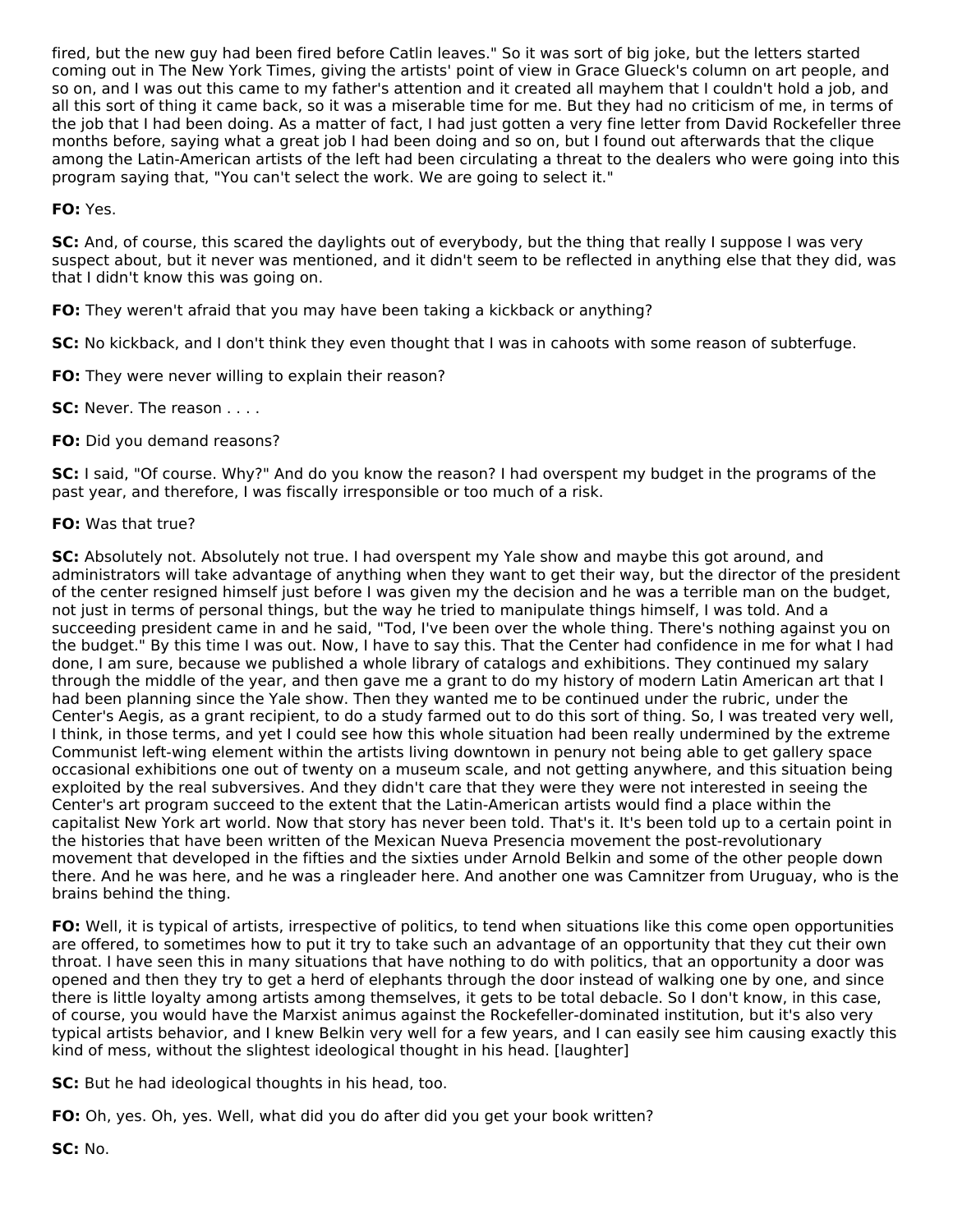fired, but the new guy had been fired before Catlin leaves." So it was sort of big joke, but the letters started coming out in The New York Times, giving the artists' point of view in Grace Glueck's column on art people, and so on, and I was out this came to my father's attention and it created all mayhem that I couldn't hold a job, and all this sort of thing it came back, so it was a miserable time for me. But they had no criticism of me, in terms of the job that I had been doing. As a matter of fact, I had just gotten a very fine letter from David Rockefeller three months before, saying what a great job I had been doing and so on, but I found out afterwards that the clique among the Latin-American artists of the left had been circulating a threat to the dealers who were going into this program saying that, "You can't select the work. We are going to select it."

**FO:** Yes.

**SC:** And, of course, this scared the daylights out of everybody, but the thing that really I suppose I was very suspect about, but it never was mentioned, and it didn't seem to be reflected in anything else that they did, was that I didn't know this was going on.

**FO:** They weren't afraid that you may have been taking a kickback or anything?

**SC:** No kickback, and I don't think they even thought that I was in cahoots with some reason of subterfuge.

**FO:** They were never willing to explain their reason?

**SC:** Never. The reason . . . .

**FO:** Did you demand reasons?

**SC:** I said, "Of course. Why?" And do you know the reason? I had overspent my budget in the programs of the past year, and therefore, I was fiscally irresponsible or too much of a risk.

**FO:** Was that true?

**SC:** Absolutely not. Absolutely not true. I had overspent my Yale show and maybe this got around, and administrators will take advantage of anything when they want to get their way, but the director of the president of the center resigned himself just before I was given my the decision and he was a terrible man on the budget, not just in terms of personal things, but the way he tried to manipulate things himself, I was told. And a succeeding president came in and he said, "Tod, I've been over the whole thing. There's nothing against you on the budget." By this time I was out. Now, I have to say this. That the Center had confidence in me for what I had done, I am sure, because we published a whole library of catalogs and exhibitions. They continued my salary through the middle of the year, and then gave me a grant to do my history of modern Latin American art that I had been planning since the Yale show. Then they wanted me to be continued under the rubric, under the Center's Aegis, as a grant recipient, to do a study farmed out to do this sort of thing. So, I was treated very well, I think, in those terms, and yet I could see how this whole situation had been really undermined by the extreme Communist left-wing element within the artists living downtown in penury not being able to get gallery space occasional exhibitions one out of twenty on a museum scale, and not getting anywhere, and this situation being exploited by the real subversives. And they didn't care that they were they were not interested in seeing the Center's art program succeed to the extent that the Latin-American artists would find a place within the capitalist New York art world. Now that story has never been told. That's it. It's been told up to a certain point in the histories that have been written of the Mexican Nueva Presencia movement the post-revolutionary movement that developed in the fifties and the sixties under Arnold Belkin and some of the other people down there. And he was here, and he was a ringleader here. And another one was Camnitzer from Uruguay, who is the brains behind the thing.

**FO:** Well, it is typical of artists, irrespective of politics, to tend when situations like this come open opportunities are offered, to sometimes how to put it try to take such an advantage of an opportunity that they cut their own throat. I have seen this in many situations that have nothing to do with politics, that an opportunity a door was opened and then they try to get a herd of elephants through the door instead of walking one by one, and since there is little loyalty among artists among themselves, it gets to be total debacle. So I don't know, in this case, of course, you would have the Marxist animus against the Rockefeller-dominated institution, but it's also very typical artists behavior, and I knew Belkin very well for a few years, and I can easily see him causing exactly this kind of mess, without the slightest ideological thought in his head. [laughter]

**SC:** But he had ideological thoughts in his head, too.

**FO:** Oh, yes. Oh, yes. Well, what did you do after did you get your book written?

**SC:** No.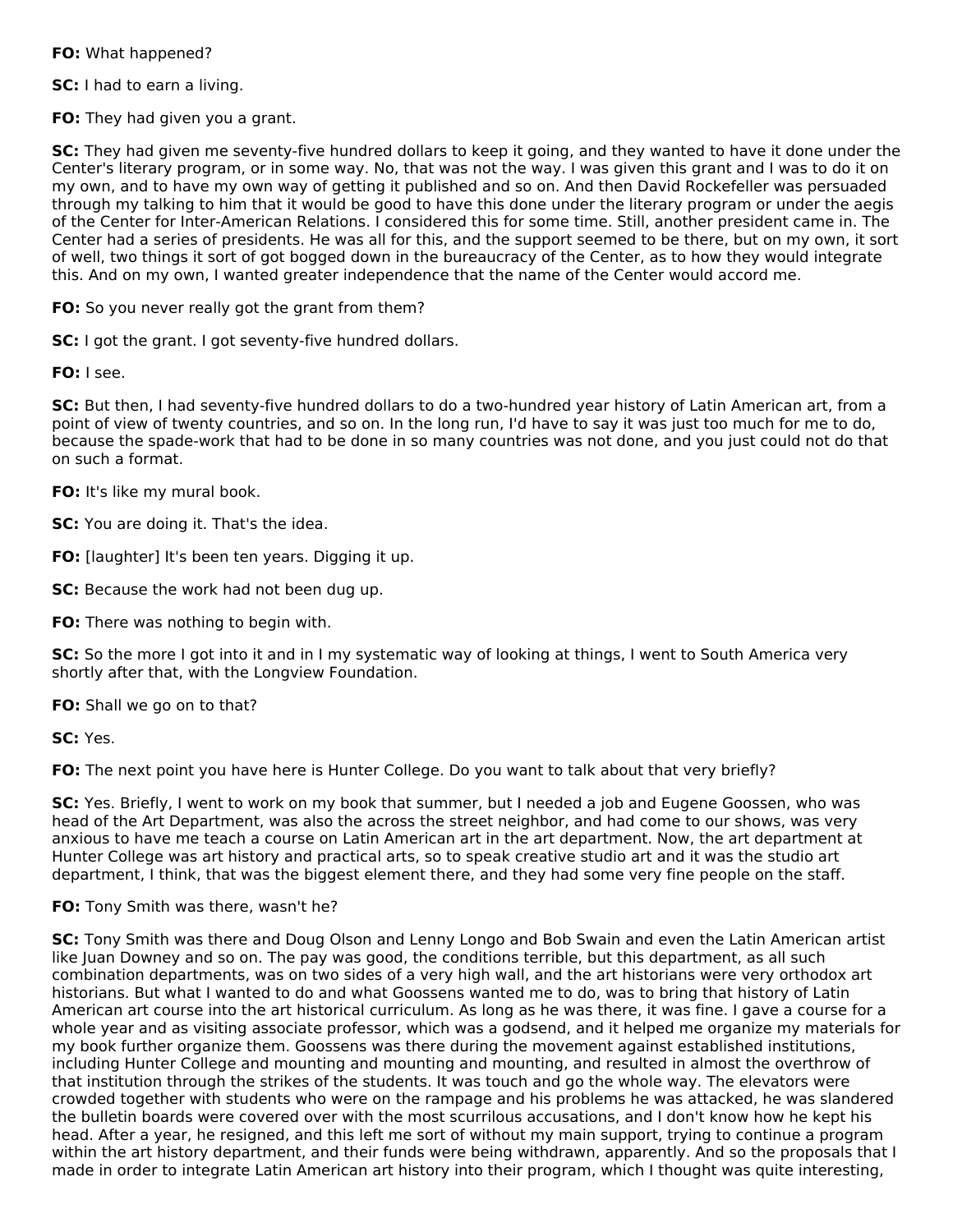**FO:** What happened?

**SC:** I had to earn a living.

**FO:** They had given you a grant.

**SC:** They had given me seventy-five hundred dollars to keep it going, and they wanted to have it done under the Center's literary program, or in some way. No, that was not the way. I was given this grant and I was to do it on my own, and to have my own way of getting it published and so on. And then David Rockefeller was persuaded through my talking to him that it would be good to have this done under the literary program or under the aegis of the Center for Inter-American Relations. I considered this for some time. Still, another president came in. The Center had a series of presidents. He was all for this, and the support seemed to be there, but on my own, it sort of well, two things it sort of got bogged down in the bureaucracy of the Center, as to how they would integrate this. And on my own, I wanted greater independence that the name of the Center would accord me.

**FO:** So you never really got the grant from them?

**SC:** I got the grant. I got seventy-five hundred dollars.

**FO:** I see.

**SC:** But then, I had seventy-five hundred dollars to do a two-hundred year history of Latin American art, from a point of view of twenty countries, and so on. In the long run, I'd have to say it was just too much for me to do, because the spade-work that had to be done in so many countries was not done, and you just could not do that on such a format.

**FO:** It's like my mural book.

**SC:** You are doing it. That's the idea.

**FO:** [laughter] It's been ten years. Digging it up.

**SC:** Because the work had not been dug up.

**FO:** There was nothing to begin with.

**SC:** So the more I got into it and in I my systematic way of looking at things, I went to South America very shortly after that, with the Longview Foundation.

**FO:** Shall we go on to that?

**SC:** Yes.

**FO:** The next point you have here is Hunter College. Do you want to talk about that very briefly?

**SC:** Yes. Briefly, I went to work on my book that summer, but I needed a job and Eugene Goossen, who was head of the Art Department, was also the across the street neighbor, and had come to our shows, was very anxious to have me teach a course on Latin American art in the art department. Now, the art department at Hunter College was art history and practical arts, so to speak creative studio art and it was the studio art department, I think, that was the biggest element there, and they had some very fine people on the staff.

**FO:** Tony Smith was there, wasn't he?

**SC:** Tony Smith was there and Doug Olson and Lenny Longo and Bob Swain and even the Latin American artist like Juan Downey and so on. The pay was good, the conditions terrible, but this department, as all such combination departments, was on two sides of a very high wall, and the art historians were very orthodox art historians. But what I wanted to do and what Goossens wanted me to do, was to bring that history of Latin American art course into the art historical curriculum. As long as he was there, it was fine. I gave a course for a whole year and as visiting associate professor, which was a godsend, and it helped me organize my materials for my book further organize them. Goossens was there during the movement against established institutions, including Hunter College and mounting and mounting and mounting, and resulted in almost the overthrow of that institution through the strikes of the students. It was touch and go the whole way. The elevators were crowded together with students who were on the rampage and his problems he was attacked, he was slandered the bulletin boards were covered over with the most scurrilous accusations, and I don't know how he kept his head. After a year, he resigned, and this left me sort of without my main support, trying to continue a program within the art history department, and their funds were being withdrawn, apparently. And so the proposals that I made in order to integrate Latin American art history into their program, which I thought was quite interesting,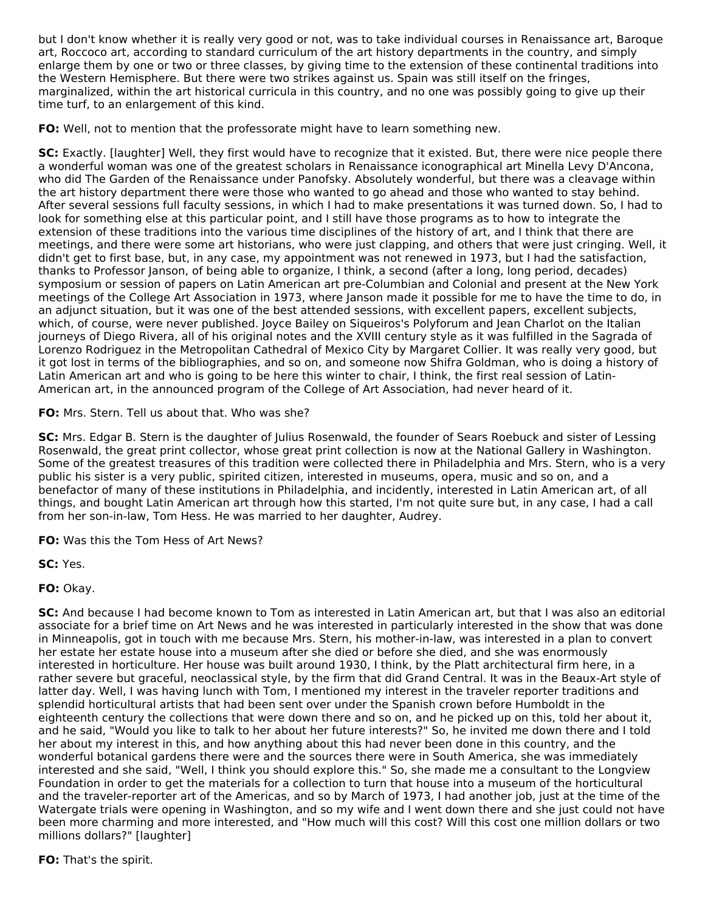but I don't know whether it is really very good or not, was to take individual courses in Renaissance art, Baroque art, Roccoco art, according to standard curriculum of the art history departments in the country, and simply enlarge them by one or two or three classes, by giving time to the extension of these continental traditions into the Western Hemisphere. But there were two strikes against us. Spain was still itself on the fringes, marginalized, within the art historical curricula in this country, and no one was possibly going to give up their time turf, to an enlargement of this kind.

**FO:** Well, not to mention that the professorate might have to learn something new.

**SC:** Exactly. [laughter] Well, they first would have to recognize that it existed. But, there were nice people there a wonderful woman was one of the greatest scholars in Renaissance iconographical art Minella Levy D'Ancona, who did The Garden of the Renaissance under Panofsky. Absolutely wonderful, but there was a cleavage within the art history department there were those who wanted to go ahead and those who wanted to stay behind. After several sessions full faculty sessions, in which I had to make presentations it was turned down. So, I had to look for something else at this particular point, and I still have those programs as to how to integrate the extension of these traditions into the various time disciplines of the history of art, and I think that there are meetings, and there were some art historians, who were just clapping, and others that were just cringing. Well, it didn't get to first base, but, in any case, my appointment was not renewed in 1973, but I had the satisfaction, thanks to Professor Janson, of being able to organize, I think, a second (after a long, long period, decades) symposium or session of papers on Latin American art pre-Columbian and Colonial and present at the New York meetings of the College Art Association in 1973, where Janson made it possible for me to have the time to do, in an adjunct situation, but it was one of the best attended sessions, with excellent papers, excellent subjects, which, of course, were never published. Joyce Bailey on Siqueiros's Polyforum and Jean Charlot on the Italian journeys of Diego Rivera, all of his original notes and the XVIII century style as it was fulfilled in the Sagrada of Lorenzo Rodriguez in the Metropolitan Cathedral of Mexico City by Margaret Collier. It was really very good, but it got lost in terms of the bibliographies, and so on, and someone now Shifra Goldman, who is doing a history of Latin American art and who is going to be here this winter to chair, I think, the first real session of Latin-American art, in the announced program of the College of Art Association, had never heard of it.

**FO:** Mrs. Stern. Tell us about that. Who was she?

**SC:** Mrs. Edgar B. Stern is the daughter of Julius Rosenwald, the founder of Sears Roebuck and sister of Lessing Rosenwald, the great print collector, whose great print collection is now at the National Gallery in Washington. Some of the greatest treasures of this tradition were collected there in Philadelphia and Mrs. Stern, who is a very public his sister is a very public, spirited citizen, interested in museums, opera, music and so on, and a benefactor of many of these institutions in Philadelphia, and incidently, interested in Latin American art, of all things, and bought Latin American art through how this started, I'm not quite sure but, in any case, I had a call from her son-in-law, Tom Hess. He was married to her daughter, Audrey.

**FO:** Was this the Tom Hess of Art News?

**SC:** Yes.

**FO:** Okay.

**SC:** And because I had become known to Tom as interested in Latin American art, but that I was also an editorial associate for a brief time on Art News and he was interested in particularly interested in the show that was done in Minneapolis, got in touch with me because Mrs. Stern, his mother-in-law, was interested in a plan to convert her estate her estate house into a museum after she died or before she died, and she was enormously interested in horticulture. Her house was built around 1930, I think, by the Platt architectural firm here, in a rather severe but graceful, neoclassical style, by the firm that did Grand Central. It was in the Beaux-Art style of latter day. Well, I was having lunch with Tom, I mentioned my interest in the traveler reporter traditions and splendid horticultural artists that had been sent over under the Spanish crown before Humboldt in the eighteenth century the collections that were down there and so on, and he picked up on this, told her about it, and he said, "Would you like to talk to her about her future interests?" So, he invited me down there and I told her about my interest in this, and how anything about this had never been done in this country, and the wonderful botanical gardens there were and the sources there were in South America, she was immediately interested and she said, "Well, I think you should explore this." So, she made me a consultant to the Longview Foundation in order to get the materials for a collection to turn that house into a museum of the horticultural and the traveler-reporter art of the Americas, and so by March of 1973, I had another job, just at the time of the Watergate trials were opening in Washington, and so my wife and I went down there and she just could not have been more charming and more interested, and "How much will this cost? Will this cost one million dollars or two millions dollars?" [laughter]

**FO:** That's the spirit.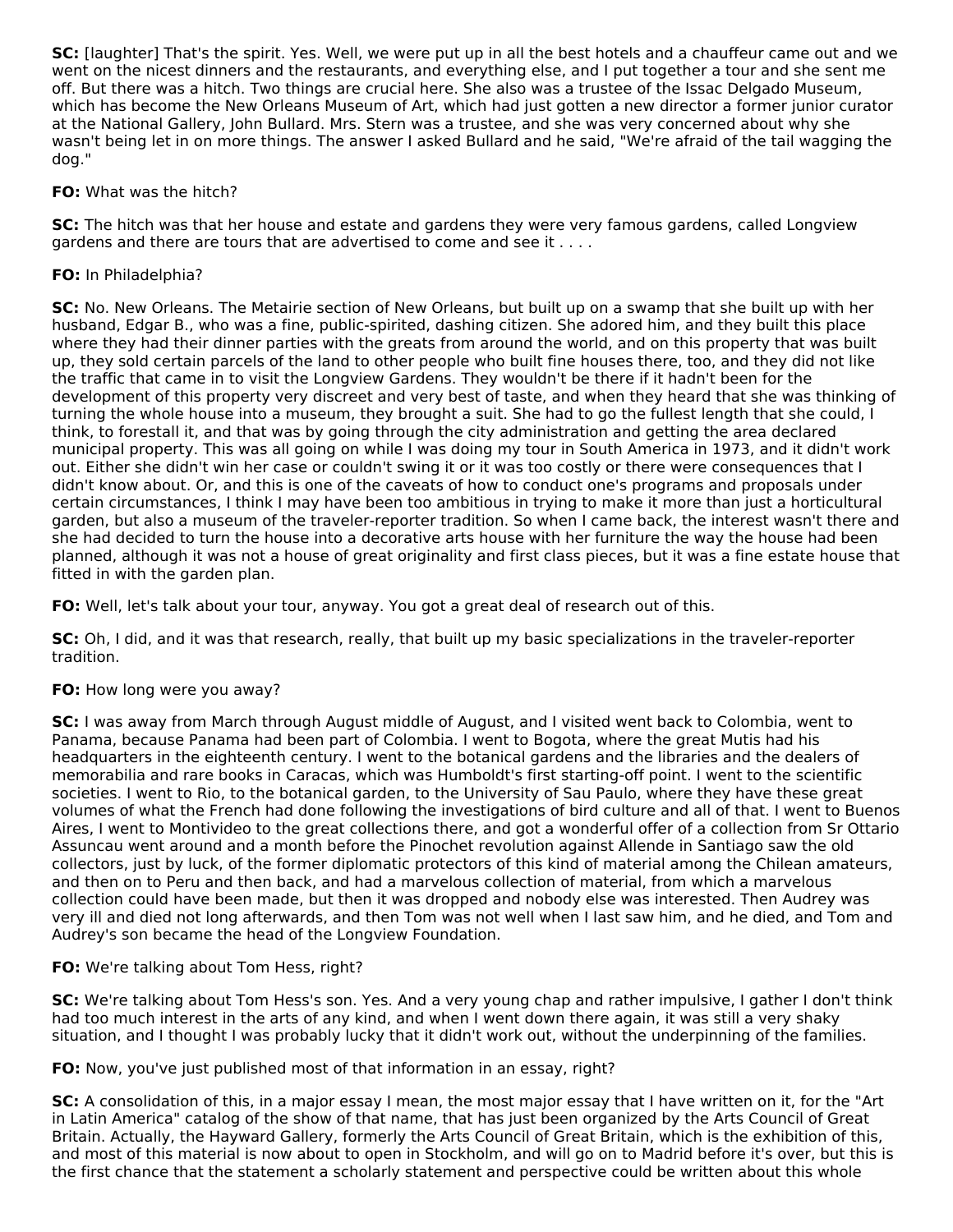**SC:** [laughter] That's the spirit. Yes. Well, we were put up in all the best hotels and a chauffeur came out and we went on the nicest dinners and the restaurants, and everything else, and I put together a tour and she sent me off. But there was a hitch. Two things are crucial here. She also was a trustee of the Issac Delgado Museum, which has become the New Orleans Museum of Art, which had just gotten a new director a former junior curator at the National Gallery, John Bullard. Mrs. Stern was a trustee, and she was very concerned about why she wasn't being let in on more things. The answer I asked Bullard and he said, "We're afraid of the tail wagging the dog."

**FO:** What was the hitch?

**SC:** The hitch was that her house and estate and gardens they were very famous gardens, called Longview gardens and there are tours that are advertised to come and see it . . . .

**FO:** In Philadelphia?

**SC:** No. New Orleans. The Metairie section of New Orleans, but built up on a swamp that she built up with her husband, Edgar B., who was a fine, public-spirited, dashing citizen. She adored him, and they built this place where they had their dinner parties with the greats from around the world, and on this property that was built up, they sold certain parcels of the land to other people who built fine houses there, too, and they did not like the traffic that came in to visit the Longview Gardens. They wouldn't be there if it hadn't been for the development of this property very discreet and very best of taste, and when they heard that she was thinking of turning the whole house into a museum, they brought a suit. She had to go the fullest length that she could, I think, to forestall it, and that was by going through the city administration and getting the area declared municipal property. This was all going on while I was doing my tour in South America in 1973, and it didn't work out. Either she didn't win her case or couldn't swing it or it was too costly or there were consequences that I didn't know about. Or, and this is one of the caveats of how to conduct one's programs and proposals under certain circumstances, I think I may have been too ambitious in trying to make it more than just a horticultural garden, but also a museum of the traveler-reporter tradition. So when I came back, the interest wasn't there and she had decided to turn the house into a decorative arts house with her furniture the way the house had been planned, although it was not a house of great originality and first class pieces, but it was a fine estate house that fitted in with the garden plan.

**FO:** Well, let's talk about your tour, anyway. You got a great deal of research out of this.

**SC:** Oh, I did, and it was that research, really, that built up my basic specializations in the traveler-reporter tradition.

**FO:** How long were you away?

**SC:** I was away from March through August middle of August, and I visited went back to Colombia, went to Panama, because Panama had been part of Colombia. I went to Bogota, where the great Mutis had his headquarters in the eighteenth century. I went to the botanical gardens and the libraries and the dealers of memorabilia and rare books in Caracas, which was Humboldt's first starting-off point. I went to the scientific societies. I went to Rio, to the botanical garden, to the University of Sau Paulo, where they have these great volumes of what the French had done following the investigations of bird culture and all of that. I went to Buenos Aires, I went to Montivideo to the great collections there, and got a wonderful offer of a collection from Sr Ottario Assuncau went around and a month before the Pinochet revolution against Allende in Santiago saw the old collectors, just by luck, of the former diplomatic protectors of this kind of material among the Chilean amateurs, and then on to Peru and then back, and had a marvelous collection of material, from which a marvelous collection could have been made, but then it was dropped and nobody else was interested. Then Audrey was very ill and died not long afterwards, and then Tom was not well when I last saw him, and he died, and Tom and Audrey's son became the head of the Longview Foundation.

**FO:** We're talking about Tom Hess, right?

**SC:** We're talking about Tom Hess's son. Yes. And a very young chap and rather impulsive, I gather I don't think had too much interest in the arts of any kind, and when I went down there again, it was still a very shaky situation, and I thought I was probably lucky that it didn't work out, without the underpinning of the families.

**FO:** Now, you've just published most of that information in an essay, right?

**SC:** A consolidation of this, in a major essay I mean, the most major essay that I have written on it, for the "Art in Latin America" catalog of the show of that name, that has just been organized by the Arts Council of Great Britain. Actually, the Hayward Gallery, formerly the Arts Council of Great Britain, which is the exhibition of this, and most of this material is now about to open in Stockholm, and will go on to Madrid before it's over, but this is the first chance that the statement a scholarly statement and perspective could be written about this whole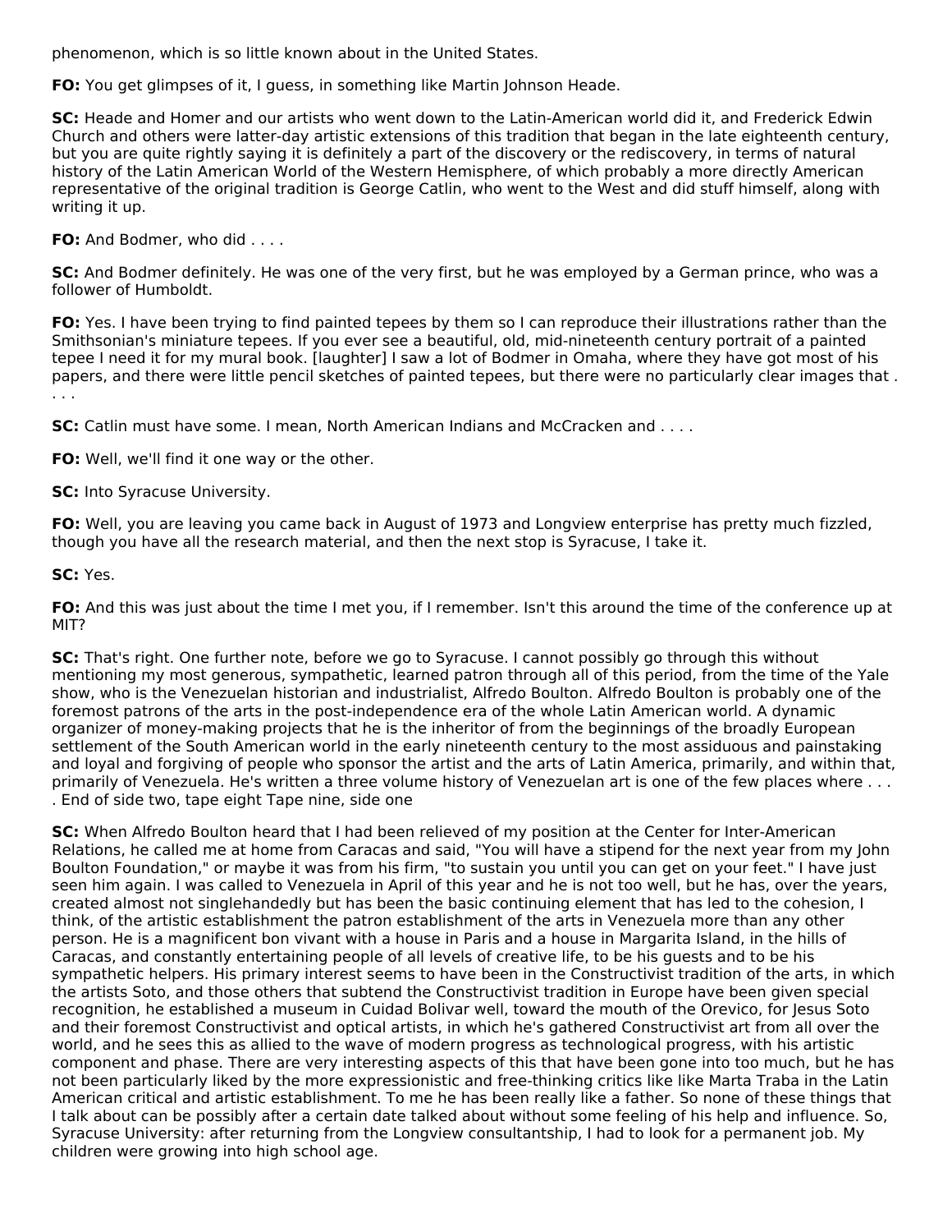phenomenon, which is so little known about in the United States.

**FO:** You get glimpses of it, I guess, in something like Martin Johnson Heade.

**SC:** Heade and Homer and our artists who went down to the Latin-American world did it, and Frederick Edwin Church and others were latter-day artistic extensions of this tradition that began in the late eighteenth century, but you are quite rightly saying it is definitely a part of the discovery or the rediscovery, in terms of natural history of the Latin American World of the Western Hemisphere, of which probably a more directly American representative of the original tradition is George Catlin, who went to the West and did stuff himself, along with writing it up.

**FO:** And Bodmer, who did . . . .

**SC:** And Bodmer definitely. He was one of the very first, but he was employed by a German prince, who was a follower of Humboldt.

**FO:** Yes. I have been trying to find painted tepees by them so I can reproduce their illustrations rather than the Smithsonian's miniature tepees. If you ever see a beautiful, old, mid-nineteenth century portrait of a painted tepee I need it for my mural book. [laughter] I saw a lot of Bodmer in Omaha, where they have got most of his papers, and there were little pencil sketches of painted tepees, but there were no particularly clear images that . . . .

**SC:** Catlin must have some. I mean, North American Indians and McCracken and . . . .

**FO:** Well, we'll find it one way or the other.

**SC:** Into Syracuse University.

**FO:** Well, you are leaving you came back in August of 1973 and Longview enterprise has pretty much fizzled, though you have all the research material, and then the next stop is Syracuse, I take it.

**SC:** Yes.

**FO:** And this was just about the time I met you, if I remember. Isn't this around the time of the conference up at MIT?

**SC:** That's right. One further note, before we go to Syracuse. I cannot possibly go through this without mentioning my most generous, sympathetic, learned patron through all of this period, from the time of the Yale show, who is the Venezuelan historian and industrialist, Alfredo Boulton. Alfredo Boulton is probably one of the foremost patrons of the arts in the post-independence era of the whole Latin American world. A dynamic organizer of money-making projects that he is the inheritor of from the beginnings of the broadly European settlement of the South American world in the early nineteenth century to the most assiduous and painstaking and loyal and forgiving of people who sponsor the artist and the arts of Latin America, primarily, and within that, primarily of Venezuela. He's written a three volume history of Venezuelan art is one of the few places where . . . . End of side two, tape eight Tape nine, side one

**SC:** When Alfredo Boulton heard that I had been relieved of my position at the Center for Inter-American Relations, he called me at home from Caracas and said, "You will have a stipend for the next year from my John Boulton Foundation," or maybe it was from his firm, "to sustain you until you can get on your feet." I have just seen him again. I was called to Venezuela in April of this year and he is not too well, but he has, over the years, created almost not singlehandedly but has been the basic continuing element that has led to the cohesion, I think, of the artistic establishment the patron establishment of the arts in Venezuela more than any other person. He is a magnificent bon vivant with a house in Paris and a house in Margarita Island, in the hills of Caracas, and constantly entertaining people of all levels of creative life, to be his guests and to be his sympathetic helpers. His primary interest seems to have been in the Constructivist tradition of the arts, in which the artists Soto, and those others that subtend the Constructivist tradition in Europe have been given special recognition, he established a museum in Cuidad Bolivar well, toward the mouth of the Orevico, for Jesus Soto and their foremost Constructivist and optical artists, in which he's gathered Constructivist art from all over the world, and he sees this as allied to the wave of modern progress as technological progress, with his artistic component and phase. There are very interesting aspects of this that have been gone into too much, but he has not been particularly liked by the more expressionistic and free-thinking critics like like Marta Traba in the Latin American critical and artistic establishment. To me he has been really like a father. So none of these things that I talk about can be possibly after a certain date talked about without some feeling of his help and influence. So, Syracuse University: after returning from the Longview consultantship, I had to look for a permanent job. My children were growing into high school age.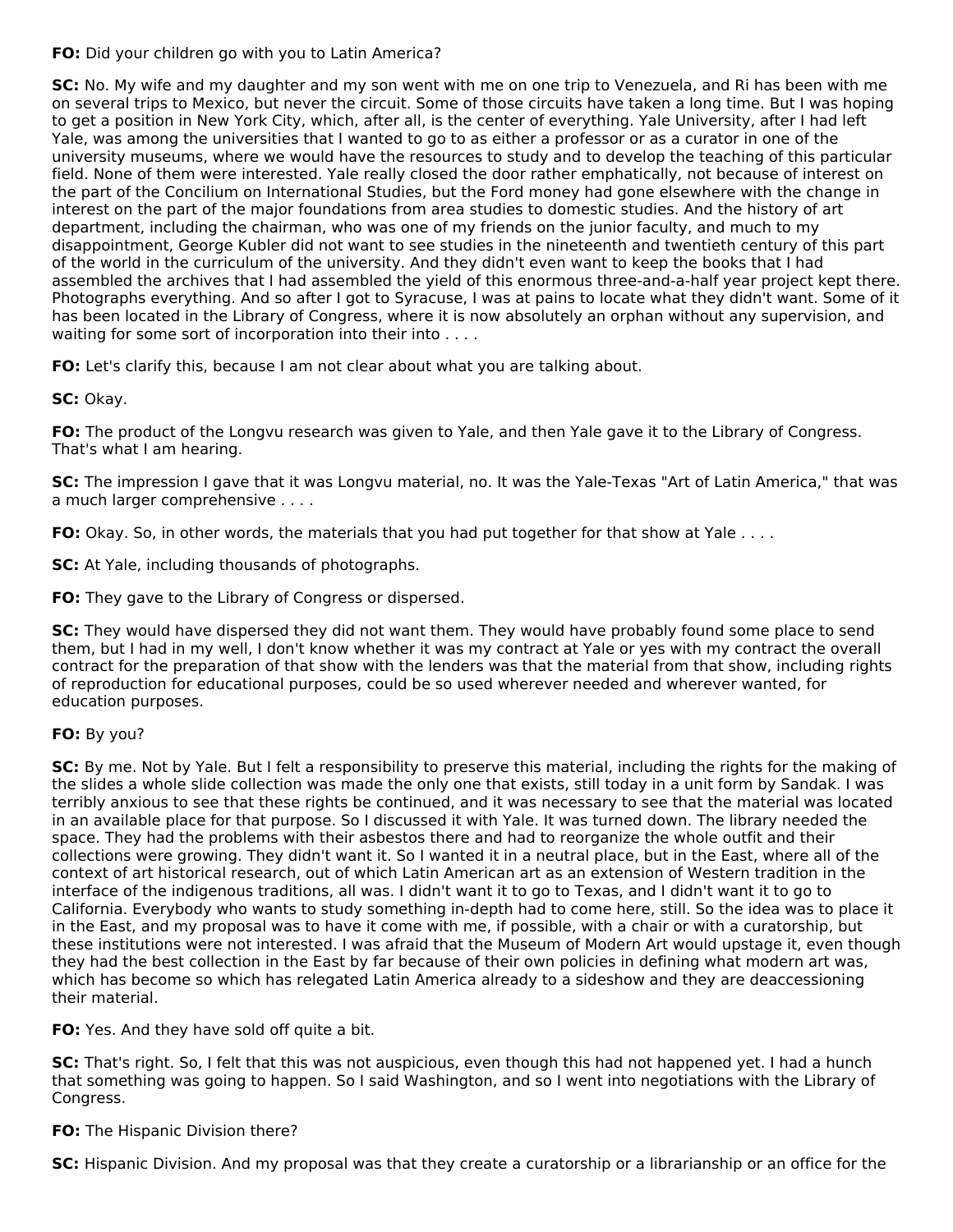**FO:** Did your children go with you to Latin America?

**SC:** No. My wife and my daughter and my son went with me on one trip to Venezuela, and Ri has been with me on several trips to Mexico, but never the circuit. Some of those circuits have taken a long time. But I was hoping to get a position in New York City, which, after all, is the center of everything. Yale University, after I had left Yale, was among the universities that I wanted to go to as either a professor or as a curator in one of the university museums, where we would have the resources to study and to develop the teaching of this particular field. None of them were interested. Yale really closed the door rather emphatically, not because of interest on the part of the Concilium on International Studies, but the Ford money had gone elsewhere with the change in interest on the part of the major foundations from area studies to domestic studies. And the history of art department, including the chairman, who was one of my friends on the junior faculty, and much to my disappointment, George Kubler did not want to see studies in the nineteenth and twentieth century of this part of the world in the curriculum of the university. And they didn't even want to keep the books that I had assembled the archives that I had assembled the yield of this enormous three-and-a-half year project kept there. Photographs everything. And so after I got to Syracuse, I was at pains to locate what they didn't want. Some of it has been located in the Library of Congress, where it is now absolutely an orphan without any supervision, and waiting for some sort of incorporation into their into . . . .

**FO:** Let's clarify this, because I am not clear about what you are talking about.

**SC:** Okay.

**FO:** The product of the Longvu research was given to Yale, and then Yale gave it to the Library of Congress. That's what I am hearing.

**SC:** The impression I gave that it was Longvu material, no. It was the Yale-Texas "Art of Latin America," that was a much larger comprehensive . . . .

**FO:** Okay. So, in other words, the materials that you had put together for that show at Yale . . . .

**SC:** At Yale, including thousands of photographs.

**FO:** They gave to the Library of Congress or dispersed.

**SC:** They would have dispersed they did not want them. They would have probably found some place to send them, but I had in my well, I don't know whether it was my contract at Yale or yes with my contract the overall contract for the preparation of that show with the lenders was that the material from that show, including rights of reproduction for educational purposes, could be so used wherever needed and wherever wanted, for education purposes.

**FO:** By you?

**SC:** By me. Not by Yale. But I felt a responsibility to preserve this material, including the rights for the making of the slides a whole slide collection was made the only one that exists, still today in a unit form by Sandak. I was terribly anxious to see that these rights be continued, and it was necessary to see that the material was located in an available place for that purpose. So I discussed it with Yale. It was turned down. The library needed the space. They had the problems with their asbestos there and had to reorganize the whole outfit and their collections were growing. They didn't want it. So I wanted it in a neutral place, but in the East, where all of the context of art historical research, out of which Latin American art as an extension of Western tradition in the interface of the indigenous traditions, all was. I didn't want it to go to Texas, and I didn't want it to go to California. Everybody who wants to study something in-depth had to come here, still. So the idea was to place it in the East, and my proposal was to have it come with me, if possible, with a chair or with a curatorship, but these institutions were not interested. I was afraid that the Museum of Modern Art would upstage it, even though they had the best collection in the East by far because of their own policies in defining what modern art was, which has become so which has relegated Latin America already to a sideshow and they are deaccessioning their material.

**FO:** Yes. And they have sold off quite a bit.

**SC:** That's right. So, I felt that this was not auspicious, even though this had not happened yet. I had a hunch that something was going to happen. So I said Washington, and so I went into negotiations with the Library of Congress.

**FO:** The Hispanic Division there?

**SC:** Hispanic Division. And my proposal was that they create a curatorship or a librarianship or an office for the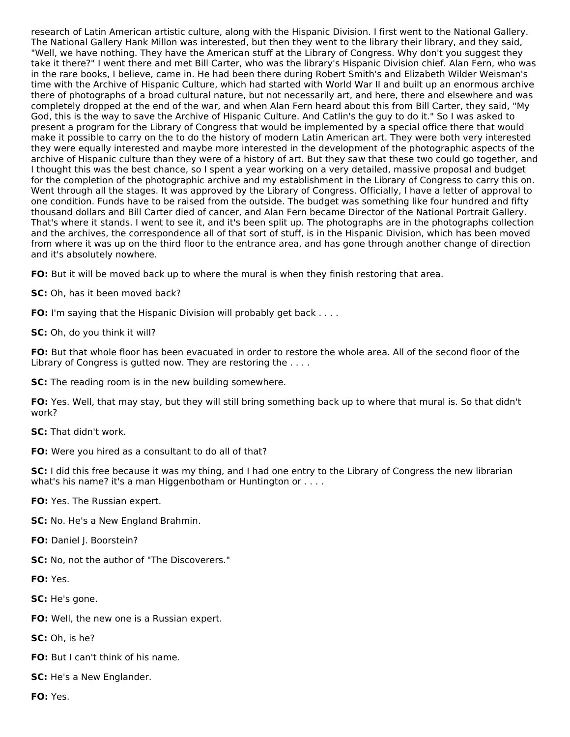research of Latin American artistic culture, along with the Hispanic Division. I first went to the National Gallery. The National Gallery Hank Millon was interested, but then they went to the library their library, and they said, "Well, we have nothing. They have the American stuff at the Library of Congress. Why don't you suggest they take it there?" I went there and met Bill Carter, who was the library's Hispanic Division chief. Alan Fern, who was in the rare books, I believe, came in. He had been there during Robert Smith's and Elizabeth Wilder Weisman's time with the Archive of Hispanic Culture, which had started with World War II and built up an enormous archive there of photographs of a broad cultural nature, but not necessarily art, and here, there and elsewhere and was completely dropped at the end of the war, and when Alan Fern heard about this from Bill Carter, they said, "My God, this is the way to save the Archive of Hispanic Culture. And Catlin's the guy to do it." So I was asked to present a program for the Library of Congress that would be implemented by a special office there that would make it possible to carry on the to do the history of modern Latin American art. They were both very interested they were equally interested and maybe more interested in the development of the photographic aspects of the archive of Hispanic culture than they were of a history of art. But they saw that these two could go together, and I thought this was the best chance, so I spent a year working on a very detailed, massive proposal and budget for the completion of the photographic archive and my establishment in the Library of Congress to carry this on. Went through all the stages. It was approved by the Library of Congress. Officially, I have a letter of approval to one condition. Funds have to be raised from the outside. The budget was something like four hundred and fifty thousand dollars and Bill Carter died of cancer, and Alan Fern became Director of the National Portrait Gallery. That's where it stands. I went to see it, and it's been split up. The photographs are in the photographs collection and the archives, the correspondence all of that sort of stuff, is in the Hispanic Division, which has been moved from where it was up on the third floor to the entrance area, and has gone through another change of direction and it's absolutely nowhere.

**FO:** But it will be moved back up to where the mural is when they finish restoring that area.

**SC:** Oh, has it been moved back?

**FO:** I'm saying that the Hispanic Division will probably get back . . . .

**SC:** Oh, do you think it will?

**FO:** But that whole floor has been evacuated in order to restore the whole area. All of the second floor of the Library of Congress is gutted now. They are restoring the . . . .

**SC:** The reading room is in the new building somewhere.

**FO:** Yes. Well, that may stay, but they will still bring something back up to where that mural is. So that didn't work?

**SC:** That didn't work.

**FO:** Were you hired as a consultant to do all of that?

**SC:** I did this free because it was my thing, and I had one entry to the Library of Congress the new librarian what's his name? it's a man Higgenbotham or Huntington or . . . .

**FO:** Yes. The Russian expert.

**SC:** No. He's a New England Brahmin.

**FO:** Daniel J. Boorstein?

**SC:** No, not the author of "The Discoverers."

**FO:** Yes.

**SC:** He's gone.

**FO:** Well, the new one is a Russian expert.

**SC:** Oh, is he?

**FO:** But I can't think of his name.

**SC:** He's a New Englander.

**FO:** Yes.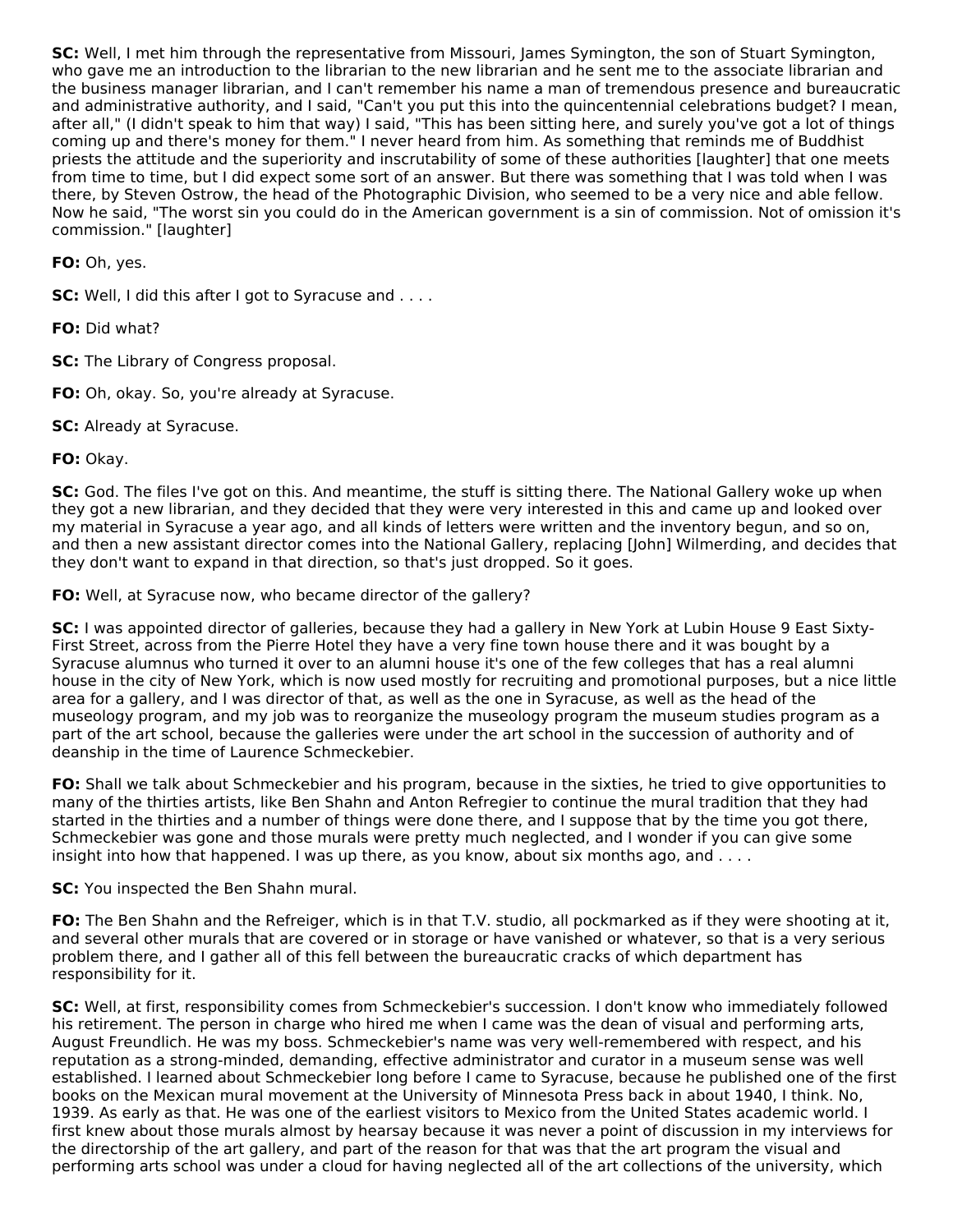**SC:** Well, I met him through the representative from Missouri, James Symington, the son of Stuart Symington, who gave me an introduction to the librarian to the new librarian and he sent me to the associate librarian and the business manager librarian, and I can't remember his name a man of tremendous presence and bureaucratic and administrative authority, and I said, "Can't you put this into the quincentennial celebrations budget? I mean, after all," (I didn't speak to him that way) I said, "This has been sitting here, and surely you've got a lot of things coming up and there's money for them." I never heard from him. As something that reminds me of Buddhist priests the attitude and the superiority and inscrutability of some of these authorities [laughter] that one meets from time to time, but I did expect some sort of an answer. But there was something that I was told when I was there, by Steven Ostrow, the head of the Photographic Division, who seemed to be a very nice and able fellow. Now he said, "The worst sin you could do in the American government is a sin of commission. Not of omission it's commission." [laughter]

**FO:** Oh, yes.

**SC:** Well, I did this after I got to Syracuse and . . . .

**FO:** Did what?

**SC:** The Library of Congress proposal.

**FO:** Oh, okay. So, you're already at Syracuse.

**SC:** Already at Syracuse.

**FO:** Okay.

**SC:** God. The files I've got on this. And meantime, the stuff is sitting there. The National Gallery woke up when they got a new librarian, and they decided that they were very interested in this and came up and looked over my material in Syracuse a year ago, and all kinds of letters were written and the inventory begun, and so on, and then a new assistant director comes into the National Gallery, replacing [John] Wilmerding, and decides that they don't want to expand in that direction, so that's just dropped. So it goes.

**FO:** Well, at Syracuse now, who became director of the gallery?

**SC:** I was appointed director of galleries, because they had a gallery in New York at Lubin House 9 East Sixty-First Street, across from the Pierre Hotel they have a very fine town house there and it was bought by a Syracuse alumnus who turned it over to an alumni house it's one of the few colleges that has a real alumni house in the city of New York, which is now used mostly for recruiting and promotional purposes, but a nice little area for a gallery, and I was director of that, as well as the one in Syracuse, as well as the head of the museology program, and my job was to reorganize the museology program the museum studies program as a part of the art school, because the galleries were under the art school in the succession of authority and of deanship in the time of Laurence Schmeckebier.

**FO:** Shall we talk about Schmeckebier and his program, because in the sixties, he tried to give opportunities to many of the thirties artists, like Ben Shahn and Anton Refregier to continue the mural tradition that they had started in the thirties and a number of things were done there, and I suppose that by the time you got there, Schmeckebier was gone and those murals were pretty much neglected, and I wonder if you can give some insight into how that happened. I was up there, as you know, about six months ago, and . . . .

**SC:** You inspected the Ben Shahn mural.

**FO:** The Ben Shahn and the Refreiger, which is in that T.V. studio, all pockmarked as if they were shooting at it, and several other murals that are covered or in storage or have vanished or whatever, so that is a very serious problem there, and I gather all of this fell between the bureaucratic cracks of which department has responsibility for it.

**SC:** Well, at first, responsibility comes from Schmeckebier's succession. I don't know who immediately followed his retirement. The person in charge who hired me when I came was the dean of visual and performing arts, August Freundlich. He was my boss. Schmeckebier's name was very well-remembered with respect, and his reputation as a strong-minded, demanding, effective administrator and curator in a museum sense was well established. I learned about Schmeckebier long before I came to Syracuse, because he published one of the first books on the Mexican mural movement at the University of Minnesota Press back in about 1940, I think. No, 1939. As early as that. He was one of the earliest visitors to Mexico from the United States academic world. I first knew about those murals almost by hearsay because it was never a point of discussion in my interviews for the directorship of the art gallery, and part of the reason for that was that the art program the visual and performing arts school was under a cloud for having neglected all of the art collections of the university, which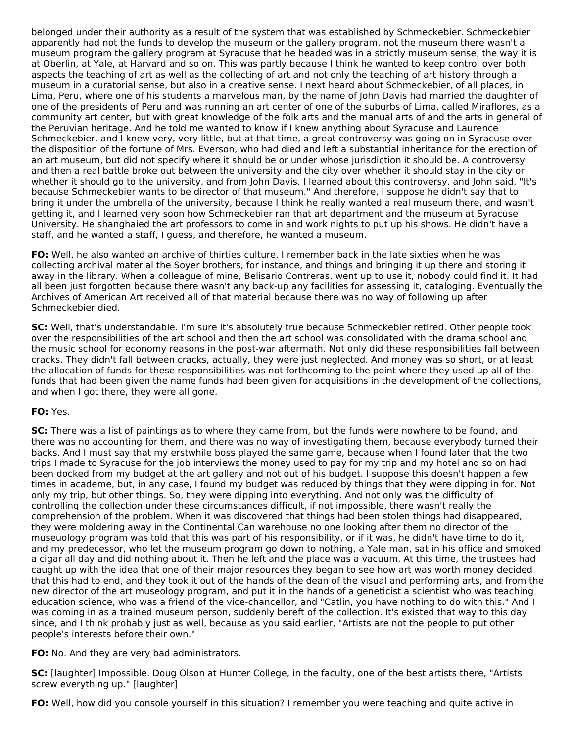belonged under their authority as a result of the system that was established by Schmeckebier. Schmeckebier apparently had not the funds to develop the museum or the gallery program, not the museum there wasn't a museum program the gallery program at Syracuse that he headed was in a strictly museum sense, the way it is at Oberlin, at Yale, at Harvard and so on. This was partly because I think he wanted to keep control over both aspects the teaching of art as well as the collecting of art and not only the teaching of art history through a museum in a curatorial sense, but also in a creative sense. I next heard about Schmeckebier, of all places, in Lima, Peru, where one of his students a marvelous man, by the name of John Davis had married the daughter of one of the presidents of Peru and was running an art center of one of the suburbs of Lima, called Miraflores, as a community art center, but with great knowledge of the folk arts and the manual arts of and the arts in general of the Peruvian heritage. And he told me wanted to know if I knew anything about Syracuse and Laurence Schmeckebier, and I knew very, very little, but at that time, a great controversy was going on in Syracuse over the disposition of the fortune of Mrs. Everson, who had died and left a substantial inheritance for the erection of an art museum, but did not specify where it should be or under whose jurisdiction it should be. A controversy and then a real battle broke out between the university and the city over whether it should stay in the city or whether it should go to the university, and from John Davis, I learned about this controversy, and John said, "It's because Schmeckebier wants to be director of that museum." And therefore, I suppose he didn't say that to bring it under the umbrella of the university, because I think he really wanted a real museum there, and wasn't getting it, and I learned very soon how Schmeckebier ran that art department and the museum at Syracuse University. He shanghaied the art professors to come in and work nights to put up his shows. He didn't have a staff, and he wanted a staff, I guess, and therefore, he wanted a museum.

**FO:** Well, he also wanted an archive of thirties culture. I remember back in the late sixties when he was collecting archival material the Soyer brothers, for instance, and things and bringing it up there and storing it away in the library. When a colleague of mine, Belisario Contreras, went up to use it, nobody could find it. It had all been just forgotten because there wasn't any back-up any facilities for assessing it, cataloging. Eventually the Archives of American Art received all of that material because there was no way of following up after Schmeckebier died.

**SC:** Well, that's understandable. I'm sure it's absolutely true because Schmeckebier retired. Other people took over the responsibilities of the art school and then the art school was consolidated with the drama school and the music school for economy reasons in the post-war aftermath. Not only did these responsibilities fall between cracks. They didn't fall between cracks, actually, they were just neglected. And money was so short, or at least the allocation of funds for these responsibilities was not forthcoming to the point where they used up all of the funds that had been given the name funds had been given for acquisitions in the development of the collections, and when I got there, they were all gone.

**FO:** Yes.

**SC:** There was a list of paintings as to where they came from, but the funds were nowhere to be found, and there was no accounting for them, and there was no way of investigating them, because everybody turned their backs. And I must say that my erstwhile boss played the same game, because when I found later that the two trips I made to Syracuse for the job interviews the money used to pay for my trip and my hotel and so on had been docked from my budget at the art gallery and not out of his budget. I suppose this doesn't happen a few times in academe, but, in any case, I found my budget was reduced by things that they were dipping in for. Not only my trip, but other things. So, they were dipping into everything. And not only was the difficulty of controlling the collection under these circumstances difficult, if not impossible, there wasn't really the comprehension of the problem. When it was discovered that things had been stolen things had disappeared, they were moldering away in the Continental Can warehouse no one looking after them no director of the museuology program was told that this was part of his responsibility, or if it was, he didn't have time to do it, and my predecessor, who let the museum program go down to nothing, a Yale man, sat in his office and smoked a cigar all day and did nothing about it. Then he left and the place was a vacuum. At this time, the trustees had caught up with the idea that one of their major resources they began to see how art was worth money decided that this had to end, and they took it out of the hands of the dean of the visual and performing arts, and from the new director of the art museology program, and put it in the hands of a geneticist a scientist who was teaching education science, who was a friend of the vice-chancellor, and "Catlin, you have nothing to do with this." And I was coming in as a trained museum person, suddenly bereft of the collection. It's existed that way to this day since, and I think probably just as well, because as you said earlier, "Artists are not the people to put other people's interests before their own."

**FO:** No. And they are very bad administrators.

**SC:** [laughter] Impossible. Doug Olson at Hunter College, in the faculty, one of the best artists there, "Artists screw everything up." [laughter]

**FO:** Well, how did you console yourself in this situation? I remember you were teaching and quite active in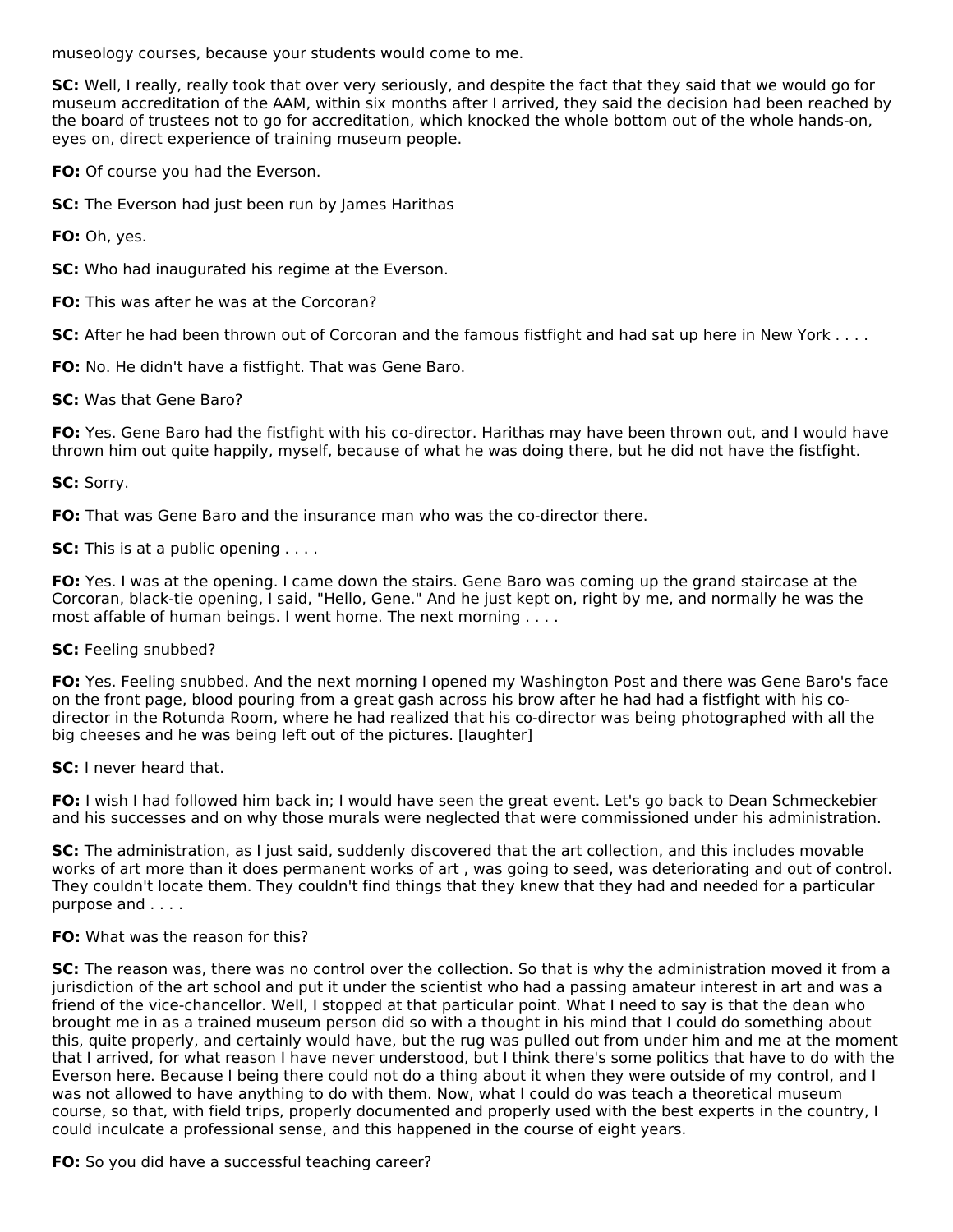museology courses, because your students would come to me.

**SC:** Well, I really, really took that over very seriously, and despite the fact that they said that we would go for museum accreditation of the AAM, within six months after I arrived, they said the decision had been reached by the board of trustees not to go for accreditation, which knocked the whole bottom out of the whole hands-on, eyes on, direct experience of training museum people.

**FO:** Of course you had the Everson.

**SC:** The Everson had just been run by James Harithas

**FO:** Oh, yes.

**SC:** Who had inaugurated his regime at the Everson.

**FO:** This was after he was at the Corcoran?

**SC:** After he had been thrown out of Corcoran and the famous fistfight and had sat up here in New York . . . .

**FO:** No. He didn't have a fistfight. That was Gene Baro.

**SC:** Was that Gene Baro?

**FO:** Yes. Gene Baro had the fistfight with his co-director. Harithas may have been thrown out, and I would have thrown him out quite happily, myself, because of what he was doing there, but he did not have the fistfight.

**SC:** Sorry.

**FO:** That was Gene Baro and the insurance man who was the co-director there.

**SC:** This is at a public opening . . . .

**FO:** Yes. I was at the opening. I came down the stairs. Gene Baro was coming up the grand staircase at the Corcoran, black-tie opening, I said, "Hello, Gene." And he just kept on, right by me, and normally he was the most affable of human beings. I went home. The next morning . . . .

**SC:** Feeling snubbed?

**FO:** Yes. Feeling snubbed. And the next morning I opened my Washington Post and there was Gene Baro's face on the front page, blood pouring from a great gash across his brow after he had had a fistfight with his co-director in the Rotunda Room, where he had realized that his co-director was being photographed with all the big cheeses and he was being left out of the pictures. [laughter]

**SC:** I never heard that.

**FO:** I wish I had followed him back in; I would have seen the great event. Let's go back to Dean Schmeckebier and his successes and on why those murals were neglected that were commissioned under his administration.

**SC:** The administration, as I just said, suddenly discovered that the art collection, and this includes movable works of art more than it does permanent works of art , was going to seed, was deteriorating and out of control. They couldn't locate them. They couldn't find things that they knew that they had and needed for a particular purpose and . . . .

**FO:** What was the reason for this?

**SC:** The reason was, there was no control over the collection. So that is why the administration moved it from a jurisdiction of the art school and put it under the scientist who had a passing amateur interest in art and was a friend of the vice-chancellor. Well, I stopped at that particular point. What I need to say is that the dean who brought me in as a trained museum person did so with a thought in his mind that I could do something about this, quite properly, and certainly would have, but the rug was pulled out from under him and me at the moment that I arrived, for what reason I have never understood, but I think there's some politics that have to do with the Everson here. Because I being there could not do a thing about it when they were outside of my control, and I was not allowed to have anything to do with them. Now, what I could do was teach a theoretical museum course, so that, with field trips, properly documented and properly used with the best experts in the country, I could inculcate a professional sense, and this happened in the course of eight years.

**FO:** So you did have a successful teaching career?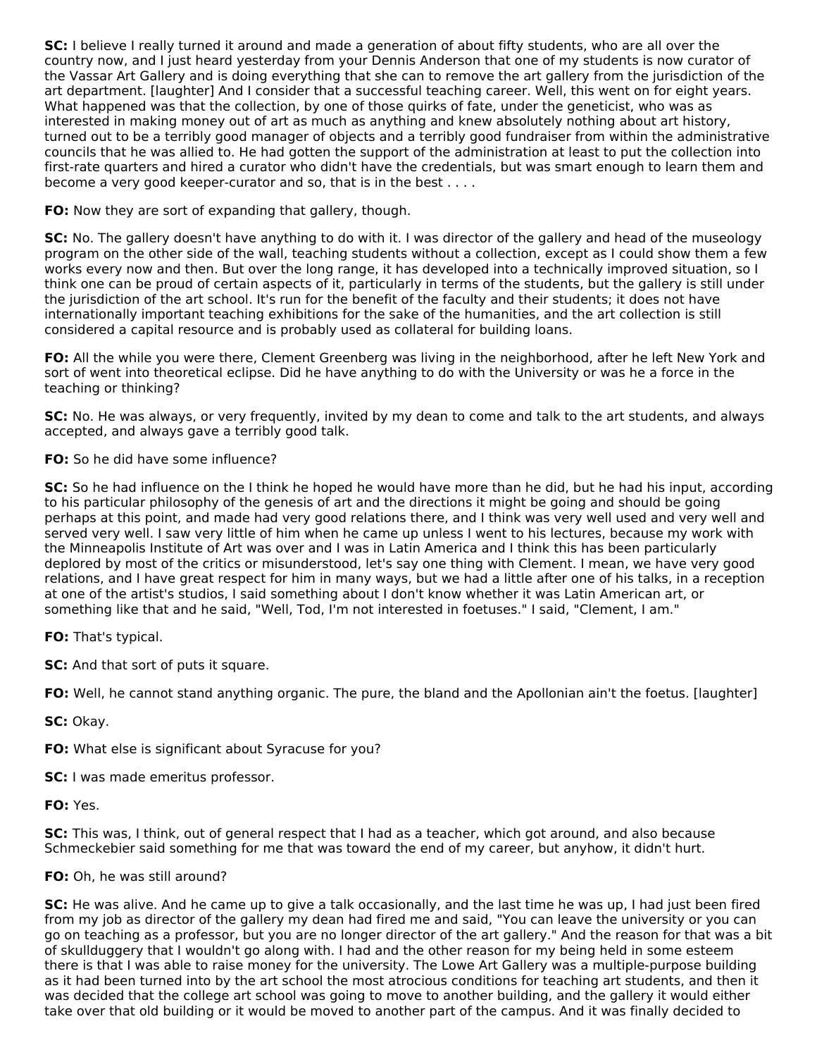**SC:** I believe I really turned it around and made a generation of about fifty students, who are all over the country now, and I just heard yesterday from your Dennis Anderson that one of my students is now curator of the Vassar Art Gallery and is doing everything that she can to remove the art gallery from the jurisdiction of the art department. [laughter] And I consider that a successful teaching career. Well, this went on for eight years. What happened was that the collection, by one of those quirks of fate, under the geneticist, who was as interested in making money out of art as much as anything and knew absolutely nothing about art history, turned out to be a terribly good manager of objects and a terribly good fundraiser from within the administrative councils that he was allied to. He had gotten the support of the administration at least to put the collection into first-rate quarters and hired a curator who didn't have the credentials, but was smart enough to learn them and become a very good keeper-curator and so, that is in the best . . . .

**FO:** Now they are sort of expanding that gallery, though.

**SC:** No. The gallery doesn't have anything to do with it. I was director of the gallery and head of the museology program on the other side of the wall, teaching students without a collection, except as I could show them a few works every now and then. But over the long range, it has developed into a technically improved situation, so I think one can be proud of certain aspects of it, particularly in terms of the students, but the gallery is still under the jurisdiction of the art school. It's run for the benefit of the faculty and their students; it does not have internationally important teaching exhibitions for the sake of the humanities, and the art collection is still considered a capital resource and is probably used as collateral for building loans.

**FO:** All the while you were there, Clement Greenberg was living in the neighborhood, after he left New York and sort of went into theoretical eclipse. Did he have anything to do with the University or was he a force in the teaching or thinking?

**SC:** No. He was always, or very frequently, invited by my dean to come and talk to the art students, and always accepted, and always gave a terribly good talk.

**FO:** So he did have some influence?

**SC:** So he had influence on the I think he hoped he would have more than he did, but he had his input, according to his particular philosophy of the genesis of art and the directions it might be going and should be going perhaps at this point, and made had very good relations there, and I think was very well used and very well and served very well. I saw very little of him when he came up unless I went to his lectures, because my work with the Minneapolis Institute of Art was over and I was in Latin America and I think this has been particularly deplored by most of the critics or misunderstood, let's say one thing with Clement. I mean, we have very good relations, and I have great respect for him in many ways, but we had a little after one of his talks, in a reception at one of the artist's studios, I said something about I don't know whether it was Latin American art, or something like that and he said, "Well, Tod, I'm not interested in foetuses." I said, "Clement, I am."

**FO:** That's typical.

**SC:** And that sort of puts it square.

**FO:** Well, he cannot stand anything organic. The pure, the bland and the Apollonian ain't the foetus. [laughter]

**SC:** Okay.

**FO:** What else is significant about Syracuse for you?

**SC:** I was made emeritus professor.

**FO:** Yes.

**SC:** This was, I think, out of general respect that I had as a teacher, which got around, and also because Schmeckebier said something for me that was toward the end of my career, but anyhow, it didn't hurt.

**FO:** Oh, he was still around?

**SC:** He was alive. And he came up to give a talk occasionally, and the last time he was up, I had just been fired from my job as director of the gallery my dean had fired me and said, "You can leave the university or you can go on teaching as a professor, but you are no longer director of the art gallery." And the reason for that was a bit of skullduggery that I wouldn't go along with. I had and the other reason for my being held in some esteem there is that I was able to raise money for the university. The Lowe Art Gallery was a multiple-purpose building as it had been turned into by the art school the most atrocious conditions for teaching art students, and then it was decided that the college art school was going to move to another building, and the gallery it would either take over that old building or it would be moved to another part of the campus. And it was finally decided to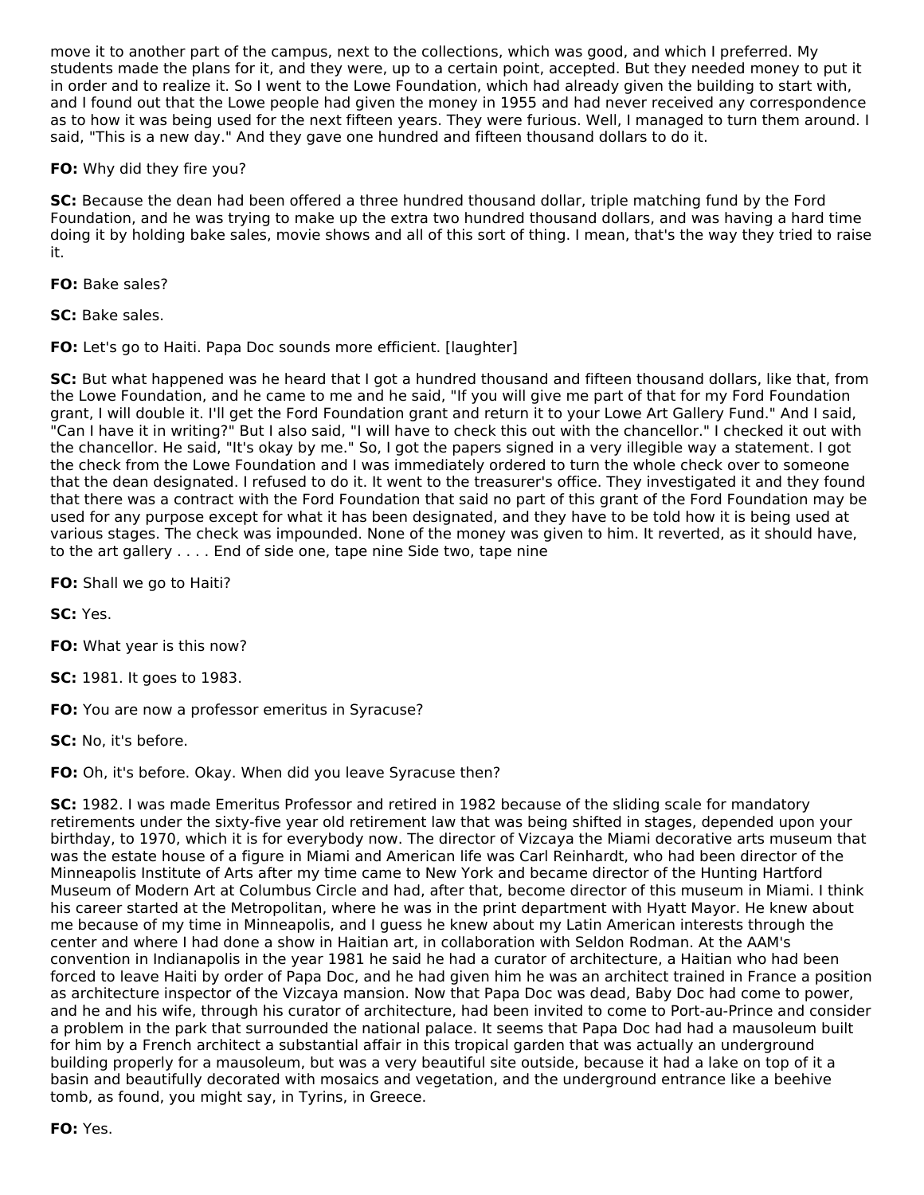move it to another part of the campus, next to the collections, which was good, and which I preferred. My students made the plans for it, and they were, up to a certain point, accepted. But they needed money to put it in order and to realize it. So I went to the Lowe Foundation, which had already given the building to start with, and I found out that the Lowe people had given the money in 1955 and had never received any correspondence as to how it was being used for the next fifteen years. They were furious. Well, I managed to turn them around. I said, "This is a new day." And they gave one hundred and fifteen thousand dollars to do it.

**FO:** Why did they fire you?

**SC:** Because the dean had been offered a three hundred thousand dollar, triple matching fund by the Ford Foundation, and he was trying to make up the extra two hundred thousand dollars, and was having a hard time doing it by holding bake sales, movie shows and all of this sort of thing. I mean, that's the way they tried to raise it.

**FO:** Bake sales?

**SC:** Bake sales.

**FO:** Let's go to Haiti. Papa Doc sounds more efficient. [laughter]

**SC:** But what happened was he heard that I got a hundred thousand and fifteen thousand dollars, like that, from the Lowe Foundation, and he came to me and he said, "If you will give me part of that for my Ford Foundation grant, I will double it. I'll get the Ford Foundation grant and return it to your Lowe Art Gallery Fund." And I said, "Can I have it in writing?" But I also said, "I will have to check this out with the chancellor." I checked it out with the chancellor. He said, "It's okay by me." So, I got the papers signed in a very illegible way a statement. I got the check from the Lowe Foundation and I was immediately ordered to turn the whole check over to someone that the dean designated. I refused to do it. It went to the treasurer's office. They investigated it and they found that there was a contract with the Ford Foundation that said no part of this grant of the Ford Foundation may be used for any purpose except for what it has been designated, and they have to be told how it is being used at various stages. The check was impounded. None of the money was given to him. It reverted, as it should have, to the art gallery . . . . End of side one, tape nine Side two, tape nine

**FO:** Shall we go to Haiti?

**SC:** Yes.

**FO:** What year is this now?

**SC:** 1981. It goes to 1983.

**FO:** You are now a professor emeritus in Syracuse?

**SC:** No, it's before.

**FO:** Oh, it's before. Okay. When did you leave Syracuse then?

**SC:** 1982. I was made Emeritus Professor and retired in 1982 because of the sliding scale for mandatory retirements under the sixty-five year old retirement law that was being shifted in stages, depended upon your birthday, to 1970, which it is for everybody now. The director of Vizcaya the Miami decorative arts museum that was the estate house of a figure in Miami and American life was Carl Reinhardt, who had been director of the Minneapolis Institute of Arts after my time came to New York and became director of the Hunting Hartford Museum of Modern Art at Columbus Circle and had, after that, become director of this museum in Miami. I think his career started at the Metropolitan, where he was in the print department with Hyatt Mayor. He knew about me because of my time in Minneapolis, and I guess he knew about my Latin American interests through the center and where I had done a show in Haitian art, in collaboration with Seldon Rodman. At the AAM's convention in Indianapolis in the year 1981 he said he had a curator of architecture, a Haitian who had been forced to leave Haiti by order of Papa Doc, and he had given him he was an architect trained in France a position as architecture inspector of the Vizcaya mansion. Now that Papa Doc was dead, Baby Doc had come to power, and he and his wife, through his curator of architecture, had been invited to come to Port-au-Prince and consider a problem in the park that surrounded the national palace. It seems that Papa Doc had had a mausoleum built for him by a French architect a substantial affair in this tropical garden that was actually an underground building properly for a mausoleum, but was a very beautiful site outside, because it had a lake on top of it a basin and beautifully decorated with mosaics and vegetation, and the underground entrance like a beehive tomb, as found, you might say, in Tyrins, in Greece.

**FO:** Yes.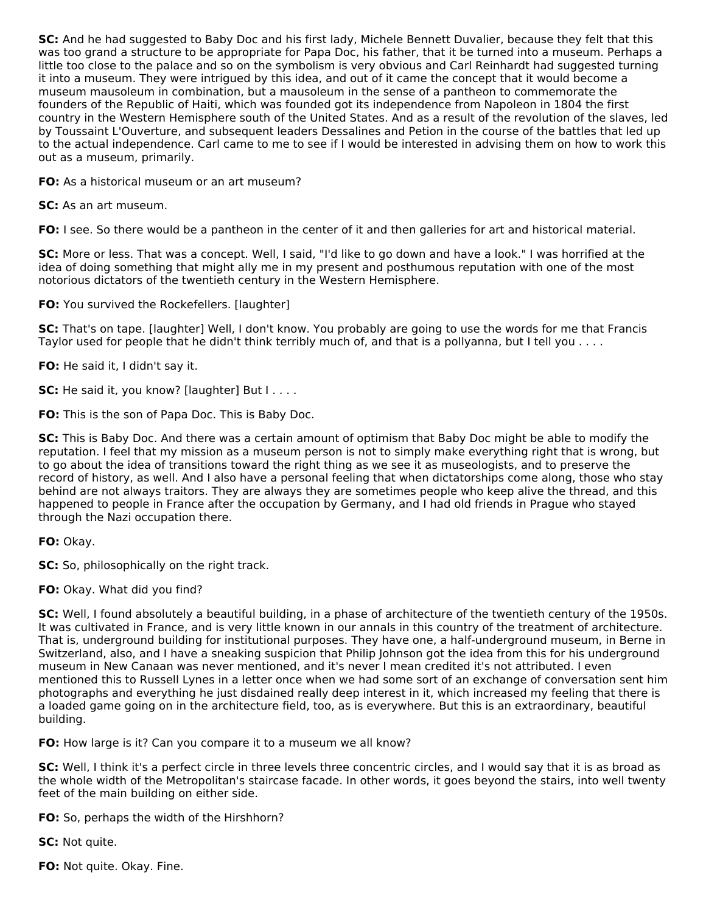**SC:** And he had suggested to Baby Doc and his first lady, Michele Bennett Duvalier, because they felt that this was too grand a structure to be appropriate for Papa Doc, his father, that it be turned into a museum. Perhaps a little too close to the palace and so on the symbolism is very obvious and Carl Reinhardt had suggested turning it into a museum. They were intrigued by this idea, and out of it came the concept that it would become a museum mausoleum in combination, but a mausoleum in the sense of a pantheon to commemorate the founders of the Republic of Haiti, which was founded got its independence from Napoleon in 1804 the first country in the Western Hemisphere south of the United States. And as a result of the revolution of the slaves, led by Toussaint L'Ouverture, and subsequent leaders Dessalines and Petion in the course of the battles that led up to the actual independence. Carl came to me to see if I would be interested in advising them on how to work this out as a museum, primarily.

**FO:** As a historical museum or an art museum?

**SC:** As an art museum.

**FO:** I see. So there would be a pantheon in the center of it and then galleries for art and historical material.

**SC:** More or less. That was a concept. Well, I said, "I'd like to go down and have a look." I was horrified at the idea of doing something that might ally me in my present and posthumous reputation with one of the most notorious dictators of the twentieth century in the Western Hemisphere.

**FO:** You survived the Rockefellers. [laughter]

**SC:** That's on tape. [laughter] Well, I don't know. You probably are going to use the words for me that Francis Taylor used for people that he didn't think terribly much of, and that is a pollyanna, but I tell you . . . .

**FO:** He said it, I didn't say it.

**SC:** He said it, you know? [laughter] But I . . . .

**FO:** This is the son of Papa Doc. This is Baby Doc.

**SC:** This is Baby Doc. And there was a certain amount of optimism that Baby Doc might be able to modify the reputation. I feel that my mission as a museum person is not to simply make everything right that is wrong, but to go about the idea of transitions toward the right thing as we see it as museologists, and to preserve the record of history, as well. And I also have a personal feeling that when dictatorships come along, those who stay behind are not always traitors. They are always they are sometimes people who keep alive the thread, and this happened to people in France after the occupation by Germany, and I had old friends in Prague who stayed through the Nazi occupation there.

**FO:** Okay.

**SC:** So, philosophically on the right track.

**FO:** Okay. What did you find?

**SC:** Well, I found absolutely a beautiful building, in a phase of architecture of the twentieth century of the 1950s. It was cultivated in France, and is very little known in our annals in this country of the treatment of architecture. That is, underground building for institutional purposes. They have one, a half-underground museum, in Berne in Switzerland, also, and I have a sneaking suspicion that Philip Johnson got the idea from this for his underground museum in New Canaan was never mentioned, and it's never I mean credited it's not attributed. I even mentioned this to Russell Lynes in a letter once when we had some sort of an exchange of conversation sent him photographs and everything he just disdained really deep interest in it, which increased my feeling that there is a loaded game going on in the architecture field, too, as is everywhere. But this is an extraordinary, beautiful building.

**FO:** How large is it? Can you compare it to a museum we all know?

**SC:** Well, I think it's a perfect circle in three levels three concentric circles, and I would say that it is as broad as the whole width of the Metropolitan's staircase facade. In other words, it goes beyond the stairs, into well twenty feet of the main building on either side.

**FO:** So, perhaps the width of the Hirshhorn?

**SC:** Not quite.

**FO:** Not quite. Okay. Fine.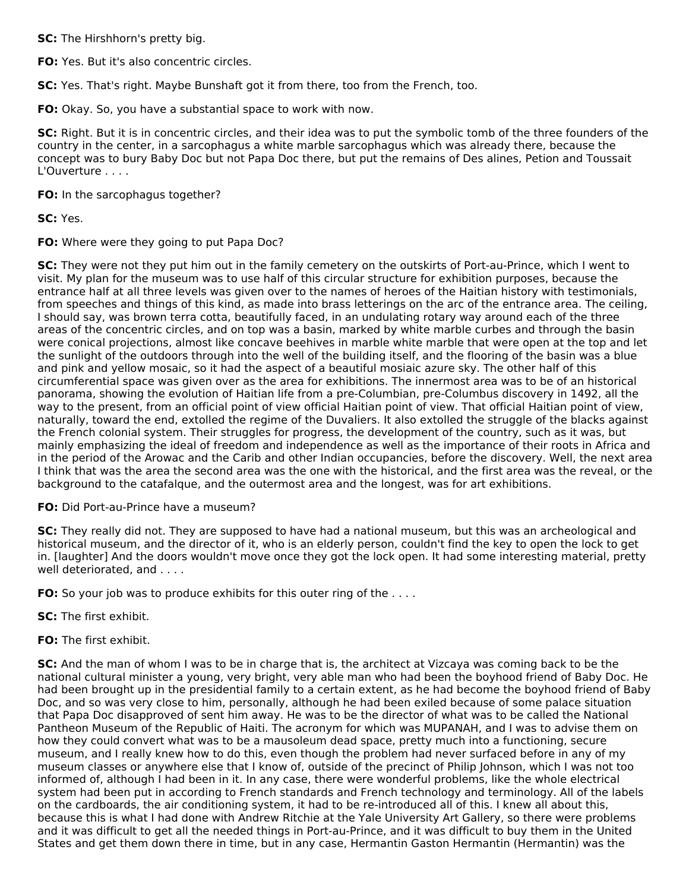**SC:** The Hirshhorn's pretty big.

**FO:** Yes. But it's also concentric circles.

**SC:** Yes. That's right. Maybe Bunshaft got it from there, too from the French, too.

**FO:** Okay. So, you have a substantial space to work with now.

**SC:** Right. But it is in concentric circles, and their idea was to put the symbolic tomb of the three founders of the country in the center, in a sarcophagus a white marble sarcophagus which was already there, because the concept was to bury Baby Doc but not Papa Doc there, but put the remains of Des alines, Petion and Toussait L'Ouverture . . . .

**FO:** In the sarcophagus together?

**SC:** Yes.

**FO:** Where were they going to put Papa Doc?

**SC:** They were not they put him out in the family cemetery on the outskirts of Port-au-Prince, which I went to visit. My plan for the museum was to use half of this circular structure for exhibition purposes, because the entrance half at all three levels was given over to the names of heroes of the Haitian history with testimonials, from speeches and things of this kind, as made into brass letterings on the arc of the entrance area. The ceiling, I should say, was brown terra cotta, beautifully faced, in an undulating rotary way around each of the three areas of the concentric circles, and on top was a basin, marked by white marble curbes and through the basin were conical projections, almost like concave beehives in marble white marble that were open at the top and let the sunlight of the outdoors through into the well of the building itself, and the flooring of the basin was a blue and pink and yellow mosaic, so it had the aspect of a beautiful mosiaic azure sky. The other half of this circumferential space was given over as the area for exhibitions. The innermost area was to be of an historical panorama, showing the evolution of Haitian life from a pre-Columbian, pre-Columbus discovery in 1492, all the way to the present, from an official point of view official Haitian point of view. That official Haitian point of view, naturally, toward the end, extolled the regime of the Duvaliers. It also extolled the struggle of the blacks against the French colonial system. Their struggles for progress, the development of the country, such as it was, but mainly emphasizing the ideal of freedom and independence as well as the importance of their roots in Africa and in the period of the Arowac and the Carib and other Indian occupancies, before the discovery. Well, the next area I think that was the area the second area was the one with the historical, and the first area was the reveal, or the background to the catafalque, and the outermost area and the longest, was for art exhibitions.

**FO:** Did Port-au-Prince have a museum?

**SC:** They really did not. They are supposed to have had a national museum, but this was an archeological and historical museum, and the director of it, who is an elderly person, couldn't find the key to open the lock to get in. [laughter] And the doors wouldn't move once they got the lock open. It had some interesting material, pretty well deteriorated, and . . . .

**FO:** So your job was to produce exhibits for this outer ring of the . . . .

**SC:** The first exhibit.

**FO:** The first exhibit.

**SC:** And the man of whom I was to be in charge that is, the architect at Vizcaya was coming back to be the national cultural minister a young, very bright, very able man who had been the boyhood friend of Baby Doc. He had been brought up in the presidential family to a certain extent, as he had become the boyhood friend of Baby Doc, and so was very close to him, personally, although he had been exiled because of some palace situation that Papa Doc disapproved of sent him away. He was to be the director of what was to be called the National Pantheon Museum of the Republic of Haiti. The acronym for which was MUPANAH, and I was to advise them on how they could convert what was to be a mausoleum dead space, pretty much into a functioning, secure museum, and I really knew how to do this, even though the problem had never surfaced before in any of my museum classes or anywhere else that I know of, outside of the precinct of Philip Johnson, which I was not too informed of, although I had been in it. In any case, there were wonderful problems, like the whole electrical system had been put in according to French standards and French technology and terminology. All of the labels on the cardboards, the air conditioning system, it had to be re-introduced all of this. I knew all about this, because this is what I had done with Andrew Ritchie at the Yale University Art Gallery, so there were problems and it was difficult to get all the needed things in Port-au-Prince, and it was difficult to buy them in the United States and get them down there in time, but in any case, Hermantin Gaston Hermantin (Hermantin) was the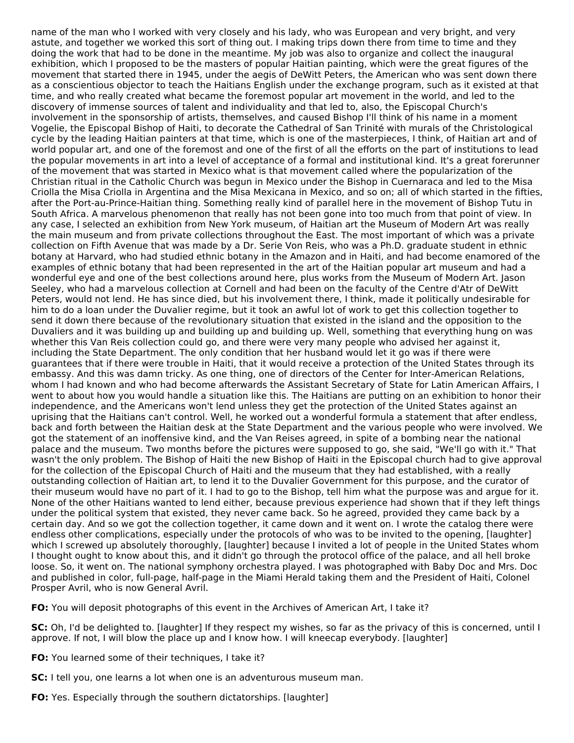name of the man who I worked with very closely and his lady, who was European and very bright, and very astute, and together we worked this sort of thing out. I making trips down there from time to time and they doing the work that had to be done in the meantime. My job was also to organize and collect the inaugural exhibition, which I proposed to be the masters of popular Haitian painting, which were the great figures of the movement that started there in 1945, under the aegis of DeWitt Peters, the American who was sent down there as a conscientious objector to teach the Haitians English under the exchange program, such as it existed at that time, and who really created what became the foremost popular art movement in the world, and led to the discovery of immense sources of talent and individuality and that led to, also, the Episcopal Church's involvement in the sponsorship of artists, themselves, and caused Bishop I'll think of his name in a moment Vogelie, the Episcopal Bishop of Haiti, to decorate the Cathedral of San Trinité with murals of the Christological cycle by the leading Haitian painters at that time, which is one of the masterpieces, I think, of Haitian art and of world popular art, and one of the foremost and one of the first of all the efforts on the part of institutions to lead the popular movements in art into a level of acceptance of a formal and institutional kind. It's a great forerunner of the movement that was started in Mexico what is that movement called where the popularization of the Christian ritual in the Catholic Church was begun in Mexico under the Bishop in Cuernaraca and led to the Misa Criolla the Misa Criolla in Argentina and the Misa Mexicana in Mexico, and so on; all of which started in the fifties, after the Port-au-Prince-Haitian thing. Something really kind of parallel here in the movement of Bishop Tutu in South Africa. A marvelous phenomenon that really has not been gone into too much from that point of view. In any case, I selected an exhibition from New York museum, of Haitian art the Museum of Modern Art was really the main museum and from private collections throughout the East. The most important of which was a private collection on Fifth Avenue that was made by a Dr. Serie Von Reis, who was a Ph.D. graduate student in ethnic botany at Harvard, who had studied ethnic botany in the Amazon and in Haiti, and had become enamored of the examples of ethnic botany that had been represented in the art of the Haitian popular art museum and had a wonderful eye and one of the best collections around here, plus works from the Museum of Modern Art. Jason Seeley, who had a marvelous collection at Cornell and had been on the faculty of the Centre d'Atr of DeWitt Peters, would not lend. He has since died, but his involvement there, I think, made it politically undesirable for him to do a loan under the Duvalier regime, but it took an awful lot of work to get this collection together to send it down there because of the revolutionary situation that existed in the island and the opposition to the Duvaliers and it was building up and building up and building up. Well, something that everything hung on was whether this Van Reis collection could go, and there were very many people who advised her against it, including the State Department. The only condition that her husband would let it go was if there were guarantees that if there were trouble in Haiti, that it would receive a protection of the United States through its embassy. And this was damn tricky. As one thing, one of directors of the Center for Inter-American Relations, whom I had known and who had become afterwards the Assistant Secretary of State for Latin American Affairs, I went to about how you would handle a situation like this. The Haitians are putting on an exhibition to honor their independence, and the Americans won't lend unless they get the protection of the United States against an uprising that the Haitians can't control. Well, he worked out a wonderful formula a statement that after endless, back and forth between the Haitian desk at the State Department and the various people who were involved. We got the statement of an inoffensive kind, and the Van Reises agreed, in spite of a bombing near the national palace and the museum. Two months before the pictures were supposed to go, she said, "We'll go with it." That wasn't the only problem. The Bishop of Haiti the new Bishop of Haiti in the Episcopal church had to give approval for the collection of the Episcopal Church of Haiti and the museum that they had established, with a really outstanding collection of Haitian art, to lend it to the Duvalier Government for this purpose, and the curator of their museum would have no part of it. I had to go to the Bishop, tell him what the purpose was and argue for it. None of the other Haitians wanted to lend either, because previous experience had shown that if they left things under the political system that existed, they never came back. So he agreed, provided they came back by a certain day. And so we got the collection together, it came down and it went on. I wrote the catalog there were endless other complications, especially under the protocols of who was to be invited to the opening, [laughter] which I screwed up absolutely thoroughly, [laughter] because I invited a lot of people in the United States whom I thought ought to know about this, and it didn't go through the protocol office of the palace, and all hell broke loose. So, it went on. The national symphony orchestra played. I was photographed with Baby Doc and Mrs. Doc and published in color, full-page, half-page in the Miami Herald taking them and the President of Haiti, Colonel Prosper Avril, who is now General Avril.

**FO:** You will deposit photographs of this event in the Archives of American Art, I take it?

**SC:** Oh, I'd be delighted to. [laughter] If they respect my wishes, so far as the privacy of this is concerned, until I approve. If not, I will blow the place up and I know how. I will kneecap everybody. [laughter]

**FO:** You learned some of their techniques, I take it?

**SC:** I tell you, one learns a lot when one is an adventurous museum man.

**FO:** Yes. Especially through the southern dictatorships. [laughter]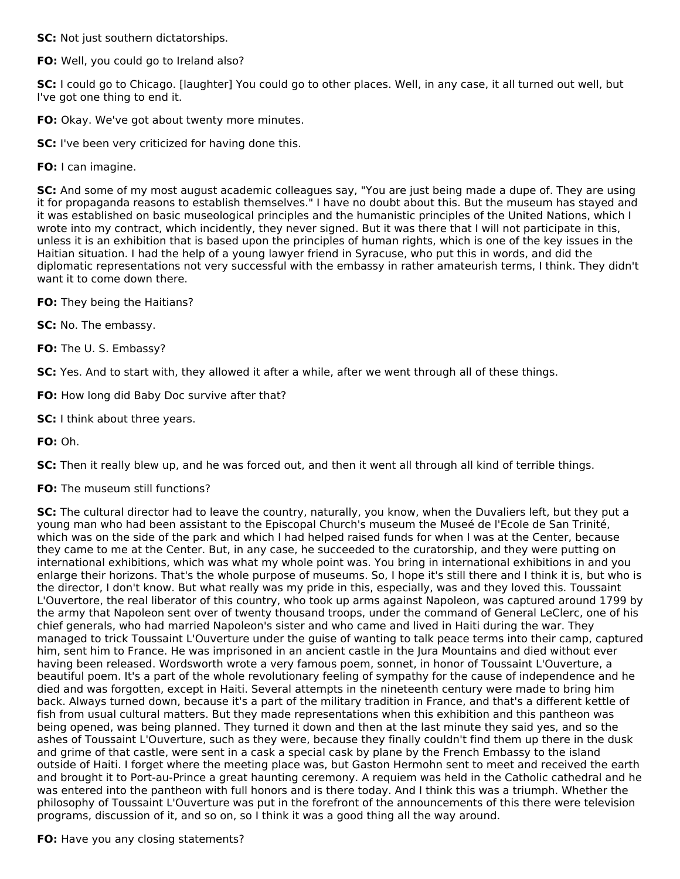**SC:** Not just southern dictatorships.

**FO:** Well, you could go to Ireland also?

**SC:** I could go to Chicago. [laughter] You could go to other places. Well, in any case, it all turned out well, but I've got one thing to end it.

**FO:** Okay. We've got about twenty more minutes.

**SC:** I've been very criticized for having done this.

**FO:** I can imagine.

**SC:** And some of my most august academic colleagues say, "You are just being made a dupe of. They are using it for propaganda reasons to establish themselves." I have no doubt about this. But the museum has stayed and it was established on basic museological principles and the humanistic principles of the United Nations, which I wrote into my contract, which incidently, they never signed. But it was there that I will not participate in this, unless it is an exhibition that is based upon the principles of human rights, which is one of the key issues in the Haitian situation. I had the help of a young lawyer friend in Syracuse, who put this in words, and did the diplomatic representations not very successful with the embassy in rather amateurish terms, I think. They didn't want it to come down there.

**FO:** They being the Haitians?

**SC:** No. The embassy.

**FO:** The U. S. Embassy?

**SC:** Yes. And to start with, they allowed it after a while, after we went through all of these things.

**FO:** How long did Baby Doc survive after that?

**SC:** I think about three years.

**FO:** Oh.

**SC:** Then it really blew up, and he was forced out, and then it went all through all kind of terrible things.

**FO:** The museum still functions?

**SC:** The cultural director had to leave the country, naturally, you know, when the Duvaliers left, but they put a young man who had been assistant to the Episcopal Church's museum the Museé de l'Ecole de San Trinité, which was on the side of the park and which I had helped raised funds for when I was at the Center, because they came to me at the Center. But, in any case, he succeeded to the curatorship, and they were putting on international exhibitions, which was what my whole point was. You bring in international exhibitions in and you enlarge their horizons. That's the whole purpose of museums. So, I hope it's still there and I think it is, but who is the director, I don't know. But what really was my pride in this, especially, was and they loved this. Toussaint L'Ouvertore, the real liberator of this country, who took up arms against Napoleon, was captured around 1799 by the army that Napoleon sent over of twenty thousand troops, under the command of General LeClerc, one of his chief generals, who had married Napoleon's sister and who came and lived in Haiti during the war. They managed to trick Toussaint L'Ouverture under the guise of wanting to talk peace terms into their camp, captured him, sent him to France. He was imprisoned in an ancient castle in the Jura Mountains and died without ever having been released. Wordsworth wrote a very famous poem, sonnet, in honor of Toussaint L'Ouverture, a beautiful poem. It's a part of the whole revolutionary feeling of sympathy for the cause of independence and he died and was forgotten, except in Haiti. Several attempts in the nineteenth century were made to bring him back. Always turned down, because it's a part of the military tradition in France, and that's a different kettle of fish from usual cultural matters. But they made representations when this exhibition and this pantheon was being opened, was being planned. They turned it down and then at the last minute they said yes, and so the ashes of Toussaint L'Ouverture, such as they were, because they finally couldn't find them up there in the dusk and grime of that castle, were sent in a cask a special cask by plane by the French Embassy to the island outside of Haiti. I forget where the meeting place was, but Gaston Hermohn sent to meet and received the earth and brought it to Port-au-Prince a great haunting ceremony. A requiem was held in the Catholic cathedral and he was entered into the pantheon with full honors and is there today. And I think this was a triumph. Whether the philosophy of Toussaint L'Ouverture was put in the forefront of the announcements of this there were television programs, discussion of it, and so on, so I think it was a good thing all the way around.

**FO:** Have you any closing statements?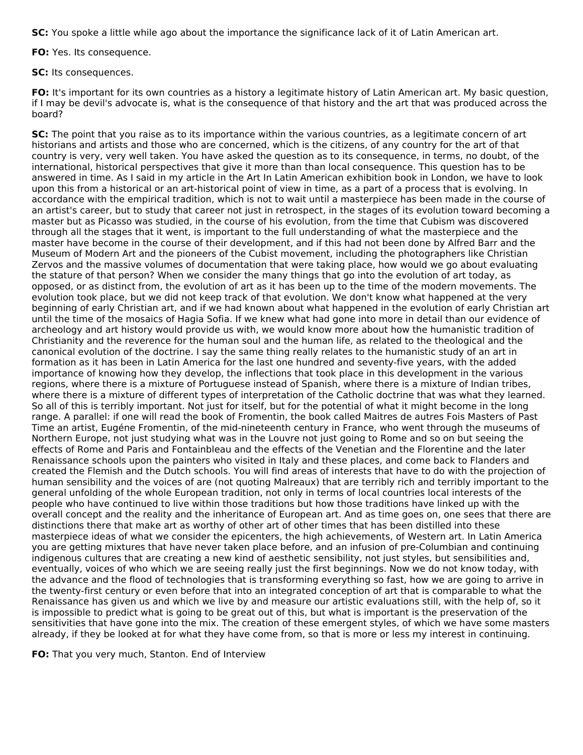**SC:** You spoke a little while ago about the importance the significance lack of it of Latin American art.

**FO:** Yes. Its consequence.

**SC:** Its consequences.

**FO:** It's important for its own countries as a history a legitimate history of Latin American art. My basic question, if I may be devil's advocate is, what is the consequence of that history and the art that was produced across the board?

**SC:** The point that you raise as to its importance within the various countries, as a legitimate concern of art historians and artists and those who are concerned, which is the citizens, of any country for the art of that country is very, very well taken. You have asked the question as to its consequence, in terms, no doubt, of the international, historical perspectives that give it more than than local consequence. This question has to be answered in time. As I said in my article in the Art In Latin American exhibition book in London, we have to look upon this from a historical or an art-historical point of view in time, as a part of a process that is evolving. In accordance with the empirical tradition, which is not to wait until a masterpiece has been made in the course of an artist's career, but to study that career not just in retrospect, in the stages of its evolution toward becoming a master but as Picasso was studied, in the course of his evolution, from the time that Cubism was discovered through all the stages that it went, is important to the full understanding of what the masterpiece and the master have become in the course of their development, and if this had not been done by Alfred Barr and the Museum of Modern Art and the pioneers of the Cubist movement, including the photographers like Christian Zervos and the massive volumes of documentation that were taking place, how would we go about evaluating the stature of that person? When we consider the many things that go into the evolution of art today, as opposed, or as distinct from, the evolution of art as it has been up to the time of the modern movements. The evolution took place, but we did not keep track of that evolution. We don't know what happened at the very beginning of early Christian art, and if we had known about what happened in the evolution of early Christian art until the time of the mosaics of Hagia Sofia. If we knew what had gone into more in detail than our evidence of archeology and art history would provide us with, we would know more about how the humanistic tradition of Christianity and the reverence for the human soul and the human life, as related to the theological and the canonical evolution of the doctrine. I say the same thing really relates to the humanistic study of an art in formation as it has been in Latin America for the last one hundred and seventy-five years, with the added importance of knowing how they develop, the inflections that took place in this development in the various regions, where there is a mixture of Portuguese instead of Spanish, where there is a mixture of Indian tribes, where there is a mixture of different types of interpretation of the Catholic doctrine that was what they learned. So all of this is terribly important. Not just for itself, but for the potential of what it might become in the long range. A parallel: if one will read the book of Fromentin, the book called Maitres de autres Fois Masters of Past Time an artist, Eugéne Fromentin, of the mid-nineteenth century in France, who went through the museums of Northern Europe, not just studying what was in the Louvre not just going to Rome and so on but seeing the effects of Rome and Paris and Fontainbleau and the effects of the Venetian and the Florentine and the later Renaissance schools upon the painters who visited in Italy and these places, and come back to Flanders and created the Flemish and the Dutch schools. You will find areas of interests that have to do with the projection of human sensibility and the voices of are (not quoting Malreaux) that are terribly rich and terribly important to the general unfolding of the whole European tradition, not only in terms of local countries local interests of the people who have continued to live within those traditions but how those traditions have linked up with the overall concept and the reality and the inheritance of European art. And as time goes on, one sees that there are distinctions there that make art as worthy of other art of other times that has been distilled into these masterpiece ideas of what we consider the epicenters, the high achievements, of Western art. In Latin America you are getting mixtures that have never taken place before, and an infusion of pre-Columbian and continuing indigenous cultures that are creating a new kind of aesthetic sensibility, not just styles, but sensibilities and, eventually, voices of who which we are seeing really just the first beginnings. Now we do not know today, with the advance and the flood of technologies that is transforming everything so fast, how we are going to arrive in the twenty-first century or even before that into an integrated conception of art that is comparable to what the Renaissance has given us and which we live by and measure our artistic evaluations still, with the help of, so it is impossible to predict what is going to be great out of this, but what is important is the preservation of the sensitivities that have gone into the mix. The creation of these emergent styles, of which we have some masters already, if they be looked at for what they have come from, so that is more or less my interest in continuing.

**FO:** That you very much, Stanton. End of Interview